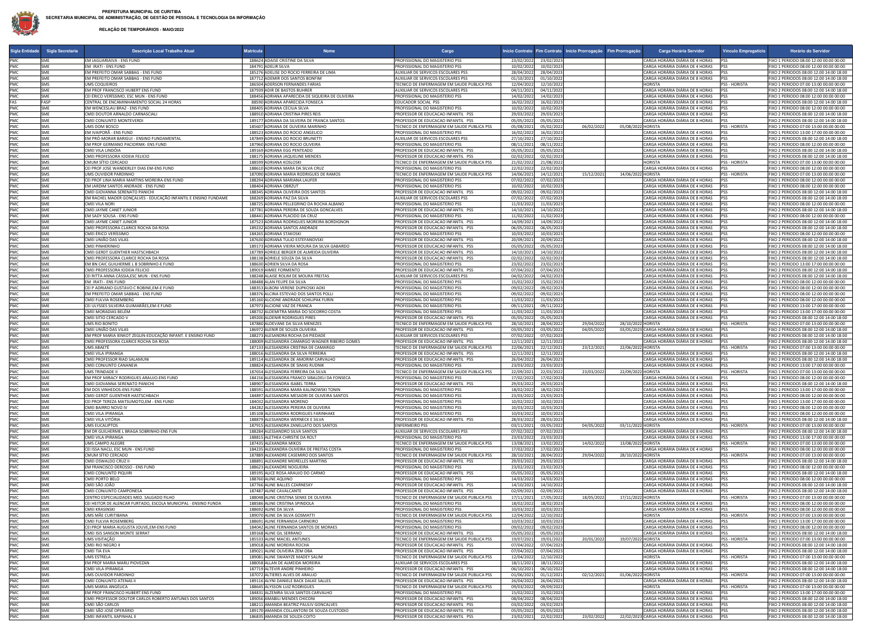**PREFEITURA MUNICIPAL DE CURITIBA**
**SECRETARIA MUNICIPAL DE ADMINISTRAÇÃO, DE GESTÃO DE PESSOAL E TECNOLOGIA DA INFORMAÇÃO**

**RELAÇÃO DE TEMPORÁRIOS - MAIO/2022**

| Sigla Entidade | Sigla Secretaria | Descrição Local Trabalho Atual | Matrícula | Nome | Cargo | Início Contrato | Fim Contrato | Início Prorrogação | Fim Prorrogação | Carga Horária Servidor | Vínculo Empregatício | Horário do Servidor |
|---|---|---|---|---|---|---|---|---|---|---|---|---|
| PMC | SME | EM JAGUARIAIVA - ENS FUND | 188624 | ADAISE CRISTINE DA SILVA | PROFISSIONAL DO MAGISTERIO PSS | 23/02/2022 | 23/02/2023 | | | CARGA HORÁRIA DIÁRIA DE 4 HORAS | PSS | FIXO 1 PERIODO 08:00 12:00 00:00 00:00 |
| PMC | SME | EM IRATI - ENS FUND | 184791 | ADELIR SILVA | PROFISSIONAL DO MAGISTERIO PSS | 10/02/2022 | 10/02/2023 | | | CARGA HORÁRIA DIÁRIA DE 4 HORAS | PSS | FIXO 1 PERIODO 08:00 12:00 00:00 00:00 |
| PMC | SME | EM PREFEITO OMAR SABBAG - ENS FUND | 185276 | ADELISE DO ROCIO FERREIRA DE LIMA | AUXILIAR DE SERVICOS ESCOLARES PSS | 28/04/2022 | 28/04/2023 | | | CARGA HORÁRIA DIÁRIA DE 8 HORAS | PSS | FIXO 2 PERIODOS 08:00 12:00 14:00 18:00 |
| PMC | SME | EM PREFEITO OMAR SABBAG - ENS FUND | 187712 | ADEMIR DOS SANTOS BONFIM | AUXILIAR DE SERVICOS ESCOLARES PSS | 01/10/2021 | 01/10/2022 | | | CARGA HORÁRIA DIÁRIA DE 8 HORAS | PSS | FIXO 2 PERIODOS 08:00 12:00 14:00 18:00 |
| PMC | SMS | UMS COQUEIROS | 186504 | ADERSON FERNANDES FARIAS | TECNICO DE ENFERMAGEM EM SAUDE PUBLICA PSS | 12/04/2022 | 12/10/2022 | | | HORISTA | PSS - HORISTA | FIXO 1 PERIODO 07:00 13:00 00:00 00:00 |
| PMC | SME | EM PROF FRANCISCO HUBERT ENS FUND | 187939 | ADIR DE BASTOS BUHRER | AUXILIAR DE SERVICOS ESCOLARES PSS | 04/11/2021 | 04/11/2022 | | | CARGA HORÁRIA DIÁRIA DE 8 HORAS | PSS | FIXO 2 PERIODOS 08:00 12:00 14:00 18:00 |
| PMC | SME | CEI ÉRICO VERÍSSIMO, ESC MUN - ENS FUND | 188456 | ADRIANA APARECIDA DE SIQUEIRA DE OLIVEIRA | PROFISSIONAL DO MAGISTERIO PSS | 14/02/2022 | 14/02/2023 | | | CARGA HORÁRIA DIÁRIA DE 4 HORAS | PSS | FIXO 1 PERIODO 08:00 12:00 00:00 00:00 |
| FAS | FASP | CENTRAL DE ENCAMINHAMENTO SOCIAL 24 HORAS | 88590 | ADRIANA APARECIDA FONSECA | EDUCADOR SOCIAL PSS | 16/02/2022 | 16/02/2023 | | | CARGA HORÁRIA DIÁRIA DE 8 HORAS | PSS | FIXO 2 PERIODOS 08:00 12:00 14:00 18:00 |
| PMC | SME | EM WENCESLAU BRAZ - ENS FUND | 188405 | ADRIANA CECILIA SILVA | PROFISSIONAL DO MAGISTERIO PSS | 10/02/2022 | 10/02/2023 | | | CARGA HORÁRIA DIÁRIA DE 4 HORAS | PSS | FIXO 1 PERIODO 08:00 12:00 00:00 00:00 |
| PMC | SME | CMEI DOUTOR ARNALDO CARNASCIALI | 188910 | ADRIANA CRISTINA PIRES REIS | PROFESSOR DE EDUCACAO INFANTIL PSS | 29/03/2022 | 29/03/2023 | | | CARGA HORÁRIA DIÁRIA DE 8 HORAS | PSS | FIXO 2 PERIODOS 08:00 12:00 14:00 18:00 |
| PMC | SME | CMEI CONJUNTO MONTEVERDI | 189177 | ADRIANA DA SILVEIRA DE FRANCA SANTOS | PROFESSOR DE EDUCACAO INFANTIL PSS | 05/05/2022 | 05/05/2023 | | | CARGA HORÁRIA DIÁRIA DE 8 HORAS | PSS | FIXO 2 PERIODOS 08:00 12:00 14:00 18:00 |
| PMC | SMS | UMS DOM BOSCO | 185607 | ADRIANA DE OLIVEIRA MARINHO | TECNICO DE ENFERMAGEM EM SAUDE PUBLICA PSS | 05/08/2021 | 05/02/2022 | 06/02/2022 | 05/08/2022 | HORISTA | PSS - HORISTA | FIXO 1 PERIODO 07:00 13:00 00:00 00:00 |
| PMC | SME | EM IVAIPORÃ - ENS FUND | 188523 | ADRIANA DO ROCIO ANGELICO | PROFISSIONAL DO MAGISTERIO PSS | 16/02/2022 | 16/02/2023 | | | CARGA HORÁRIA DIÁRIA DE 4 HORAS | PSS | FIXO 1 PERIODO 13:00 17:00 00:00 00:00 |
| PMC | SME | EM PRÓ-MORAR BARIGUI - ENSINO FUNDAMENTAL | 187849 | ADRIANA DO ROCIO BRUNETTI | AUXILIAR DE SERVICOS ESCOLARES PSS | 27/10/2021 | 27/10/2022 | | | CARGA HORÁRIA DIÁRIA DE 8 HORAS | PSS | FIXO 2 PERIODOS 08:00 12:00 14:00 18:00 |
| PMC | SME | EM PROF GERMANO PACIORNIK- ENS FUND | 187960 | ADRIANA DO ROCIO OLIVEIRA | PROFISSIONAL DO MAGISTERIO PSS | 08/11/2021 | 08/11/2022 | | | CARGA HORÁRIA DIÁRIA DE 4 HORAS | PSS | FIXO 1 PERIODO 08:00 12:00 00:00 00:00 |
| PMC | SME | CMEI VILA LINDÓIA | 189169 | ADRIANA EGG PENTEADO | PROFESSOR DE EDUCACAO INFANTIL PSS | 05/05/2022 | 05/05/2023 | | | CARGA HORÁRIA DIÁRIA DE 8 HORAS | PSS | FIXO 2 PERIODOS 08:00 12:00 14:00 18:00 |
| PMC | SME | CMEI PROFESSORA IODEIA FELICIO | 188175 | ADRIANA JAQUELINE MENDES | PROFESSOR DE EDUCACAO INFANTIL PSS | 02/02/2022 | 02/02/2023 | | | CARGA HORÁRIA DIÁRIA DE 8 HORAS | PSS | FIXO 2 PERIODOS 08:00 12:00 14:00 18:00 |
| PMC | SMS | CMUM SÍTIO CERCADO | 188599 | ADRIANA KOSLOSKI | TECNICO DE ENFERMAGEM EM SAUDE PUBLICA PSS | 21/02/2022 | 21/08/2022 | | | HORISTA | PSS - HORISTA | FIXO 1 PERIODO 07:00 13:00 00:00 00:00 |
| PMC | SME | CEI PROF JOSE WANDERLEY DIAS EM-ENS FUND | 188610 | ADRIANA MARA DA SILVA CRUZ | PROFISSIONAL DO MAGISTERIO PSS | 22/02/2022 | 22/02/2023 | | | CARGA HORÁRIA DIÁRIA DE 4 HORAS | PSS | FIXO 1 PERIODO 08:00 12:00 00:00 00:00 |
| PMC | SMS | UMS OUVIDOR PARDINHO | 187090 | ADRIANA MARIA RODRIGUES DE RAMOS | TECNICO DE ENFERMAGEM EM SAUDE PUBLICA PSS | 14/06/2021 | 14/12/2021 | 15/12/2021 | 14/06/2022 | HORISTA | PSS - HORISTA | FIXO 1 PERIODO 07:00 13:00 00:00 00:00 |
| PMC | SME | CEI PROF LINA MARIA MARTINS MOREIRA-ENS FUND | 188294 | ADRIANA MARIANA LAUFER | PROFISSIONAL DO MAGISTERIO PSS | 07/02/2022 | 07/02/2023 | | | CARGA HORÁRIA DIÁRIA DE 4 HORAS | PSS | FIXO 1 PERIODO 08:00 12:00 00:00 00:00 |
| PMC | SME | EM JARDIM SANTOS ANDRADE - ENS FUND | 188404 | ADRIANA OBRZUT | PROFISSIONAL DO MAGISTERIO PSS | 10/02/2022 | 10/02/2023 | | | CARGA HORÁRIA DIÁRIA DE 4 HORAS | PSS | FIXO 1 PERIODO 08:00 12:00 00:00 00:00 |
| PMC | SME | CMEI GIOVANNA SERENATO PANICHI | 188345 | ADRIANA OLIVEIRA DOS SANTOS | PROFESSOR DE EDUCACAO INFANTIL PSS | 09/02/2022 | 09/02/2023 | | | CARGA HORÁRIA DIÁRIA DE 8 HORAS | PSS | FIXO 2 PERIODOS 08:00 12:00 14:00 18:00 |
| PMC | SME | EM RACHEL MADER GONÇALVES - EDUCAÇÃO INFANTIL E ENSINO FUNDAME | 188269 | ADRIANA PAZ DA SILVA | AUXILIAR DE SERVICOS ESCOLARES PSS | 07/02/2022 | 07/02/2023 | | | CARGA HORÁRIA DIÁRIA DE 8 HORAS | PSS | FIXO 2 PERIODOS 08:00 12:00 14:00 18:00 |
| PMC | SME | CMEI VILA NORI | 188725 | ADRIANA PELLEGRINO DA ROCHA ALBANO | PROFISSIONAL DO MAGISTERIO PSS | 11/03/2022 | 11/03/2023 | | | CARGA HORÁRIA DIÁRIA DE 4 HORAS | PSS | FIXO 1 PERIODO 08:00 12:00 00:00 00:00 |
| PMC | SME | CMEI JAYME CANET JUNIOR | 187781 | ADRIANA PEREIRA DE SOUZA GONCALVES | PROFESSOR DE EDUCACAO INFANTIL PSS | 14/10/2021 | 14/10/2022 | | | CARGA HORÁRIA DIÁRIA DE 8 HORAS | PSS | FIXO 2 PERIODOS 08:00 12:00 14:00 18:00 |
| PMC | SME | EM SADY SOUSA - ENS FUND | 188441 | ADRIANA PLACIDO DA CRUZ | PROFISSIONAL DO MAGISTERIO PSS | 11/02/2022 | 11/02/2023 | | | CARGA HORÁRIA DIÁRIA DE 4 HORAS | PSS | FIXO 1 PERIODO 08:00 12:00 00:00 00:00 |
| PMC | SME | CMEI JAYME CANET JUNIOR | 187523 | ADRIANA RODRIGUES MOREIRA BORDIGNON | PROFESSOR DE EDUCACAO INFANTIL PSS | 14/09/2021 | 14/09/2022 | | | CARGA HORÁRIA DIÁRIA DE 8 HORAS | PSS | FIXO 2 PERIODOS 08:00 12:00 14:00 18:00 |
| PMC | SME | CMEI PROFESSORA CLARICE ROCHA DA ROSA | 189232 | ADRIANA SANTOS ANDRADE | PROFESSOR DE EDUCACAO INFANTIL PSS | 06/05/2022 | 06/05/2023 | | | CARGA HORÁRIA DIÁRIA DE 8 HORAS | PSS | FIXO 2 PERIODOS 08:00 12:00 14:00 18:00 |
| PMC | SME | CMEI ÉRICO VERÍSSIMO | 184265 | ADRIANA STAKOSKI | PROFISSIONAL DO MAGISTERIO PSS | 10/03/2022 | 10/03/2023 | | | CARGA HORÁRIA DIÁRIA DE 4 HORAS | PSS | FIXO 1 PERIODO 08:00 12:00 00:00 00:00 |
| PMC | SME | CMEI UNIÃO DAS VILAS | 187630 | ADRIANA TULIO ESTEFANOVSKI | PROFESSOR DE EDUCACAO INFANTIL PSS | 20/09/2021 | 20/09/2022 | | | CARGA HORÁRIA DIÁRIA DE 8 HORAS | PSS | FIXO 2 PERIODOS 08:00 12:00 14:00 18:00 |
| PMC | SME | CMEI PINHEIRINHO | 189173 | ADRIANA VIEIRA MOURA DA SILVA GABARDO | PROFESSOR DE EDUCACAO INFANTIL PSS | 05/05/2022 | 05/05/2023 | | | CARGA HORÁRIA DIÁRIA DE 8 HORAS | PSS | FIXO 2 PERIODOS 08:00 12:00 14:00 18:00 |
| PMC | SME | CMEI GERDT GUENTHER HASTSCHBACH | 187789 | ADRIELE BERGER DE ALMEIDA OLIVEIRA | PROFESSOR DE EDUCACAO INFANTIL PSS | 14/10/2021 | 14/10/2022 | | | CARGA HORÁRIA DIÁRIA DE 8 HORAS | PSS | FIXO 2 PERIODOS 08:00 12:00 14:00 18:00 |
| PMC | SME | CMEI PROFESSORA CLARICE ROCHA DA ROSA | 188138 | ADRIELE SOUZA DA SILVA | PROFESSOR DE EDUCACAO INFANTIL PSS | 02/02/2022 | 02/02/2023 | | | CARGA HORÁRIA DIÁRIA DE 8 HORAS | PSS | FIXO 2 PERIODOS 08:00 12:00 14:00 18:00 |
| PMC | SME | EM BN CAIC GUILHERME L B SOBRINHO-E FUND | 188630 | ADRIEN SILVA DA ROSA | PROFISSIONAL DO MAGISTERIO PSS | 23/02/2022 | 23/02/2023 | | | CARGA HORÁRIA DIÁRIA DE 4 HORAS | PSS | FIXO 1 PERIODO 13:00 17:00 00:00 00:00 |
| PMC | SME | CMEI PROFESSORA IODEIA FELICIO | 189019 | AIMEE FORMENTO | PROFESSOR DE EDUCACAO INFANTIL PSS | 07/04/2022 | 07/04/2023 | | | CARGA HORÁRIA DIÁRIA DE 8 HORAS | PSS | FIXO 2 PERIODOS 08:00 12:00 14:00 18:00 |
| PMC | SME | CEI RITTA ANNA CÁSSIA,ESC MUN - ENS FUND | 188248 | ALAISE ROLIM DE MOURA FREITAS | AUXILIAR DE SERVICOS ESCOLARES PSS | 04/02/2022 | 04/02/2023 | | | CARGA HORÁRIA DIÁRIA DE 8 HORAS | PSS | FIXO 2 PERIODOS 08:00 12:00 14:00 18:00 |
| PMC | SME | EM IRATI - ENS FUND | 188488 | ALAN FELIPE DA SILVA | PROFISSIONAL DO MAGISTERIO PSS | 15/02/2022 | 15/02/2023 | | | CARGA HORÁRIA DIÁRIA DE 4 HORAS | PSS | FIXO 1 PERIODO 08:00 12:00 00:00 00:00 |
| PMC | SME | CEI P ADRIANO GUSTAVO C ROBINE,EM-E FUND | 188353 | ALBONI VERENE DUPKOSKI AOKI | PROFISSIONAL DO MAGISTERIO PSS | 09/02/2022 | 09/02/2023 | | | CARGA HORÁRIA DIÁRIA DE 4 HORAS | PSS | FIXO 1 PERIODO 08:00 12:00 00:00 00:00 |
| PMC | SME | EM PREFEITO OMAR SABBAG - ENS FUND | 188376 | ALCINA ESTEVAO DOS SANTOS POLLI | PROFISSIONAL DO MAGISTERIO PSS | 09/02/2022 | 09/02/2023 | | | CARGA HORÁRIA DIÁRIA DE 4 HORAS | PSS | FIXO 1 PERIODO 08:00 12:00 00:00 00:00 |
| PMC | SME | CMEI FULVIA ROSEMBERG | 185160 | ALCIONE ANDRADE SCHILIPAK FURIN | PROFISSIONAL DO MAGISTERIO PSS | 11/03/2022 | 11/03/2023 | | | CARGA HORÁRIA DIÁRIA DE 4 HORAS | PSS | FIXO 1 PERIODO 08:00 12:00 00:00 00:00 |
| PMC | SME | CEI ULYSSES SILVEIRA GUIMARÃES,EM-E FUND | 187973 | ALCIONE VAZ DE FRANCA | PROFISSIONAL DO MAGISTERIO PSS | 09/11/2021 | 09/11/2022 | | | CARGA HORÁRIA DIÁRIA DE 4 HORAS | PSS | FIXO 1 PERIODO 13:00 17:00 00:00 00:00 |
| PMC | SME | CMEI MORADIAS BELÉM | 188732 | ALDEMIRTA MARIA DO SOCORRO COSTA | PROFISSIONAL DO MAGISTERIO PSS | 11/03/2022 | 11/03/2023 | | | CARGA HORÁRIA DIÁRIA DE 4 HORAS | PSS | FIXO 1 PERIODO 13:00 17:00 00:00 00:00 |
| PMC | SME | CMEI SITIO CERCADO V | 189200 | ALDENIR RODRIGUES PIRES | PROFESSOR DE EDUCACAO INFANTIL PSS | 05/05/2022 | 05/05/2023 | | | CARGA HORÁRIA DIÁRIA DE 8 HORAS | PSS | FIXO 2 PERIODOS 08:00 12:00 14:00 18:00 |
| PMC | SMS | UMS RIO BONITO | 187880 | ALDEVANE DA SILVA MENEZES | TECNICO DE ENFERMAGEM EM SAUDE PUBLICA PSS | 28/10/2021 | 28/04/2022 | 29/04/2022 | 28/10/2022 | HORISTA | PSS - HORISTA | FIXO 1 PERIODO 07:00 13:00 00:00 00:00 |
| PMC | SME | CMEI UNIÃO DAS VILAS | 186972 | ALENIR DE SOUZA OLIVEIRA | PROFESSOR DE EDUCACAO INFANTIL PSS | 03/05/2021 | 03/05/2022 | 04/05/2022 | 03/05/2023 | CARGA HORÁRIA DIÁRIA DE 8 HORAS | PSS | FIXO 2 PERIODOS 08:00 12:00 14:00 18:00 |
| PMC | SME | EM PROF MARIA IENKOT ZEGLIN-EDUCAÇÃO INFANT. E ENSINO FUND | 188273 | ALESANDRA ROCHA DA PIEDADE | AUXILIAR DE SERVICOS ESCOLARES PSS | 07/02/2022 | 07/02/2023 | | | CARGA HORÁRIA DIÁRIA DE 8 HORAS | PSS | FIXO 2 PERIODOS 08:00 12:00 14:00 18:00 |
| PMC | SME | CMEI PROFESSORA CLARICE ROCHA DA ROSA | 188009 | ALESSANDRA CAMARGO WAGNER RIBEIRO GOMES | PROFESSOR DE EDUCACAO INFANTIL PSS | 12/11/2021 | 12/11/2022 | | | CARGA HORÁRIA DIÁRIA DE 8 HORAS | PSS | FIXO 2 PERIODOS 08:00 12:00 14:00 18:00 |
| PMC | SMS | UMS ABAETÉ | 187133 | ALESSANDRA CRISTINA DE CAMARGO | TECNICO DE ENFERMAGEM EM SAUDE PUBLICA PSS | 22/06/2021 | 22/12/2021 | 23/12/2021 | 22/06/2022 | HORISTA | PSS - HORISTA | FIXO 1 PERIODO 07:00 13:00 00:00 00:00 |
| PMC | SME | CMEI VILA IPIRANGA | 188016 | ALESSANDRA DA SILVA FERREIRA | PROFESSOR DE EDUCACAO INFANTIL PSS | 12/11/2021 | 12/11/2022 | | | CARGA HORÁRIA DIÁRIA DE 8 HORAS | PSS | FIXO 2 PERIODOS 08:00 12:00 14:00 18:00 |
| PMC | SME | CMEI PROFESSOR RIAD SALAMUNI | 189114 | ALESSANDRA DE AMORIM CARVALHO | PROFESSOR DE EDUCACAO INFANTIL PSS | 26/04/2022 | 26/04/2023 | | | CARGA HORÁRIA DIÁRIA DE 8 HORAS | PSS | FIXO 2 PERIODOS 08:00 12:00 14:00 18:00 |
| PMC | SME | CMEI CONJUNTO CANANEIA | 188824 | ALESSANDRA DE SIMAS RUDNIK | PROFISSIONAL DO MAGISTERIO PSS | 23/03/2022 | 23/03/2023 | | | CARGA HORÁRIA DIÁRIA DE 4 HORAS | PSS | FIXO 1 PERIODO 13:00 17:00 00:00 00:00 |
| PMC | SMS | UMS TRINDADE II | 187654 | ALESSANDRA FERREIRA DA SILVA | TECNICO DE ENFERMAGEM EM SAUDE PUBLICA PSS | 22/09/2021 | 22/03/2022 | 23/03/2022 | 22/09/2022 | HORISTA | PSS - HORISTA | FIXO 1 PERIODO 07:00 13:00 00:00 00:00 |
| PMC | SME | EM PROF MIRACY RODRIGUES ARAUJO-ENS FUND | 184156 | ALESSANDRA FRANCO SIBALDELI DA FONSECA | PROFISSIONAL DO MAGISTERIO PSS | 17/02/2022 | 17/02/2023 | | | CARGA HORÁRIA DIÁRIA DE 4 HORAS | PSS | FIXO 1 PERIODO 08:00 12:00 00:00 00:00 |
| PMC | SME | CMEI GIOVANNA SERENATO PANICHI | 188907 | ALESSANDRA ISABEL TERRA | PROFESSOR DE EDUCACAO INFANTIL PSS | 29/03/2022 | 29/03/2023 | | | CARGA HORÁRIA DIÁRIA DE 8 HORAS | PSS | FIXO 2 PERIODOS 08:00 12:00 14:00 18:00 |
| PMC | SME | EM DOS VINHEDOS-ENS FUND | 188591 | ALESSANDRA MARA KALINOWSKI TONIN | PROFISSIONAL DO MAGISTERIO PSS | 18/02/2022 | 18/02/2023 | | | CARGA HORÁRIA DIÁRIA DE 4 HORAS | PSS | FIXO 1 PERIODO 13:00 17:00 00:00 00:00 |
| PMC | SME | CMEI GERDT GUENTHER HASTSCHBACH | 184897 | ALESSANDRA MESADRI DE OLIVEIRA SANTOS | PROFISSIONAL DO MAGISTERIO PSS | 23/03/2022 | 23/03/2023 | | | CARGA HORÁRIA DIÁRIA DE 4 HORAS | PSS | FIXO 1 PERIODO 08:00 12:00 00:00 00:00 |
| PMC | SME | CEI PROF TERÉZA MATSUMOTO,EM - ENS FUND | 184032 | ALESSANDRA MORENO | PROFISSIONAL DO MAGISTERIO PSS | 10/02/2022 | 10/02/2023 | | | CARGA HORÁRIA DIÁRIA DE 4 HORAS | PSS | FIXO 1 PERIODO 13:00 17:00 00:00 00:00 |
| PMC | SME | CMEI BAIRRO NOVO IV | 184282 | ALESSANDRA PEREIRA DE OLIVEIRA | PROFISSIONAL DO MAGISTERIO PSS | 10/03/2022 | 10/03/2023 | | | CARGA HORÁRIA DIÁRIA DE 4 HORAS | PSS | FIXO 1 PERIODO 08:00 12:00 00:00 00:00 |
| PMC | SME | CMEI VILA IPIRANGA | 185108 | ALESSANDRA RODRIGUES FARINHAKE | PROFISSIONAL DO MAGISTERIO PSS | 10/03/2022 | 10/03/2023 | | | CARGA HORÁRIA DIÁRIA DE 4 HORAS | PSS | FIXO 1 PERIODO 08:00 12:00 00:00 00:00 |
| PMC | SME | CMEI VILA VITÓRIA | 188879 | ALESSANDRA WERNECK E SILVA | PROFESSOR DE EDUCACAO INFANTIL PSS | 28/03/2022 | 28/03/2023 | | | CARGA HORÁRIA DIÁRIA DE 8 HORAS | PSS | FIXO 2 PERIODOS 08:00 12:00 14:00 18:00 |
| PMC | SMS | UMS EUCALIPTOS | 187915 | ALESSANDRA ZANELLATO DOS SANTOS | ENFERMEIRO PSS | 03/11/2021 | 03/05/2022 | 04/05/2022 | 03/11/2022 | HORISTA | PSS - HORISTA | FIXO 1 PERIODO 07:00 13:00 00:00 00:00 |
| PMC | SME | EM DR GUILHERME L BRAGA SOBRINHO-ENS FUN | 188284 | ALESSANDRO SILVA SANTOS | AUXILIAR DE SERVICOS ESCOLARES PSS | 07/02/2022 | 07/02/2023 | | | CARGA HORÁRIA DIÁRIA DE 8 HORAS | PSS | FIXO 2 PERIODOS 08:00 12:00 14:00 18:00 |
| PMC | SME | CMEI VILA IPIRANGA | 188815 | ALETHEA CHRISTIE DA ROLT | PROFISSIONAL DO MAGISTERIO PSS | 23/03/2022 | 23/03/2023 | | | CARGA HORÁRIA DIÁRIA DE 4 HORAS | PSS | FIXO 1 PERIODO 13:00 17:00 00:00 00:00 |
| PMC | SMS | UMS CAMPO ALEGRE | 187435 | ALEXANDRA MIKOS | TECNICO DE ENFERMAGEM EM SAUDE PUBLICA PSS | 13/08/2021 | 13/02/2022 | 14/02/2022 | 13/08/2022 | HORISTA | PSS - HORISTA | FIXO 1 PERIODO 07:00 13:00 00:00 00:00 |
| PMC | SME | CEI ISSA NACLI, ESC MUN - ENS FUND | 184235 | ALEXANDRA OLIVEIRA DE FREITAS COSTA | PROFISSIONAL DO MAGISTERIO PSS | 17/02/2022 | 17/02/2023 | | | CARGA HORÁRIA DIÁRIA DE 4 HORAS | PSS | FIXO 1 PERIODO 08:00 12:00 00:00 00:00 |
| PMC | SMS | CMUM SÍTIO CERCADO | 187889 | ALEXANDRE CASEMIRO DOS SANTOS | TECNICO DE ENFERMAGEM EM SAUDE PUBLICA PSS | 28/10/2021 | 28/04/2022 | 29/04/2022 | 28/10/2022 | HORISTA | PSS - HORISTA | FIXO 1 PERIODO 07:00 13:00 00:00 00:00 |
| PMC | SME | CMEI OSWALDO CRUZ II | 188891 | ALEXANDRE MEIRELLES MARTINS | PROFESSOR DE EDUCACAO INFANTIL PSS | 29/03/2022 | 29/03/2023 | | | CARGA HORÁRIA DIÁRIA DE 8 HORAS | PSS | FIXO 2 PERIODOS 08:00 12:00 14:00 18:00 |
| PMC | SME | EM FRANCISCO DEROSSO - ENS FUND | 188623 | ALEXANDRE NOGUEIRA | PROFISSIONAL DO MAGISTERIO PSS | 23/02/2022 | 23/02/2023 | | | CARGA HORÁRIA DIÁRIA DE 4 HORAS | PSS | FIXO 1 PERIODO 08:00 12:00 00:00 00:00 |
| PMC | SME | CMEI CONJUNTO PIQUIRI | 189195 | ALICE ROSA ARAUJO DO CARMO | PROFESSOR DE EDUCACAO INFANTIL PSS | 05/05/2022 | 05/05/2023 | | | CARGA HORÁRIA DIÁRIA DE 8 HORAS | PSS | FIXO 2 PERIODOS 08:00 12:00 14:00 18:00 |
| PMC | SME | CMEI PORTO BELO | 188760 | ALINE AQUINO | PROFISSIONAL DO MAGISTERIO PSS | 14/03/2022 | 14/03/2023 | | | CARGA HORÁRIA DIÁRIA DE 4 HORAS | PSS | FIXO 1 PERIODO 08:00 12:00 00:00 00:00 |
| PMC | SME | CMEI SÃO JOÃO | 187766 | ALINE BALLES CZARNESKY | PROFESSOR DE EDUCACAO INFANTIL PSS | 14/10/2021 | 14/10/2022 | | | CARGA HORÁRIA DIÁRIA DE 8 HORAS | PSS | FIXO 2 PERIODOS 08:00 12:00 14:00 18:00 |
| PMC | SME | CMEI CONJUNTO CAMPONESA | 187487 | ALINE CAVALCANTE | PROFESSOR DE EDUCACAO INFANTIL PSS | 02/09/2021 | 02/09/2022 | | | CARGA HORÁRIA DIÁRIA DE 8 HORAS | PSS | FIXO 2 PERIODOS 08:00 12:00 14:00 18:00 |
| PMC | SMS | CENTRO ESPECIALIDADES MED. SALGADO FILHO | 188048 | ALINE CRISTINA SENKE DE OLIVEIRA | TECNICO DE ENFERMAGEM EM SAUDE PUBLICA PSS | 17/11/2021 | 17/05/2022 | 18/05/2022 | 17/11/2022 | HORISTA | PSS - HORISTA | FIXO 1 PERIODO 07:00 13:00 00:00 00:00 |
| PMC | SME | CEI HEITOR DE ALENCAR FURTADO, ESCOLA MUNICIPAL - ENSINO FUNDA | 188586 | ALINE CRISTINA SPINDOLA | PROFISSIONAL DO MAGISTERIO PSS | 18/02/2022 | 18/02/2023 | | | CARGA HORÁRIA DIÁRIA DE 4 HORAS | PSS | FIXO 1 PERIODO 08:00 12:00 00:00 00:00 |
| PMC | SME | CMEI KRASINSKI | 188692 | ALINE DA SILVA | PROFISSIONAL DO MAGISTERIO PSS | 10/03/2022 | 10/03/2023 | | | CARGA HORÁRIA DIÁRIA DE 4 HORAS | PSS | FIXO 1 PERIODO 08:00 12:00 00:00 00:00 |
| PMC | SMS | UMS MÃE CURITIBANA | 189070 | ALINE DE SOUZA GOSMATTI | TECNICO DE ENFERMAGEM EM SAUDE PUBLICA PSS | 12/04/2022 | 12/10/2022 | | | HORISTA | PSS - HORISTA | FIXO 1 PERIODO 07:00 13:00 00:00 00:00 |
| PMC | SME | CMEI FULVIA ROSEMBERG | 188691 | ALINE FERNANDA CARNEIRO | PROFISSIONAL DO MAGISTERIO PSS | 10/03/2022 | 10/03/2023 | | | CARGA HORÁRIA DIÁRIA DE 4 HORAS | PSS | FIXO 1 PERIODO 13:00 17:00 00:00 00:00 |
| PMC | SME | CEI PROF MARIA AUGUSTA JOUVE,EM-ENS FUND | 184042 | ALINE FERNANDA SANTOS DE MORAES | PROFISSIONAL DO MAGISTERIO PSS | 09/02/2022 | 09/02/2023 | | | CARGA HORÁRIA DIÁRIA DE 4 HORAS | PSS | FIXO 1 PERIODO 08:00 12:00 00:00 00:00 |
| PMC | SME | CMEI ISSI SANSON MONTE SERRAT | 189168 | ALINE GIL SERRANO | PROFESSOR DE EDUCACAO INFANTIL PSS | 05/05/2022 | 05/05/2023 | | | CARGA HORÁRIA DIÁRIA DE 8 HORAS | PSS | FIXO 2 PERIODOS 08:00 12:00 14:00 18:00 |
| PMC | SMS | UMS VISITAÇÃO | 185533 | ALINE MACIEL ANTUNES | TECNICO DE ENFERMAGEM EM SAUDE PUBLICA PSS | 19/07/2021 | 19/01/2022 | 20/01/2022 | 19/07/2022 | HORISTA | PSS - HORISTA | FIXO 1 PERIODO 07:00 13:00 00:00 00:00 |
| PMC | SME | CMEI RIO NEGRO II | 189018 | ALINE MOREIRA ROCHA | PROFESSOR DE EDUCACAO INFANTIL PSS | 07/04/2022 | 07/04/2023 | | | CARGA HORÁRIA DIÁRIA DE 8 HORAS | PSS | FIXO 2 PERIODOS 08:00 12:00 14:00 18:00 |
| PMC | SME | CMEI TIA EVA | 189021 | ALINE OLIVEIRA ZEM OBA | PROFESSOR DE EDUCACAO INFANTIL PSS | 07/04/2022 | 07/04/2023 | | | CARGA HORÁRIA DIÁRIA DE 8 HORAS | PSS | FIXO 2 PERIODOS 08:00 12:00 14:00 18:00 |
| PMC | SMS | UMS ESTRELA | 189081 | ALINE SWANYZE MADEY SALIM | TECNICO DE ENFERMAGEM EM SAUDE PUBLICA PSS | 12/04/2022 | 12/10/2022 | | | HORISTA | PSS - HORISTA | FIXO 1 PERIODO 07:00 13:00 00:00 00:00 |
| PMC | SME | EM PROF MARIA MARLI PIOVEZAN | 188058 | ALLAN DE ALMEIDA MOREIRA | AUXILIAR DE SERVICOS ESCOLARES PSS | 18/11/2021 | 18/11/2022 | | | CARGA HORÁRIA DIÁRIA DE 8 HORAS | PSS | FIXO 2 PERIODOS 08:00 12:00 14:00 18:00 |
| PMC | SME | CMEI VILA IPIRANGA | 187719 | ALTEVIR ANDRE PINHEIRO | PROFESSOR DE EDUCACAO INFANTIL PSS | 06/10/2021 | 06/10/2022 | | | CARGA HORÁRIA DIÁRIA DE 8 HORAS | PSS | FIXO 2 PERIODOS 08:00 12:00 14:00 18:00 |
| PMC | SMS | UMS OUVIDOR PARDINHO | 187072 | ALTIERES ALVES DE ARAUJO | TECNICO DE ENFERMAGEM EM SAUDE PUBLICA PSS | 01/06/2021 | 01/12/2021 | 02/12/2021 | 01/06/2022 | HORISTA | PSS - HORISTA | FIXO 1 PERIODO 07:00 13:00 00:00 00:00 |
| PMC | SME | CMEI CONJUNTO ATENAS II | 189116 | ALYNI DANIELE BACK DALKE SALLES | PROFESSOR DE EDUCACAO INFANTIL PSS | 26/04/2022 | 26/04/2023 | | | CARGA HORÁRIA DIÁRIA DE 8 HORAS | PSS | FIXO 2 PERIODOS 08:00 12:00 14:00 18:00 |
| PMC | SMS | UMS MARIA ANGÉLICA | 188645 | ALYSSON LUIZ RODRIGUES | TECNICO DE ENFERMAGEM EM SAUDE PUBLICA PSS | 09/03/2022 | 09/09/2022 | | | HORISTA | PSS - HORISTA | FIXO 1 PERIODO 07:00 13:00 00:00 00:00 |
| PMC | SME | EM PROF FRANCISCO HUBERT ENS FUND | 184831 | ALZENIRA SILVA SANTOS CARVALHO | PROFISSIONAL DO MAGISTERIO PSS | 15/02/2022 | 15/02/2023 | | | CARGA HORÁRIA DIÁRIA DE 4 HORAS | PSS | FIXO 1 PERIODO 13:00 17:00 00:00 00:00 |
| PMC | SME | CMEI PROFESSOR DOUTOR CARLOS ROBERTO ANTUNES DOS SANTOS | 189056 | AMABILI MENDES CHICONI | PROFESSOR DE EDUCACAO INFANTIL PSS | 08/04/2022 | 08/04/2023 | | | CARGA HORÁRIA DIÁRIA DE 8 HORAS | PSS | FIXO 2 PERIODOS 08:00 12:00 14:00 18:00 |
| PMC | SME | CMEI SÃO CARLOS | 188211 | AMANDA BEATRIZ PAULIV GONCALVES | PROFESSOR DE EDUCACAO INFANTIL PSS | 03/02/2022 | 03/02/2023 | | | CARGA HORÁRIA DIÁRIA DE 8 HORAS | PSS | FIXO 2 PERIODOS 08:00 12:00 14:00 18:00 |
| PMC | SME | CMEI SÃO JOSÉ OPERÁRIO | 189170 | AMANDA COLLANTONI DE SOUZA CUSTODIO | PROFESSOR DE EDUCACAO INFANTIL PSS | 05/05/2022 | 05/05/2023 | | | CARGA HORÁRIA DIÁRIA DE 8 HORAS | PSS | FIXO 2 PERIODOS 08:00 12:00 14:00 18:00 |
| PMC | SME | CMEI INFANTIL XAPINHAL II | 186835 | AMANDA DE SOUZA COITO | PROFESSOR DE EDUCACAO INFANTIL PSS | 23/02/2021 | 22/02/2022 | 23/02/2022 | 22/02/2023 | CARGA HORÁRIA DIÁRIA DE 8 HORAS | PSS | FIXO 2 PERIODOS 08:00 12:00 14:00 18:00 |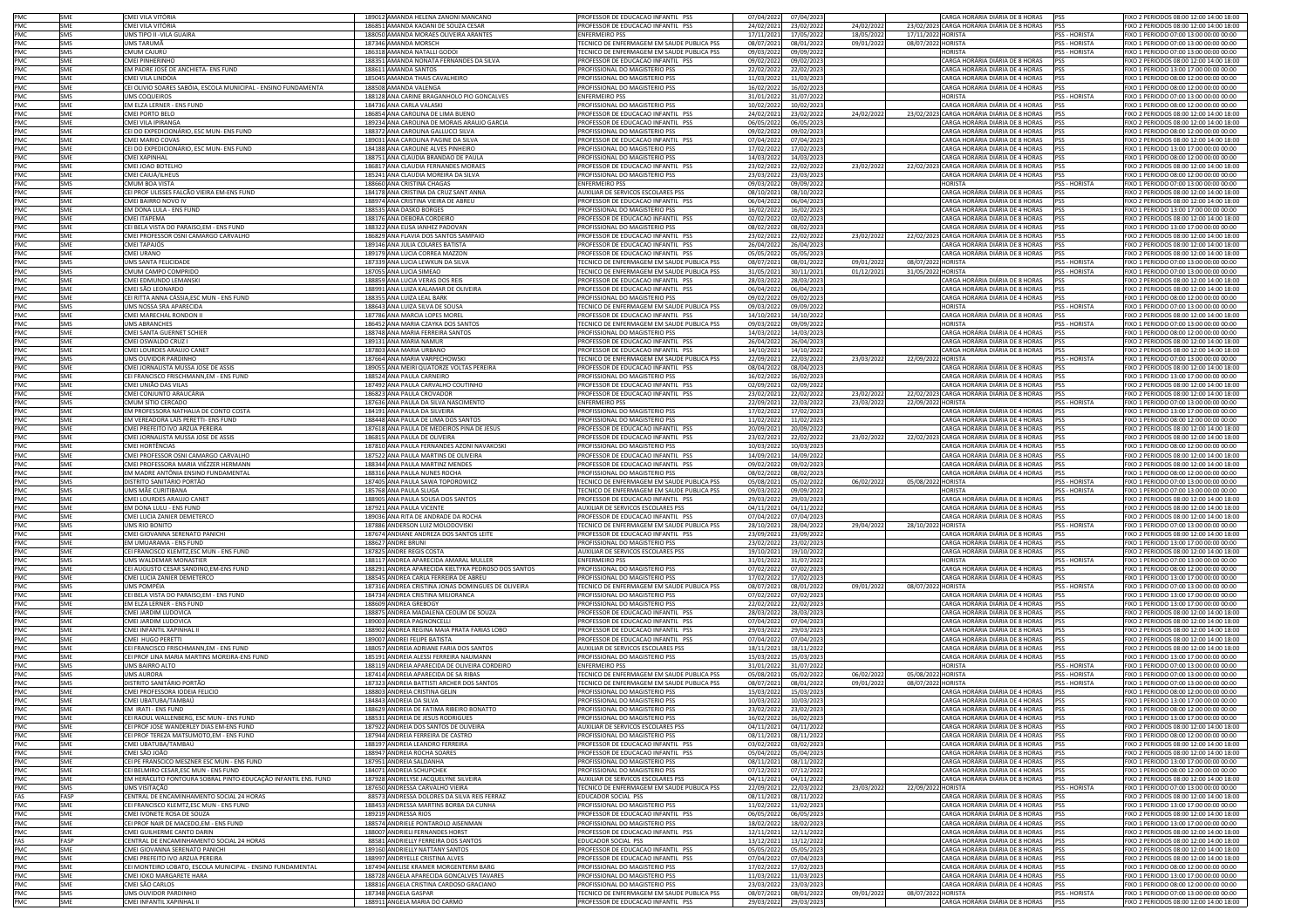| PMC | SME | CMEI VILA VITÓRIA | 189012 | AMANDA HELENA ZANONI MANCANO | PROFESSOR DE EDUCACAO INFANTIL PSS | 07/04/2022 | 07/04/2023 | | | CARGA HORÁRIA DIÁRIA DE 8 HORAS | PSS | FIXO 2 PERIODOS 08:00 12:00 14:00 18:00 |
|---|---|---|---|---|---|---|---|---|---|---|---|---|
| PMC | SME | CMEI VILA VITÓRIA | 186851 | AMANDA KAOANI DE SOUZA CESAR | PROFESSOR DE EDUCACAO INFANTIL PSS | 24/02/2021 | 23/02/2022 | 24/02/2022 | 23/02/2023 | CARGA HORÁRIA DIÁRIA DE 8 HORAS | PSS | FIXO 2 PERIODOS 08:00 12:00 14:00 18:00 |
| PMC | SMS | UMS TIPO II -VILA GUAIRA | 188050 | AMANDA MORAES OLIVEIRA ARANTES | ENFERMEIRO PSS | 17/11/2021 | 17/05/2022 | 18/05/2022 | 17/11/2022 | HORISTA | PSS - HORISTA | FIXO 1 PERIODO 07:00 13:00 00:00 00:00 |
| PMC | SMS | UMS TARUMÃ | 187346 | AMANDA MORSCH | TECNICO DE ENFERMAGEM EM SAUDE PUBLICA PSS | 08/07/2021 | 08/01/2022 | 09/01/2022 | 08/07/2022 | HORISTA | PSS - HORISTA | FIXO 1 PERIODO 07:00 13:00 00:00 00:00 |
| PMC | SMS | CMUM CAJURÚ | 186318 | AMANDA NATALLI GODOI | TECNICO DE ENFERMAGEM EM SAUDE PUBLICA PSS | 09/03/2022 | 09/09/2022 | | | HORISTA | PSS - HORISTA | FIXO 1 PERIODO 07:00 13:00 00:00 00:00 |
| PMC | SME | CMEI PINHEIRINHO | 188351 | AMANDA NONATA FERNANDES DA SILVA | PROFESSOR DE EDUCACAO INFANTIL PSS | 09/02/2022 | 09/02/2023 | | | CARGA HORÁRIA DIÁRIA DE 8 HORAS | PSS | FIXO 2 PERIODOS 08:00 12:00 14:00 18:00 |
| PMC | SME | EM PADRE JOSÉ DE ANCHIETA- ENS FUND | 188611 | AMANDA SANTOS | PROFISSIONAL DO MAGISTERIO PSS | 22/02/2022 | 22/02/2023 | | | CARGA HORÁRIA DIÁRIA DE 4 HORAS | PSS | FIXO 1 PERIODO 13:00 17:00 00:00 00:00 |
| PMC | SME | CMEI VILA LINDÓIA | 185045 | AMANDA THAIS CAVALHEIRO | PROFISSIONAL DO MAGISTERIO PSS | 11/03/2022 | 11/03/2023 | | | CARGA HORÁRIA DIÁRIA DE 4 HORAS | PSS | FIXO 1 PERIODO 08:00 12:00 00:00 00:00 |
| PMC | SME | CEI OLIVIO SOARES SABÓIA, ESCOLA MUNICIPAL - ENSINO FUNDAMENTAL | 188508 | AMANDA VALENGA | PROFISSIONAL DO MAGISTERIO PSS | 16/02/2022 | 16/02/2023 | | | CARGA HORÁRIA DIÁRIA DE 4 HORAS | PSS | FIXO 1 PERIODO 08:00 12:00 00:00 00:00 |
| PMC | SMS | UMS COQUEIROS | 188128 | ANA CARINE BRAGANHOLO PIO GONCALVES | ENFERMEIRO PSS | 31/01/2022 | 31/07/2022 | | | HORISTA | PSS - HORISTA | FIXO 1 PERIODO 07:00 13:00 00:00 00:00 |
| PMC | SME | EM ELZA LERNER - ENS FUND | 184736 | ANA CARLA VALASKI | PROFISSIONAL DO MAGISTERIO PSS | 10/02/2022 | 10/02/2023 | | | CARGA HORÁRIA DIÁRIA DE 4 HORAS | PSS | FIXO 1 PERIODO 08:00 12:00 00:00 00:00 |
| PMC | SME | CMEI PORTO BELO | 186854 | ANA CAROLINA DE LIMA BUENO | PROFESSOR DE EDUCACAO INFANTIL PSS | 24/02/2021 | 23/02/2022 | 24/02/2022 | 23/02/2023 | CARGA HORÁRIA DIÁRIA DE 8 HORAS | PSS | FIXO 2 PERIODOS 08:00 12:00 14:00 18:00 |
| PMC | SME | CMEI VILA IPIRANGA | 189234 | ANA CAROLINA DE MORAIS ARAUJO GARCIA | PROFESSOR DE EDUCACAO INFANTIL PSS | 06/05/2022 | 06/05/2023 | | | CARGA HORÁRIA DIÁRIA DE 8 HORAS | PSS | FIXO 2 PERIODOS 08:00 12:00 14:00 18:00 |
| PMC | SME | CEI DO EXPEDICIONÁRIO, ESC MUN- ENS FUND | 188372 | ANA CAROLINA GALLUCCI SILVA | PROFISSIONAL DO MAGISTERIO PSS | 09/02/2022 | 09/02/2023 | | | CARGA HORÁRIA DIÁRIA DE 4 HORAS | PSS | FIXO 1 PERIODO 08:00 12:00 00:00 00:00 |
| PMC | SME | CMEI MARIO COVAS | 189031 | ANA CAROLINA PAGINE DA SILVA | PROFESSOR DE EDUCACAO INFANTIL PSS | 07/04/2022 | 07/04/2023 | | | CARGA HORÁRIA DIÁRIA DE 8 HORAS | PSS | FIXO 2 PERIODOS 08:00 12:00 14:00 18:00 |
| PMC | SME | CEI DO EXPEDICIONÁRIO, ESC MUN- ENS FUND | 184188 | ANA CAROLINE ALVES PINHEIRO | PROFISSIONAL DO MAGISTERIO PSS | 17/02/2022 | 17/02/2023 | | | CARGA HORÁRIA DIÁRIA DE 4 HORAS | PSS | FIXO 1 PERIODO 13:00 17:00 00:00 00:00 |
| PMC | SME | CMEI XAPINHAL | 188751 | ANA CLAUDIA BRANDAO DE PAULA | PROFISSIONAL DO MAGISTERIO PSS | 14/03/2022 | 14/03/2023 | | | CARGA HORÁRIA DIÁRIA DE 4 HORAS | PSS | FIXO 1 PERIODO 08:00 12:00 00:00 00:00 |
| PMC | SME | CMEI JOAO BOTELHO | 186817 | ANA CLAUDIA FERNANDES MORAES | PROFESSOR DE EDUCACAO INFANTIL PSS | 23/02/2021 | 22/02/2022 | 23/02/2022 | 22/02/2023 | CARGA HORÁRIA DIÁRIA DE 8 HORAS | PSS | FIXO 2 PERIODOS 08:00 12:00 14:00 18:00 |
| PMC | SME | CMEI CAIUÁ/ILHEUS | 185241 | ANA CLAUDIA MOREIRA DA SILVA | PROFISSIONAL DO MAGISTERIO PSS | 23/03/2022 | 23/03/2023 | | | CARGA HORÁRIA DIÁRIA DE 4 HORAS | PSS | FIXO 1 PERIODO 08:00 12:00 00:00 00:00 |
| PMC | SMS | CMUM BOA VISTA | 188660 | ANA CRISTINA CHAGAS | ENFERMEIRO PSS | 09/03/2022 | 09/09/2022 | | | HORISTA | PSS - HORISTA | FIXO 1 PERIODO 07:00 13:00 00:00 00:00 |
| PMC | SME | CEI PROF ULISSES FALCÃO VIEIRA EM-ENS FUND | 184178 | ANA CRISTINA DA CRUZ SANT ANNA | AUXILIAR DE SERVICOS ESCOLARES PSS | 08/10/2021 | 08/10/2022 | | | CARGA HORÁRIA DIÁRIA DE 8 HORAS | PSS | FIXO 2 PERIODOS 08:00 12:00 14:00 18:00 |
| PMC | SME | CMEI BAIRRO NOVO IV | 188974 | ANA CRISTINA VIEIRA DE ABREU | PROFESSOR DE EDUCACAO INFANTIL PSS | 06/04/2022 | 06/04/2023 | | | CARGA HORÁRIA DIÁRIA DE 8 HORAS | PSS | FIXO 2 PERIODOS 08:00 12:00 14:00 18:00 |
| PMC | SME | EM DONA LULU - ENS FUND | 188535 | ANA DASKO BORGES | PROFISSIONAL DO MAGISTERIO PSS | 16/02/2022 | 16/02/2023 | | | CARGA HORÁRIA DIÁRIA DE 4 HORAS | PSS | FIXO 1 PERIODO 13:00 17:00 00:00 00:00 |
| PMC | SME | CMEI ITAPEMA | 188176 | ANA DEBORA CORDEIRO | PROFESSOR DE EDUCACAO INFANTIL PSS | 02/02/2022 | 02/02/2023 | | | CARGA HORÁRIA DIÁRIA DE 8 HORAS | PSS | FIXO 2 PERIODOS 08:00 12:00 14:00 18:00 |
| PMC | SME | CEI BELA VISTA DO PARAISO,EM - ENS FUND | 188322 | ANA ELISA IANHEZ PADOVAN | PROFISSIONAL DO MAGISTERIO PSS | 08/02/2022 | 08/02/2023 | | | CARGA HORÁRIA DIÁRIA DE 4 HORAS | PSS | FIXO 1 PERIODO 13:00 17:00 00:00 00:00 |
| PMC | SME | CMEI PROFESSOR OSNI CAMARGO CARVALHO | 186829 | ANA FLAVIA DOS SANTOS SAMPAIO | PROFESSOR DE EDUCACAO INFANTIL PSS | 23/02/2021 | 22/02/2022 | 23/02/2022 | 22/02/2023 | CARGA HORÁRIA DIÁRIA DE 8 HORAS | PSS | FIXO 2 PERIODOS 08:00 12:00 14:00 18:00 |
| PMC | SME | CMEI TAPAJÓS | 189146 | ANA JULIA COLARES BATISTA | PROFESSOR DE EDUCACAO INFANTIL PSS | 26/04/2022 | 26/04/2023 | | | CARGA HORÁRIA DIÁRIA DE 8 HORAS | PSS | FIXO 2 PERIODOS 08:00 12:00 14:00 18:00 |
| PMC | SME | CMEI URANO | 189179 | ANA LUCIA CORREA MAZZON | PROFESSOR DE EDUCACAO INFANTIL PSS | 05/05/2022 | 05/05/2023 | | | CARGA HORÁRIA DIÁRIA DE 8 HORAS | PSS | FIXO 2 PERIODOS 08:00 12:00 14:00 18:00 |
| PMC | SMS | UMS SANTA FELICIDADE | 187339 | ANA LUCIA LEWKUN DA SILVA | TECNICO DE ENFERMAGEM EM SAUDE PUBLICA PSS | 08/07/2021 | 08/01/2022 | 09/01/2022 | 08/07/2022 | HORISTA | PSS - HORISTA | FIXO 1 PERIODO 07:00 13:00 00:00 00:00 |
| PMC | SMS | CMUM CAMPO COMPRIDO | 187055 | ANA LUCIA SIMEAO | TECNICO DE ENFERMAGEM EM SAUDE PUBLICA PSS | 31/05/2021 | 30/11/2021 | 01/12/2021 | 31/05/2022 | HORISTA | PSS - HORISTA | FIXO 1 PERIODO 07:00 13:00 00:00 00:00 |
| PMC | SME | CMEI EDMUNDO LEMANSKI | 188859 | ANA LUCIA VERAS DOS REIS | PROFESSOR DE EDUCACAO INFANTIL PSS | 28/03/2022 | 28/03/2023 | | | CARGA HORÁRIA DIÁRIA DE 8 HORAS | PSS | FIXO 2 PERIODOS 08:00 12:00 14:00 18:00 |
| PMC | SME | CMEI SÃO LEONARDO | 188991 | ANA LUIZA KALAMAR DE OLIVEIRA | PROFESSOR DE EDUCACAO INFANTIL PSS | 06/04/2022 | 06/04/2023 | | | CARGA HORÁRIA DIÁRIA DE 8 HORAS | PSS | FIXO 2 PERIODOS 08:00 12:00 14:00 18:00 |
| PMC | SME | CEI RITTA ANNA CÁSSIA,ESC MUN - ENS FUND | 188355 | ANA LUIZA LEAL BARK | PROFISSIONAL DO MAGISTERIO PSS | 09/02/2022 | 09/02/2023 | | | CARGA HORÁRIA DIÁRIA DE 4 HORAS | PSS | FIXO 1 PERIODO 08:00 12:00 00:00 00:00 |
| PMC | SMS | UMS NOSSA SRA APARECIDA | 188643 | ANA LUIZA SILVA DE SOUSA | TECNICO DE ENFERMAGEM EM SAUDE PUBLICA PSS | 09/03/2022 | 09/09/2022 | | | HORISTA | PSS - HORISTA | FIXO 1 PERIODO 07:00 13:00 00:00 00:00 |
| PMC | SME | CMEI MARECHAL RONDON II | 187786 | ANA MARCIA LOPES MOREL | PROFESSOR DE EDUCACAO INFANTIL PSS | 14/10/2021 | 14/10/2022 | | | CARGA HORÁRIA DIÁRIA DE 8 HORAS | PSS | FIXO 2 PERIODOS 08:00 12:00 14:00 18:00 |
| PMC | SMS | UMS ABRANCHES | 186452 | ANA MARIA CZAYKA DOS SANTOS | TECNICO DE ENFERMAGEM EM SAUDE PUBLICA PSS | 09/03/2022 | 09/09/2022 | | | HORISTA | PSS - HORISTA | FIXO 1 PERIODO 07:00 13:00 00:00 00:00 |
| PMC | SME | CMEI SANTA GUERNET SCHIER | 188748 | ANA MARIA FERREIRA SANTOS | PROFISSIONAL DO MAGISTERIO PSS | 14/03/2022 | 14/03/2023 | | | CARGA HORÁRIA DIÁRIA DE 4 HORAS | PSS | FIXO 1 PERIODO 08:00 12:00 00:00 00:00 |
| PMC | SME | CMEI OSWALDO CRUZ I | 189131 | ANA MARIA NAMUR | PROFESSOR DE EDUCACAO INFANTIL PSS | 26/04/2022 | 26/04/2023 | | | CARGA HORÁRIA DIÁRIA DE 8 HORAS | PSS | FIXO 2 PERIODOS 08:00 12:00 14:00 18:00 |
| PMC | SME | CMEI LOURDES ARAUJO CANET | 187803 | ANA MARIA URBANO | PROFESSOR DE EDUCACAO INFANTIL PSS | 14/10/2021 | 14/10/2022 | | | CARGA HORÁRIA DIÁRIA DE 8 HORAS | PSS | FIXO 2 PERIODOS 08:00 12:00 14:00 18:00 |
| PMC | SMS | UMS OUVIDOR PARDINHO | 187664 | ANA MARIA VARPECHOWSKI | TECNICO DE ENFERMAGEM EM SAUDE PUBLICA PSS | 22/09/2021 | 22/03/2022 | 23/03/2022 | 22/09/2022 | HORISTA | PSS - HORISTA | FIXO 1 PERIODO 07:00 13:00 00:00 00:00 |
| PMC | SME | CMEI JORNALISTA MUSSA JOSE DE ASSIS | 189055 | ANA MEIRI QUATORZE VOLTAS PEREIRA | PROFESSOR DE EDUCACAO INFANTIL PSS | 08/04/2022 | 08/04/2023 | | | CARGA HORÁRIA DIÁRIA DE 8 HORAS | PSS | FIXO 2 PERIODOS 08:00 12:00 14:00 18:00 |
| PMC | SME | CEI FRANCISCO FRISCHMANN,EM - ENS FUND | 188524 | ANA PAULA CARNEIRO | PROFISSIONAL DO MAGISTERIO PSS | 16/02/2022 | 16/02/2023 | | | CARGA HORÁRIA DIÁRIA DE 4 HORAS | PSS | FIXO 1 PERIODO 13:00 17:00 00:00 00:00 |
| PMC | SME | CMEI UNIÃO DAS VILAS | 187492 | ANA PAULA CARVALHO COUTINHO | PROFESSOR DE EDUCACAO INFANTIL PSS | 02/09/2021 | 02/09/2022 | | | CARGA HORÁRIA DIÁRIA DE 8 HORAS | PSS | FIXO 2 PERIODOS 08:00 12:00 14:00 18:00 |
| PMC | SME | CMEI CONJUNTO ARAUCÁRIA | 186823 | ANA PAULA CROVADOR | PROFESSOR DE EDUCACAO INFANTIL PSS | 23/02/2021 | 22/02/2022 | 23/02/2022 | 22/02/2023 | CARGA HORÁRIA DIÁRIA DE 8 HORAS | PSS | FIXO 2 PERIODOS 08:00 12:00 14:00 18:00 |
| PMC | SMS | CMUM SITIO CERCADO | 187636 | ANA PAULA DA SILVA NASCIMENTO | ENFERMEIRO PSS | 22/09/2021 | 22/03/2022 | 23/03/2022 | 22/09/2022 | HORISTA | PSS - HORISTA | FIXO 1 PERIODO 07:00 13:00 00:00 00:00 |
| PMC | SME | EM PROFESSORA NATHALIA DE CONTO COSTA | 184191 | ANA PAULA DA SILVEIRA | PROFISSIONAL DO MAGISTERIO PSS | 17/02/2022 | 17/02/2023 | | | CARGA HORÁRIA DIÁRIA DE 4 HORAS | PSS | FIXO 1 PERIODO 13:00 17:00 00:00 00:00 |
| PMC | SME | EM VEREADORA LAÍS PERETTI- ENS FUND | 188448 | ANA PAULA DE LIMA DOS SANTOS | PROFISSIONAL DO MAGISTERIO PSS | 11/02/2022 | 11/02/2023 | | | CARGA HORÁRIA DIÁRIA DE 4 HORAS | PSS | FIXO 1 PERIODO 08:00 12:00 00:00 00:00 |
| PMC | SME | CMEI PREFEITO IVO ARZUA PEREIRA | 187618 | ANA PAULA DE MEDEIROS PINA DE JESUS | PROFESSOR DE EDUCACAO INFANTIL PSS | 20/09/2021 | 20/09/2022 | | | CARGA HORÁRIA DIÁRIA DE 8 HORAS | PSS | FIXO 2 PERIODOS 08:00 12:00 14:00 18:00 |
| PMC | SME | CMEI JORNALISTA MUSSA JOSE DE ASSIS | 186815 | ANA PAULA DE OLIVEIRA | PROFESSOR DE EDUCACAO INFANTIL PSS | 23/02/2021 | 22/02/2022 | 23/02/2022 | 22/02/2023 | CARGA HORÁRIA DIÁRIA DE 8 HORAS | PSS | FIXO 2 PERIODOS 08:00 12:00 14:00 18:00 |
| PMC | SME | CMEI HORTÊNCIAS | 187810 | ANA PAULA FERNANDES AZONI NAVAKOSKI | PROFISSIONAL DO MAGISTERIO PSS | 10/03/2022 | 10/03/2023 | | | CARGA HORÁRIA DIÁRIA DE 4 HORAS | PSS | FIXO 1 PERIODO 08:00 12:00 00:00 00:00 |
| PMC | SME | CMEI PROFESSOR OSNI CAMARGO CARVALHO | 187522 | ANA PAULA MARTINS DE OLIVEIRA | PROFESSOR DE EDUCACAO INFANTIL PSS | 14/09/2021 | 14/09/2022 | | | CARGA HORÁRIA DIÁRIA DE 8 HORAS | PSS | FIXO 2 PERIODOS 08:00 12:00 14:00 18:00 |
| PMC | SME | CMEI PROFESSORA MARIA VIÉZZER HERMANN | 188344 | ANA PAULA MARTINZ MENDES | PROFESSOR DE EDUCACAO INFANTIL PSS | 09/02/2022 | 09/02/2023 | | | CARGA HORÁRIA DIÁRIA DE 8 HORAS | PSS | FIXO 2 PERIODOS 08:00 12:00 14:00 18:00 |
| PMC | SME | EM MADRE ANTÔNIA ENSINO FUNDAMENTAL | 188316 | ANA PAULA NUNES ROCHA | PROFISSIONAL DO MAGISTERIO PSS | 08/02/2022 | 08/02/2023 | | | CARGA HORÁRIA DIÁRIA DE 4 HORAS | PSS | FIXO 1 PERIODO 08:00 12:00 00:00 00:00 |
| PMC | SMS | DISTRITO SANITÁRIO PORTÃO | 187405 | ANA PAULA SAWA TOPOROWICZ | TECNICO DE ENFERMAGEM EM SAUDE PUBLICA PSS | 05/08/2021 | 05/02/2022 | 06/02/2022 | 05/08/2022 | HORISTA | PSS - HORISTA | FIXO 1 PERIODO 07:00 13:00 00:00 00:00 |
| PMC | SMS | UMS MÃE CURITIBANA | 185768 | ANA PAULA SLUGA | TECNICO DE ENFERMAGEM EM SAUDE PUBLICA PSS | 09/03/2022 | 09/09/2022 | | | HORISTA | PSS - HORISTA | FIXO 1 PERIODO 07:00 13:00 00:00 00:00 |
| PMC | SME | CMEI LOURDES ARAUJO CANET | 188905 | ANA PAULA SOUSA DOS SANTOS | PROFESSOR DE EDUCACAO INFANTIL PSS | 29/03/2022 | 29/03/2023 | | | CARGA HORÁRIA DIÁRIA DE 8 HORAS | PSS | FIXO 2 PERIODOS 08:00 12:00 14:00 18:00 |
| PMC | SME | EM DONA LULU - ENS FUND | 187921 | ANA PAULA VICENTE | AUXILIAR DE SERVICOS ESCOLARES PSS | 04/11/2021 | 04/11/2022 | | | CARGA HORÁRIA DIÁRIA DE 8 HORAS | PSS | FIXO 2 PERIODOS 08:00 12:00 14:00 18:00 |
| PMC | SME | CMEI LUCIA ZANIER DEMETERCO | 189036 | ANA RITA DE ANDRADE DA ROCHA | PROFESSOR DE EDUCACAO INFANTIL PSS | 07/04/2022 | 07/04/2023 | | | CARGA HORÁRIA DIÁRIA DE 8 HORAS | PSS | FIXO 2 PERIODOS 08:00 12:00 14:00 18:00 |
| PMC | SMS | UMS RIO BONITO | 187886 | ANDERSON LUIZ MOLODOVSKI | TECNICO DE ENFERMAGEM EM SAUDE PUBLICA PSS | 28/10/2021 | 28/04/2022 | 29/04/2022 | 28/10/2022 | HORISTA | PSS - HORISTA | FIXO 1 PERIODO 07:00 13:00 00:00 00:00 |
| PMC | SME | CMEI GIOVANNA SERENATO PANICHI | 187674 | ANDIANE ANDREZA DOS SANTOS LEITE | PROFESSOR DE EDUCACAO INFANTIL PSS | 23/09/2021 | 23/09/2022 | | | CARGA HORÁRIA DIÁRIA DE 8 HORAS | PSS | FIXO 2 PERIODOS 08:00 12:00 14:00 18:00 |
| PMC | SME | EM UMUARAMA - ENS FUND | 188627 | ANDRE BRUNI | PROFISSIONAL DO MAGISTERIO PSS | 23/02/2022 | 23/02/2023 | | | CARGA HORÁRIA DIÁRIA DE 4 HORAS | PSS | FIXO 1 PERIODO 13:00 17:00 00:00 00:00 |
| PMC | SME | CEI FRANCISCO KLEMTZ,ESC MUN - ENS FUND | 187825 | ANDRE REGIS COSTA | AUXILIAR DE SERVICOS ESCOLARES PSS | 19/10/2021 | 19/10/2022 | | | CARGA HORÁRIA DIÁRIA DE 8 HORAS | PSS | FIXO 2 PERIODOS 08:00 12:00 14:00 18:00 |
| PMC | SMS | UMS WALDEMAR MONASTIER | 188117 | ANDREA APARECIDA AMARAL MULLER | ENFERMEIRO PSS | 31/01/2022 | 31/07/2022 | | | HORISTA | PSS - HORISTA | FIXO 1 PERIODO 07:00 13:00 00:00 00:00 |
| PMC | SME | CEI AUGUSTO CESAR SANDINO,EM-ENS FUND | 188291 | ANDREA APARECIDA KIELTYKA PEDROSO DOS SANTOS | PROFISSIONAL DO MAGISTERIO PSS | 07/02/2022 | 07/02/2023 | | | CARGA HORÁRIA DIÁRIA DE 4 HORAS | PSS | FIXO 1 PERIODO 08:00 12:00 00:00 00:00 |
| PMC | SME | CMEI LUCIA ZANIER DEMETERCO | 188545 | ANDREA CARLA FERREIRA DE ABREU | PROFISSIONAL DO MAGISTERIO PSS | 17/02/2022 | 17/02/2023 | | | CARGA HORÁRIA DIÁRIA DE 4 HORAS | PSS | FIXO 1 PERIODO 13:00 17:00 00:00 00:00 |
| PMC | SMS | UMS POMPEIA | 187316 | ANDREA CRISTINA JONAS DOMINGUES DE OLIVEIRA | TECNICO DE ENFERMAGEM EM SAUDE PUBLICA PSS | 08/07/2021 | 08/01/2022 | 09/01/2022 | 08/07/2022 | HORISTA | PSS - HORISTA | FIXO 1 PERIODO 07:00 13:00 00:00 00:00 |
| PMC | SME | CEI BELA VISTA DO PARAISO,EM - ENS FUND | 184734 | ANDREA CRISTINA MILIORANCA | PROFISSIONAL DO MAGISTERIO PSS | 07/02/2022 | 07/02/2023 | | | CARGA HORÁRIA DIÁRIA DE 4 HORAS | PSS | FIXO 1 PERIODO 13:00 17:00 00:00 00:00 |
| PMC | SME | EM ELZA LERNER - ENS FUND | 188609 | ANDREA GREBOGY | PROFISSIONAL DO MAGISTERIO PSS | 22/02/2022 | 22/02/2023 | | | CARGA HORÁRIA DIÁRIA DE 4 HORAS | PSS | FIXO 1 PERIODO 13:00 17:00 00:00 00:00 |
| PMC | SME | CMEI JARDIM LUDOVICA | 188875 | ANDREA MADALENA CEOLIM DE SOUZA | PROFESSOR DE EDUCACAO INFANTIL PSS | 28/03/2022 | 28/03/2023 | | | CARGA HORÁRIA DIÁRIA DE 8 HORAS | PSS | FIXO 2 PERIODOS 08:00 12:00 14:00 18:00 |
| PMC | SME | CMEI JARDIM LUDOVICA | 189003 | ANDREA PAGNONCELLI | PROFESSOR DE EDUCACAO INFANTIL PSS | 07/04/2022 | 07/04/2023 | | | CARGA HORÁRIA DIÁRIA DE 8 HORAS | PSS | FIXO 2 PERIODOS 08:00 12:00 14:00 18:00 |
| PMC | SME | CMEI INFANTIL XAPINHAL II | 188902 | ANDREA REGINA MAIA PRATA FARIAS LOBO | PROFESSOR DE EDUCACAO INFANTIL PSS | 29/03/2022 | 29/03/2023 | | | CARGA HORÁRIA DIÁRIA DE 8 HORAS | PSS | FIXO 2 PERIODOS 08:00 12:00 14:00 18:00 |
| PMC | SME | CMEI HUGO PERETTI | 189007 | ANDREI FELIPE BATISTA | PROFESSOR DE EDUCACAO INFANTIL PSS | 07/04/2022 | 07/04/2023 | | | CARGA HORÁRIA DIÁRIA DE 8 HORAS | PSS | FIXO 2 PERIODOS 08:00 12:00 14:00 18:00 |
| PMC | SME | CEI FRANCISCO FRISCHMANN,EM - ENS FUND | 188057 | ANDREIA ADRIANE FARIA DOS SANTOS | AUXILIAR DE SERVICOS ESCOLARES PSS | 18/11/2021 | 18/11/2022 | | | CARGA HORÁRIA DIÁRIA DE 8 HORAS | PSS | FIXO 2 PERIODOS 08:00 12:00 14:00 18:00 |
| PMC | SME | CEI PROF LINA MARIA MARTINS MOREIRA-ENS FUND | 185191 | ANDREIA ALESSI FERREIRA NAUMANN | PROFISSIONAL DO MAGISTERIO PSS | 15/03/2022 | 15/03/2023 | | | CARGA HORÁRIA DIÁRIA DE 4 HORAS | PSS | FIXO 1 PERIODO 13:00 17:00 00:00 00:00 |
| PMC | SMS | UMS BAIRRO ALTO | 188119 | ANDREIA APARECIDA DE OLIVEIRA CORDEIRO | ENFERMEIRO PSS | 31/01/2022 | 31/07/2022 | | | HORISTA | PSS - HORISTA | FIXO 1 PERIODO 07:00 13:00 00:00 00:00 |
| PMC | SMS | UMS AURORA | 187414 | ANDREIA APARECIDA DE SA RIBAS | TECNICO DE ENFERMAGEM EM SAUDE PUBLICA PSS | 05/08/2021 | 05/02/2022 | 06/02/2022 | 05/08/2022 | HORISTA | PSS - HORISTA | FIXO 1 PERIODO 07:00 13:00 00:00 00:00 |
| PMC | SMS | DISTRITO SANITÁRIO PORTÃO | 187323 | ANDREIA BATTISTI ARCHER DOS SANTOS | TECNICO DE ENFERMAGEM EM SAUDE PUBLICA PSS | 08/07/2021 | 08/01/2022 | 09/01/2022 | 08/07/2022 | HORISTA | PSS - HORISTA | FIXO 1 PERIODO 07:00 13:00 00:00 00:00 |
| PMC | SME | CMEI PROFESSORA IODEIA FELICIO | 188803 | ANDREIA CRISTINA GELIN | PROFISSIONAL DO MAGISTERIO PSS | 15/03/2022 | 15/03/2023 | | | CARGA HORÁRIA DIÁRIA DE 4 HORAS | PSS | FIXO 1 PERIODO 08:00 12:00 00:00 00:00 |
| PMC | SME | CMEI UBATUBA/TAMBAÚ | 184843 | ANDREIA DA SILVA | PROFISSIONAL DO MAGISTERIO PSS | 10/03/2022 | 10/03/2023 | | | CARGA HORÁRIA DIÁRIA DE 4 HORAS | PSS | FIXO 1 PERIODO 13:00 17:00 00:00 00:00 |
| PMC | SME | EM IRATI - ENS FUND | 188629 | ANDREIA DE FATIMA RIBEIRO BONATTO | PROFISSIONAL DO MAGISTERIO PSS | 23/02/2022 | 23/02/2023 | | | CARGA HORÁRIA DIÁRIA DE 4 HORAS | PSS | FIXO 1 PERIODO 08:00 12:00 00:00 00:00 |
| PMC | SME | CEI RAOUL WALLENBERG, ESC MUN - ENS FUND | 188531 | ANDREIA DE JESUS RODRIGUES | PROFISSIONAL DO MAGISTERIO PSS | 16/02/2022 | 16/02/2023 | | | CARGA HORÁRIA DIÁRIA DE 4 HORAS | PSS | FIXO 1 PERIODO 13:00 17:00 00:00 00:00 |
| PMC | SME | CEI PROF JOSE WANDERLEY DIAS EM-ENS FUND | 187922 | ANDREIA DOS SANTOS DE OLIVEIRA | AUXILIAR DE SERVICOS ESCOLARES PSS | 04/11/2021 | 04/11/2022 | | | CARGA HORÁRIA DIÁRIA DE 8 HORAS | PSS | FIXO 2 PERIODOS 08:00 12:00 14:00 18:00 |
| PMC | SME | CEI PROF TEREZA MATSUMOTO,EM - ENS FUND | 187944 | ANDREIA FERREIRA DE CASTRO | PROFISSIONAL DO MAGISTERIO PSS | 08/11/2021 | 08/11/2022 | | | CARGA HORÁRIA DIÁRIA DE 4 HORAS | PSS | FIXO 1 PERIODO 08:00 12:00 00:00 00:00 |
| PMC | SME | CMEI UBATUBA/TAMBAÚ | 188197 | ANDREIA LEANDRO FERREIRA | PROFESSOR DE EDUCACAO INFANTIL PSS | 03/02/2022 | 03/02/2023 | | | CARGA HORÁRIA DIÁRIA DE 8 HORAS | PSS | FIXO 2 PERIODOS 08:00 12:00 14:00 18:00 |
| PMC | SME | CMEI SÃO JOÃO | 188947 | ANDREIA ROCHA SOARES | PROFESSOR DE EDUCACAO INFANTIL PSS | 05/04/2022 | 05/04/2023 | | | CARGA HORÁRIA DIÁRIA DE 8 HORAS | PSS | FIXO 2 PERIODOS 08:00 12:00 14:00 18:00 |
| PMC | SME | CEI PE PANCRACIO MESZNER ESC MUN - ENS FUND | 187951 | ANDREIA SALDANHA | PROFISSIONAL DO MAGISTERIO PSS | 08/11/2021 | 08/11/2022 | | | CARGA HORÁRIA DIÁRIA DE 4 HORAS | PSS | FIXO 1 PERIODO 13:00 17:00 00:00 00:00 |
| PMC | SME | CEI BELMIRO CESAR,ESC MUN - ENS FUND | 184071 | ANDREIA SCHUPCHEK | PROFISSIONAL DO MAGISTERIO PSS | 07/12/2021 | 07/12/2022 | | | CARGA HORÁRIA DIÁRIA DE 4 HORAS | PSS | FIXO 1 PERIODO 08:00 12:00 00:00 00:00 |
| PMC | SME | EM HERÁCLITO FONTOURA SOBRAL PINTO-EDUCAÇÃO INFANTIL ENS. FUND | 187928 | ANDRELYSE JACQUELYNE SILVEIRA | AUXILIAR DE SERVICOS ESCOLARES PSS | 04/11/2021 | 04/11/2022 | | | CARGA HORÁRIA DIÁRIA DE 8 HORAS | PSS | FIXO 2 PERIODOS 08:00 12:00 14:00 18:00 |
| PMC | SMS | UMS VISITAÇÃO | 187650 | ANDRESSA CARVALHO VIEIRA | TECNICO DE ENFERMAGEM EM SAUDE PUBLICA PSS | 22/09/2021 | 22/03/2022 | 23/03/2022 | 22/09/2022 | HORISTA | PSS - HORISTA | FIXO 1 PERIODO 07:00 13:00 00:00 00:00 |
| FAS | FASP | CENTRAL DE ENCAMINHAMENTO SOCIAL 24 HORAS | 88573 | ANDRESSA DOLORES DA SILVA REIS FERRAZ | EDUCADOR SOCIAL PSS | 08/11/2021 | 08/11/2022 | | | CARGA HORÁRIA DIÁRIA DE 8 HORAS | PSS | FIXO 2 PERIODOS 08:00 12:00 14:00 18:00 |
| PMC | SME | CEI FRANCISCO KLEMTZ,ESC MUN - ENS FUND | 188453 | ANDRESSA MARTINS BORBA DA CUNHA | PROFISSIONAL DO MAGISTERIO PSS | 11/02/2022 | 11/02/2023 | | | CARGA HORÁRIA DIÁRIA DE 4 HORAS | PSS | FIXO 1 PERIODO 13:00 17:00 00:00 00:00 |
| PMC | SME | CMEI IVONETE ROSA DE SOUZA | 189219 | ANDRESSA RIOS | PROFESSOR DE EDUCACAO INFANTIL PSS | 06/05/2022 | 06/05/2023 | | | CARGA HORÁRIA DIÁRIA DE 8 HORAS | PSS | FIXO 2 PERIODOS 08:00 12:00 14:00 18:00 |
| PMC | SME | CEI PROF NAIR DE MACEDO,EM - ENS FUND | 188574 | ANDRIELE PONTAROLO AISENMAN | PROFISSIONAL DO MAGISTERIO PSS | 18/02/2022 | 18/02/2023 | | | CARGA HORÁRIA DIÁRIA DE 4 HORAS | PSS | FIXO 1 PERIODO 13:00 17:00 00:00 00:00 |
| PMC | SME | CMEI GUILHERME CANTO DARIN | 188007 | ANDRIELI FERNANDES HORST | PROFESSOR DE EDUCACAO INFANTIL PSS | 12/11/2021 | 12/11/2022 | | | CARGA HORÁRIA DIÁRIA DE 8 HORAS | PSS | FIXO 2 PERIODOS 08:00 12:00 14:00 18:00 |
| FAS | FASP | CENTRAL DE ENCAMINHAMENTO SOCIAL 24 HORAS | 88581 | ANDRIELLY FERREIRA DOS SANTOS | EDUCADOR SOCIAL PSS | 13/12/2021 | 13/12/2022 | | | CARGA HORÁRIA DIÁRIA DE 8 HORAS | PSS | FIXO 2 PERIODOS 08:00 12:00 14:00 18:00 |
| PMC | SME | CMEI GIOVANNA SERENATO PANICHI | 189160 | ANDRIELLY NATTANY SANTOS | PROFESSOR DE EDUCACAO INFANTIL PSS | 05/05/2022 | 05/05/2023 | | | CARGA HORÁRIA DIÁRIA DE 8 HORAS | PSS | FIXO 2 PERIODOS 08:00 12:00 14:00 18:00 |
| PMC | SME | CMEI PREFEITO IVO ARZUA PEREIRA | 188997 | ANDRYELLE CRISTINA ALVES | PROFESSOR DE EDUCACAO INFANTIL PSS | 07/04/2022 | 07/04/2023 | | | CARGA HORÁRIA DIÁRIA DE 8 HORAS | PSS | FIXO 2 PERIODOS 08:00 12:00 14:00 18:00 |
| PMC | SME | CEI MONTEIRO LOBATO, ESCOLA MUNICIPAL - ENSINO FUNDAMENTAL | 187494 | ANELISE KRAMER MORGENTERM BARG | PROFISSIONAL DO MAGISTERIO PSS | 17/02/2022 | 17/02/2023 | | | CARGA HORÁRIA DIÁRIA DE 4 HORAS | PSS | FIXO 1 PERIODO 08:00 12:00 00:00 00:00 |
| PMC | SME | CMEI IOKO MARGARETE HARA | 188728 | ANGELA APARECIDA GONCALVES TAVARES | PROFISSIONAL DO MAGISTERIO PSS | 11/03/2022 | 11/03/2023 | | | CARGA HORÁRIA DIÁRIA DE 4 HORAS | PSS | FIXO 1 PERIODO 13:00 17:00 00:00 00:00 |
| PMC | SME | CMEI SÃO CARLOS | 188816 | ANGELA CRISTINA CARDOSO GRACIANO | PROFISSIONAL DO MAGISTERIO PSS | 23/03/2022 | 23/03/2023 | | | CARGA HORÁRIA DIÁRIA DE 4 HORAS | PSS | FIXO 1 PERIODO 08:00 12:00 00:00 00:00 |
| PMC | SMS | UMS OUVIDOR PARDINHO | 187348 | ANGELA GASPAR | TECNICO DE ENFERMAGEM EM SAUDE PUBLICA PSS | 08/07/2021 | 08/01/2022 | 09/01/2022 | 08/07/2022 | HORISTA | PSS - HORISTA | FIXO 1 PERIODO 07:00 13:00 00:00 00:00 |
| PMC | SME | CMEI INFANTIL XAPINHAL II | 188911 | ANGELA MARIA DO CARMO | PROFESSOR DE EDUCACAO INFANTIL PSS | 29/03/2022 | 29/03/2023 | | | CARGA HORÁRIA DIÁRIA DE 8 HORAS | PSS | FIXO 2 PERIODOS 08:00 12:00 14:00 18:00 |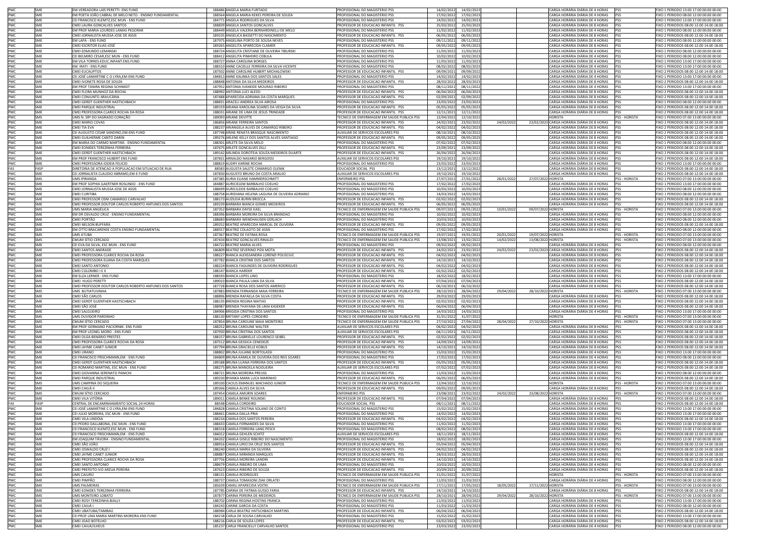| | | | | | | | | | | | | |
|---|---|---|---|---|---|---|---|---|---|---|---|---|
| PMC | SME | EM VEREADORA LAÍS PERETTI- ENS FUND | 188486 | ANGELA MARIA FURTADO | PROFISSIONAL DO MAGISTERIO PSS | 14/02/2022 | 14/02/2023 | | | CARGA HORÁRIA DIÁRIA DE 4 HORAS | PSS | FIXO 1 PERIODO 13:00 17:00 00:00 00:00 |
| PMC | SME | EM POETA JOÃO CABRAL DE MELO NETO - ENSINO FUNDAMENTAL | 188564 | ANGELA MARIA KEKES PEREIRA DE SOUZA | PROFISSIONAL DO MAGISTERIO PSS | 17/02/2022 | 17/02/2023 | | | CARGA HORÁRIA DIÁRIA DE 4 HORAS | PSS | FIXO 1 PERIODO 08:00 12:00 00:00 00:00 |
| PMC | SME | CEI FRANCISCO KLEMTZ,ESC MUN - ENS FUND | 184771 | ANGELA RODRIGUES DA SILVA | PROFISSIONAL DO MAGISTERIO PSS | 14/02/2022 | 14/02/2023 | | | CARGA HORÁRIA DIÁRIA DE 4 HORAS | PSS | FIXO 1 PERIODO 13:00 17:00 00:00 00:00 |
| PMC | SME | CMEI LAURA GONCALVES SANTOS | 188839 | ANGELA SANTOS GONCALVES | PROFESSOR DE EDUCACAO INFANTIL PSS | 25/03/2022 | 25/03/2023 | | | CARGA HORÁRIA DIÁRIA DE 8 HORAS | PSS | FIXO 2 PERIODOS 08:00 12:00 14:00 18:00 |
| PMC | SME | EM PROF MARIA LOURDES LAMAS PEGORAR | 188449 | ANGELA VALERIA BERNARDINELLI DE MELO | PROFISSIONAL DO MAGISTERIO PSS | 11/02/2022 | 11/02/2023 | | | CARGA HORÁRIA DIÁRIA DE 4 HORAS | PSS | FIXO 1 PERIODO 08:00 12:00 00:00 00:00 |
| PMC | SME | CMEI JORNALISTA MUSSA JOSE DE ASSIS | 189235 | ANGELICA BASSETTI DO NASCIMENTO | PROFESSOR DE EDUCACAO INFANTIL PSS | 06/05/2022 | 06/05/2023 | | | CARGA HORÁRIA DIÁRIA DE 8 HORAS | PSS | FIXO 2 PERIODOS 08:00 12:00 14:00 18:00 |
| PMC | SME | EM LAPA - ENS FUND | 187975 | ANGELINA PORTO DE SOUSA NEVES | PROFISSIONAL DO MAGISTERIO PSS | 09/11/2021 | 09/11/2022 | | | CARGA HORÁRIA DIÁRIA DE 4 HORAS | PSS | FIXO 1 PERIODO 08:00 12:00 00:00 00:00 |
| PMC | SME | CMEI ESCRITOR ELIAS JOSÉ | 189265 | ANGELITA APARECIDA CLAMER | PROFESSOR DE EDUCACAO INFANTIL PSS | 09/05/2022 | 09/05/2023 | | | CARGA HORÁRIA DIÁRIA DE 8 HORAS | PSS | FIXO 2 PERIODOS 08:00 12:00 14:00 18:00 |
| PMC | SME | CMEI EDMUNDO LEMANSKI | 188724 | ANGELITA CRISTIANE DE OLIVEIRA TIBURSKI | PROFISSIONAL DO MAGISTERIO PSS | 11/03/2022 | 11/03/2023 | | | CARGA HORÁRIA DIÁRIA DE 4 HORAS | PSS | FIXO 1 PERIODO 08:00 12:00 00:00 00:00 |
| PMC | SME | CEI BELMIRO CESAR,ESC MUN - ENS FUND | 188412 | ANGELITA PINHEIRO CEBULA | PROFISSIONAL DO MAGISTERIO PSS | 10/02/2022 | 10/02/2023 | | | CARGA HORÁRIA DIÁRIA DE 4 HORAS | PSS | FIXO 1 PERIODO 08:00 12:00 00:00 00:00 |
| PMC | SME | EM VILA TORRES-EDUC.INFANT.ENS.FUND. | 188727 | ANNA CAROLINA BORGES | PROFISSIONAL DO MAGISTERIO PSS | 11/03/2022 | 11/03/2023 | | | CARGA HORÁRIA DIÁRIA DE 4 HORAS | PSS | FIXO 1 PERIODO 13:00 17:00 00:00 00:00 |
| PMC | SME | EM IRATI - ENS FUND | 188310 | ANNE CACIELLE FERREIRA DA SILVA VICENTE | PROFISSIONAL DO MAGISTERIO PSS | 08/02/2022 | 08/02/2023 | | | CARGA HORÁRIA DIÁRIA DE 4 HORAS | PSS | FIXO 1 PERIODO 13:00 17:00 00:00 00:00 |
| PMC | SME | CMEI EUCALIPTOS | 187502 | ANNE CAROLINE HUBERT MICHALOWSKI | PROFESSOR DE EDUCACAO INFANTIL PSS | 09/09/2021 | 09/09/2022 | | | CARGA HORÁRIA DIÁRIA DE 8 HORAS | PSS | FIXO 2 PERIODOS 08:00 12:00 14:00 18:00 |
| PMC | SME | CEI JOSÉ LAMARTINE C O LYRA,EM-ENS FUND | 184813 | ANNE KALINKA DOS SANTOS SALES | PROFISSIONAL DO MAGISTERIO PSS | 14/02/2022 | 14/02/2023 | | | CARGA HORÁRIA DIÁRIA DE 4 HORAS | PSS | FIXO 1 PERIODO 13:00 17:00 00:00 00:00 |
| PMC | SME | CMEI IVONETE ROSA DE SOUZA | 188848 | ANTONIA DA SILVA MEDEIROS | PROFESSOR DE EDUCACAO INFANTIL PSS | 28/03/2022 | 28/03/2023 | | | CARGA HORÁRIA DIÁRIA DE 8 HORAS | PSS | FIXO 2 PERIODOS 08:00 12:00 14:00 18:00 |
| PMC | SME | EM PROF TANIRA REGINA SCHIMIDT | 187952 | ANTONIA IVANEIDE MOURAO RIBEIRO | PROFISSIONAL DO MAGISTERIO PSS | 08/11/2021 | 08/11/2022 | | | CARGA HORÁRIA DIÁRIA DE 4 HORAS | PSS | FIXO 1 PERIODO 13:00 17:00 00:00 00:00 |
| PMC | SME | CMEI FLORA MUNHOZ DA ROCHA | 188992 | ANTONIA LUCI ALESSI | PROFESSOR DE EDUCACAO INFANTIL PSS | 06/04/2022 | 06/04/2023 | | | CARGA HORÁRIA DIÁRIA DE 8 HORAS | PSS | FIXO 2 PERIODOS 08:00 12:00 14:00 18:00 |
| PMC | SME | CMEI CONJUNTO ARAUCÁRIA | 187488 | APARECIDA ADRIANA DA COSTA MARQUES | PROFESSOR DE EDUCACAO INFANTIL PSS | 02/09/2021 | 02/09/2022 | | | CARGA HORÁRIA DIÁRIA DE 8 HORAS | PSS | FIXO 2 PERIODOS 08:00 12:00 14:00 18:00 |
| PMC | SME | CMEI GERDT GUENTHER HASTSCHBACH | 188831 | ARACELI ANDREA SILVA AIROSA | PROFISSIONAL DO MAGISTERIO PSS | 23/03/2022 | 23/03/2023 | | | CARGA HORÁRIA DIÁRIA DE 4 HORAS | PSS | FIXO 1 PERIODO 08:00 12:00 00:00 00:00 |
| PMC | SME | CMEI PARQUE INDUSTRIAL | 189159 | ARIANA KAROLINA SOARES DA VEIGA DA SILVA | PROFESSOR DE EDUCACAO INFANTIL PSS | 05/05/2022 | 05/05/2023 | | | CARGA HORÁRIA DIÁRIA DE 8 HORAS | PSS | FIXO 2 PERIODOS 08:00 12:00 14:00 18:00 |
| PMC | SME | CMEI PROFESSORA CLARICE ROCHA DA ROSA | 188033 | ARIANE DE LIMA DE JESUS TRINDADE | PROFESSOR DE EDUCACAO INFANTIL PSS | 12/11/2021 | 12/11/2022 | | | CARGA HORÁRIA DIÁRIA DE 8 HORAS | PSS | FIXO 2 PERIODOS 08:00 12:00 14:00 18:00 |
| PMC | SMS | UMS N. SRª DO SAGRADO CORAÇÃO | 189093 | ARIANE DEVITTE | TECNICO DE ENFERMAGEM EM SAUDE PUBLICA PSS | 12/04/2022 | 12/10/2022 | | | HORISTA | PSS - HORISTA | FIXO 1 PERIODO 07:00 13:00 00:00 00:00 |
| PMC | SME | CMEI MARIO COVAS | 186856 | ARIANE FERREIRA SANTOS | PROFESSOR DE EDUCACAO INFANTIL PSS | 24/02/2021 | 23/02/2022 | 24/02/2022 | 23/02/2023 | CARGA HORÁRIA DIÁRIA DE 8 HORAS | PSS | FIXO 2 PERIODOS 08:00 12:00 14:00 18:00 |
| PMC | SME | CMEI TIA EVA | 188237 | ARIANGELA ALVES DE CAMARGO RIBEIRO | PROFESSOR DE EDUCACAO INFANTIL PSS | 04/02/2022 | 04/02/2023 | | | CARGA HORÁRIA DIÁRIA DE 8 HORAS | PSS | FIXO 2 PERIODOS 08:00 12:00 14:00 18:00 |
| PMC | SME | CEI AUGUSTO CESAR SANDINO,EM-ENS FUND | 187748 | ARINE RENATA BRASQUE NASCIMENTO | AUXILIAR DE SERVICOS ESCOLARES PSS | 08/10/2021 | 08/10/2022 | | | CARGA HORÁRIA DIÁRIA DE 8 HORAS | PSS | FIXO 2 PERIODOS 08:00 12:00 14:00 18:00 |
| PMC | SME | CMEI GUILHERME CANTO DARIN | 189276 | ARLENE KELLY DOS SANTOS ALVES SANTIAGO | PROFESSOR DE EDUCACAO INFANTIL PSS | 09/05/2022 | 09/05/2023 | | | CARGA HORÁRIA DIÁRIA DE 8 HORAS | PSS | FIXO 2 PERIODOS 08:00 12:00 14:00 18:00 |
| PMC | SME | EM MARIA DO CARMO MARTINS - ENSINO FUNDAMENTAL | 188301 | ARLETE DA SILVA MELO | PROFISSIONAL DO MAGISTERIO PSS | 07/02/2022 | 07/02/2023 | | | CARGA HORÁRIA DIÁRIA DE 4 HORAS | PSS | FIXO 1 PERIODO 08:00 12:00 00:00 00:00 |
| PMC | SME | CMEI EONIDES TEREZINHA FERREIRA | 187675 | ARLETE GONCALVES ZILLI | PROFESSOR DE EDUCACAO INFANTIL PSS | 23/09/2021 | 23/09/2022 | | | CARGA HORÁRIA DIÁRIA DE 8 HORAS | PSS | FIXO 2 PERIODOS 08:00 12:00 14:00 18:00 |
| PMC | SME | CMEI GERDT GUENTHER HASTSCHBACH | 189142 | ARLINDA DOROTEIA SOUZA MEDEIROS DUARTE | PROFESSOR DE EDUCACAO INFANTIL PSS | 26/04/2022 | 26/04/2023 | | | CARGA HORÁRIA DIÁRIA DE 8 HORAS | PSS | FIXO 2 PERIODOS 08:00 12:00 14:00 18:00 |
| PMC | SME | EM PROF FRANCISCO HUBERT ENS FUND | 187831 | ARNALDO NASARIO BERGOSSI | AUXILIAR DE SERVICOS ESCOLARES PSS | 19/10/2021 | 19/10/2022 | | | CARGA HORÁRIA DIÁRIA DE 8 HORAS | PSS | FIXO 2 PERIODOS 08:00 12:00 14:00 18:00 |
| PMC | SME | CMEI PROFESSORA IOLEIA FELICIO | 188819 | AUDRY KARINE ROCHA | PROFISSIONAL DO MAGISTERIO PSS | 23/03/2022 | 23/03/2023 | | | CARGA HORÁRIA DIÁRIA DE 4 HORAS | PSS | FIXO 1 PERIODO 13:00 17:00 00:00 00:00 |
| FAS | FASP | DIRETORIA DE ATENCAO A POPULACAO EM SITUACAO DE RUA | 88583 | AUGUSTA SALETE CAMARGO OLENIK | EDUCADOR SOCIAL PSS | 13/12/2021 | 13/12/2022 | | | CARGA HORÁRIA DIÁRIA DE 8 HORAS | PSS | FIXO 2 PERIODOS 08:00 12:00 14:00 18:00 |
| PMC | SME | CEI JORNALISTA CLAUDIO ABRAMO,EM-E FUND | 187830 | AUGUSTO BRUNO DA COSTA ARAUJO | AUXILIAR DE SERVICOS ESCOLARES PSS | 19/10/2021 | 19/10/2022 | | | CARGA HORÁRIA DIÁRIA DE 8 HORAS | PSS | FIXO 2 PERIODOS 08:00 12:00 14:00 18:00 |
| PMC | SMS | UMS IPIRANGA | 187385 | AURIA ELIANE HAMMERSCHMITT | ENFERMEIRO PSS | 27/07/2021 | 27/01/2022 | 28/01/2022 | 27/07/2022 | HORISTA | PSS - HORISTA | FIXO 1 PERIODO 07:00 13:00 00:00 00:00 |
| PMC | SME | EM PROF SOPHIA GAERTNER ROSLINDO - ENS FUND | 184887 | AURICIELEM BARBALHO COELHO | PROFISSIONAL DO MAGISTERIO PSS | 17/02/2022 | 17/02/2023 | | | CARGA HORÁRIA DIÁRIA DE 4 HORAS | PSS | FIXO 1 PERIODO 13:00 17:00 00:00 00:00 |
| PMC | SME | CMEI JORNALISTA MUSSA JOSE DE ASSIS | 188699 | AURICILEIDE BARBALHO COELHO | PROFISSIONAL DO MAGISTERIO PSS | 10/03/2022 | 10/03/2023 | | | CARGA HORÁRIA DIÁRIA DE 4 HORAS | PSS | FIXO 1 PERIODO 13:00 17:00 00:00 00:00 |
| PMC | SME | CMEI CURITIBA | 188758 | AURIDIANA HELENA LAGUNA DE OLIVEIRA ADRIANO | PROFISSIONAL DO MAGISTERIO PSS | 14/03/2022 | 14/03/2023 | | | CARGA HORÁRIA DIÁRIA DE 4 HORAS | PSS | FIXO 1 PERIODO 08:00 12:00 00:00 00:00 |
| PMC | SME | CMEI PROFESSOR OSNI CAMARGO CARVALHO | 188179 | AUZILEIA BURIN BROCCA | PROFESSOR DE EDUCACAO INFANTIL PSS | 02/02/2022 | 02/02/2023 | | | CARGA HORÁRIA DIÁRIA DE 8 HORAS | PSS | FIXO 2 PERIODOS 08:00 12:00 14:00 18:00 |
| PMC | SME | CMEI PROFESSOR DOUTOR CARLOS ROBERTO ANTUNES DOS SANTOS | 189239 | BARBARA BIANCA GOMES MEDEIROS | PROFESSOR DE EDUCACAO INFANTIL PSS | 06/05/2022 | 06/05/2023 | | | CARGA HORÁRIA DIÁRIA DE 8 HORAS | PSS | FIXO 2 PERIODOS 08:00 12:00 14:00 18:00 |
| PMC | SMS | UMS MARIA ANGÉLICA | 187352 | BARBARA DAYSE KAEL | TECNICO DE ENFERMAGEM EM SAUDE PUBLICA PSS | 09/07/2021 | 09/01/2022 | 10/01/2022 | 09/07/2022 | HORISTA | PSS - HORISTA | FIXO 1 PERIODO 07:00 13:00 00:00 00:00 |
| PMC | SME | EM DR OSVALDO CRUZ - ENSINO FUNDAMENTAL | 188396 | BARBARA MOREIRA DA SILVA BRANDAO | PROFISSIONAL DO MAGISTERIO PSS | 10/02/2022 | 10/02/2023 | | | CARGA HORÁRIA DIÁRIA DE 4 HORAS | PSS | FIXO 1 PERIODO 08:00 12:00 00:00 00:00 |
| PMC | SME | CMEI PORTÃO | 188683 | BARBARA WENDHAUSEN GERLACH | PROFISSIONAL DO MAGISTERIO PSS | 10/03/2022 | 10/03/2023 | | | CARGA HORÁRIA DIÁRIA DE 4 HORAS | PSS | FIXO 1 PERIODO 08:00 12:00 00:00 00:00 |
| PMC | SME | CMEI NELSON BUFFARA | 189252 | BEATRIZ APARECIDA MARCAL DE OLIVEIRA | PROFESSOR DE EDUCACAO INFANTIL PSS | 09/05/2022 | 09/05/2023 | | | CARGA HORÁRIA DIÁRIA DE 8 HORAS | PSS | FIXO 2 PERIODOS 08:00 12:00 14:00 18:00 |
| PMC | SME | EM OTTO BRACARENSE COSTA ENSINO FUNDAMENTAL | 188557 | BEATRIZ COLAOTO DE ASSIS | PROFISSIONAL DO MAGISTERIO PSS | 17/02/2022 | 17/02/2023 | | | CARGA HORÁRIA DIÁRIA DE 4 HORAS | PSS | FIXO 1 PERIODO 08:00 12:00 00:00 00:00 |
| PMC | SMS | UMS ATUBA | 187367 | BEATRIZ DE FATIMA ROSA | TECNICO DE ENFERMAGEM EM SAUDE PUBLICA PSS | 19/07/2021 | 19/01/2022 | 20/01/2022 | 19/07/2022 | HORISTA | PSS - HORISTA | FIXO 1 PERIODO 07:00 13:00 00:00 00:00 |
| PMC | SMS | CMUM SÍTIO CERCADO | 187434 | BEATRIZ GONCALVES RINALDI | TECNICO DE ENFERMAGEM EM SAUDE PUBLICA PSS | 13/08/2021 | 13/02/2022 | 14/02/2022 | 13/08/2022 | HORISTA | PSS - HORISTA | FIXO 1 PERIODO 07:00 13:00 00:00 00:00 |
| PMC | SME | CEI EVA DA SILVA, ESC MUN - ENS FUND | 184722 | BEATRIZ MARIA ALVES | PROFISSIONAL DO MAGISTERIO PSS | 09/02/2022 | 09/02/2023 | | | CARGA HORÁRIA DIÁRIA DE 4 HORAS | PSS | FIXO 1 PERIODO 08:00 12:00 00:00 00:00 |
| PMC | SME | CMEI SANTOS ANDRADE | 186809 | BEATRIZ SEVERINO PIZA MOTA | PROFESSOR DE EDUCACAO INFANTIL PSS | 24/02/2021 | 23/02/2022 | 24/02/2022 | 23/02/2023 | CARGA HORÁRIA DIÁRIA DE 8 HORAS | PSS | FIXO 2 PERIODOS 08:00 12:00 14:00 18:00 |
| PMC | SME | CMEI PROFESSORA CLARICE ROCHA DA ROSA | 188227 | BIANCA ALEXSSANDRA LORENZI POLISCIUC | PROFESSOR DE EDUCACAO INFANTIL PSS | 04/02/2022 | 04/02/2023 | | | CARGA HORÁRIA DIÁRIA DE 8 HORAS | PSS | FIXO 2 PERIODOS 08:00 12:00 14:00 18:00 |
| PMC | SME | CMEI PROFESSORA ELIANA DA COSTA MARQUES | 187782 | BIANCA CRISTINE DOS SANTOS | PROFESSOR DE EDUCACAO INFANTIL PSS | 14/10/2021 | 14/10/2022 | | | CARGA HORÁRIA DIÁRIA DE 8 HORAS | PSS | FIXO 2 PERIODOS 08:00 12:00 14:00 18:00 |
| PMC | SME | CMEI SANTO ANTONIO | 188224 | BIANCA FAGUNDES DE OLIVEIRA RODRIGUES | PROFESSOR DE EDUCACAO INFANTIL PSS | 04/02/2022 | 04/02/2023 | | | CARGA HORÁRIA DIÁRIA DE 8 HORAS | PSS | FIXO 2 PERIODOS 08:00 12:00 14:00 18:00 |
| PMC | SME | CMEI COLOMBO I E II | 188147 | BIANCA HARDER | PROFESSOR DE EDUCACAO INFANTIL PSS | 02/02/2022 | 02/02/2023 | | | CARGA HORÁRIA DIÁRIA DE 8 HORAS | PSS | FIXO 2 PERIODOS 08:00 12:00 14:00 18:00 |
| PMC | SME | EM ELZA LERNER - ENS FUND | 188593 | BIANCA LOPES LINO | PROFISSIONAL DO MAGISTERIO PSS | 18/02/2022 | 18/02/2023 | | | CARGA HORÁRIA DIÁRIA DE 4 HORAS | PSS | FIXO 1 PERIODO 13:00 17:00 00:00 00:00 |
| PMC | SME | CMEI HUGO PERETTI | 189010 | BIANCA PAULA LIMA DA SILVA | PROFESSOR DE EDUCACAO INFANTIL PSS | 07/04/2022 | 07/04/2023 | | | CARGA HORÁRIA DIÁRIA DE 8 HORAS | PSS | FIXO 2 PERIODOS 08:00 12:00 14:00 18:00 |
| PMC | SME | CMEI PROFESSOR DOUTOR CARLOS ROBERTO ANTUNES DOS SANTOS | 187728 | BIANCA ROSA DOS SANTOS AMERICO | PROFESSOR DE EDUCACAO INFANTIL PSS | 06/10/2021 | 06/10/2022 | | | CARGA HORÁRIA DIÁRIA DE 8 HORAS | PSS | FIXO 2 PERIODOS 08:00 12:00 14:00 18:00 |
| PMC | SMS | UMS BUTIATUVINHA | 187883 | BRENDA FERNANDA MAIA FERREIRA | TECNICO DE ENFERMAGEM EM SAUDE PUBLICA PSS | 28/10/2021 | 28/04/2022 | 29/04/2022 | 28/10/2022 | HORISTA | PSS - HORISTA | FIXO 1 PERIODO 07:00 13:00 00:00 00:00 |
| PMC | SME | CMEI SÃO CARLOS | 188896 | BRENDA RAFAELA DA SILVA COSTA | PROFESSOR DE EDUCACAO INFANTIL PSS | 29/03/2022 | 29/03/2023 | | | CARGA HORÁRIA DIÁRIA DE 8 HORAS | PSS | FIXO 2 PERIODOS 08:00 12:00 14:00 18:00 |
| PMC | SME | CMEI GERDT GUENTHER HASTSCHBACH | 188135 | BRENDA REGINA MATIAS | PROFESSOR DE EDUCACAO INFANTIL PSS | 02/02/2022 | 02/02/2023 | | | CARGA HORÁRIA DIÁRIA DE 8 HORAS | PSS | FIXO 2 PERIODOS 08:00 12:00 14:00 18:00 |
| PMC | SME | CMEI SÃO JOSÉ | 188987 | BRENDA THAYANA DE LIMA KASEKER | PROFESSOR DE EDUCACAO INFANTIL PSS | 06/04/2022 | 06/04/2023 | | | CARGA HORÁRIA DIÁRIA DE 8 HORAS | PSS | FIXO 2 PERIODOS 08:00 12:00 14:00 18:00 |
| PMC | SME | CMEI SALGUEIRO | 184906 | BRIGIDA CRISTINA DOS SANTOS | PROFISSIONAL DO MAGISTERIO PSS | 14/03/2022 | 14/03/2023 | | | CARGA HORÁRIA DIÁRIA DE 4 HORAS | PSS | FIXO 1 PERIODO 13:00 17:00 00:00 00:00 |
| PMC | SMS | UMS OUVIDOR PARDINHO | 188130 | BRITANY LOPES CORDEIRO | TECNICO DE ENFERMAGEM EM SAUDE PUBLICA PSS | 31/01/2022 | 31/07/2022 | | | HORISTA | PSS - HORISTA | FIXO 1 PERIODO 07:00 13:00 00:00 00:00 |
| PMC | SMS | CMUM SÍTIO CERCADO | 187854 | BRUNA CAROLINE MAIA MONTEIRO | TECNICO DE ENFERMAGEM EM SAUDE PUBLICA PSS | 27/10/2021 | 27/04/2022 | 28/04/2022 | 27/10/2022 | HORISTA | PSS - HORISTA | FIXO 1 PERIODO 07:00 13:00 00:00 00:00 |
| PMC | SME | EM PROF GERMANO PACIORNIK- ENS FUND | 188252 | BRUNA CAROLINE WALTER | AUXILIAR DE SERVICOS ESCOLARES PSS | 04/02/2022 | 04/02/2023 | | | CARGA HORÁRIA DIÁRIA DE 8 HORAS | PSS | FIXO 2 PERIODOS 08:00 12:00 14:00 18:00 |
| PMC | SME | EM PROF LEONEL MORO - ENS FUND | 187930 | BRUNA CRISTINA DOS SANTOS | AUXILIAR DE SERVICOS ESCOLARES PSS | 04/11/2021 | 04/11/2022 | | | CARGA HORÁRIA DIÁRIA DE 8 HORAS | PSS | FIXO 2 PERIODOS 08:00 12:00 14:00 18:00 |
| PMC | SME | CMEI OLGA BENÁRIO PRESTES | 188157 | BRUNA GABRIELLE LOURENCO SEIBEL | PROFESSOR DE EDUCACAO INFANTIL PSS | 02/02/2022 | 02/02/2023 | | | CARGA HORÁRIA DIÁRIA DE 8 HORAS | PSS | FIXO 2 PERIODOS 08:00 12:00 14:00 18:00 |
| PMC | SME | CMEI PROFESSORA CLARICE ROCHA DA ROSA | 187512 | BRUNA GESSICA CENEDEZE | PROFESSOR DE EDUCACAO INFANTIL PSS | 14/09/2021 | 14/09/2022 | | | CARGA HORÁRIA DIÁRIA DE 8 HORAS | PSS | FIXO 2 PERIODOS 08:00 12:00 14:00 18:00 |
| PMC | SME | CMEI JAYME CANET JUNIOR | 187794 | BRUNA GRACIELLE KOBUS | PROFESSOR DE EDUCACAO INFANTIL PSS | 14/10/2021 | 14/10/2022 | | | CARGA HORÁRIA DIÁRIA DE 8 HORAS | PSS | FIXO 2 PERIODOS 08:00 12:00 14:00 18:00 |
| PMC | SME | CMEI URANO | 188802 | BRUNA JULIANE BORTOLASSI | PROFISSIONAL DO MAGISTERIO PSS | 15/03/2022 | 15/03/2023 | | | CARGA HORÁRIA DIÁRIA DE 4 HORAS | PSS | FIXO 1 PERIODO 13:00 17:00 00:00 00:00 |
| PMC | SME | CEI FRANCISCO FRISCHMANN,EM - ENS FUND | 184809 | BRUNA KAMILA DE OLIVEIRA DOS REIS SOARES | PROFISSIONAL DO MAGISTERIO PSS | 17/02/2022 | 17/02/2023 | | | CARGA HORÁRIA DIÁRIA DE 4 HORAS | PSS | FIXO 1 PERIODO 08:00 12:00 00:00 00:00 |
| PMC | SME | CMEI GERDT GUENTHER HASTSCHBACH | 189188 | BRUNA LUANA FERREIRA DOS SANTOS | PROFESSOR DE EDUCACAO INFANTIL PSS | 05/05/2022 | 05/05/2023 | | | CARGA HORÁRIA DIÁRIA DE 8 HORAS | PSS | FIXO 2 PERIODOS 08:00 12:00 14:00 18:00 |
| PMC | SME | CEI ROMARIO MARTINS, ESC MUN - ENS FUND | 188275 | BRUNA MANOELA NOGUEIRA | AUXILIAR DE SERVICOS ESCOLARES PSS | 07/02/2022 | 07/02/2023 | | | CARGA HORÁRIA DIÁRIA DE 8 HORAS | PSS | FIXO 2 PERIODOS 08:00 12:00 14:00 18:00 |
| PMC | SME | CMEI GIOVANNA SERENATO PANICHI | 188721 | BRUNA MOREIRA PREUSS | PROFISSIONAL DO MAGISTERIO PSS | 11/03/2022 | 11/03/2023 | | | CARGA HORÁRIA DIÁRIA DE 4 HORAS | PSS | FIXO 1 PERIODO 08:00 12:00 00:00 00:00 |
| PMC | SME | CMEI PARQUE INDUSTRIAL | 189230 | BYANKA MARA LUCA MARINHO | PROFESSOR DE EDUCACAO INFANTIL PSS | 06/05/2022 | 06/05/2023 | | | CARGA HORÁRIA DIÁRIA DE 8 HORAS | PSS | FIXO 2 PERIODOS 08:00 12:00 14:00 18:00 |
| PMC | SMS | UMS CAMPINA DO SIQUEIRA | 189100 | CACIUS EMANUEL MACHADO JUNIOR | TECNICO DE ENFERMAGEM EM SAUDE PUBLICA PSS | 12/04/2022 | 12/10/2022 | | | HORISTA | PSS - HORISTA | FIXO 1 PERIODO 07:00 13:00 00:00 00:00 |
| PMC | SME | CMEI CAIUÁ II | 189266 | CAMILA ALVES DA SILVA | PROFESSOR DE EDUCACAO INFANTIL PSS | 09/05/2022 | 09/05/2023 | | | CARGA HORÁRIA DIÁRIA DE 8 HORAS | PSS | FIXO 2 PERIODOS 08:00 12:00 14:00 18:00 |
| PMC | SMS | CMUM SÍTIO CERCADO | 187454 | CAMILA AMURIN SOARES | ENFERMEIRO PSS | 23/08/2021 | 23/02/2022 | 24/02/2022 | 23/08/2022 | HORISTA | PSS - HORISTA | FIXO 1 PERIODO 07:00 13:00 00:00 00:00 |
| PMC | SME | CMEI VILA VITÓRIA | 189011 | CAMILA BENKE ROLINSKI | PROFESSOR DE EDUCACAO INFANTIL PSS | 07/04/2022 | 07/04/2023 | | | CARGA HORÁRIA DIÁRIA DE 8 HORAS | PSS | FIXO 2 PERIODOS 08:00 12:00 14:00 18:00 |
| FAS | FASP | CENTRAL DE ENCAMINHAMENTO SOCIAL 24 HORAS | 88548 | CAMILA CORDEIRO | EDUCADOR SOCIAL PSS | 08/11/2021 | 08/11/2022 | | | CARGA HORÁRIA DIÁRIA DE 8 HORAS | PSS | FIXO 2 PERIODOS 08:00 12:00 14:00 18:00 |
| PMC | SME | CEI JOSÉ LAMARTINE C O LYRA,EM-ENS FUND | 184828 | CAMILA CRISTINA SOLANO DE CONTO | PROFISSIONAL DO MAGISTERIO PSS | 15/02/2022 | 15/02/2023 | | | CARGA HORÁRIA DIÁRIA DE 4 HORAS | PSS | FIXO 1 PERIODO 13:00 17:00 00:00 00:00 |
| PMC | SME | CEI JULIO MOREIRA, ESC MUN - ENS FUND | 188461 | CAMILA DALLA PRIA | PROFISSIONAL DO MAGISTERIO PSS | 14/02/2022 | 14/02/2023 | | | CARGA HORÁRIA DIÁRIA DE 4 HORAS | PSS | FIXO 1 PERIODO 13:00 17:00 00:00 00:00 |
| PMC | SME | CMEI VILA LINDÓIA | 188234 | CAMILA DOS SANTOS PEREIRA | PROFESSOR DE EDUCACAO INFANTIL PSS | 04/02/2022 | 04/02/2023 | | | CARGA HORÁRIA DIÁRIA DE 8 HORAS | PSS | FIXO 2 PERIODOS 08:00 12:00 14:00 18:00 |
| PMC | SME | CEI PEDRO DALLABONA, ESC MUN - ENS FUND | 188433 | CAMILA FERNANDES DA SILVA | PROFISSIONAL DO MAGISTERIO PSS | 11/02/2022 | 11/02/2023 | | | CARGA HORÁRIA DIÁRIA DE 4 HORAS | PSS | FIXO 1 PERIODO 13:00 17:00 00:00 00:00 |
| PMC | SME | CEI FRANCISCO KLEMTZ,ESC MUN - ENS FUND | 188318 | CAMILA FERREIRA LANG PESCK | PROFISSIONAL DO MAGISTERIO PSS | 08/02/2022 | 08/02/2023 | | | CARGA HORÁRIA DIÁRIA DE 4 HORAS | PSS | FIXO 1 PERIODO 13:00 17:00 00:00 00:00 |
| PMC | SME | CEI FRANCISCO FRISCHMANN,EM - ENS FUND | 184012 | CAMILA GEHLEN SCHITZ | AUXILIAR DE SERVICOS ESCOLARES PSS | 18/11/2021 | 18/11/2022 | | | CARGA HORÁRIA DIÁRIA DE 8 HORAS | PSS | FIXO 2 PERIODOS 08:00 12:00 14:00 18:00 |
| PMC | SME | EM JOAQUIM TÁVORA - ENSINO FUNDAMENTAL | 184202 | CAMILA GISELE RIBEIRO DO NASCIMENTO | PROFISSIONAL DO MAGISTERIO PSS | 18/02/2022 | 18/02/2023 | | | CARGA HORÁRIA DIÁRIA DE 4 HORAS | PSS | FIXO 1 PERIODO 13:00 17:00 00:00 00:00 |
| PMC | SME | CMEI SÃO JOÃO | 188916 | CAMILA LIRIO DA CRUZ DOS SANTOS | PROFESSOR DE EDUCACAO INFANTIL PSS | 05/04/2022 | 05/04/2023 | | | CARGA HORÁRIA DIÁRIA DE 8 HORAS | PSS | FIXO 2 PERIODOS 08:00 12:00 14:00 18:00 |
| PMC | SME | CMEI OSWALDO CRUZ I | 188240 | CAMILA MARIA DA SILVEIRA | PROFESSOR DE EDUCACAO INFANTIL PSS | 04/02/2022 | 04/02/2023 | | | CARGA HORÁRIA DIÁRIA DE 8 HORAS | PSS | FIXO 2 PERIODOS 08:00 12:00 14:00 18:00 |
| PMC | SME | CMEI JAYME CANET JUNIOR | 188887 | CAMILA MIRANDA MARQUES | PROFESSOR DE EDUCACAO INFANTIL PSS | 28/03/2022 | 28/03/2023 | | | CARGA HORÁRIA DIÁRIA DE 8 HORAS | PSS | FIXO 2 PERIODOS 08:00 12:00 14:00 18:00 |
| PMC | SME | CMEI PROFESSORA CLARICE ROCHA DA ROSA | 187756 | CAMILA MOREIRA LANDIN | PROFESSOR DE EDUCACAO INFANTIL PSS | 14/10/2021 | 14/10/2022 | | | CARGA HORÁRIA DIÁRIA DE 8 HORAS | PSS | FIXO 2 PERIODOS 08:00 12:00 14:00 18:00 |
| PMC | SME | CMEI SANTO ANTONIO | 188679 | CAMILA RIBEIRO DE LIMA | PROFISSIONAL DO MAGISTERIO PSS | 10/03/2022 | 10/03/2023 | | | CARGA HORÁRIA DIÁRIA DE 4 HORAS | PSS | FIXO 1 PERIODO 08:00 12:00 00:00 00:00 |
| PMC | SME | CMEI PREFEITO IVO ARZUA PEREIRA | 187623 | CAMILA RIBEIRO DE SOUZA | PROFESSOR DE EDUCACAO INFANTIL PSS | 20/09/2021 | 20/09/2022 | | | CARGA HORÁRIA DIÁRIA DE 8 HORAS | PSS | FIXO 2 PERIODOS 08:00 12:00 14:00 18:00 |
| PMC | SMS | UMS CAIURU | 188131 | CAMILA RODRIGUES | TECNICO DE ENFERMAGEM EM SAUDE PUBLICA PSS | 31/01/2022 | 31/07/2022 | | | HORISTA | PSS - HORISTA | FIXO 1 PERIODO 07:00 13:00 00:00 00:00 |
| PMC | SME | CMEI PIMPÃO | 188737 | CAMILA TOMASONI ZIAK ORLATEI | PROFISSIONAL DO MAGISTERIO PSS | 11/03/2022 | 11/03/2023 | | | CARGA HORÁRIA DIÁRIA DE 4 HORAS | PSS | FIXO 1 PERIODO 08:00 12:00 00:00 00:00 |
| PMC | SMS | UMS PALMEIRAS | 185639 | CAMILI APARECIDA VOITKI | TECNICO DE ENFERMAGEM EM SAUDE PUBLICA PSS | 17/11/2021 | 17/05/2022 | 18/05/2022 | 17/11/2022 | HORISTA | PSS - HORISTA | FIXO 1 PERIODO 07:00 13:00 00:00 00:00 |
| PMC | SME | CMEI EONIDES TEREZINHA FERREIRA | 187785 | CARINA DE FATIMA GUSSO FARIA | PROFESSOR DE EDUCACAO INFANTIL PSS | 14/10/2021 | 14/10/2022 | | | CARGA HORÁRIA DIÁRIA DE 8 HORAS | PSS | FIXO 2 PERIODOS 08:00 12:00 14:00 18:00 |
| PMC | SMS | UMS MONTEIRO LOBATO | 187877 | CARINA PEREIRA DE MEDEIROS | TECNICO DE ENFERMAGEM EM SAUDE PUBLICA PSS | 28/10/2021 | 28/04/2022 | 29/04/2022 | 28/10/2022 | HORISTA | PSS - HORISTA | FIXO 1 PERIODO 07:00 13:00 00:00 00:00 |
| PMC | SME | CMEI ROSY TEREZINHA BIALLY | 188702 | CARINA REGINA HOSTINS FRANCA | PROFISSIONAL DO MAGISTERIO PSS | 11/03/2022 | 11/03/2023 | | | CARGA HORÁRIA DIÁRIA DE 4 HORAS | PSS | FIXO 1 PERIODO 13:00 17:00 00:00 00:00 |
| PMC | SME | CMEI CAIUÁ I | 184243 | CARINE GARCIA DA COSTA | PROFISSIONAL DO MAGISTERIO PSS | 11/03/2022 | 11/03/2023 | | | CARGA HORÁRIA DIÁRIA DE 4 HORAS | PSS | FIXO 1 PERIODO 08:00 12:00 00:00 00:00 |
| PMC | SME | CMEI UBATUBA/TAMBAÚ | 188984 | CARLA BEATRIZ HATSCHBACH MARTINS | PROFESSOR DE EDUCACAO INFANTIL PSS | 06/04/2022 | 06/04/2023 | | | CARGA HORÁRIA DIÁRIA DE 8 HORAS | PSS | FIXO 2 PERIODOS 08:00 12:00 14:00 18:00 |
| PMC | SME | CEI PROF LINA MARIA MARTINS MOREIRA-ENS FUND | 184218 | CARLA DE SOUSA CARVALHO | PROFISSIONAL DO MAGISTERIO PSS | 15/02/2022 | 15/02/2023 | | | CARGA HORÁRIA DIÁRIA DE 4 HORAS | PSS | FIXO 1 PERIODO 13:00 17:00 00:00 00:00 |
| PMC | SME | CMEI JOÃO BOTELHO | 188216 | CARLA DE SOUZA LOPES | PROFESSOR DE EDUCACAO INFANTIL PSS | 03/02/2022 | 03/02/2023 | | | CARGA HORÁRIA DIÁRIA DE 8 HORAS | PSS | FIXO 2 PERIODOS 08:00 12:00 14:00 18:00 |
| PMC | SME | CMEI CAIUÁ/ILHEUS | 185237 | CARLA FRANCIELLY CARVALHO SANTOS | PROFISSIONAL DO MAGISTERIO PSS | 23/03/2022 | 23/03/2023 | | | CARGA HORÁRIA DIÁRIA DE 4 HORAS | PSS | FIXO 1 PERIODO 08:00 12:00 00:00 00:00 |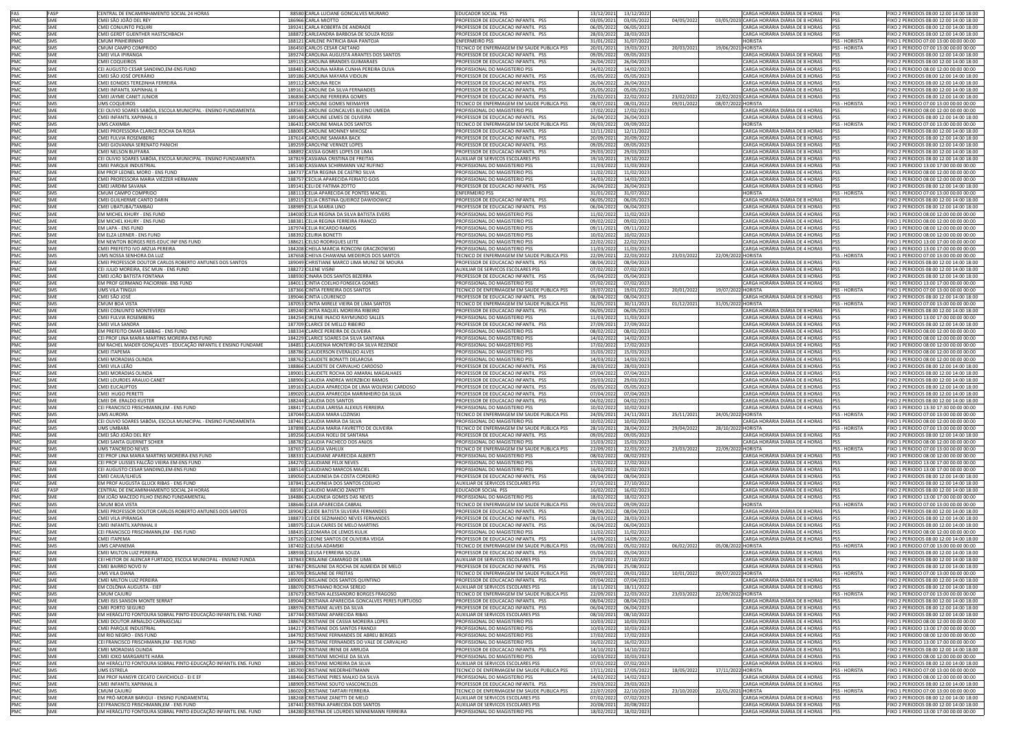| FAS | FASP | CENTRAL DE ENCAMINHAMENTO SOCIAL 24 HORAS | 88580 | CARLA LUCIANE GONCALVES MURARO | EDUCADOR SOCIAL PSS | 13/12/2021 | 13/12/2022 | | | CARGA HORÁRIA DIÁRIA DE 8 HORAS | PSS | FIXO 2 PERIODOS 08:00 12:00 14:00 18:00 |
|---|---|---|---|---|---|---|---|---|---|---|---|---|
| PMC | SME | CMEI SÃO JOÃO DEL REY | 186966 | CARLA MIOTTO | PROFESSOR DE EDUCACAO INFANTIL PSS | 03/05/2021 | 03/05/2022 | 04/05/2022 | 03/05/2023 | CARGA HORÁRIA DIÁRIA DE 8 HORAS | PSS | FIXO 2 PERIODOS 08:00 12:00 14:00 18:00 |
| PMC | SME | CMEI CONJUNTO PIQUIRI | 189241 | CARLA ROBERTA DE ANDRADE | PROFESSOR DE EDUCACAO INFANTIL PSS | 06/05/2022 | 06/05/2023 | | | CARGA HORÁRIA DIÁRIA DE 8 HORAS | PSS | FIXO 2 PERIODOS 08:00 12:00 14:00 18:00 |
| PMC | SME | CMEI GERDT GUENTHER HASTSCHBACH | 188872 | CARLEANDRA BARBOSA DE SOUZA ROSSI | PROFESSOR DE EDUCACAO INFANTIL PSS | 28/03/2022 | 28/03/2023 | | | CARGA HORÁRIA DIÁRIA DE 8 HORAS | PSS | FIXO 2 PERIODOS 08:00 12:00 14:00 18:00 |
| PMC | SMS | CMUM PINHEIRINHO | 188121 | CARLENE PATRICIA BAIA PANTOJA | ENFERMEIRO PSS | 31/01/2022 | 31/07/2022 | | | HORISTA | PSS - HORISTA | FIXO 1 PERIODO 07:00 13:00 00:00 00:00 |
| PMC | SMS | CMUM CAMPO COMPRIDO | 186450 | CARLOS CESAR CAETANO | TECNICO DE ENFERMAGEM EM SAUDE PUBLICA PSS | 20/01/2021 | 19/03/2021 | 20/03/2021 | 19/06/2021 | HORISTA | PSS - HORISTA | FIXO 1 PERIODO 07:00 13:00 00:00 00:00 |
| PMC | SME | CMEI VILA IPIRANGA | 189274 | CAROLINA AUGUSTA ARANTES DOS SANTOS | PROFESSOR DE EDUCACAO INFANTIL PSS | 09/05/2022 | 09/05/2023 | | | CARGA HORÁRIA DIÁRIA DE 8 HORAS | PSS | FIXO 2 PERIODOS 08:00 12:00 14:00 18:00 |
| PMC | SME | CMEI COQUEIROS | 189115 | CAROLINA BRANDES GUIMARAES | PROFESSOR DE EDUCACAO INFANTIL PSS | 26/04/2022 | 26/04/2023 | | | CARGA HORÁRIA DIÁRIA DE 8 HORAS | PSS | FIXO 2 PERIODOS 08:00 12:00 14:00 18:00 |
| PMC | SME | CEI AUGUSTO CESAR SANDINO,EM-ENS FUND | 188481 | CAROLINA MARIA CUNHA PEREIRA OLIVA | PROFISSIONAL DO MAGISTERIO PSS | 14/02/2022 | 14/02/2023 | | | CARGA HORÁRIA DIÁRIA DE 4 HORAS | PSS | FIXO 1 PERIODO 08:00 12:00 00:00 00:00 |
| PMC | SME | CMEI SÃO JOSÉ OPERÁRIO | 189186 | CAROLINA MAYARA VIDOLIN | PROFESSOR DE EDUCACAO INFANTIL PSS | 05/05/2022 | 05/05/2023 | | | CARGA HORÁRIA DIÁRIA DE 8 HORAS | PSS | FIXO 2 PERIODOS 08:00 12:00 14:00 18:00 |
| PMC | SME | CMEI EONIDES TEREZINHA FERREIRA | 189112 | CAROLINA RECH | PROFESSOR DE EDUCACAO INFANTIL PSS | 26/04/2022 | 26/04/2023 | | | CARGA HORÁRIA DIÁRIA DE 8 HORAS | PSS | FIXO 2 PERIODOS 08:00 12:00 14:00 18:00 |
| PMC | SME | CMEI INFANTIL XAPINHAL II | 189161 | CAROLINE DA SILVA FERNANDES | PROFESSOR DE EDUCACAO INFANTIL PSS | 05/05/2022 | 05/05/2023 | | | CARGA HORÁRIA DIÁRIA DE 8 HORAS | PSS | FIXO 2 PERIODOS 08:00 12:00 14:00 18:00 |
| PMC | SME | CMEI JAYME CANET JUNIOR | 186836 | CAROLINE FERREIRA GOMES | PROFESSOR DE EDUCACAO INFANTIL PSS | 23/02/2021 | 22/02/2022 | 23/02/2022 | 22/02/2023 | CARGA HORÁRIA DIÁRIA DE 8 HORAS | PSS | FIXO 2 PERIODOS 08:00 12:00 14:00 18:00 |
| PMC | SMS | UMS COQUEIROS | 187330 | CAROLINE GOMES NEIMAYER | TECNICO DE ENFERMAGEM EM SAUDE PUBLICA PSS | 08/07/2021 | 08/01/2022 | 09/01/2022 | 08/07/2022 | HORISTA | PSS - HORISTA | FIXO 1 PERIODO 07:00 13:00 00:00 00:00 |
| PMC | SME | CEI OLIVIO SOARES SABÓIA, ESCOLA MUNICIPAL - ENSINO FUNDAMENTA | 188565 | CAROLINE GONCALVES BUENO UMEDA | PROFISSIONAL DO MAGISTERIO PSS | 17/02/2022 | 17/02/2023 | | | CARGA HORÁRIA DIÁRIA DE 4 HORAS | PSS | FIXO 1 PERIODO 08:00 12:00 00:00 00:00 |
| PMC | SME | CMEI INFANTIL XAPINHAL II | 189148 | CAROLINE LEMES DE OLIVEIRA | PROFESSOR DE EDUCACAO INFANTIL PSS | 26/04/2022 | 26/04/2023 | | | CARGA HORÁRIA DIÁRIA DE 8 HORAS | PSS | FIXO 2 PERIODOS 08:00 12:00 14:00 18:00 |
| PMC | SMS | UMS CAXIMBA | 186431 | CAROLINE MAILA DOS SANTOS | TECNICO DE ENFERMAGEM EM SAUDE PUBLICA PSS | 09/03/2022 | 09/09/2022 | | | HORISTA | PSS - HORISTA | FIXO 1 PERIODO 07:00 13:00 00:00 00:00 |
| PMC | SME | CMEI PROFESSORA CLARICE ROCHA DA ROSA | 188005 | CAROLINE MONNEY MIKOSZ | PROFESSOR DE EDUCACAO INFANTIL PSS | 12/11/2021 | 12/11/2022 | | | CARGA HORÁRIA DIÁRIA DE 8 HORAS | PSS | FIXO 2 PERIODOS 08:00 12:00 14:00 18:00 |
| PMC | SME | CMEI FULVIA ROSEMBERG | 187614 | CAROLINE SAMARA BACK | PROFESSOR DE EDUCACAO INFANTIL PSS | 20/09/2021 | 20/09/2022 | | | CARGA HORÁRIA DIÁRIA DE 8 HORAS | PSS | FIXO 2 PERIODOS 08:00 12:00 14:00 18:00 |
| PMC | SME | CMEI GIOVANNA SERENATO PANICHI | 189259 | CAROLYNE VERNIZE LOPES | PROFESSOR DE EDUCACAO INFANTIL PSS | 09/05/2022 | 09/05/2023 | | | CARGA HORÁRIA DIÁRIA DE 8 HORAS | PSS | FIXO 2 PERIODOS 08:00 12:00 14:00 18:00 |
| PMC | SME | CMEI NELSON BUFFARA | 188892 | CASSIA GOMES LOPES DE LIMA | PROFESSOR DE EDUCACAO INFANTIL PSS | 29/03/2022 | 29/03/2023 | | | CARGA HORÁRIA DIÁRIA DE 8 HORAS | PSS | FIXO 2 PERIODOS 08:00 12:00 14:00 18:00 |
| PMC | SME | CEI OLIVIO SOARES SABÓIA, ESCOLA MUNICIPAL - ENSINO FUNDAMENTA | 187819 | CASSIANA CRISTINA DE FREITAS | AUXILIAR DE SERVICOS ESCOLARES PSS | 19/10/2021 | 19/10/2022 | | | CARGA HORÁRIA DIÁRIA DE 8 HORAS | PSS | FIXO 2 PERIODOS 08:00 12:00 14:00 18:00 |
| PMC | SME | CMEI PARQUE INDUSTRIAL | 185140 | CASSIANA SCHIRMANN VAZ RUFINO | PROFISSIONAL DO MAGISTERIO PSS | 11/03/2022 | 11/03/2023 | | | CARGA HORÁRIA DIÁRIA DE 4 HORAS | PSS | FIXO 1 PERIODO 13:00 17:00 00:00 00:00 |
| PMC | SME | EM PROF LEONEL MORO - ENS FUND | 184737 | CATIA REGINA DE CASTRO SILVA | PROFISSIONAL DO MAGISTERIO PSS | 11/02/2022 | 11/02/2023 | | | CARGA HORÁRIA DIÁRIA DE 4 HORAS | PSS | FIXO 1 PERIODO 08:00 12:00 00:00 00:00 |
| PMC | SME | CMEI PROFESSORA MARIA VIEZZER HERMANN | 188757 | CECILIA APARECIDA FERIATO GOIS | PROFISSIONAL DO MAGISTERIO PSS | 14/03/2022 | 14/03/2023 | | | CARGA HORÁRIA DIÁRIA DE 4 HORAS | PSS | FIXO 1 PERIODO 08:00 12:00 00:00 00:00 |
| PMC | SME | CMEI JARDIM SAVANA | 189141 | CELI DE FATIMA ZOTTO | PROFESSOR DE EDUCACAO INFANTIL PSS | 26/04/2022 | 26/04/2023 | | | CARGA HORÁRIA DIÁRIA DE 8 HORAS | PSS | FIXO 2 PERIODOS 08:00 12:00 14:00 18:00 |
| PMC | SMS | CMUM CAMPO COMPRIDO | 188113 | CELIA APARECIDA DE PONTES MACIEL | ENFERMEIRO PSS | 31/01/2022 | 31/07/2022 | | | HORISTA | PSS - HORISTA | FIXO 1 PERIODO 07:00 13:00 00:00 00:00 |
| PMC | SME | CMEI GUILHERME CANTO DARIN | 189215 | CELIA CRISTINA QUEIROZ DAWIDOWICZ | PROFESSOR DE EDUCACAO INFANTIL PSS | 06/05/2022 | 06/05/2023 | | | CARGA HORÁRIA DIÁRIA DE 8 HORAS | PSS | FIXO 2 PERIODOS 08:00 12:00 14:00 18:00 |
| PMC | SME | CMEI UBATUBA/TAMBAU | 188989 | CELIA MARIA LINO | PROFESSOR DE EDUCACAO INFANTIL PSS | 06/04/2022 | 06/04/2023 | | | CARGA HORÁRIA DIÁRIA DE 8 HORAS | PSS | FIXO 2 PERIODOS 08:00 12:00 14:00 18:00 |
| PMC | SME | EM MICHEL KHURY - ENS FUND | 184030 | CELIA REGINA DA SILVA BATISTA EVERS | PROFISSIONAL DO MAGISTERIO PSS | 11/02/2022 | 11/02/2023 | | | CARGA HORÁRIA DIÁRIA DE 4 HORAS | PSS | FIXO 1 PERIODO 08:00 12:00 00:00 00:00 |
| PMC | SME | EM MICHEL KHURY - ENS FUND | 188381 | CELIA REGINA FERREIRA FRANCO | PROFISSIONAL DO MAGISTERIO PSS | 09/02/2022 | 09/02/2023 | | | CARGA HORÁRIA DIÁRIA DE 4 HORAS | PSS | FIXO 1 PERIODO 08:00 12:00 00:00 00:00 |
| PMC | SME | EM LAPA - ENS FUND | 187974 | CELIA RICARDO RAMOS | PROFISSIONAL DO MAGISTERIO PSS | 09/11/2021 | 09/11/2022 | | | CARGA HORÁRIA DIÁRIA DE 4 HORAS | PSS | FIXO 1 PERIODO 08:00 12:00 00:00 00:00 |
| PMC | SME | EM ELZA LERNER - ENS FUND | 188392 | CELIRIA BONETTI | PROFISSIONAL DO MAGISTERIO PSS | 10/02/2022 | 10/02/2023 | | | CARGA HORÁRIA DIÁRIA DE 4 HORAS | PSS | FIXO 1 PERIODO 08:00 12:00 00:00 00:00 |
| PMC | SME | EM NEWTON BORGES REIS-EDUC INF ENS FUND | 188621 | CELSO RODRIGUES LEITE | PROFISSIONAL DO MAGISTERIO PSS | 22/02/2022 | 22/02/2023 | | | CARGA HORÁRIA DIÁRIA DE 4 HORAS | PSS | FIXO 1 PERIODO 13:00 17:00 00:00 00:00 |
| PMC | SME | CMEI PREFEITO IVO ARZUA PEREIRA | 184208 | CHEILA MARCIA RONCONI GRACZKOWSKI | PROFISSIONAL DO MAGISTERIO PSS | 11/03/2022 | 11/03/2023 | | | CARGA HORÁRIA DIÁRIA DE 4 HORAS | PSS | FIXO 1 PERIODO 13:00 17:00 00:00 00:00 |
| PMC | SMS | UMS NOSSA SENHORA DA LUZ | 187658 | CHEIVA CHAWANA MEDEIROS DOS SANTOS | TECNICO DE ENFERMAGEM EM SAUDE PUBLICA PSS | 22/09/2021 | 22/03/2022 | 23/03/2022 | 22/09/2022 | HORISTA | PSS - HORISTA | FIXO 1 PERIODO 07:00 13:00 00:00 00:00 |
| PMC | SME | CMEI PROFESSOR DOUTOR CARLOS ROBERTO ANTUNES DOS SANTOS | 189049 | CHRISTIANE MARCO LIMA MUNIZ DE MOURA | PROFESSOR DE EDUCACAO INFANTIL PSS | 08/04/2022 | 08/04/2023 | | | CARGA HORÁRIA DIÁRIA DE 8 HORAS | PSS | FIXO 2 PERIODOS 08:00 12:00 14:00 18:00 |
| PMC | SME | CEI JULIO MOREIRA, ESC MUN - ENS FUND | 188272 | CILENE VISINI | AUXILIAR DE SERVICOS ESCOLARES PSS | 07/02/2022 | 07/02/2023 | | | CARGA HORÁRIA DIÁRIA DE 8 HORAS | PSS | FIXO 2 PERIODOS 08:00 12:00 14:00 18:00 |
| PMC | SME | CMEI JOÃO BATISTA FONTANA | 188930 | CINARA DOS SANTOS BEZERRA | PROFESSOR DE EDUCACAO INFANTIL PSS | 05/04/2022 | 05/04/2023 | | | CARGA HORÁRIA DIÁRIA DE 8 HORAS | PSS | FIXO 2 PERIODOS 08:00 12:00 14:00 18:00 |
| PMC | SME | EM PROF GERMANO PACIORNIK- ENS FUND | 184011 | CINTIA COELHO FONSECA GOMES | PROFISSIONAL DO MAGISTERIO PSS | 07/02/2022 | 07/02/2023 | | | CARGA HORÁRIA DIÁRIA DE 4 HORAS | PSS | FIXO 1 PERIODO 13:00 17:00 00:00 00:00 |
| PMC | SMS | UMS VILA TINGUI | 187366 | CINTIA FERREIRA DOS SANTOS | TECNICO DE ENFERMAGEM EM SAUDE PUBLICA PSS | 19/07/2021 | 19/01/2022 | 20/01/2022 | 19/07/2022 | HORISTA | PSS - HORISTA | FIXO 1 PERIODO 07:00 13:00 00:00 00:00 |
| PMC | SME | CMEI SÃO JOSÉ | 189046 | CINTIA LOURENCO | PROFESSOR DE EDUCACAO INFANTIL PSS | 08/04/2022 | 08/04/2023 | | | CARGA HORÁRIA DIÁRIA DE 8 HORAS | PSS | FIXO 2 PERIODOS 08:00 12:00 14:00 18:00 |
| PMC | SMS | CMUM BOA VISTA | 187053 | CINTIA MIRELE VIEIRA DE LIMA SANTOS | TECNICO DE ENFERMAGEM EM SAUDE PUBLICA PSS | 31/05/2021 | 30/11/2021 | 01/12/2021 | 31/05/2022 | HORISTA | PSS - HORISTA | FIXO 1 PERIODO 07:00 13:00 00:00 00:00 |
| PMC | SME | CMEI CONJUNTO MONTEVERDI | 189240 | CINTIA RAQUEL MOREIRA RIBEIRO | PROFESSOR DE EDUCACAO INFANTIL PSS | 06/05/2022 | 06/05/2023 | | | CARGA HORÁRIA DIÁRIA DE 8 HORAS | PSS | FIXO 2 PERIODOS 08:00 12:00 14:00 18:00 |
| PMC | SME | CMEI FULVIA ROSEMBERG | 184254 | CIRLENE INACIO RAYMUNDO SALLES | PROFISSIONAL DO MAGISTERIO PSS | 11/03/2022 | 11/03/2023 | | | CARGA HORÁRIA DIÁRIA DE 4 HORAS | PSS | FIXO 1 PERIODO 13:00 17:00 00:00 00:00 |
| PMC | SME | CMEI VILA SANDRA | 187709 | CLARICE DE MELLO RIBEIRO | PROFESSOR DE EDUCACAO INFANTIL PSS | 27/09/2021 | 27/09/2022 | | | CARGA HORÁRIA DIÁRIA DE 8 HORAS | PSS | FIXO 2 PERIODOS 08:00 12:00 14:00 18:00 |
| PMC | SME | EM PREFEITO OMAR SABBAG - ENS FUND | 188334 | CLARICE PEREIRA DE OLIVEIRA | PROFISSIONAL DO MAGISTERIO PSS | 08/02/2022 | 08/02/2023 | | | CARGA HORÁRIA DIÁRIA DE 4 HORAS | PSS | FIXO 1 PERIODO 08:00 12:00 00:00 00:00 |
| PMC | SME | CEI PROF LINA MARIA MARTINS MOREIRA-ENS FUND | 184229 | CLARICE SOARES DA SILVA SANTANA | PROFISSIONAL DO MAGISTERIO PSS | 14/02/2022 | 14/02/2023 | | | CARGA HORÁRIA DIÁRIA DE 4 HORAS | PSS | FIXO 1 PERIODO 08:00 12:00 00:00 00:00 |
| PMC | SME | EM RACHEL MADER GONÇALVES - EDUCAÇÃO INFANTIL E ENSINO FUNDAME | 184851 | CLAUDENIA MONTEIRO DA SILVA REZENDE | PROFISSIONAL DO MAGISTERIO PSS | 17/02/2022 | 17/02/2023 | | | CARGA HORÁRIA DIÁRIA DE 4 HORAS | PSS | FIXO 1 PERIODO 08:00 12:00 00:00 00:00 |
| PMC | SME | CMEI ITAPEMA | 188786 | CLAUDERSON EVERALDO ALVES | PROFISSIONAL DO MAGISTERIO PSS | 15/03/2022 | 15/03/2023 | | | CARGA HORÁRIA DIÁRIA DE 4 HORAS | PSS | FIXO 1 PERIODO 08:00 12:00 00:00 00:00 |
| PMC | SME | CMEI MORADIAS OLINDA | 188762 | CLAUDETE BONATTI DELAROSA | PROFISSIONAL DO MAGISTERIO PSS | 14/03/2022 | 14/03/2023 | | | CARGA HORÁRIA DIÁRIA DE 4 HORAS | PSS | FIXO 1 PERIODO 08:00 12:00 00:00 00:00 |
| PMC | SME | CMEI VILA LEÃO | 188866 | CLAUDETE DE CARVALHO CARDOSO | PROFESSOR DE EDUCACAO INFANTIL PSS | 28/03/2022 | 28/03/2023 | | | CARGA HORÁRIA DIÁRIA DE 8 HORAS | PSS | FIXO 2 PERIODOS 08:00 12:00 14:00 18:00 |
| PMC | SME | CMEI MORADIAS OLINDA | 189001 | CLAUDETE ROCHA DO AMARAL MAGALHAES | PROFESSOR DE EDUCACAO INFANTIL PSS | 07/04/2022 | 07/04/2023 | | | CARGA HORÁRIA DIÁRIA DE 8 HORAS | PSS | FIXO 2 PERIODOS 08:00 12:00 14:00 18:00 |
| PMC | SME | CMEI LOURDES ARAUJO CANET | 188906 | CLAUDIA ANDREA WIERZBICKI RAMOS | PROFESSOR DE EDUCACAO INFANTIL PSS | 29/03/2022 | 29/03/2023 | | | CARGA HORÁRIA DIÁRIA DE 8 HORAS | PSS | FIXO 2 PERIODOS 08:00 12:00 14:00 18:00 |
| PMC | SME | CMEI EUCALIPTOS | 189163 | CLAUDIA APARECIDA DE LIMA WOLINSKI CARDOSO | PROFESSOR DE EDUCACAO INFANTIL PSS | 05/05/2022 | 05/05/2023 | | | CARGA HORÁRIA DIÁRIA DE 8 HORAS | PSS | FIXO 2 PERIODOS 08:00 12:00 14:00 18:00 |
| PMC | SME | CMEI HUGO PERETTI | 189020 | CLAUDIA APARECIDA MARINHEIRO DA SILVA | PROFESSOR DE EDUCACAO INFANTIL PSS | 07/04/2022 | 07/04/2023 | | | CARGA HORÁRIA DIÁRIA DE 8 HORAS | PSS | FIXO 2 PERIODOS 08:00 12:00 14:00 18:00 |
| PMC | SME | CMEI DR. ERALDO KUSTER | 188244 | CLAUDIA DOS SANTOS | PROFESSOR DE EDUCACAO INFANTIL PSS | 04/02/2022 | 04/02/2023 | | | CARGA HORÁRIA DIÁRIA DE 8 HORAS | PSS | FIXO 2 PERIODOS 08:00 12:00 14:00 18:00 |
| PMC | SME | CEI FRANCISCO FRISCHMANN,EM - ENS FUND | 188417 | CLAUDIA LARISSA ALEXIUS FERREIRA | PROFISSIONAL DO MAGISTERIO PSS | 10/02/2022 | 10/02/2023 | | | CARGA HORÁRIA DIÁRIA DE 4 HORAS | PSS | FIXO 1 PERIODO 13:30 17:30 00:00 00:00 |
| PMC | SMS | UMS AURORA | 187044 | CLAUDIA MARA LOZINSKI | TECNICO DE ENFERMAGEM EM SAUDE PUBLICA PSS | 24/05/2021 | 24/11/2021 | 25/11/2021 | 24/05/2022 | HORISTA | PSS - HORISTA | FIXO 1 PERIODO 07:00 13:00 00:00 00:00 |
| PMC | SME | CEI OLIVIO SOARES SABÓIA, ESCOLA MUNICIPAL - ENSINO FUNDAMENTA | 187461 | CLAUDIA MARIA DA SILVA | PROFISSIONAL DO MAGISTERIO PSS | 10/02/2022 | 10/02/2023 | | | CARGA HORÁRIA DIÁRIA DE 4 HORAS | PSS | FIXO 1 PERIODO 08:00 12:00 00:00 00:00 |
| PMC | SMS | UMS UMBARÁ | 187898 | CLAUDIA MARIA FAVRETTO DE OLIVEIRA | TECNICO DE ENFERMAGEM EM SAUDE PUBLICA PSS | 28/10/2021 | 28/04/2022 | 29/04/2022 | 28/10/2022 | HORISTA | PSS - HORISTA | FIXO 1 PERIODO 07:00 13:00 00:00 00:00 |
| PMC | SME | CMEI SÃO JOÃO DEL REY | 189256 | CLAUDIA NOELI DE SANTANA | PROFESSOR DE EDUCACAO INFANTIL PSS | 09/05/2022 | 09/05/2023 | | | CARGA HORÁRIA DIÁRIA DE 8 HORAS | PSS | FIXO 2 PERIODOS 08:00 12:00 14:00 18:00 |
| PMC | SME | CMEI SANTA GUERNET SCHIER | 188782 | CLAUDIA PACHECO DOS ANJOS | PROFISSIONAL DO MAGISTERIO PSS | 15/03/2022 | 15/03/2023 | | | CARGA HORÁRIA DIÁRIA DE 4 HORAS | PSS | FIXO 1 PERIODO 08:00 12:00 00:00 00:00 |
| PMC | SMS | UMS TANCREDO NEVES | 187657 | CLAUDIA VAHLUX | TECNICO DE ENFERMAGEM EM SAUDE PUBLICA PSS | 22/09/2021 | 22/03/2022 | 23/03/2022 | 22/09/2022 | HORISTA | PSS - HORISTA | FIXO 1 PERIODO 07:00 13:00 00:00 00:00 |
| PMC | SME | CEI PROF LINA MARIA MARTINS MOREIRA-ENS FUND | 188331 | CLAUDIANE APARECIDA ALBERTI | PROFISSIONAL DO MAGISTERIO PSS | 08/02/2022 | 08/02/2023 | | | CARGA HORÁRIA DIÁRIA DE 4 HORAS | PSS | FIXO 1 PERIODO 08:00 12:00 00:00 00:00 |
| PMC | SME | CEI PROF ULISSES FALCÃO VIEIRA EM-ENS FUND | 184270 | CLAUDIANE FELIX NEVES | PROFISSIONAL DO MAGISTERIO PSS | 17/02/2022 | 17/02/2023 | | | CARGA HORÁRIA DIÁRIA DE 4 HORAS | PSS | FIXO 1 PERIODO 13:00 17:00 00:00 00:00 |
| PMC | SME | CEI AUGUSTO CESAR SANDINO,EM-ENS FUND | 188514 | CLAUDIANO MARCOS MACIEL | PROFISSIONAL DO MAGISTERIO PSS | 16/02/2022 | 16/02/2023 | | | CARGA HORÁRIA DIÁRIA DE 4 HORAS | PSS | FIXO 1 PERIODO 13:00 17:00 00:00 00:00 |
| PMC | SME | CMEI CAIUÁ/ILHEUS | 189050 | CLAUDINEIA DA COSTA CORDEIRO | PROFESSOR DE EDUCACAO INFANTIL PSS | 08/04/2022 | 08/04/2023 | | | CARGA HORÁRIA DIÁRIA DE 8 HORAS | PSS | FIXO 2 PERIODOS 08:00 12:00 14:00 18:00 |
| PMC | SME | EM PROF AUGUSTA GLUCK RIBAS - ENS FUND | 187841 | CLAUDINEIA DOS SANTOS COELHO | AUXILIAR DE SERVICOS ESCOLARES PSS | 27/10/2021 | 27/10/2022 | | | CARGA HORÁRIA DIÁRIA DE 8 HORAS | PSS | FIXO 2 PERIODOS 08:00 12:00 14:00 18:00 |
| FAS | FASP | CENTRAL DE ENCAMINHAMENTO SOCIAL 24 HORAS | 88591 | CLAUDIO MARCIO ZANOTTI | EDUCADOR SOCIAL PSS | 16/02/2022 | 16/02/2023 | | | CARGA HORÁRIA DIÁRIA DE 8 HORAS | PSS | FIXO 2 PERIODOS 08:00 12:00 14:00 18:00 |
| PMC | SME | EM JOÃO MACEDO FILHO ENSINO FUNDAMENTAL | 184886 | CLAUDNEIA GOMES DAS NEVES | PROFISSIONAL DO MAGISTERIO PSS | 18/02/2022 | 18/02/2023 | | | CARGA HORÁRIA DIÁRIA DE 4 HORAS | PSS | FIXO 1 PERIODO 13:00 17:00 00:00 00:00 |
| PMC | SMS | CMUM BOA VISTA | 188646 | CLEIA APARECIDA CABRAL | TECNICO DE ENFERMAGEM EM SAUDE PUBLICA PSS | 09/03/2022 | 09/09/2022 | | | HORISTA | PSS - HORISTA | FIXO 1 PERIODO 07:00 13:00 00:00 00:00 |
| PMC | SME | CMEI PROFESSOR DOUTOR CARLOS ROBERTO ANTUNES DOS SANTOS | 189042 | CLEIDE BATISTA SILVEIRA FERNANDES | PROFESSOR DE EDUCACAO INFANTIL PSS | 08/04/2022 | 08/04/2023 | | | CARGA HORÁRIA DIÁRIA DE 8 HORAS | PSS | FIXO 2 PERIODOS 08:00 12:00 14:00 18:00 |
| PMC | SME | CMEI VILA IPIRANGA | 188873 | CLEIDE SEZINANDO NEVES FERNANDES | PROFESSOR DE EDUCACAO INFANTIL PSS | 28/03/2022 | 28/03/2023 | | | CARGA HORÁRIA DIÁRIA DE 8 HORAS | PSS | FIXO 2 PERIODOS 08:00 12:00 14:00 18:00 |
| PMC | SME | CMEI INFANTIL XAPINHAL II | 188975 | CLELIA CAIRES DE MELO MARTINS | PROFESSOR DE EDUCACAO INFANTIL PSS | 06/04/2022 | 06/04/2023 | | | CARGA HORÁRIA DIÁRIA DE 8 HORAS | PSS | FIXO 2 PERIODOS 08:00 12:00 14:00 18:00 |
| PMC | SME | CEI FRANCISCO FRISCHMANN,EM - ENS FUND | 188435 | CLEOMARA DE LEMOS KULIK | PROFISSIONAL DO MAGISTERIO PSS | 11/02/2022 | 11/02/2023 | | | CARGA HORÁRIA DIÁRIA DE 4 HORAS | PSS | FIXO 1 PERIODO 08:00 12:00 00:00 00:00 |
| PMC | SME | CMEI ITAPEMA | 187520 | CLEONE SANTOS DE OLIVEIRA VEIGA | PROFESSOR DE EDUCACAO INFANTIL PSS | 14/09/2021 | 14/09/2022 | | | CARGA HORÁRIA DIÁRIA DE 8 HORAS | PSS | FIXO 2 PERIODOS 08:00 12:00 14:00 18:00 |
| PMC | SMS | UMS CAPANEMA | 187402 | CLEUSA ADAMSKI | TECNICO DE ENFERMAGEM EM SAUDE PUBLICA PSS | 05/08/2021 | 05/02/2022 | 06/02/2022 | 05/08/2022 | HORISTA | PSS - HORISTA | FIXO 1 PERIODO 07:00 13:00 00:00 00:00 |
| PMC | SME | CMEI MILTON LUIZ PEREIRA | 188938 | CLEUSA FERREIRA SOUZA | PROFESSOR DE EDUCACAO INFANTIL PSS | 05/04/2022 | 05/04/2023 | | | CARGA HORÁRIA DIÁRIA DE 8 HORAS | PSS | FIXO 2 PERIODOS 08:00 12:00 14:00 18:00 |
| PMC | SME | CEI HEITOR DE ALENCAR FURTADO, ESCOLA MUNICIPAL - ENSINO FUNDA | 187843 | CRISLAINE CAMARGO DE LIMA | AUXILIAR DE SERVICOS ESCOLARES PSS | 27/10/2021 | 27/10/2022 | | | CARGA HORÁRIA DIÁRIA DE 8 HORAS | PSS | FIXO 2 PERIODOS 08:00 12:00 14:00 18:00 |
| PMC | SME | CMEI BAIRRO NOVO IV | 187467 | CRISLAINE DA ROCHA DE ALMEIDA DE MELO | PROFESSOR DE EDUCACAO INFANTIL PSS | 25/08/2021 | 25/08/2022 | | | CARGA HORÁRIA DIÁRIA DE 8 HORAS | PSS | FIXO 2 PERIODOS 08:00 12:00 14:00 18:00 |
| PMC | SMS | UMS VILA DIANA | 185709 | CRISLAINE DE FREITAS | TECNICO DE ENFERMAGEM EM SAUDE PUBLICA PSS | 09/07/2021 | 09/01/2022 | 10/01/2022 | 09/07/2022 | HORISTA | PSS - HORISTA | FIXO 1 PERIODO 07:00 13:00 00:00 00:00 |
| PMC | SME | CMEI MILTON LUIZ PEREIRA | 189005 | CRISLAINE DOS SANTOS QUINTINO | PROFESSOR DE EDUCACAO INFANTIL PSS | 07/04/2022 | 07/04/2023 | | | CARGA HORÁRIA DIÁRIA DE 8 HORAS | PSS | FIXO 2 PERIODOS 08:00 12:00 14:00 18:00 |
| PMC | SME | EM COLÔNIA AUGUSTA - EIEF | 188070 | CRISTHIANO ROCHA SEREJO | AUXILIAR DE SERVICOS ESCOLARES PSS | 18/11/2021 | 18/11/2022 | | | CARGA HORÁRIA DIÁRIA DE 8 HORAS | PSS | FIXO 2 PERIODOS 08:00 12:00 14:00 18:00 |
| PMC | SMS | CMUM CAJURU | 187673 | CRISTIAN ALESSANDRO BORGES FRAGOSO | TECNICO DE ENFERMAGEM EM SAUDE PUBLICA PSS | 22/09/2021 | 22/03/2022 | 23/03/2022 | 22/09/2022 | HORISTA | PSS - HORISTA | FIXO 1 PERIODO 07:00 13:00 00:00 00:00 |
| PMC | SME | CMEI ISIS SANSON MONTE SERRAT | 189044 | CRISTIANA APARECIDA GONCALVES PERES FURTUOSO | PROFESSOR DE EDUCACAO INFANTIL PSS | 08/04/2022 | 08/04/2023 | | | CARGA HORÁRIA DIÁRIA DE 8 HORAS | PSS | FIXO 2 PERIODOS 08:00 12:00 14:00 18:00 |
| PMC | SME | CMEI PORTO SEGURO | 188976 | CRISTIANE ALVES DA SILVA | PROFESSOR DE EDUCACAO INFANTIL PSS | 06/04/2022 | 06/04/2023 | | | CARGA HORÁRIA DIÁRIA DE 8 HORAS | PSS | FIXO 2 PERIODOS 08:00 12:00 14:00 18:00 |
| PMC | SME | EM HERÁCLITO FONTOURA SOBRAL PINTO-EDUCAÇÃO INFANTIL ENS. FUND | 187744 | CRISTIANE APARECIDA RIBAS | AUXILIAR DE SERVICOS ESCOLARES PSS | 08/10/2021 | 08/10/2022 | | | CARGA HORÁRIA DIÁRIA DE 8 HORAS | PSS | FIXO 2 PERIODOS 08:00 12:00 14:00 18:00 |
| PMC | SME | CMEI DOUTOR ARNALDO CARNASCIALI | 188674 | CRISTIANE DE CASSIA MOREIRA LOPES | PROFISSIONAL DO MAGISTERIO PSS | 10/03/2022 | 10/03/2023 | | | CARGA HORÁRIA DIÁRIA DE 4 HORAS | PSS | FIXO 1 PERIODO 08:00 12:00 00:00 00:00 |
| PMC | SME | CMEI PARQUE INDUSTRIAL | 184217 | CRISTIANE DOS SANTOS FRANDJI | PROFISSIONAL DO MAGISTERIO PSS | 10/03/2022 | 10/03/2023 | | | CARGA HORÁRIA DIÁRIA DE 4 HORAS | PSS | FIXO 1 PERIODO 13:00 17:00 00:00 00:00 |
| PMC | SME | EM RIO NEGRO - ENS FUND | 184792 | CRISTIANE FERNANDES DE ABREU BERGES | PROFISSIONAL DO MAGISTERIO PSS | 17/02/2022 | 17/02/2023 | | | CARGA HORÁRIA DIÁRIA DE 4 HORAS | PSS | FIXO 1 PERIODO 08:00 12:00 00:00 00:00 |
| PMC | SME | CEI FRANCISCO FRISCHMANN,EM - ENS FUND | 184794 | CRISTIANE FERNANDES DO VALE DE CARVALHO | PROFISSIONAL DO MAGISTERIO PSS | 16/02/2022 | 16/02/2023 | | | CARGA HORÁRIA DIÁRIA DE 4 HORAS | PSS | FIXO 1 PERIODO 13:00 17:00 00:00 00:00 |
| PMC | SME | CMEI MORADIAS OLINDA | 187779 | CRISTIANE IRENE DE ARRUDA | PROFESSOR DE EDUCACAO INFANTIL PSS | 14/10/2021 | 14/10/2022 | | | CARGA HORÁRIA DIÁRIA DE 8 HORAS | PSS | FIXO 2 PERIODOS 08:00 12:00 14:00 18:00 |
| PMC | SME | CMEI IOKO MARGARETE HARA | 188688 | CRISTIANE MICHELE DA SILVA | PROFISSIONAL DO MAGISTERIO PSS | 10/03/2022 | 10/03/2023 | | | CARGA HORÁRIA DIÁRIA DE 4 HORAS | PSS | FIXO 1 PERIODO 08:00 12:00 00:00 00:00 |
| PMC | SME | EM HERÁCLITO FONTOURA SOBRAL PINTO-EDUCAÇÃO INFANTIL ENS. FUND | 188265 | CRISTIANE MOREIRA DA SILVA | AUXILIAR DE SERVICOS ESCOLARES PSS | 07/02/2022 | 07/02/2023 | | | CARGA HORÁRIA DIÁRIA DE 8 HORAS | PSS | FIXO 2 PERIODOS 08:00 12:00 14:00 18:00 |
| PMC | SMS | UMS ESTRELA | 185700 | CRISTIANE NIEDERHEITMANN | TECNICO DE ENFERMAGEM EM SAUDE PUBLICA PSS | 17/11/2021 | 17/05/2022 | 18/05/2022 | 17/11/2022 | HORISTA | PSS - HORISTA | FIXO 1 PERIODO 07:00 13:00 00:00 00:00 |
| PMC | SME | EM PROF NANSYR CECATO CAVICHIOLO - EI E EF | 188466 | CRISTIANE PIRES MALKO DA SILVA | PROFISSIONAL DO MAGISTERIO PSS | 14/02/2022 | 14/02/2023 | | | CARGA HORÁRIA DIÁRIA DE 4 HORAS | PSS | FIXO 1 PERIODO 08:00 12:00 00:00 00:00 |
| PMC | SME | CMEI INFANTIL XAPINHAL II | 188909 | CRISTIANE SOUTO VASCONCELOS | PROFESSOR DE EDUCACAO INFANTIL PSS | 29/03/2022 | 29/03/2023 | | | CARGA HORÁRIA DIÁRIA DE 8 HORAS | PSS | FIXO 2 PERIODOS 08:00 12:00 14:00 18:00 |
| PMC | SMS | CMUM CAJURÚ | 186020 | CRISTIANE TARTARI FERREIRA | TECNICO DE ENFERMAGEM EM SAUDE PUBLICA PSS | 22/07/2020 | 22/10/2020 | 23/10/2020 | 22/01/2021 | HORISTA | PSS - HORISTA | FIXO 1 PERIODO 07:00 13:00 00:00 00:00 |
| PMC | SME | EM PRÓ-MORAR BARIGUI - ENSINO FUNDAMENTAL | 188268 | CRISTIANE ZANETTI DE MELO | AUXILIAR DE SERVICOS ESCOLARES PSS | 07/02/2022 | 07/02/2023 | | | CARGA HORÁRIA DIÁRIA DE 8 HORAS | PSS | FIXO 2 PERIODOS 08:00 12:00 14:00 18:00 |
| PMC | SME | CEI FRANCISCO FRISCHMANN,EM - ENS FUND | 187441 | CRISTINA APARECIDA DOS SANTOS | AUXILIAR DE SERVICOS ESCOLARES PSS | 20/08/2021 | 20/08/2022 | | | CARGA HORÁRIA DIÁRIA DE 8 HORAS | PSS | FIXO 2 PERIODOS 08:00 12:00 14:00 18:00 |
| PMC | SME | EM HERÁCLITO FONTOURA SOBRAL PINTO-EDUCAÇÃO INFANTIL ENS. FUND | 184280 | CRISTINA DE LOURDES NENNEMANN FERREIRA | PROFISSIONAL DO MAGISTERIO PSS | 18/02/2022 | 18/02/2023 | | | CARGA HORÁRIA DIÁRIA DE 4 HORAS | PSS | FIXO 1 PERIODO 13:00 17:00 00:00 00:00 |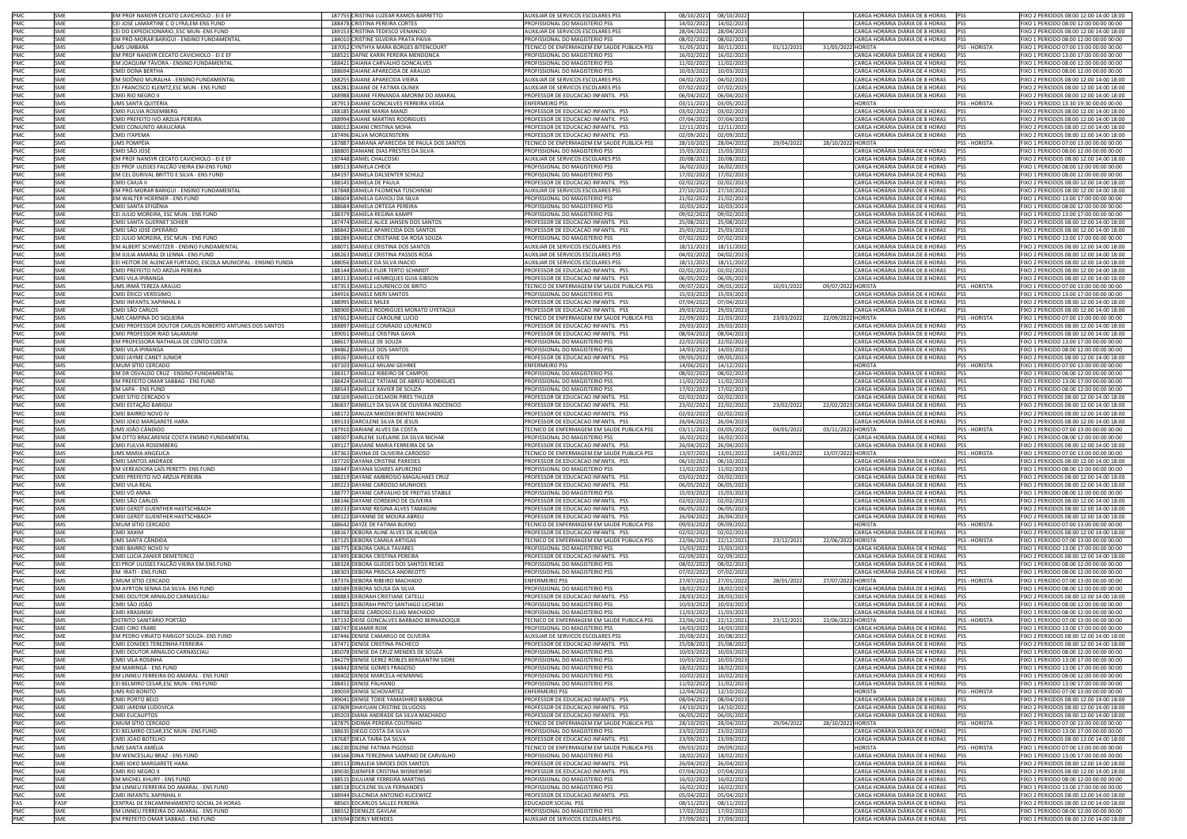| | | | | | | | | | | | |
|---|---|---|---|---|---|---|---|---|---|---|---|
| PMC | SME | EM PROF NANSYR CECATO CAVICHIOLO - EI E EF | 187755 CRISTINA LUZEAR RAMOS BARRETTO | AUXILIAR DE SERVICOS ESCOLARES PSS | 08/10/2021 | 08/10/2022 | | | CARGA HORÁRIA DIÁRIA DE 8 HORAS | PSS | FIXO 2 PERIODOS 08:00 12:00 14:00 18:00 |
| PMC | SME | CEI JOSE LAMARTINE C O LYRA,EM-ENS FUND | 188478 CRISTINA PEREIRA CORTES | PROFISSIONAL DO MAGISTERIO PSS | 14/02/2022 | 14/02/2023 | | | CARGA HORÁRIA DIÁRIA DE 4 HORAS | PSS | FIXO 1 PERIODO 08:00 12:00 00:00 00:00 |
| PMC | SME | CEI DO EXPEDICIONÁRIO, ESC MUN- ENS FUND | 189153 CRISTINA TEDESCO VENANCIO | AUXILIAR DE SERVICOS ESCOLARES PSS | 28/04/2022 | 28/04/2023 | | | CARGA HORÁRIA DIÁRIA DE 8 HORAS | PSS | FIXO 2 PERIODOS 08:00 12:00 14:00 18:00 |
| PMC | SME | EM PRÓ-MORAR BARIGUI - ENSINO FUNDAMENTAL | 184010 CRISTINE SILVEIRA PRATA PAIVA | PROFISSIONAL DO MAGISTERIO PSS | 08/02/2022 | 08/02/2023 | | | CARGA HORÁRIA DIÁRIA DE 4 HORAS | PSS | FIXO 1 PERIODO 08:00 12:00 00:00 00:00 |
| PMC | SMS | UMS UMBARÁ | 187062 CYNTHYA MARA BORGES BITENCOURT | TECNICO DE ENFERMAGEM EM SAUDE PUBLICA PSS | 31/05/2021 | 30/11/2021 | 01/12/2021 | 31/05/2022 | HORISTA | PSS - HORISTA | FIXO 1 PERIODO 07:00 13:00 00:00 00:00 |
| PMC | SME | EM PROF NANSYR CECATO CAVICHIOLO - EI E EF | 188521 DAFNE KARIN PEREIRA MENDONCA | PROFISSIONAL DO MAGISTERIO PSS | 16/02/2022 | 16/02/2023 | | | CARGA HORÁRIA DIÁRIA DE 4 HORAS | PSS | FIXO 1 PERIODO 13:00 17:00 00:00 00:00 |
| PMC | SME | EM JOAQUIM TÁVORA - ENSINO FUNDAMENTAL | 188421 DAIANA CARVALHO GONCALVES | PROFISSIONAL DO MAGISTERIO PSS | 11/02/2022 | 11/02/2023 | | | CARGA HORÁRIA DIÁRIA DE 4 HORAS | PSS | FIXO 1 PERIODO 08:00 12:00 00:00 00:00 |
| PMC | SME | CMEI DONA BERTHA | 188694 DAIANE APARECIDA DE ARAUJO | PROFISSIONAL DO MAGISTERIO PSS | 10/03/2022 | 10/03/2023 | | | CARGA HORÁRIA DIÁRIA DE 4 HORAS | PSS | FIXO 1 PERIODO 08:00 12:00 00:00 00:00 |
| PMC | SME | EM SIDÔNIO MURALHA - ENSINO FUNDAMENTAL | 188255 DAIANE APARECIDA VIEIRA | AUXILIAR DE SERVICOS ESCOLARES PSS | 04/02/2022 | 04/02/2023 | | | CARGA HORÁRIA DIÁRIA DE 8 HORAS | PSS | FIXO 2 PERIODOS 08:00 12:00 14:00 18:00 |
| PMC | SME | CEI FRANCISCO KLEMTZ,ESC MUN - ENS FUND | 188281 DAIANE DE FATIMA OLINEK | AUXILIAR DE SERVICOS ESCOLARES PSS | 07/02/2022 | 07/02/2023 | | | CARGA HORÁRIA DIÁRIA DE 8 HORAS | PSS | FIXO 2 PERIODOS 08:00 12:00 14:00 18:00 |
| PMC | SME | CMEI RIO NEGRO II | 188988 DAIANE FERNANDA AMORIM DO AMARAL | PROFESSOR DE EDUCACAO INFANTIL PSS | 06/04/2022 | 06/04/2023 | | | CARGA HORÁRIA DIÁRIA DE 8 HORAS | PSS | FIXO 2 PERIODOS 08:00 12:00 14:00 18:00 |
| PMC | SMS | UMS SANTA QUITÉRIA | 187913 DAIANE GONCALVES FERREIRA VEIGA | ENFERMEIRO PSS | 03/11/2021 | 03/05/2022 | | | HORISTA | PSS - HORISTA | FIXO 1 PERIODO 13:30 19:30 00:00 00:00 |
| PMC | SME | CMEI FULVIA ROSEMBERG | 188185 DAIANE MARIA MANZI | PROFESSOR DE EDUCACAO INFANTIL PSS | 03/02/2022 | 03/02/2023 | | | CARGA HORÁRIA DIÁRIA DE 8 HORAS | PSS | FIXO 2 PERIODOS 08:00 12:00 14:00 18:00 |
| PMC | SME | CMEI PREFEITO IVO ARZUA PEREIRA | 188994 DAIANE MARTINS RODRIGUES | PROFESSOR DE EDUCACAO INFANTIL PSS | 07/04/2022 | 07/04/2023 | | | CARGA HORÁRIA DIÁRIA DE 8 HORAS | PSS | FIXO 2 PERIODOS 08:00 12:00 14:00 18:00 |
| PMC | SME | CMEI CONJUNTO ARAUCÁRIA | 188012 DAIANI CRISTINA MOHA | PROFESSOR DE EDUCACAO INFANTIL PSS | 12/11/2021 | 12/11/2022 | | | CARGA HORÁRIA DIÁRIA DE 8 HORAS | PSS | FIXO 2 PERIODOS 08:00 12:00 14:00 18:00 |
| PMC | SME | CMEI ITAPEMA | 187496 DALVA MORGENSTERN | PROFESSOR DE EDUCACAO INFANTIL PSS | 02/09/2021 | 02/09/2022 | | | CARGA HORÁRIA DIÁRIA DE 8 HORAS | PSS | FIXO 2 PERIODOS 08:00 12:00 14:00 18:00 |
| PMC | SMS | UMS POMPÉIA | 187887 DAMIANA APARECIDA DE PAULA DOS SANTOS | TECNICO DE ENFERMAGEM EM SAUDE PUBLICA PSS | 28/10/2021 | 28/04/2022 | 29/04/2022 | 28/10/2022 | HORISTA | PSS - HORISTA | FIXO 1 PERIODO 07:00 13:00 00:00 00:00 |
| PMC | SME | CMEI SÃO JOSÉ | 188805 DANIANE DIAS PRESTES DA SILVA | PROFISSIONAL DO MAGISTERIO PSS | 15/03/2022 | 15/03/2023 | | | CARGA HORÁRIA DIÁRIA DE 4 HORAS | PSS | FIXO 1 PERIODO 08:00 12:00 00:00 00:00 |
| PMC | SME | EM PROF NANSYR CECATO CAVICHIOLO - EI E EF | 187448 DANIEL CHALCOSKI | AUXILIAR DE SERVICOS ESCOLARES PSS | 20/08/2021 | 20/08/2022 | | | CARGA HORÁRIA DIÁRIA DE 8 HORAS | PSS | FIXO 2 PERIODOS 08:00 12:00 14:00 18:00 |
| PMC | SME | CEI PROF ULISSES FALCÃO VIEIRA EM-ENS FUND | 188513 DANIELA CHECK | PROFISSIONAL DO MAGISTERIO PSS | 16/02/2022 | 16/02/2023 | | | CARGA HORÁRIA DIÁRIA DE 4 HORAS | PSS | FIXO 1 PERIODO 08:00 12:00 00:00 00:00 |
| PMC | SME | EM CEL DURIVAL BRITTO E SILVA - ENS FUND | 184197 DANIELA DALSENTER SCHULZ | PROFISSIONAL DO MAGISTERIO PSS | 17/02/2022 | 17/02/2023 | | | CARGA HORÁRIA DIÁRIA DE 4 HORAS | PSS | FIXO 1 PERIODO 08:00 12:00 00:00 00:00 |
| PMC | SME | CMEI CAIUÁ II | 188145 DANIELA DE PAULA | PROFESSOR DE EDUCACAO INFANTIL PSS | 02/02/2022 | 02/02/2023 | | | CARGA HORÁRIA DIÁRIA DE 8 HORAS | PSS | FIXO 2 PERIODOS 08:00 12:00 14:00 18:00 |
| PMC | SME | EM PRÓ-MORAR BARIGUI - ENSINO FUNDAMENTAL | 187848 DANIELA FILOMENA TUSCHINSKI | AUXILIAR DE SERVICOS ESCOLARES PSS | 27/10/2021 | 27/10/2022 | | | CARGA HORÁRIA DIÁRIA DE 8 HORAS | PSS | FIXO 2 PERIODOS 08:00 12:00 14:00 18:00 |
| PMC | SME | EM WALTER HOERNER - ENS FUND | 188604 DANIELA GAVIOLI DA SILVA | PROFISSIONAL DO MAGISTERIO PSS | 21/02/2022 | 21/02/2023 | | | CARGA HORÁRIA DIÁRIA DE 4 HORAS | PSS | FIXO 1 PERIODO 13:00 17:00 00:00 00:00 |
| PMC | SME | CMEI SANTA EFIGÊNIA | 188684 DANIELA ORTEGA PEREIRA | PROFISSIONAL DO MAGISTERIO PSS | 10/03/2022 | 10/03/2023 | | | CARGA HORÁRIA DIÁRIA DE 4 HORAS | PSS | FIXO 1 PERIODO 08:00 12:00 00:00 00:00 |
| PMC | SME | CEI JULIO MOREIRA, ESC MUN - ENS FUND | 188379 DANIELA REGINA KAMPF | PROFISSIONAL DO MAGISTERIO PSS | 09/02/2022 | 09/02/2023 | | | CARGA HORÁRIA DIÁRIA DE 4 HORAS | PSS | FIXO 1 PERIODO 13:00 17:00 00:00 00:00 |
| PMC | SME | CMEI SANTA GUERNET SCHIER | 187474 DANIELE ALICE JANSEN DOS SANTOS | PROFESSOR DE EDUCACAO INFANTIL PSS | 25/08/2021 | 25/08/2022 | | | CARGA HORÁRIA DIÁRIA DE 8 HORAS | PSS | FIXO 2 PERIODOS 08:00 12:00 14:00 18:00 |
| PMC | SME | CMEI SÃO JOSÉ OPERÁRIO | 188842 DANIELE APARECIDA DOS SANTOS | PROFESSOR DE EDUCACAO INFANTIL PSS | 25/03/2022 | 25/03/2023 | | | CARGA HORÁRIA DIÁRIA DE 8 HORAS | PSS | FIXO 2 PERIODOS 08:00 12:00 14:00 18:00 |
| PMC | SME | CEI JULIO MOREIRA, ESC MUN - ENS FUND | 188289 DANIELE CRISTIANE DA ROSA SOUZA | PROFISSIONAL DO MAGISTERIO PSS | 07/02/2022 | 07/02/2023 | | | CARGA HORÁRIA DIÁRIA DE 4 HORAS | PSS | FIXO 1 PERIODO 13:00 17:00 00:00 00:00 |
| PMC | SME | EM ALBERT SCHWEITZER - ENSINO FUNDAMENTAL | 188071 DANIELE CRISTINA DOS SANTOS | AUXILIAR DE SERVICOS ESCOLARES PSS | 18/11/2021 | 18/11/2022 | | | CARGA HORÁRIA DIÁRIA DE 8 HORAS | PSS | FIXO 2 PERIODOS 08:00 12:00 14:00 18:00 |
| PMC | SME | EM JULIA AMARAL DI LENNA - ENS FUND | 188263 DANIELE CRISTINA PASSOS ROSA | AUXILIAR DE SERVICOS ESCOLARES PSS | 04/02/2022 | 04/02/2023 | | | CARGA HORÁRIA DIÁRIA DE 8 HORAS | PSS | FIXO 2 PERIODOS 08:00 12:00 14:00 18:00 |
| PMC | SME | CEI HEITOR DE ALENCAR FURTADO, ESCOLA MUNICIPAL - ENSINO FUNDA | 188056 DANIELE DA SILVA INACIO | AUXILIAR DE SERVICOS ESCOLARES PSS | 18/11/2021 | 18/11/2022 | | | CARGA HORÁRIA DIÁRIA DE 8 HORAS | PSS | FIXO 2 PERIODOS 08:00 12:00 14:00 18:00 |
| PMC | SME | CMEI PREFEITO IVO ARZUA PEREIRA | 188144 DANIELE FLOR TERTO SCHMIDT | PROFESSOR DE EDUCACAO INFANTIL PSS | 02/02/2022 | 02/02/2023 | | | CARGA HORÁRIA DIÁRIA DE 8 HORAS | PSS | FIXO 2 PERIODOS 08:00 12:00 14:00 18:00 |
| PMC | SME | CMEI VILA IPIRANGA | 189213 DANIELE HENRIQUES GUIA GIBSON | PROFESSOR DE EDUCACAO INFANTIL PSS | 06/05/2022 | 06/05/2023 | | | CARGA HORÁRIA DIÁRIA DE 8 HORAS | PSS | FIXO 2 PERIODOS 08:00 12:00 14:00 18:00 |
| PMC | SMS | UMS IRMÃ TEREZA ARAÚJO | 187353 DANIELE LOURENCO DE BRITO | TECNICO DE ENFERMAGEM EM SAUDE PUBLICA PSS | 09/07/2021 | 09/01/2022 | 10/01/2022 | 09/07/2022 | HORISTA | PSS - HORISTA | FIXO 1 PERIODO 07:00 13:00 00:00 00:00 |
| PMC | SME | CMEI ÉRICO VERÍSSIMO | 184916 DANIELE MERI SANTOS | PROFISSIONAL DO MAGISTERIO PSS | 15/03/2022 | 15/03/2023 | | | CARGA HORÁRIA DIÁRIA DE 4 HORAS | PSS | FIXO 1 PERIODO 13:00 17:00 00:00 00:00 |
| PMC | SME | CMEI INFANTIL XAPINHAL II | 188995 DANIELE MILEK | PROFESSOR DE EDUCACAO INFANTIL PSS | 07/04/2022 | 07/04/2023 | | | CARGA HORÁRIA DIÁRIA DE 8 HORAS | PSS | FIXO 2 PERIODOS 08:00 12:00 14:00 18:00 |
| PMC | SME | CMEI SÃO CARLOS | 188900 DANIELE RODRIGUES MORATO UYETAQUI | PROFESSOR DE EDUCACAO INFANTIL PSS | 29/03/2022 | 29/03/2023 | | | CARGA HORÁRIA DIÁRIA DE 8 HORAS | PSS | FIXO 2 PERIODOS 08:00 12:00 14:00 18:00 |
| PMC | SMS | UMS CAMPINA DO SIQUEIRA | 187652 DANIELLE CAROLINE LUCIO | TECNICO DE ENFERMAGEM EM SAUDE PUBLICA PSS | 22/09/2021 | 22/03/2022 | 23/03/2022 | 22/09/2022 | HORISTA | PSS - HORISTA | FIXO 1 PERIODO 07:00 13:00 00:00 00:00 |
| PMC | SME | CMEI PROFESSOR DOUTOR CARLOS ROBERTO ANTUNES DOS SANTOS | 188897 DANIELLE CONRADO LOURENCO | PROFESSOR DE EDUCACAO INFANTIL PSS | 29/03/2022 | 29/03/2023 | | | CARGA HORÁRIA DIÁRIA DE 8 HORAS | PSS | FIXO 2 PERIODOS 08:00 12:00 14:00 18:00 |
| PMC | SME | CMEI PROFESSOR RIAD SALAMUNI | 189051 DANIELLE CRISTINA GAVA | PROFESSOR DE EDUCACAO INFANTIL PSS | 08/04/2022 | 08/04/2023 | | | CARGA HORÁRIA DIÁRIA DE 8 HORAS | PSS | FIXO 2 PERIODOS 08:00 12:00 14:00 18:00 |
| PMC | SME | EM PROFESSORA NATHALIA DE CONTO COSTA | 188617 DANIELLE DE SOUZA | PROFISSIONAL DO MAGISTERIO PSS | 22/02/2022 | 22/02/2023 | | | CARGA HORÁRIA DIÁRIA DE 4 HORAS | PSS | FIXO 1 PERIODO 13:00 17:00 00:00 00:00 |
| PMC | SME | CMEI VILA IPIRANGA | 188862 DANIELLE DOS SANTOS | PROFISSIONAL DO MAGISTERIO PSS | 14/03/2022 | 14/03/2023 | | | CARGA HORÁRIA DIÁRIA DE 4 HORAS | PSS | FIXO 1 PERIODO 08:00 12:00 00:00 00:00 |
| PMC | SME | CMEI JAYME CANET JUNIOR | 189267 DANIELLE KISTE | PROFESSOR DE EDUCACAO INFANTIL PSS | 09/05/2022 | 09/05/2023 | | | CARGA HORÁRIA DIÁRIA DE 8 HORAS | PSS | FIXO 2 PERIODOS 08:00 12:00 14:00 18:00 |
| PMC | SMS | CMUM SÍTIO CERCADO | 187103 DANIELLE MILANI GEHRKE | ENFERMEIRO PSS | 14/06/2021 | 14/12/2021 | | | HORISTA | PSS - HORISTA | FIXO 1 PERIODO 07:00 13:00 00:00 00:00 |
| PMC | SME | EM DR OSVALDO CRUZ - ENSINO FUNDAMENTAL | 188317 DANIELLE RIBEIRO DE CAMPOS | PROFISSIONAL DO MAGISTERIO PSS | 08/02/2022 | 08/02/2023 | | | CARGA HORÁRIA DIÁRIA DE 4 HORAS | PSS | FIXO 1 PERIODO 08:00 12:00 00:00 00:00 |
| PMC | SME | EM PREFEITO OMAR SABBAG - ENS FUND | 188424 DANIELLE TATIANE DE ABREU RODRIGUES | PROFISSIONAL DO MAGISTERIO PSS | 11/02/2022 | 11/02/2023 | | | CARGA HORÁRIA DIÁRIA DE 4 HORAS | PSS | FIXO 1 PERIODO 13:00 17:00 00:00 00:00 |
| PMC | SME | EM LAPA - ENS FUND | 188543 DANIELLE XAVIER DE SOUZA | PROFISSIONAL DO MAGISTERIO PSS | 17/02/2022 | 17/02/2023 | | | CARGA HORÁRIA DIÁRIA DE 4 HORAS | PSS | FIXO 1 PERIODO 08:00 12:00 00:00 00:00 |
| PMC | SME | CMEI SÍTIO CERCADO V | 188169 DANIELLI DELMON PIRES THULER | PROFESSOR DE EDUCACAO INFANTIL PSS | 02/02/2022 | 02/02/2023 | | | CARGA HORÁRIA DIÁRIA DE 8 HORAS | PSS | FIXO 2 PERIODOS 08:00 12:00 14:00 18:00 |
| PMC | SME | CMEI ESTAÇÃO BARIGUI | 186837 DANIELLY DA SILVA DE OLIVEIRA INOCENCIO | PROFESSOR DE EDUCACAO INFANTIL PSS | 23/02/2021 | 22/02/2022 | 23/02/2022 | 22/02/2023 | CARGA HORÁRIA DIÁRIA DE 8 HORAS | PSS | FIXO 2 PERIODOS 08:00 12:00 14:00 18:00 |
| PMC | SME | CMEI BAIRRO NOVO IV | 188172 DANUZA MIKOSKI BENTO MACHADO | PROFESSOR DE EDUCACAO INFANTIL PSS | 02/02/2022 | 02/02/2023 | | | CARGA HORÁRIA DIÁRIA DE 8 HORAS | PSS | FIXO 2 PERIODOS 08:00 12:00 14:00 18:00 |
| PMC | SME | CMEI IOKO MARGARETE HARA | 189133 DARCILENE SILVA DE JESUS | PROFESSOR DE EDUCACAO INFANTIL PSS | 26/04/2022 | 26/04/2023 | | | CARGA HORÁRIA DIÁRIA DE 8 HORAS | PSS | FIXO 2 PERIODOS 08:00 12:00 14:00 18:00 |
| PMC | SMS | UMS JOÃO CÂNDIDO | 187910 DARIANE ALVES DA COSTA | TECNICO DE ENFERMAGEM EM SAUDE PUBLICA PSS | 03/11/2021 | 03/05/2022 | 04/05/2022 | 03/11/2022 | HORISTA | PSS - HORISTA | FIXO 1 PERIODO 07:00 13:00 00:00 00:00 |
| PMC | SME | EM OTTO BRACARENSE COSTA ENSINO FUNDAMENTAL | 188507 DARLENE SUELAINE DA SILVA NICHAK | PROFISSIONAL DO MAGISTERIO PSS | 16/02/2022 | 16/02/2023 | | | CARGA HORÁRIA DIÁRIA DE 4 HORAS | PSS | FIXO 1 PERIODO 08:00 12:00 00:00 00:00 |
| PMC | SME | CMEI FULVIA ROSEMBERG | 189127 DAVIANE MARIA FERREIRA DE SA | PROFESSOR DE EDUCACAO INFANTIL PSS | 26/04/2022 | 26/04/2023 | | | CARGA HORÁRIA DIÁRIA DE 8 HORAS | PSS | FIXO 2 PERIODOS 08:00 12:00 14:00 18:00 |
| PMC | SMS | UMS MARIA ANGÉLICA | 187363 DAVINA DE OLIVEIRA CARDOSO | TECNICO DE ENFERMAGEM EM SAUDE PUBLICA PSS | 13/07/2021 | 13/01/2022 | 14/01/2022 | 13/07/2022 | HORISTA | PSS - HORISTA | FIXO 1 PERIODO 07:00 13:00 00:00 00:00 |
| PMC | SME | CMEI SANTOS ANDRADE | 187720 DAYANA CRISTINE PAREDES | PROFESSOR DE EDUCACAO INFANTIL PSS | 06/10/2021 | 06/10/2022 | | | CARGA HORÁRIA DIÁRIA DE 8 HORAS | PSS | FIXO 2 PERIODOS 08:00 12:00 14:00 18:00 |
| PMC | SME | EM VEREADORA LAÍS PERETTI- ENS FUND | 188447 DAYANA SOARES APURCINO | PROFISSIONAL DO MAGISTERIO PSS | 11/02/2022 | 11/02/2023 | | | CARGA HORÁRIA DIÁRIA DE 4 HORAS | PSS | FIXO 1 PERIODO 08:00 12:00 00:00 00:00 |
| PMC | SME | CMEI PREFEITO IVO ARZUA PEREIRA | 188219 DAYANE AMBROSIO MAGALHAES CRUZ | PROFESSOR DE EDUCACAO INFANTIL PSS | 03/02/2022 | 03/02/2023 | | | CARGA HORÁRIA DIÁRIA DE 8 HORAS | PSS | FIXO 2 PERIODOS 08:00 12:00 14:00 18:00 |
| PMC | SME | CMEI VILA REAL | 189223 DAYANE CARDOSO MUNHOES | PROFESSOR DE EDUCACAO INFANTIL PSS | 06/05/2022 | 06/05/2023 | | | CARGA HORÁRIA DIÁRIA DE 8 HORAS | PSS | FIXO 2 PERIODOS 08:00 12:00 14:00 18:00 |
| PMC | SME | CMEI VÓ ANNA | 188777 DAYANE CARVALHO DE FREITAS STABILE | PROFISSIONAL DO MAGISTERIO PSS | 15/03/2022 | 15/03/2023 | | | CARGA HORÁRIA DIÁRIA DE 4 HORAS | PSS | FIXO 1 PERIODO 08:00 12:00 00:00 00:00 |
| PMC | SME | CMEI SÃO CARLOS | 188146 DAYANE CORDEIRO DE OLIVEIRA | PROFESSOR DE EDUCACAO INFANTIL PSS | 02/02/2022 | 02/02/2023 | | | CARGA HORÁRIA DIÁRIA DE 8 HORAS | PSS | FIXO 2 PERIODOS 08:00 12:00 14:00 18:00 |
| PMC | SME | CMEI GERDT GUENTHER HASTSCHBACH | 189233 DAYANE REGINA ALVES TAMAGINI | PROFESSOR DE EDUCACAO INFANTIL PSS | 06/05/2022 | 06/05/2023 | | | CARGA HORÁRIA DIÁRIA DE 8 HORAS | PSS | FIXO 2 PERIODOS 08:00 12:00 14:00 18:00 |
| PMC | SME | CMEI GERDT GUENTHER HASTSCHBACH | 189122 DAYANNE DE MOURA ABREU | PROFESSOR DE EDUCACAO INFANTIL PSS | 26/04/2022 | 26/04/2023 | | | CARGA HORÁRIA DIÁRIA DE 8 HORAS | PSS | FIXO 2 PERIODOS 08:00 12:00 14:00 18:00 |
| PMC | SMS | CMUM SÍTIO CERCADO | 188642 DAYZE DE FATIMA BUENO | TECNICO DE ENFERMAGEM EM SAUDE PUBLICA PSS | 09/03/2022 | 09/09/2022 | | | HORISTA | PSS - HORISTA | FIXO 1 PERIODO 07:00 13:00 00:00 00:00 |
| PMC | SME | CMEI XAXIM | 188167 DEBORA ALINE ALVES DE ALMEIDA | PROFESSOR DE EDUCACAO INFANTIL PSS | 02/02/2022 | 02/02/2023 | | | CARGA HORÁRIA DIÁRIA DE 8 HORAS | PSS | FIXO 2 PERIODOS 08:00 12:00 14:00 18:00 |
| PMC | SMS | UMS SANTA CÂNDIDA | 187125 DEBORA CAMILA ARTIGAS | TECNICO DE ENFERMAGEM EM SAUDE PUBLICA PSS | 22/06/2021 | 22/12/2021 | 23/12/2021 | 22/06/2022 | HORISTA | PSS - HORISTA | FIXO 1 PERIODO 07:00 13:00 00:00 00:00 |
| PMC | SME | CMEI BAIRRO NOVO IV | 188775 DEBORA CARLA TAVARES | PROFISSIONAL DO MAGISTERIO PSS | 15/03/2022 | 15/03/2023 | | | CARGA HORÁRIA DIÁRIA DE 4 HORAS | PSS | FIXO 1 PERIODO 13:00 17:00 00:00 00:00 |
| PMC | SME | CMEI LUCIA ZANIER DEMETERCO | 187495 DEBORA CRISTINA PEREIRA | PROFESSOR DE EDUCACAO INFANTIL PSS | 02/09/2021 | 02/09/2022 | | | CARGA HORÁRIA DIÁRIA DE 8 HORAS | PSS | FIXO 2 PERIODOS 08:00 12:00 14:00 18:00 |
| PMC | SME | CEI PROF ULISSES FALCÃO VIEIRA EM-ENS FUND | 188328 DEBORA GUEDES DOS SANTOS RESKE | PROFISSIONAL DO MAGISTERIO PSS | 08/02/2022 | 08/02/2023 | | | CARGA HORÁRIA DIÁRIA DE 4 HORAS | PSS | FIXO 1 PERIODO 08:00 12:00 00:00 00:00 |
| PMC | SME | EM IRATI - ENS FUND | 188303 DEBORA PRISCILA ANDREOTTI | PROFISSIONAL DO MAGISTERIO PSS | 07/02/2022 | 07/02/2023 | | | CARGA HORÁRIA DIÁRIA DE 4 HORAS | PSS | FIXO 1 PERIODO 08:00 12:00 00:00 00:00 |
| PMC | SMS | CMUM SÍTIO CERCADO | 187376 DEBORA RIBEIRO MACHADO | ENFERMEIRO PSS | 27/07/2021 | 27/01/2022 | 28/01/2022 | 27/07/2022 | HORISTA | PSS - HORISTA | FIXO 1 PERIODO 07:00 13:00 00:00 00:00 |
| PMC | SME | EM AYRTON SENNA DA SILVA- ENS FUND | 188589 DEBORA SOUSA DA SILVA | PROFISSIONAL DO MAGISTERIO PSS | 18/02/2022 | 18/02/2023 | | | CARGA HORÁRIA DIÁRIA DE 4 HORAS | PSS | FIXO 1 PERIODO 08:00 12:00 00:00 00:00 |
| PMC | SME | CMEI DOUTOR ARNALDO CARNASCIALI | 188883 DEBORAH CRISTIANE CATELLI | PROFESSOR DE EDUCACAO INFANTIL PSS | 28/03/2022 | 28/03/2023 | | | CARGA HORÁRIA DIÁRIA DE 8 HORAS | PSS | FIXO 2 PERIODOS 08:00 12:00 14:00 18:00 |
| PMC | SME | CMEI SÃO JOÃO | 184925 DEBORAH PINTO SANTIAGO LICHESKI | PROFISSIONAL DO MAGISTERIO PSS | 10/03/2022 | 10/03/2023 | | | CARGA HORÁRIA DIÁRIA DE 4 HORAS | PSS | FIXO 1 PERIODO 08:00 12:00 00:00 00:00 |
| PMC | SME | CMEI KRASINSKI | 188738 DEISE CARDOSO ELIAS MACHADO | PROFISSIONAL DO MAGISTERIO PSS | 11/03/2022 | 11/03/2023 | | | CARGA HORÁRIA DIÁRIA DE 4 HORAS | PSS | FIXO 1 PERIODO 08:00 12:00 00:00 00:00 |
| PMC | SMS | DISTRITO SANITÁRIO PORTÃO | 187132 DEISE GONCALVES BARBADO BERNARDOQUE | TECNICO DE ENFERMAGEM EM SAUDE PUBLICA PSS | 22/06/2021 | 22/12/2021 | 23/12/2021 | 22/06/2022 | HORISTA | PSS - HORISTA | FIXO 1 PERIODO 07:00 13:00 00:00 00:00 |
| PMC | SME | CMEI CIRO FRARE | 188747 DEJAMIR ROIK | PROFISSIONAL DO MAGISTERIO PSS | 14/03/2022 | 14/03/2023 | | | CARGA HORÁRIA DIÁRIA DE 4 HORAS | PSS | FIXO 1 PERIODO 13:00 17:00 00:00 00:00 |
| PMC | SME | EM PEDRO VIRIATO PARIGOT SOUZA- ENS FUND | 187446 DENISE CAMARGO DE OLIVEIRA | AUXILIAR DE SERVICOS ESCOLARES PSS | 20/08/2021 | 20/08/2022 | | | CARGA HORÁRIA DIÁRIA DE 8 HORAS | PSS | FIXO 2 PERIODOS 08:00 12:00 14:00 18:00 |
| PMC | SME | CMEI EONIDES TEREZINHA FERREIRA | 187471 DENISE CRISTINA PACHECO | PROFESSOR DE EDUCACAO INFANTIL PSS | 25/08/2021 | 25/08/2022 | | | CARGA HORÁRIA DIÁRIA DE 8 HORAS | PSS | FIXO 2 PERIODOS 08:00 12:00 14:00 18:00 |
| PMC | SME | CMEI DOUTOR ARNALDO CARNASCIALI | 185078 DENISE DA CRUZ MENDES DE SOUZA | PROFISSIONAL DO MAGISTERIO PSS | 10/03/2022 | 10/03/2023 | | | CARGA HORÁRIA DIÁRIA DE 4 HORAS | PSS | FIXO 1 PERIODO 08:00 12:00 00:00 00:00 |
| PMC | SME | CMEI VILA ROSINHA | 184279 DENISE GEREZ ROBLES BERGANTINI SIDRE | PROFISSIONAL DO MAGISTERIO PSS | 10/03/2022 | 10/03/2023 | | | CARGA HORÁRIA DIÁRIA DE 4 HORAS | PSS | FIXO 1 PERIODO 13:00 17:00 00:00 00:00 |
| PMC | SME | EM MARINGÁ - ENS FUND | 188842 DENISE GOMES FRAGOSO | PROFISSIONAL DO MAGISTERIO PSS | 18/02/2022 | 18/02/2023 | | | CARGA HORÁRIA DIÁRIA DE 4 HORAS | PSS | FIXO 1 PERIODO 13:00 17:00 00:00 00:00 |
| PMC | SME | EM LINNEU FERREIRA DO AMARAL - ENS FUND | 188402 DENISE MARCELA HEMMING | PROFISSIONAL DO MAGISTERIO PSS | 10/02/2022 | 10/02/2023 | | | CARGA HORÁRIA DIÁRIA DE 4 HORAS | PSS | FIXO 1 PERIODO 08:00 12:00 00:00 00:00 |
| PMC | SME | CEI BELMIRO CESAR,ESC MUN - ENS FUND | 188451 DENISE PALHANO | PROFISSIONAL DO MAGISTERIO PSS | 11/02/2022 | 11/02/2023 | | | CARGA HORÁRIA DIÁRIA DE 4 HORAS | PSS | FIXO 1 PERIODO 13:00 17:00 00:00 00:00 |
| PMC | SMS | UMS RIO BONITO | 189059 DENISE SCHOVARTEZ | ENFERMEIRO PSS | 12/04/2022 | 12/10/2022 | | | HORISTA | PSS - HORISTA | FIXO 1 PERIODO 07:00 13:00 00:00 00:00 |
| PMC | SME | CMEI PORTO BELO | 189041 DENISE TOKIE YAMASHIRO BARBOSA | PROFESSOR DE EDUCACAO INFANTIL PSS | 08/04/2022 | 08/04/2023 | | | CARGA HORÁRIA DIÁRIA DE 8 HORAS | PSS | FIXO 2 PERIODOS 08:00 12:00 14:00 18:00 |
| PMC | SME | CMEI JARDIM LUDOVICA | 187809 DHAYLIAN CRISTINE DLUGOSS | PROFESSOR DE EDUCACAO INFANTIL PSS | 14/10/2021 | 14/10/2022 | | | CARGA HORÁRIA DIÁRIA DE 8 HORAS | PSS | FIXO 2 PERIODOS 08:00 12:00 14:00 18:00 |
| PMC | SME | CMEI EUCALIPTOS | 189203 DIANA ANDRADE DA SILVA MACHADO | PROFESSOR DE EDUCACAO INFANTIL PSS | 06/05/2022 | 06/05/2023 | | | CARGA HORÁRIA DIÁRIA DE 8 HORAS | PSS | FIXO 2 PERIODOS 08:00 12:00 14:00 18:00 |
| PMC | SMS | CMUM SÍTIO CERCADO | 187875 DIDIMA PEREIRA COUTINHO | TECNICO DE ENFERMAGEM EM SAUDE PUBLICA PSS | 28/10/2021 | 28/04/2022 | 29/04/2022 | 28/10/2022 | HORISTA | PSS - HORISTA | FIXO 1 PERIODO 07:00 13:00 00:00 00:00 |
| PMC | SME | CEI BELMIRO CESAR,ESC MUN - ENS FUND | 188635 DIEGO COSTA DA SILVA | PROFISSIONAL DO MAGISTERIO PSS | 23/02/2022 | 23/02/2023 | | | CARGA HORÁRIA DIÁRIA DE 4 HORAS | PSS | FIXO 1 PERIODO 13:00 17:00 00:00 00:00 |
| PMC | SME | CMEI JOAO BOTELHO | 187687 DIELA TAIRA DA SILVA | PROFESSOR DE EDUCACAO INFANTIL PSS | 23/09/2021 | 23/09/2022 | | | CARGA HORÁRIA DIÁRIA DE 8 HORAS | PSS | FIXO 2 PERIODOS 08:00 12:00 14:00 18:00 |
| PMC | SMS | UMS SANTA AMÉLIA | 186230 DILENE FATIMA PIGOSSO | TECNICO DE ENFERMAGEM EM SAUDE PUBLICA PSS | 09/03/2022 | 09/09/2022 | | | HORISTA | PSS - HORISTA | FIXO 1 PERIODO 07:00 13:00 00:00 00:00 |
| PMC | SME | EM WENCESLAU BRAZ - ENS FUND | 184166 DINA TEREZINHA SAMPAIO DE CARVALHO | PROFISSIONAL DO MAGISTERIO PSS | 18/02/2022 | 18/02/2023 | | | CARGA HORÁRIA DIÁRIA DE 4 HORAS | PSS | FIXO 1 PERIODO 13:00 17:00 00:00 00:00 |
| PMC | SME | CMEI IOKO MARGARETE HARA | 189113 DINALEIA SIMOES DOS SANTOS | PROFESSOR DE EDUCACAO INFANTIL PSS | 26/04/2022 | 26/04/2023 | | | CARGA HORÁRIA DIÁRIA DE 8 HORAS | PSS | FIXO 2 PERIODOS 08:00 12:00 14:00 18:00 |
| PMC | SME | CMEI RIO NEGRO II | 189030 DJENIFER CRISTINA WISNIEWSKI | PROFESSOR DE EDUCACAO INFANTIL PSS | 07/04/2022 | 07/04/2023 | | | CARGA HORÁRIA DIÁRIA DE 8 HORAS | PSS | FIXO 2 PERIODOS 08:00 12:00 14:00 18:00 |
| PMC | SME | EM MICHEL KHURY - ENS FUND | 188515 DJULIANE FERREIRA MARTINS | PROFISSIONAL DO MAGISTERIO PSS | 16/02/2022 | 16/02/2023 | | | CARGA HORÁRIA DIÁRIA DE 4 HORAS | PSS | FIXO 1 PERIODO 08:00 12:00 00:00 00:00 |
| PMC | SME | EM LINNEU FERREIRA DO AMARAL - ENS FUND | 188518 DUCILENE SILVA FERNANDES | PROFISSIONAL DO MAGISTERIO PSS | 16/02/2022 | 16/02/2023 | | | CARGA HORÁRIA DIÁRIA DE 4 HORAS | PSS | FIXO 1 PERIODO 13:00 17:00 00:00 00:00 |
| PMC | SME | CMEI INFANTIL XAPINHAL II | 188944 DULCINEIA ANTONIO KUCEWICZ | PROFESSOR DE EDUCACAO INFANTIL PSS | 05/04/2022 | 05/04/2023 | | | CARGA HORÁRIA DIÁRIA DE 8 HORAS | PSS | FIXO 2 PERIODOS 08:00 12:00 14:00 18:00 |
| FAS | FASP | CENTRAL DE ENCAMINHAMENTO SOCIAL 24 HORAS | 88565 EDCARLOS SALLES PEREIRA | EDUCADOR SOCIAL PSS | 08/11/2021 | 08/11/2022 | | | CARGA HORÁRIA DIÁRIA DE 8 HORAS | PSS | FIXO 2 PERIODOS 08:00 12:00 14:00 18:00 |
| PMC | SME | EM LINNEU FERREIRA DO AMARAL - ENS FUND | 188552 EDENILZE GAVLAK | PROFISSIONAL DO MAGISTERIO PSS | 17/02/2022 | 17/02/2023 | | | CARGA HORÁRIA DIÁRIA DE 4 HORAS | PSS | FIXO 1 PERIODO 08:00 12:00 00:00 00:00 |
| PMC | SME | EM PREFEITO OMAR SABBAG - ENS FUND | 187694 EDERLY MENDES | AUXILIAR DE SERVICOS ESCOLARES PSS | 27/09/2021 | 27/09/2022 | | | CARGA HORÁRIA DIÁRIA DE 8 HORAS | PSS | FIXO 2 PERIODOS 08:00 12:00 14:00 18:00 |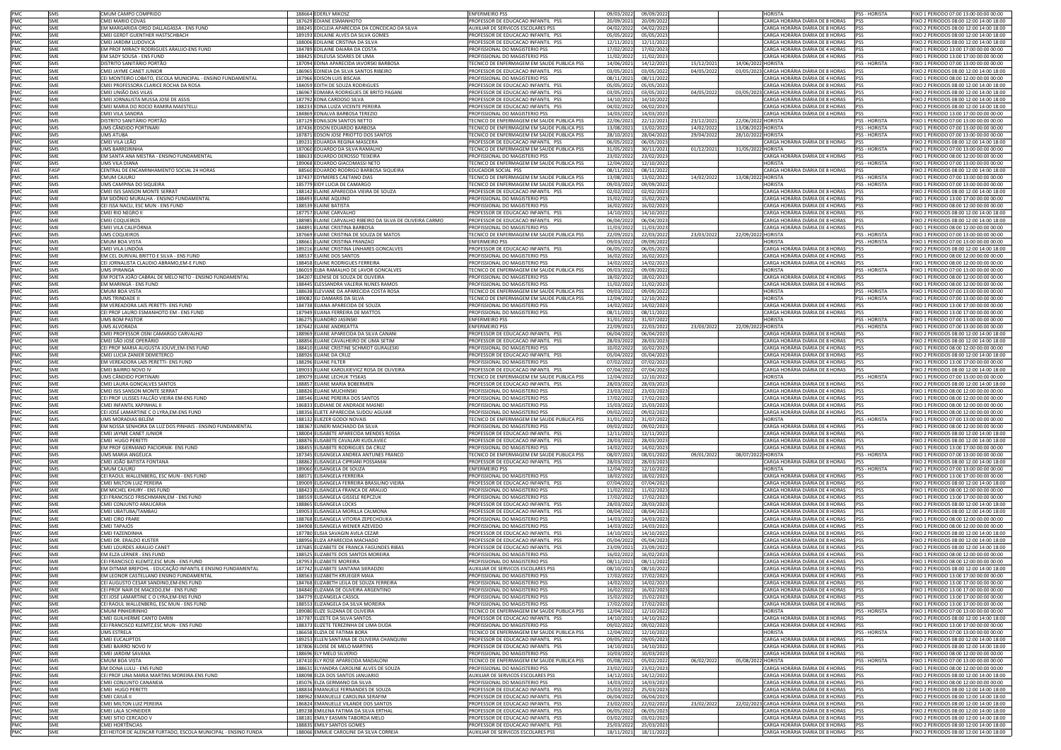| | | | | | | | | | | | |
|---|---|---|---|---|---|---|---|---|---|---|---|
| PMC | SMS | CMUM CAMPO COMPRIDO | 188664 | EDERLY MIKOSZ | ENFERMEIRO PSS | 09/03/2022 | 09/09/2022 | | | HORISTA | PSS - HORISTA | FIXO 1 PERIODO 07:00 13:00 00:00 00:00 |
| PMC | SME | CMEI MARIO COVAS | 187629 | EDIANE ESMANHOTO | PROFESSOR DE EDUCACAO INFANTIL PSS | 20/09/2021 | 20/09/2022 | | | CARGA HORÁRIA DIÁRIA DE 8 HORAS | PSS | FIXO 2 PERIODOS 08:00 12:00 14:00 18:00 |
| PMC | SME | EM MARGARIDA ORSO DALLAGASSA - ENS FUND | 188245 | EDICLEIA APARECIDA DA CONCEICAO DA SILVA | AUXILIAR DE SERVICOS ESCOLARES PSS | 04/02/2022 | 04/02/2023 | | | CARGA HORÁRIA DIÁRIA DE 8 HORAS | PSS | FIXO 2 PERIODOS 08:00 12:00 14:00 18:00 |
| PMC | SME | CMEI GERDT GUENTHER HASTSCHBACH | 189193 | EDILAINE ALVES DA SILVA GOMES | PROFESSOR DE EDUCACAO INFANTIL PSS | 05/05/2022 | 05/05/2023 | | | CARGA HORÁRIA DIÁRIA DE 8 HORAS | PSS | FIXO 2 PERIODOS 08:00 12:00 14:00 18:00 |
| PMC | SME | CMEI JARDIM LUDOVICA | 188006 | EDILAINE CRISTINA DA SILVA | PROFESSOR DE EDUCACAO INFANTIL PSS | 12/11/2021 | 12/11/2022 | | | CARGA HORÁRIA DIÁRIA DE 8 HORAS | PSS | FIXO 2 PERIODOS 08:00 12:00 14:00 18:00 |
| PMC | SME | EM PROF MIRACY RODRIGUES ARAUJO-ENS FUND | 184789 | EDILAINE DAIARA DA COSTA | PROFISSIONAL DO MAGISTERIO PSS | 17/02/2022 | 17/02/2023 | | | CARGA HORÁRIA DIÁRIA DE 4 HORAS | PSS | FIXO 1 PERIODO 13:00 17:00 00:00 00:00 |
| PMC | SME | EM SADY SOUSA - ENS FUND | 188425 | EDILEUSA SOARES DE LIMA | PROFISSIONAL DO MAGISTERIO PSS | 11/02/2022 | 11/02/2023 | | | CARGA HORÁRIA DIÁRIA DE 4 HORAS | PSS | FIXO 1 PERIODO 13:00 17:00 00:00 00:00 |
| PMC | SMS | DISTRITO SANITÁRIO PORTÃO | 187094 | EDINA APARECIDA IAVORSKI BARBOSA | TECNICO DE ENFERMAGEM EM SAUDE PUBLICA PSS | 14/06/2021 | 14/12/2021 | 15/12/2021 | 14/06/2022 | HORISTA | PSS - HORISTA | FIXO 1 PERIODO 07:00 13:00 00:00 00:00 |
| PMC | SME | CMEI JAYME CANET JUNIOR | 186965 | EDINEIA DA SILVA SANTOS RIBEIRO | PROFESSOR DE EDUCACAO INFANTIL PSS | 03/05/2021 | 03/05/2022 | 04/05/2022 | 03/05/2023 | CARGA HORÁRIA DIÁRIA DE 8 HORAS | PSS | FIXO 2 PERIODOS 08:00 12:00 14:00 18:00 |
| PMC | SME | CEI MONTEIRO LOBATO, ESCOLA MUNICIPAL - ENSINO FUNDAMENTAL | 187966 | EDISON LUIS BISCAIA | PROFISSIONAL DO MAGISTERIO PSS | 08/11/2021 | 08/11/2022 | | | CARGA HORÁRIA DIÁRIA DE 4 HORAS | PSS | FIXO 1 PERIODO 08:00 12:00 00:00 00:00 |
| PMC | SME | CMEI PROFESSORA CLARICE ROCHA DA ROSA | 184059 | EDITH DE SOUZA RODRIGUES | PROFESSOR DE EDUCACAO INFANTIL PSS | 05/05/2022 | 05/05/2023 | | | CARGA HORÁRIA DIÁRIA DE 8 HORAS | PSS | FIXO 2 PERIODOS 08:00 12:00 14:00 18:00 |
| PMC | SME | CMEI UNIÃO DAS VILAS | 186967 | EDMARA RODRIGUES DE BRITO PAGANI | PROFESSOR DE EDUCACAO INFANTIL PSS | 03/05/2021 | 03/05/2022 | 04/05/2022 | 03/05/2023 | CARGA HORÁRIA DIÁRIA DE 8 HORAS | PSS | FIXO 2 PERIODOS 08:00 12:00 14:00 18:00 |
| PMC | SME | CMEI JORNALISTA MUSSA JOSE DE ASSIS | 187792 | EDNA CARDOSO SILVA | PROFESSOR DE EDUCACAO INFANTIL PSS | 14/10/2021 | 14/10/2022 | | | CARGA HORÁRIA DIÁRIA DE 8 HORAS | PSS | FIXO 2 PERIODOS 08:00 12:00 14:00 18:00 |
| PMC | SME | CMEI MARIA DO ROCIO RAMIRA MAESTELLI | 188233 | EDNA LUIZA VICENTE PEREIRA | PROFESSOR DE EDUCACAO INFANTIL PSS | 04/02/2022 | 04/02/2023 | | | CARGA HORÁRIA DIÁRIA DE 8 HORAS | PSS | FIXO 2 PERIODOS 08:00 12:00 14:00 18:00 |
| PMC | SME | CMEI VILA SANDRA | 184869 | EDNALVA BARBOSA TEREZIO | PROFISSIONAL DO MAGISTERIO PSS | 14/03/2022 | 14/03/2023 | | | CARGA HORÁRIA DIÁRIA DE 4 HORAS | PSS | FIXO 1 PERIODO 13:00 17:00 00:00 00:00 |
| PMC | SMS | DISTRITO SANITÁRIO PORTÃO | 187129 | EDNILSON SANTOS NETTO | TECNICO DE ENFERMAGEM EM SAUDE PUBLICA PSS | 22/06/2021 | 22/12/2021 | 23/12/2021 | 22/06/2022 | HORISTA | PSS - HORISTA | FIXO 1 PERIODO 07:00 13:00 00:00 00:00 |
| PMC | SMS | UMS CÂNDIDO PORTINARI | 187436 | EDSON EDUARDO BARBOSA | TECNICO DE ENFERMAGEM EM SAUDE PUBLICA PSS | 13/08/2021 | 13/02/2022 | 14/02/2022 | 13/08/2022 | HORISTA | PSS - HORISTA | FIXO 1 PERIODO 07:00 13:00 00:00 00:00 |
| PMC | SMS | UMS ATUBA | 187871 | EDSON JOSE PRIOTTO DOS SANTOS | TECNICO DE ENFERMAGEM EM SAUDE PUBLICA PSS | 28/10/2021 | 28/04/2022 | 29/04/2022 | 28/10/2022 | HORISTA | PSS - HORISTA | FIXO 1 PERIODO 07:00 13:00 00:00 00:00 |
| PMC | SME | CMEI VILA LEÃO | 189231 | EDUARDA REGINA MASCERA | PROFESSOR DE EDUCACAO INFANTIL PSS | 06/05/2022 | 06/05/2023 | | | CARGA HORÁRIA DIÁRIA DE 8 HORAS | PSS | FIXO 2 PERIODOS 08:00 12:00 14:00 18:00 |
| PMC | SMS | UMS BARREIRINHA | 187060 | EDUARDO DA SILVA RAMALHO | TECNICO DE ENFERMAGEM EM SAUDE PUBLICA PSS | 31/05/2021 | 30/11/2021 | 01/12/2021 | 31/05/2022 | HORISTA | PSS - HORISTA | FIXO 1 PERIODO 07:00 13:00 00:00 00:00 |
| PMC | SME | EM SANTA ANA MESTRA - ENSINO FUNDAMENTAL | 188633 | EDUARDO DEROSSO TEIXEIRA | PROFISSIONAL DO MAGISTERIO PSS | 23/02/2022 | 23/02/2023 | | | CARGA HORÁRIA DIÁRIA DE 4 HORAS | PSS | FIXO 1 PERIODO 08:00 12:00 00:00 00:00 |
| PMC | SMS | UMS VILA DIANA | 189068 | EDUARDO GIACOMASSI NETO | TECNICO DE ENFERMAGEM EM SAUDE PUBLICA PSS | 12/04/2022 | 12/10/2022 | | | HORISTA | PSS - HORISTA | FIXO 1 PERIODO 07:00 13:00 00:00 00:00 |
| FAS | FASP | CENTRAL DE ENCAMINHAMENTO SOCIAL 24 HORAS | 88560 | EDUARDO RODRIGO BARBOSA SIQUEIRA | EDUCADOR SOCIAL PSS | 08/11/2021 | 08/11/2022 | | | CARGA HORÁRIA DIÁRIA DE 8 HORAS | PSS | FIXO 2 PERIODOS 08:00 12:00 14:00 18:00 |
| PMC | SMS | CMUM CAJURU | 187437 | EDYMERES CAETANO DIAS | TECNICO DE ENFERMAGEM EM SAUDE PUBLICA PSS | 13/08/2021 | 13/02/2022 | 14/02/2022 | 13/08/2022 | HORISTA | PSS - HORISTA | FIXO 1 PERIODO 07:00 13:00 00:00 00:00 |
| PMC | SMS | UMS CAMPINA DO SIQUEIRA | 185779 | EIDY LUCIA DE CAMARGO | TECNICO DE ENFERMAGEM EM SAUDE PUBLICA PSS | 09/03/2022 | 09/09/2022 | | | HORISTA | PSS - HORISTA | FIXO 1 PERIODO 07:00 13:00 00:00 00:00 |
| PMC | SME | CMEI ISIS SANSON MONTE SERRAT | 188142 | ELAINE APARECIDA VIEIRA DE SOUZA | PROFESSOR DE EDUCACAO INFANTIL PSS | 02/02/2022 | 02/02/2023 | | | CARGA HORÁRIA DIÁRIA DE 8 HORAS | PSS | FIXO 2 PERIODOS 08:00 12:00 14:00 18:00 |
| PMC | SME | EM SIDÔNIO MURALHA - ENSINO FUNDAMENTAL | 188493 | ELAINE AQUINO | PROFISSIONAL DO MAGISTERIO PSS | 15/02/2022 | 15/02/2023 | | | CARGA HORÁRIA DIÁRIA DE 4 HORAS | PSS | FIXO 1 PERIODO 13:00 17:00 00:00 00:00 |
| PMC | SME | CEI ISSA NACLI, ESC MUN - ENS FUND | 188539 | ELAINE BATISTA | PROFISSIONAL DO MAGISTERIO PSS | 16/02/2022 | 16/02/2023 | | | CARGA HORÁRIA DIÁRIA DE 4 HORAS | PSS | FIXO 1 PERIODO 08:00 12:00 00:00 00:00 |
| PMC | SME | CMEI RIO NEGRO II | 187757 | ELAINE CARVALHO | PROFESSOR DE EDUCACAO INFANTIL PSS | 14/10/2021 | 14/10/2022 | | | CARGA HORÁRIA DIÁRIA DE 8 HORAS | PSS | FIXO 2 PERIODOS 08:00 12:00 14:00 18:00 |
| PMC | SME | CMEI COQUEIROS | 188985 | ELAINE CARVALHO RIBEIRO DA SILVA DE OLIVEIRA CARMO | PROFESSOR DE EDUCACAO INFANTIL PSS | 06/04/2022 | 06/04/2023 | | | CARGA HORÁRIA DIÁRIA DE 8 HORAS | PSS | FIXO 2 PERIODOS 08:00 12:00 14:00 18:00 |
| PMC | SME | CMEI VILA CALIFÓRNIA | 184891 | ELAINE CRISTINA BARBOSA | PROFISSIONAL DO MAGISTERIO PSS | 11/03/2022 | 11/03/2023 | | | CARGA HORÁRIA DIÁRIA DE 4 HORAS | PSS | FIXO 1 PERIODO 08:00 12:00 00:00 00:00 |
| PMC | SMS | UMS COQUEIROS | 187669 | ELAINE CRISTINA DE SOUZA DE MATOS | TECNICO DE ENFERMAGEM EM SAUDE PUBLICA PSS | 22/09/2021 | 22/03/2022 | 23/03/2022 | 22/09/2022 | HORISTA | PSS - HORISTA | FIXO 1 PERIODO 07:00 13:00 00:00 00:00 |
| PMC | SMS | CMUM BOA VISTA | 188661 | ELAINE CRISTINA FRANZAO | ENFERMEIRO PSS | 09/03/2022 | 09/09/2022 | | | HORISTA | PSS - HORISTA | FIXO 1 PERIODO 07:00 13:00 00:00 00:00 |
| PMC | SME | CMEI VILA LINDÓIA | 189216 | ELAINE CRISTINA LINHARES GONCALVES | PROFESSOR DE EDUCACAO INFANTIL PSS | 06/05/2022 | 06/05/2023 | | | CARGA HORÁRIA DIÁRIA DE 8 HORAS | PSS | FIXO 2 PERIODOS 08:00 12:00 14:00 18:00 |
| PMC | SME | EM CEL DURIVAL BRITTO E SILVA - ENS FUND | 188537 | ELAINE DOS SANTOS | PROFISSIONAL DO MAGISTERIO PSS | 16/02/2022 | 16/02/2023 | | | CARGA HORÁRIA DIÁRIA DE 4 HORAS | PSS | FIXO 1 PERIODO 08:00 12:00 00:00 00:00 |
| PMC | SME | CEI JORNALISTA CLAUDIO ABRAMO,EM-E FUND | 188458 | ELAINE RODRIGUES FERREIRA | PROFISSIONAL DO MAGISTERIO PSS | 14/02/2022 | 14/02/2023 | | | CARGA HORÁRIA DIÁRIA DE 4 HORAS | PSS | FIXO 1 PERIODO 08:00 12:00 00:00 00:00 |
| PMC | SMS | UMS IPIRANGA | 186019 | ELBA RAMALHO DE LAVOR GONCALVES | TECNICO DE ENFERMAGEM EM SAUDE PUBLICA PSS | 09/03/2022 | 09/09/2022 | | | HORISTA | PSS - HORISTA | FIXO 1 PERIODO 07:00 13:00 00:00 00:00 |
| PMC | SME | EM POETA JOÃO CABRAL DE MELO NETO - ENSINO FUNDAMENTAL | 184207 | ELENISE DE SOUZA DE OLIVEIRA | PROFISSIONAL DO MAGISTERIO PSS | 18/02/2022 | 18/02/2023 | | | CARGA HORÁRIA DIÁRIA DE 4 HORAS | PSS | FIXO 1 PERIODO 08:00 12:00 00:00 00:00 |
| PMC | SME | EM MARINGÁ - ENS FUND | 188445 | ELESSANDRA VALERIA NUNES RAMOS | PROFISSIONAL DO MAGISTERIO PSS | 11/02/2022 | 11/02/2023 | | | CARGA HORÁRIA DIÁRIA DE 4 HORAS | PSS | FIXO 1 PERIODO 08:00 12:00 00:00 00:00 |
| PMC | SMS | CMUM BOA VISTA | 188638 | ELEVIANE DA APARECIDA COSTA ROSA | TECNICO DE ENFERMAGEM EM SAUDE PUBLICA PSS | 09/03/2022 | 09/09/2022 | | | HORISTA | PSS - HORISTA | FIXO 1 PERIODO 07:00 13:00 00:00 00:00 |
| PMC | SMS | UMS TRINDADE II | 189082 | ELI DAMARIS DA SILVA | TECNICO DE ENFERMAGEM EM SAUDE PUBLICA PSS | 12/04/2022 | 12/10/2022 | | | HORISTA | PSS - HORISTA | FIXO 1 PERIODO 07:00 13:00 00:00 00:00 |
| PMC | SME | EM VEREADORA LAÍS PERETTI- ENS FUND | 184738 | ELIANA APARECIDA DE SOUZA | PROFISSIONAL DO MAGISTERIO PSS | 14/02/2022 | 14/02/2023 | | | CARGA HORÁRIA DIÁRIA DE 4 HORAS | PSS | FIXO 1 PERIODO 13:00 17:00 00:00 00:00 |
| PMC | SME | CEI PROF LAURO ESMANHOTO EM - ENS FUND | 187949 | ELIANA FERREIRA DE MATTOS | PROFISSIONAL DO MAGISTERIO PSS | 08/11/2021 | 08/11/2022 | | | CARGA HORÁRIA DIÁRIA DE 4 HORAS | PSS | FIXO 1 PERIODO 13:00 17:00 00:00 00:00 |
| PMC | SMS | UMS BOM PASTOR | 186275 | ELIANDRO JASINSKI | ENFERMEIRO PSS | 31/01/2022 | 31/07/2022 | | | HORISTA | PSS - HORISTA | FIXO 1 PERIODO 07:00 13:00 00:00 00:00 |
| PMC | SMS | UMS ALVORADA | 187642 | ELIANE ANDREATTA | ENFERMEIRO PSS | 22/09/2021 | 22/03/2022 | 23/03/2022 | 22/09/2022 | HORISTA | PSS - HORISTA | FIXO 1 PERIODO 07:00 13:00 00:00 00:00 |
| PMC | SME | CMEI PROFESSOR OSNI CAMARGO CARVALHO | 188969 | ELIANE APARECIDA DA SILVA CANANI | PROFESSOR DE EDUCACAO INFANTIL PSS | 06/04/2022 | 06/04/2023 | | | CARGA HORÁRIA DIÁRIA DE 8 HORAS | PSS | FIXO 2 PERIODOS 08:00 12:00 14:00 18:00 |
| PMC | SME | CMEI SÃO JOSÉ OPERÁRIO | 188856 | ELIANE CAVALHEIRO DE LIMA SETIM | PROFESSOR DE EDUCACAO INFANTIL PSS | 28/03/2022 | 28/03/2023 | | | CARGA HORÁRIA DIÁRIA DE 8 HORAS | PSS | FIXO 2 PERIODOS 08:00 12:00 14:00 18:00 |
| PMC | SME | CEI PROF MARIA AUGUSTA JOUVE,EM-ENS FUND | 188410 | ELIANE CRISTINE SCHMIDT GURALESKI | PROFISSIONAL DO MAGISTERIO PSS | 10/02/2022 | 10/02/2023 | | | CARGA HORÁRIA DIÁRIA DE 4 HORAS | PSS | FIXO 1 PERIODO 08:00 12:00 00:00 00:00 |
| PMC | SME | CMEI LUCIA ZANIER DEMETERCO | 188926 | ELIANE DA CRUZ | PROFESSOR DE EDUCACAO INFANTIL PSS | 05/04/2022 | 05/04/2023 | | | CARGA HORÁRIA DIÁRIA DE 8 HORAS | PSS | FIXO 2 PERIODOS 08:00 12:00 14:00 18:00 |
| PMC | SME | EM VEREADORA LAÍS PERETTI- ENS FUND | 188296 | ELIANE FILTER | PROFISSIONAL DO MAGISTERIO PSS | 07/02/2022 | 07/02/2023 | | | CARGA HORÁRIA DIÁRIA DE 4 HORAS | PSS | FIXO 1 PERIODO 13:00 17:00 00:00 00:00 |
| PMC | SME | CMEI BAIRRO NOVO IV | 189033 | ELIANE KAROLKIEVICZ ROSA DE OLIVEIRA | PROFESSOR DE EDUCACAO INFANTIL PSS | 07/04/2022 | 07/04/2023 | | | CARGA HORÁRIA DIÁRIA DE 8 HORAS | PSS | FIXO 2 PERIODOS 08:00 12:00 14:00 18:00 |
| PMC | SMS | UMS CÂNDIDO PORTINARI | 189079 | ELIANE LECHUK TYSKAS | TECNICO DE ENFERMAGEM EM SAUDE PUBLICA PSS | 12/04/2022 | 12/10/2022 | | | HORISTA | PSS - HORISTA | FIXO 1 PERIODO 07:00 13:00 00:00 00:00 |
| PMC | SME | CMEI LAURA GONCALVES SANTOS | 188857 | ELIANE MARIA BOBERMEN | PROFESSOR DE EDUCACAO INFANTIL PSS | 28/03/2022 | 28/03/2023 | | | CARGA HORÁRIA DIÁRIA DE 8 HORAS | PSS | FIXO 2 PERIODOS 08:00 12:00 14:00 18:00 |
| PMC | SME | CMEI ISIS SANSON MONTE SERRAT | 188826 | ELIANE MUCHINSKI | PROFISSIONAL DO MAGISTERIO PSS | 23/03/2022 | 23/03/2023 | | | CARGA HORÁRIA DIÁRIA DE 4 HORAS | PSS | FIXO 1 PERIODO 08:00 12:00 00:00 00:00 |
| PMC | SME | CEI PROF ULISSES FALCÃO VIEIRA EM-ENS FUND | 188546 | ELIANE PEREIRA DOS SANTOS | PROFISSIONAL DO MAGISTERIO PSS | 17/02/2022 | 17/02/2023 | | | CARGA HORÁRIA DIÁRIA DE 4 HORAS | PSS | FIXO 1 PERIODO 08:00 12:00 00:00 00:00 |
| PMC | SME | CMEI INFANTIL XAPINHAL II | 186833 | ELIDIANE DE ANDRADE MASNEI | PROFISSIONAL DO MAGISTERIO PSS | 15/03/2022 | 15/03/2023 | | | CARGA HORÁRIA DIÁRIA DE 4 HORAS | PSS | FIXO 1 PERIODO 08:00 12:00 00:00 00:00 |
| PMC | SME | CEI JOSÉ LAMARTINE C O LYRA,EM-ENS FUND | 188356 | ELIETE APARECIDA SUDOU AGUIAR | PROFISSIONAL DO MAGISTERIO PSS | 09/02/2022 | 09/02/2023 | | | CARGA HORÁRIA DIÁRIA DE 4 HORAS | PSS | FIXO 1 PERIODO 08:00 12:00 00:00 00:00 |
| PMC | SMS | UMS MORADIAS BELÉM | 188132 | ELIEZER GODOI NOVAIS | TECNICO DE ENFERMAGEM EM SAUDE PUBLICA PSS | 31/01/2022 | 31/07/2022 | | | HORISTA | PSS - HORISTA | FIXO 1 PERIODO 07:00 13:00 00:00 00:00 |
| PMC | SME | EM NOSSA SENHORA DA LUZ DOS PINHAIS - ENSINO FUNDAMENTAL | 188367 | ELINERI MACHADO DA SILVA | PROFISSIONAL DO MAGISTERIO PSS | 09/02/2022 | 09/02/2023 | | | CARGA HORÁRIA DIÁRIA DE 4 HORAS | PSS | FIXO 1 PERIODO 08:00 12:00 00:00 00:00 |
| PMC | SME | CMEI JAYME CANET JUNIOR | 188004 | ELISABETE APARECIDA MENDES ROSSA | PROFESSOR DE EDUCACAO INFANTIL PSS | 12/11/2021 | 12/11/2022 | | | CARGA HORÁRIA DIÁRIA DE 8 HORAS | PSS | FIXO 2 PERIODOS 08:00 12:00 14:00 18:00 |
| PMC | SME | CMEI HUGO PERETTI | 188876 | ELISABETE CAVALARI KUDLAVIEC | PROFESSOR DE EDUCACAO INFANTIL PSS | 28/03/2022 | 28/03/2023 | | | CARGA HORÁRIA DIÁRIA DE 8 HORAS | PSS | FIXO 2 PERIODOS 08:00 12:00 14:00 18:00 |
| PMC | SME | EM PROF GERMANO PACIORNIK- ENS FUND | 188455 | ELISABETE RODRIGUES DA CRUZ | PROFISSIONAL DO MAGISTERIO PSS | 14/02/2022 | 14/02/2023 | | | CARGA HORÁRIA DIÁRIA DE 4 HORAS | PSS | FIXO 1 PERIODO 13:00 17:00 00:00 00:00 |
| PMC | SMS | UMS MARIA ANGÉLICA | 187345 | ELISANGELA ANDREA ANTUNES FRANCO | TECNICO DE ENFERMAGEM EM SAUDE PUBLICA PSS | 08/07/2021 | 08/01/2022 | 09/01/2022 | 08/07/2022 | HORISTA | PSS - HORISTA | FIXO 1 PERIODO 07:00 13:00 00:00 00:00 |
| PMC | SME | CMEI JOÃO BATISTA FONTANA | 188862 | ELISANGELA CIPRIANI POSSAMAI | PROFESSOR DE EDUCACAO INFANTIL PSS | 28/03/2022 | 28/03/2023 | | | CARGA HORÁRIA DIÁRIA DE 8 HORAS | PSS | FIXO 2 PERIODOS 08:00 12:00 14:00 18:00 |
| PMC | SMS | CMUM CAJURU | 189060 | ELISANGELA DE SOUZA | ENFERMEIRO PSS | 12/04/2022 | 12/10/2022 | | | HORISTA | PSS - HORISTA | FIXO 1 PERIODO 07:00 13:00 00:00 00:00 |
| PMC | SME | CEI RAOUL WALLENBERG, ESC MUN - ENS FUND | 188571 | ELISANGELA FERREIRA | PROFISSIONAL DO MAGISTERIO PSS | 18/02/2022 | 18/02/2023 | | | CARGA HORÁRIA DIÁRIA DE 4 HORAS | PSS | FIXO 1 PERIODO 13:00 17:00 00:00 00:00 |
| PMC | SME | CMEI MILTON LUIZ PEREIRA | 189009 | ELISANGELA FERREIRA BRASILINO VIEIRA | PROFESSOR DE EDUCACAO INFANTIL PSS | 07/04/2022 | 07/04/2023 | | | CARGA HORÁRIA DIÁRIA DE 8 HORAS | PSS | FIXO 2 PERIODOS 08:00 12:00 14:00 18:00 |
| PMC | SME | EM MICHEL KHURY - ENS FUND | 188423 | ELISANGELA FRANCA DE ARAUJO | PROFISSIONAL DO MAGISTERIO PSS | 11/02/2022 | 11/02/2023 | | | CARGA HORÁRIA DIÁRIA DE 4 HORAS | PSS | FIXO 1 PERIODO 08:00 12:00 00:00 00:00 |
| PMC | SME | CEI FRANCISCO FRISCHMANN,EM - ENS FUND | 188559 | ELISANGELA GISSELE REPCZUK | PROFISSIONAL DO MAGISTERIO PSS | 17/02/2022 | 17/02/2023 | | | CARGA HORÁRIA DIÁRIA DE 4 HORAS | PSS | FIXO 1 PERIODO 13:00 17:00 00:00 00:00 |
| PMC | SME | CMEI CONJUNTO ARAUCÁRIA | 188865 | ELISANGELA LOCKS | PROFESSOR DE EDUCACAO INFANTIL PSS | 28/03/2022 | 28/03/2023 | | | CARGA HORÁRIA DIÁRIA DE 8 HORAS | PSS | FIXO 2 PERIODOS 08:00 12:00 14:00 18:00 |
| PMC | SME | CMEI UBATUBA/TAMBAÚ | 189053 | ELISANGELA MORILLA CALMONA | PROFESSOR DE EDUCACAO INFANTIL PSS | 08/04/2022 | 08/04/2023 | | | CARGA HORÁRIA DIÁRIA DE 8 HORAS | PSS | FIXO 2 PERIODOS 08:00 12:00 14:00 18:00 |
| PMC | SME | CMEI CIRO FRARE | 188768 | ELISANGELA VITORIA ZEPECHOUKA | PROFISSIONAL DO MAGISTERIO PSS | 14/03/2022 | 14/03/2023 | | | CARGA HORÁRIA DIÁRIA DE 4 HORAS | PSS | FIXO 1 PERIODO 08:00 12:00 00:00 00:00 |
| PMC | SME | CMEI TAPAJÓS | 184908 | ELISANGELA WENIER AZEVEDO | PROFISSIONAL DO MAGISTERIO PSS | 14/03/2022 | 14/03/2023 | | | CARGA HORÁRIA DIÁRIA DE 4 HORAS | PSS | FIXO 1 PERIODO 08:00 12:00 00:00 00:00 |
| PMC | SME | CMEI FAZENDINHA | 187780 | ELISIA SAVAGIN AVILA CEZAR | PROFESSOR DE EDUCACAO INFANTIL PSS | 14/10/2021 | 14/10/2022 | | | CARGA HORÁRIA DIÁRIA DE 8 HORAS | PSS | FIXO 2 PERIODOS 08:00 12:00 14:00 18:00 |
| PMC | SME | CMEI DR. ERALDO KUSTER | 188956 | ELIZA APARECIDA MACHADO | PROFESSOR DE EDUCACAO INFANTIL PSS | 05/04/2022 | 05/04/2023 | | | CARGA HORÁRIA DIÁRIA DE 8 HORAS | PSS | FIXO 2 PERIODOS 08:00 12:00 14:00 18:00 |
| PMC | SME | CMEI LOURDES ARAUJO CANET | 187685 | ELIZABETE DE FRANCA FAGUNDES RIBAS | PROFESSOR DE EDUCACAO INFANTIL PSS | 23/09/2021 | 23/09/2022 | | | CARGA HORÁRIA DIÁRIA DE 8 HORAS | PSS | FIXO 2 PERIODOS 08:00 12:00 14:00 18:00 |
| PMC | SME | EM ELZA LERNER - ENS FUND | 188525 | ELIZABETE DOS SANTOS MOREIRA | PROFISSIONAL DO MAGISTERIO PSS | 16/02/2022 | 16/02/2023 | | | CARGA HORÁRIA DIÁRIA DE 4 HORAS | PSS | FIXO 1 PERIODO 08:00 12:00 00:00 00:00 |
| PMC | SME | CEI FRANCISCO KLEMTZ,ESC MUN - ENS FUND | 187953 | ELIZABETE MOREIRA | PROFISSIONAL DO MAGISTERIO PSS | 08/11/2021 | 08/11/2022 | | | CARGA HORÁRIA DIÁRIA DE 4 HORAS | PSS | FIXO 1 PERIODO 08:00 12:00 00:00 00:00 |
| PMC | SME | EM DITMAR BREPOHL - EDUCAÇÃO INFANTIL E ENSINO FUNDAMENTAL | 187742 | ELIZABETE SANTANA SIERADZKI | AUXILIAR DE SERVICOS ESCOLARES PSS | 08/10/2021 | 08/10/2022 | | | CARGA HORÁRIA DIÁRIA DE 8 HORAS | PSS | FIXO 2 PERIODOS 08:00 12:00 14:00 18:00 |
| PMC | SME | EM LEONOR CASTELLANO ENSINO FUNDAMENTAL | 188563 | ELIZABETH KRUEGER MAIA | PROFISSIONAL DO MAGISTERIO PSS | 17/02/2022 | 17/02/2023 | | | CARGA HORÁRIA DIÁRIA DE 4 HORAS | PSS | FIXO 1 PERIODO 13:00 17:00 00:00 00:00 |
| PMC | SME | CEI AUGUSTO CESAR SANDINO,EM-ENS FUND | 184768 | ELIZABETH LEILA DE SOUZA FERREIRA | PROFISSIONAL DO MAGISTERIO PSS | 14/02/2022 | 14/02/2023 | | | CARGA HORÁRIA DIÁRIA DE 4 HORAS | PSS | FIXO 1 PERIODO 13:00 17:00 00:00 00:00 |
| PMC | SME | CEI PROF NAIR DE MACEDO,EM - ENS FUND | 184840 | ELIZAMA DE OLIVEIRA ARGENTINO | PROFISSIONAL DO MAGISTERIO PSS | 16/02/2022 | 16/02/2023 | | | CARGA HORÁRIA DIÁRIA DE 4 HORAS | PSS | FIXO 1 PERIODO 13:00 17:00 00:00 00:00 |
| PMC | SME | CEI JOSÉ LAMARTINE C O LYRA,EM-ENS FUND | 184779 | ELIZANGELA CASSOL | PROFISSIONAL DO MAGISTERIO PSS | 15/02/2022 | 15/02/2023 | | | CARGA HORÁRIA DIÁRIA DE 4 HORAS | PSS | FIXO 1 PERIODO 08:00 12:00 00:00 00:00 |
| PMC | SME | CEI RAOUL WALLENBERG, ESC MUN - ENS FUND | 188553 | ELIZANGELA DA SILVA MOREIRA | PROFISSIONAL DO MAGISTERIO PSS | 17/02/2022 | 17/02/2023 | | | CARGA HORÁRIA DIÁRIA DE 4 HORAS | PSS | FIXO 1 PERIODO 13:00 17:00 00:00 00:00 |
| PMC | SMS | CMUM PINHEIRINHO | 189080 | ELIZE SUZANA DE OLIVEIRA | TECNICO DE ENFERMAGEM EM SAUDE PUBLICA PSS | 12/04/2022 | 12/10/2022 | | | HORISTA | PSS - HORISTA | FIXO 1 PERIODO 07:00 13:00 00:00 00:00 |
| PMC | SME | CMEI GUILHERME CANTO DARIN | 187787 | ELIZETE DA SILVA SANTOS | PROFESSOR DE EDUCACAO INFANTIL PSS | 14/10/2021 | 14/10/2022 | | | CARGA HORÁRIA DIÁRIA DE 8 HORAS | PSS | FIXO 2 PERIODOS 08:00 12:00 14:00 18:00 |
| PMC | SME | CEI FRANCISCO KLEMTZ,ESC MUN - ENS FUND | 188373 | ELIZETE TEREZINHA DE LIMA DUDA | PROFISSIONAL DO MAGISTERIO PSS | 09/02/2022 | 09/02/2023 | | | CARGA HORÁRIA DIÁRIA DE 4 HORAS | PSS | FIXO 1 PERIODO 13:00 17:00 00:00 00:00 |
| PMC | SMS | UMS ESTRELA | 186658 | ELIZIA DE FATIMA BORA | TECNICO DE ENFERMAGEM EM SAUDE PUBLICA PSS | 12/04/2022 | 12/10/2022 | | | HORISTA | PSS - HORISTA | FIXO 1 PERIODO 07:00 13:00 00:00 00:00 |
| PMC | SME | CMEI EUCALIPTOS | 189253 | ELLEN SANTANA DE OLIVEIRA CHANQUINI | PROFESSOR DE EDUCACAO INFANTIL PSS | 09/05/2022 | 09/05/2023 | | | CARGA HORÁRIA DIÁRIA DE 8 HORAS | PSS | FIXO 2 PERIODOS 08:00 12:00 14:00 18:00 |
| PMC | SME | CMEI BAIRRO NOVO IV | 187806 | ELOISE DE MELO MARTINS | PROFESSOR DE EDUCACAO INFANTIL PSS | 14/10/2021 | 14/10/2022 | | | CARGA HORÁRIA DIÁRIA DE 8 HORAS | PSS | FIXO 2 PERIODOS 08:00 12:00 14:00 18:00 |
| PMC | SME | CMEI JARDIM SAVANA | 188696 | ELY MELO SILVERIO | PROFISSIONAL DO MAGISTERIO PSS | 10/03/2022 | 10/03/2023 | | | CARGA HORÁRIA DIÁRIA DE 4 HORAS | PSS | FIXO 1 PERIODO 08:00 12:00 00:00 00:00 |
| PMC | SMS | CMUM BOA VISTA | 187410 | ELY ROSE APARECIDA MADALONI | TECNICO DE ENFERMAGEM EM SAUDE PUBLICA PSS | 05/08/2021 | 05/02/2022 | 06/02/2022 | 05/08/2022 | HORISTA | PSS - HORISTA | FIXO 1 PERIODO 07:00 13:00 00:00 00:00 |
| PMC | SME | EM DONA LULU - ENS FUND | 188631 | ELYANDRA CAROLINE ALVES DE SOUZA | PROFISSIONAL DO MAGISTERIO PSS | 23/02/2022 | 23/02/2023 | | | CARGA HORÁRIA DIÁRIA DE 4 HORAS | PSS | FIXO 1 PERIODO 08:00 12:00 00:00 00:00 |
| PMC | SME | CEI PROF LINA MARIA MARTINS MOREIRA-ENS FUND | 188098 | ELZA DOS SANTOS JANUARIO | AUXILIAR DE SERVICOS ESCOLARES PSS | 14/12/2021 | 14/12/2022 | | | CARGA HORÁRIA DIÁRIA DE 8 HORAS | PSS | FIXO 2 PERIODOS 08:00 12:00 14:00 18:00 |
| PMC | SME | CMEI CONJUNTO CANANEIA | 185076 | ELZA GERMANO DA SILVA | PROFISSIONAL DO MAGISTERIO PSS | 14/03/2022 | 14/03/2023 | | | CARGA HORÁRIA DIÁRIA DE 4 HORAS | PSS | FIXO 1 PERIODO 08:00 12:00 00:00 00:00 |
| PMC | SME | CMEI HUGO PERETTI | 188834 | EMANUELE FERNANDES DE SOUZA | PROFESSOR DE EDUCACAO INFANTIL PSS | 25/03/2022 | 25/03/2023 | | | CARGA HORÁRIA DIÁRIA DE 8 HORAS | PSS | FIXO 2 PERIODOS 08:00 12:00 14:00 18:00 |
| PMC | SME | CMEI CAIUÁ II | 188962 | EMANUELLE CAROLINA SERAFIM | PROFESSOR DE EDUCACAO INFANTIL PSS | 06/04/2022 | 06/04/2023 | | | CARGA HORÁRIA DIÁRIA DE 8 HORAS | PSS | FIXO 2 PERIODOS 08:00 12:00 14:00 18:00 |
| PMC | SME | CMEI MILTON LUIZ PEREIRA | 186824 | EMANUELLE VILANDE DOS SANTOS | PROFESSOR DE EDUCACAO INFANTIL PSS | 23/02/2021 | 22/02/2022 | 23/02/2022 | 22/02/2023 | CARGA HORÁRIA DIÁRIA DE 8 HORAS | PSS | FIXO 2 PERIODOS 08:00 12:00 14:00 18:00 |
| PMC | SME | CMEI LALA SCHNEIDER | 189238 | EMILENA FATIMA DA SILVA ERTHAL | PROFESSOR DE EDUCACAO INFANTIL PSS | 06/05/2022 | 06/05/2023 | | | CARGA HORÁRIA DIÁRIA DE 8 HORAS | PSS | FIXO 2 PERIODOS 08:00 12:00 14:00 18:00 |
| PMC | SME | CMEI SITIO CERCADO V | 188181 | EMILY EASMIN TABORDA MELO | PROFESSOR DE EDUCACAO INFANTIL PSS | 03/02/2022 | 03/02/2023 | | | CARGA HORÁRIA DIÁRIA DE 8 HORAS | PSS | FIXO 2 PERIODOS 08:00 12:00 14:00 18:00 |
| PMC | SME | CMEI HORTÊNCIAS | 188835 | EMILY SANTOS GOMES | PROFESSOR DE EDUCACAO INFANTIL PSS | 25/03/2022 | 25/03/2023 | | | CARGA HORÁRIA DIÁRIA DE 8 HORAS | PSS | FIXO 2 PERIODOS 08:00 12:00 14:00 18:00 |
| PMC | SME | CEI HEITOR DE ALENCAR FURTADO, ESCOLA MUNICIPAL - ENSINO FUNDA | 188066 | EMMLIE CAROLINE DA SILVA CORREIA | AUXILIAR DE SERVICOS ESCOLARES PSS | 18/11/2021 | 18/11/2022 | | | CARGA HORÁRIA DIÁRIA DE 8 HORAS | PSS | FIXO 2 PERIODOS 08:00 12:00 14:00 18:00 |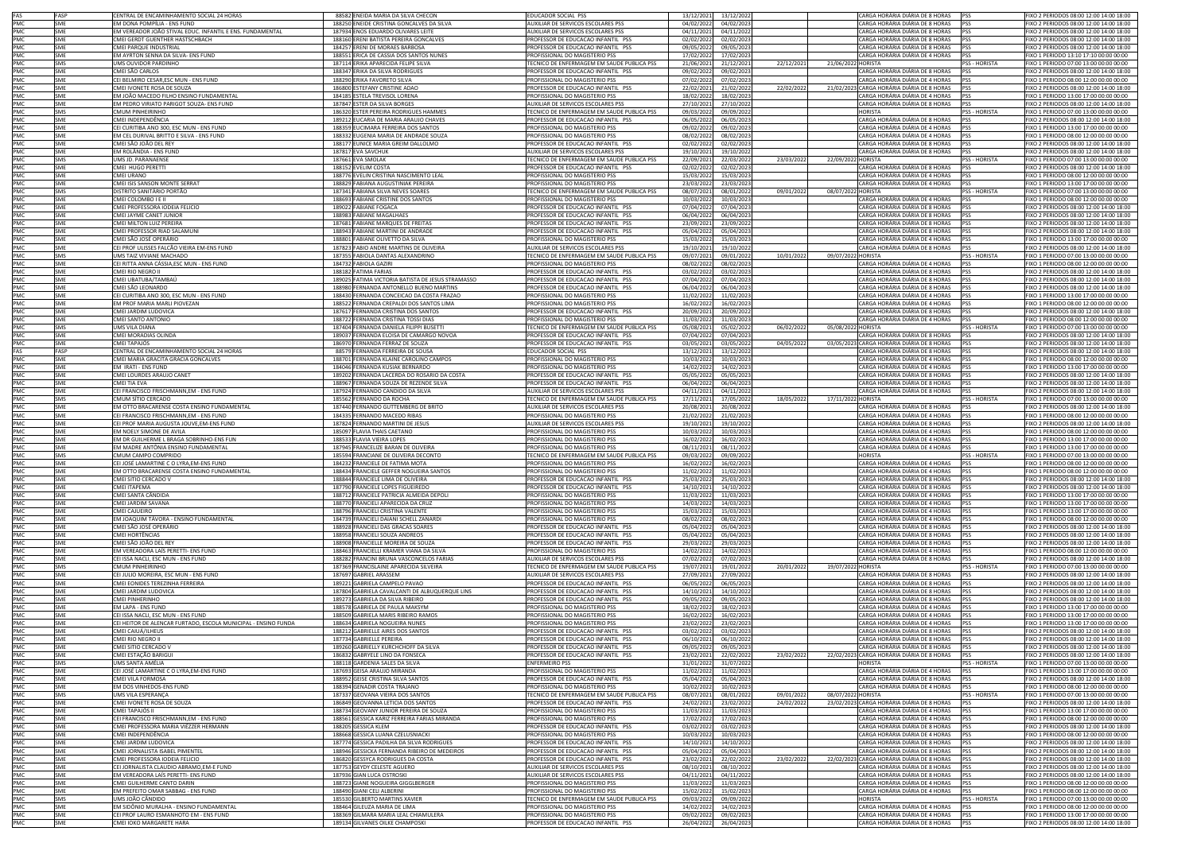| | | | | | | | | | | | | |
|---|---|---|---|---|---|---|---|---|---|---|---|---|
| FAS | FASP | CENTRAL DE ENCAMINHAMENTO SOCIAL 24 HORAS | 88582 | ENEIDA MARIA DA SILVA CHECON | EDUCADOR SOCIAL PSS | 13/12/2021 | 13/12/2022 | | | CARGA HORÁRIA DIÁRIA DE 8 HORAS | PSS | FIXO 2 PERIODOS 08:00 12:00 14:00 18:00 |
| PMC | SME | EM DONA POMPILIA - ENS FUND | 188250 | ENEIDE CRISTINA GONCALVES DA SILVA | AUXILIAR DE SERVICOS ESCOLARES PSS | 04/02/2022 | 04/02/2023 | | | CARGA HORÁRIA DIÁRIA DE 8 HORAS | PSS | FIXO 2 PERIODOS 08:00 12:00 14:00 18:00 |
| PMC | SME | EM VEREADOR JOÃO STIVAL EDUC. INFANTIL E ENS. FUNDAMENTAL | 187934 | ENOS EDUARDO OLIVARES LEITE | AUXILIAR DE SERVICOS ESCOLARES PSS | 04/11/2021 | 04/11/2022 | | | CARGA HORÁRIA DIÁRIA DE 8 HORAS | PSS | FIXO 2 PERIODOS 08:00 12:00 14:00 18:00 |
| PMC | SME | CMEI GERDT GUENTHER HASTSCHBACH | 188160 | ERENI BATISTA PEREIRA GONCALVES | PROFESSOR DE EDUCACAO INFANTIL PSS | 02/02/2022 | 02/02/2023 | | | CARGA HORÁRIA DIÁRIA DE 8 HORAS | PSS | FIXO 2 PERIODOS 08:00 12:00 14:00 18:00 |
| PMC | SME | CMEI PARQUE INDUSTRIAL | 184257 | ERENI DE MORAES BARBOSA | PROFESSOR DE EDUCACAO INFANTIL PSS | 09/05/2022 | 09/05/2023 | | | CARGA HORÁRIA DIÁRIA DE 8 HORAS | PSS | FIXO 2 PERIODOS 08:00 12:00 14:00 18:00 |
| PMC | SME | EM AYRTON SENNA DA SILVA- ENS FUND | 188551 | ERICA DE CASSIA DOS SANTOS NUNES | PROFISSIONAL DO MAGISTERIO PSS | 17/02/2022 | 17/02/2023 | | | CARGA HORÁRIA DIÁRIA DE 4 HORAS | PSS | FIXO 1 PERIODO 13:00 17:00 00:00 00:00 |
| PMC | SMS | UMS OUVIDOR PARDINHO | 187114 | ERIKA APARECIDA FELIPE SILVA | TECNICO DE ENFERMAGEM EM SAUDE PUBLICA PSS | 21/06/2021 | 21/12/2021 | 22/12/2021 | 21/06/2022 | HORISTA | PSS - HORISTA | FIXO 1 PERIODO 07:00 13:00 00:00 00:00 |
| PMC | SME | CMEI SÃO CARLOS | 188347 | ERIKA DA SILVA RODRIGUES | PROFESSOR DE EDUCACAO INFANTIL PSS | 09/02/2022 | 09/02/2023 | | | CARGA HORÁRIA DIÁRIA DE 8 HORAS | PSS | FIXO 2 PERIODOS 08:00 12:00 14:00 18:00 |
| PMC | SME | CEI BELMIRO CESAR,ESC MUN - ENS FUND | 188290 | ERIKA FAVORETO SILVA | PROFISSIONAL DO MAGISTERIO PSS | 07/02/2022 | 07/02/2023 | | | CARGA HORÁRIA DIÁRIA DE 4 HORAS | PSS | FIXO 1 PERIODO 08:00 12:00 00:00 00:00 |
| PMC | SME | CMEI IVONETE ROSA DE SOUZA | 186800 | ESTEFANY CRISTINE ADAO | PROFESSOR DE EDUCACAO INFANTIL PSS | 22/02/2021 | 21/02/2022 | 22/02/2022 | 21/02/2023 | CARGA HORÁRIA DIÁRIA DE 8 HORAS | PSS | FIXO 2 PERIODOS 08:00 12:00 14:00 18:00 |
| PMC | SME | EM JOÃO MACEDO FILHO ENSINO FUNDAMENTAL | 184185 | ESTELA TREVISOL LORENA | PROFISSIONAL DO MAGISTERIO PSS | 18/02/2022 | 18/02/2023 | | | CARGA HORÁRIA DIÁRIA DE 4 HORAS | PSS | FIXO 1 PERIODO 13:00 17:00 00:00 00:00 |
| PMC | SME | EM PEDRO VIRIATO PARIGOT SOUZA- ENS FUND | 187847 | ESTER DA SILVA BORGES | AUXILIAR DE SERVICOS ESCOLARES PSS | 27/10/2021 | 27/10/2022 | | | CARGA HORÁRIA DIÁRIA DE 8 HORAS | PSS | FIXO 2 PERIODOS 08:00 12:00 14:00 18:00 |
| PMC | SMS | CMUM PINHEIRINHO | 186320 | ESTER PEREIRA RODRIGUES HAMMES | TECNICO DE ENFERMAGEM EM SAUDE PUBLICA PSS | 09/03/2022 | 09/09/2022 | | | HORISTA | PSS - HORISTA | FIXO 1 PERIODO 07:00 13:00 00:00 00:00 |
| PMC | SME | CMEI INDEPENDÊNCIA | 189212 | EUCARIA DE MARIA ARAUJO CHAVES | PROFESSOR DE EDUCACAO INFANTIL PSS | 06/05/2022 | 06/05/2023 | | | CARGA HORÁRIA DIÁRIA DE 8 HORAS | PSS | FIXO 2 PERIODOS 08:00 12:00 14:00 18:00 |
| PMC | SME | CEI CURITIBA ANO 300, ESC MUN - ENS FUND | 188359 | EUCIMARA FERREIRA DOS SANTOS | PROFISSIONAL DO MAGISTERIO PSS | 09/02/2022 | 09/02/2023 | | | CARGA HORÁRIA DIÁRIA DE 4 HORAS | PSS | FIXO 1 PERIODO 13:00 17:00 00:00 00:00 |
| PMC | SME | EM CEL DURIVAL BRITTO E SILVA - ENS FUND | 188332 | EUGENIA MARIA DE ANDRADE SOUZA | PROFISSIONAL DO MAGISTERIO PSS | 08/02/2022 | 08/02/2023 | | | CARGA HORÁRIA DIÁRIA DE 4 HORAS | PSS | FIXO 1 PERIODO 08:00 12:00 00:00 00:00 |
| PMC | SME | CMEI SÃO JOÃO DEL REY | 188177 | EUNICE MARIA GREIM DALLOLMO | PROFESSOR DE EDUCACAO INFANTIL PSS | 02/02/2022 | 02/02/2023 | | | CARGA HORÁRIA DIÁRIA DE 8 HORAS | PSS | FIXO 2 PERIODOS 08:00 12:00 14:00 18:00 |
| PMC | SME | EM ROLÂNDIA - ENS FUND | 187817 | EVA SAVCHUK | AUXILIAR DE SERVICOS ESCOLARES PSS | 19/10/2021 | 19/10/2022 | | | CARGA HORÁRIA DIÁRIA DE 8 HORAS | PSS | FIXO 2 PERIODOS 08:00 12:00 14:00 18:00 |
| PMC | SMS | UMS JD. PARANAENSE | 187661 | EVA SMOLAK | TECNICO DE ENFERMAGEM EM SAUDE PUBLICA PSS | 22/09/2021 | 22/03/2022 | 23/03/2022 | 22/09/2022 | HORISTA | PSS - HORISTA | FIXO 1 PERIODO 07:00 13:00 00:00 00:00 |
| PMC | SME | CMEI HUGO PERETTI | 188152 | EVELIM COSTA | PROFESSOR DE EDUCACAO INFANTIL PSS | 02/02/2022 | 02/02/2023 | | | CARGA HORÁRIA DIÁRIA DE 8 HORAS | PSS | FIXO 2 PERIODOS 08:00 12:00 14:00 18:00 |
| PMC | SME | CMEI URANO | 188776 | EVELIN CRISTINA NASCIMENTO LEAL | PROFISSIONAL DO MAGISTERIO PSS | 15/03/2022 | 15/03/2023 | | | CARGA HORÁRIA DIÁRIA DE 4 HORAS | PSS | FIXO 1 PERIODO 08:00 12:00 00:00 00:00 |
| PMC | SME | CMEI ISIS SANSON MONTE SERRAT | 188829 | FABIANA AUGUSTINIAK PEREIRA | PROFISSIONAL DO MAGISTERIO PSS | 23/03/2022 | 23/03/2023 | | | CARGA HORÁRIA DIÁRIA DE 4 HORAS | PSS | FIXO 1 PERIODO 13:00 17:00 00:00 00:00 |
| PMC | SMS | DISTRITO SANITÁRIO PORTÃO | 187341 | FABIANA SILVA NEVES SOARES | TECNICO DE ENFERMAGEM EM SAUDE PUBLICA PSS | 08/07/2021 | 08/01/2022 | 09/01/2022 | 08/07/2022 | HORISTA | PSS - HORISTA | FIXO 1 PERIODO 07:00 13:00 00:00 00:00 |
| PMC | SME | CMEI COLOMBO I E II | 188693 | FABIANE CRISTINE DOS SANTOS | PROFISSIONAL DO MAGISTERIO PSS | 10/03/2022 | 10/03/2023 | | | CARGA HORÁRIA DIÁRIA DE 4 HORAS | PSS | FIXO 1 PERIODO 08:00 12:00 00:00 00:00 |
| PMC | SME | CMEI PROFESSORA IODEIA FELICIO | 189022 | FABIANE FOGACA | PROFESSOR DE EDUCACAO INFANTIL PSS | 07/04/2022 | 07/04/2023 | | | CARGA HORÁRIA DIÁRIA DE 8 HORAS | PSS | FIXO 2 PERIODOS 08:00 12:00 14:00 18:00 |
| PMC | SME | CMEI JAYME CANET JUNIOR | 188983 | FABIANE MAGALHAES | PROFESSOR DE EDUCACAO INFANTIL PSS | 06/04/2022 | 06/04/2023 | | | CARGA HORÁRIA DIÁRIA DE 8 HORAS | PSS | FIXO 2 PERIODOS 08:00 12:00 14:00 18:00 |
| PMC | SME | CMEI MILTON LUIZ PEREIRA | 187681 | FABIANE MARQUES DE FREITAS | PROFESSOR DE EDUCACAO INFANTIL PSS | 23/09/2021 | 23/09/2022 | | | CARGA HORÁRIA DIÁRIA DE 8 HORAS | PSS | FIXO 2 PERIODOS 08:00 12:00 14:00 18:00 |
| PMC | SME | CMEI PROFESSOR RIAD SALAMUNI | 188943 | FABIANE MARTINI DE ANDRADE | PROFESSOR DE EDUCACAO INFANTIL PSS | 05/04/2022 | 05/04/2023 | | | CARGA HORÁRIA DIÁRIA DE 8 HORAS | PSS | FIXO 2 PERIODOS 08:00 12:00 14:00 18:00 |
| PMC | SME | CMEI SÃO JOSÉ OPERÁRIO | 188801 | FABIANE OLIVETTO DA SILVA | PROFISSIONAL DO MAGISTERIO PSS | 15/03/2022 | 15/03/2023 | | | CARGA HORÁRIA DIÁRIA DE 4 HORAS | PSS | FIXO 1 PERIODO 13:00 17:00 00:00 00:00 |
| PMC | SME | CEI PROF ULISSES FALCÃO VIEIRA EM-ENS FUND | 187823 | FABIO ANDRE MARTINS DE OLIVEIRA | AUXILIAR DE SERVICOS ESCOLARES PSS | 19/10/2021 | 19/10/2022 | | | CARGA HORÁRIA DIÁRIA DE 8 HORAS | PSS | FIXO 2 PERIODOS 08:00 12:00 14:00 18:00 |
| PMC | SMS | UMS TAIZ VIVIANE MACHADO | 187355 | FABIOLA DANTAS ALEXANDRINO | TECNICO DE ENFERMAGEM EM SAUDE PUBLICA PSS | 09/07/2021 | 09/01/2022 | 10/01/2022 | 09/07/2022 | HORISTA | PSS - HORISTA | FIXO 1 PERIODO 07:00 13:00 00:00 00:00 |
| PMC | SME | CEI RITTA ANNA CÁSSIA,ESC MUN - ENS FUND | 184732 | FABIOLA GAZIRI | PROFISSIONAL DO MAGISTERIO PSS | 08/02/2022 | 08/02/2023 | | | CARGA HORÁRIA DIÁRIA DE 4 HORAS | PSS | FIXO 1 PERIODO 08:00 12:00 00:00 00:00 |
| PMC | SME | CMEI RIO NEGRO II | 188182 | FATIMA FARIAS | PROFESSOR DE EDUCACAO INFANTIL PSS | 03/02/2022 | 03/02/2023 | | | CARGA HORÁRIA DIÁRIA DE 8 HORAS | PSS | FIXO 2 PERIODOS 08:00 12:00 14:00 18:00 |
| PMC | SME | CMEI UBATUBA/TAMBAÚ | 189025 | FATIMA VICTORIA BATISTA DE JESUS STRAMASSO | PROFESSOR DE EDUCACAO INFANTIL PSS | 07/04/2022 | 07/04/2023 | | | CARGA HORÁRIA DIÁRIA DE 8 HORAS | PSS | FIXO 2 PERIODOS 08:00 12:00 14:00 18:00 |
| PMC | SME | CMEI SÃO LEONARDO | 188980 | FERNANDA ANTONELLO BUENO MARTINS | PROFESSOR DE EDUCACAO INFANTIL PSS | 06/04/2022 | 06/04/2023 | | | CARGA HORÁRIA DIÁRIA DE 8 HORAS | PSS | FIXO 2 PERIODOS 08:00 12:00 14:00 18:00 |
| PMC | SME | CEI CURITIBA ANO 300, ESC MUN - ENS FUND | 188430 | FERNANDA CONCEICAO DA COSTA FRAZAO | PROFISSIONAL DO MAGISTERIO PSS | 11/02/2022 | 11/02/2023 | | | CARGA HORÁRIA DIÁRIA DE 4 HORAS | PSS | FIXO 1 PERIODO 13:00 17:00 00:00 00:00 |
| PMC | SME | EM PROF MARIA MARLI PIOVEZAN | 188522 | FERNANDA CREPALDI DOS SANTOS LIMA | PROFISSIONAL DO MAGISTERIO PSS | 16/02/2022 | 16/02/2023 | | | CARGA HORÁRIA DIÁRIA DE 4 HORAS | PSS | FIXO 1 PERIODO 08:00 12:00 00:00 00:00 |
| PMC | SME | CMEI JARDIM LUDOVICA | 187617 | FERNANDA CRISTINA DOS SANTOS | PROFESSOR DE EDUCACAO INFANTIL PSS | 20/09/2021 | 20/09/2022 | | | CARGA HORÁRIA DIÁRIA DE 8 HORAS | PSS | FIXO 2 PERIODOS 08:00 12:00 14:00 18:00 |
| PMC | SME | CMEI SANTO ANTONIO | 188722 | FERNANDA CRISTINA TOSSI DIAS | PROFISSIONAL DO MAGISTERIO PSS | 11/03/2022 | 11/03/2023 | | | CARGA HORÁRIA DIÁRIA DE 4 HORAS | PSS | FIXO 1 PERIODO 08:00 12:00 00:00 00:00 |
| PMC | SMS | UMS VILA DIANA | 187404 | FERNANDA DANIELA FILIPPI BUSETTI | TECNICO DE ENFERMAGEM EM SAUDE PUBLICA PSS | 05/08/2021 | 05/02/2022 | 06/02/2022 | 05/08/2022 | HORISTA | PSS - HORISTA | FIXO 1 PERIODO 07:00 13:00 00:00 00:00 |
| PMC | SME | CMEI MORADIAS OLINDA | 189037 | FERNANDA ELOISA DE CAMARGO NOVOA | PROFESSOR DE EDUCACAO INFANTIL PSS | 07/04/2022 | 07/04/2023 | | | CARGA HORÁRIA DIÁRIA DE 8 HORAS | PSS | FIXO 2 PERIODOS 08:00 12:00 14:00 18:00 |
| PMC | SME | CMEI TAPAJÓS | 186970 | FERNANDA FERRAZ DE SOUZA | PROFESSOR DE EDUCACAO INFANTIL PSS | 03/05/2021 | 03/05/2022 | 04/05/2022 | 03/05/2023 | CARGA HORÁRIA DIÁRIA DE 8 HORAS | PSS | FIXO 2 PERIODOS 08:00 12:00 14:00 18:00 |
| FAS | FASP | CENTRAL DE ENCAMINHAMENTO SOCIAL 24 HORAS | 88579 | FERNANDA FERREIRA DE SOUSA | EDUCADOR SOCIAL PSS | 13/12/2021 | 13/12/2022 | | | CARGA HORÁRIA DIÁRIA DE 8 HORAS | PSS | FIXO 2 PERIODOS 08:00 12:00 14:00 18:00 |
| PMC | SME | CMEI MARIA GRACITA GRACIA GONCALVES | 188701 | FERNANDA KLAINE CAROLINO CAMPOS | PROFISSIONAL DO MAGISTERIO PSS | 10/03/2022 | 10/03/2023 | | | CARGA HORÁRIA DIÁRIA DE 4 HORAS | PSS | FIXO 1 PERIODO 08:00 12:00 00:00 00:00 |
| PMC | SME | EM IRATI - ENS FUND | 184046 | FERNANDA KUSIAK BERNARDO | PROFISSIONAL DO MAGISTERIO PSS | 14/02/2022 | 14/02/2023 | | | CARGA HORÁRIA DIÁRIA DE 4 HORAS | PSS | FIXO 1 PERIODO 13:00 17:00 00:00 00:00 |
| PMC | SME | CMEI LOURDES ARAUJO CANET | 189202 | FERNANDA LACERDA DO ROSARIO DA COSTA | PROFESSOR DE EDUCACAO INFANTIL PSS | 05/05/2022 | 05/05/2023 | | | CARGA HORÁRIA DIÁRIA DE 8 HORAS | PSS | FIXO 2 PERIODOS 08:00 12:00 14:00 18:00 |
| PMC | SME | CMEI TIA EVA | 188967 | FERNANDA SOUZA DE REZENDE SILVA | PROFESSOR DE EDUCACAO INFANTIL PSS | 06/04/2022 | 06/04/2023 | | | CARGA HORÁRIA DIÁRIA DE 8 HORAS | PSS | FIXO 2 PERIODOS 08:00 12:00 14:00 18:00 |
| PMC | SME | CEI FRANCISCO FRISCHMANN,EM - ENS FUND | 187924 | FERNANDO CANDIDO DA SILVA | AUXILIAR DE SERVICOS ESCOLARES PSS | 04/11/2021 | 04/11/2022 | | | CARGA HORÁRIA DIÁRIA DE 8 HORAS | PSS | FIXO 2 PERIODOS 08:00 12:00 14:00 18:00 |
| PMC | SMS | CMUM SITIO CERCADO | 185562 | FERNANDO DA ROCHA | TECNICO DE ENFERMAGEM EM SAUDE PUBLICA PSS | 17/11/2021 | 17/05/2022 | 18/05/2022 | 17/11/2022 | HORISTA | PSS - HORISTA | FIXO 1 PERIODO 07:00 13:00 00:00 00:00 |
| PMC | SME | EM OTTO BRACARENSE COSTA ENSINO FUNDAMENTAL | 187440 | FERNANDO GUTTEMBERG DE BRITO | AUXILIAR DE SERVICOS ESCOLARES PSS | 20/08/2021 | 20/08/2022 | | | CARGA HORÁRIA DIÁRIA DE 8 HORAS | PSS | FIXO 2 PERIODOS 08:00 12:00 14:00 18:00 |
| PMC | SME | CEI FRANCISCO FRISCHMANN,EM - ENS FUND | 184335 | FERNANDO MACEDO RIBAS | PROFISSIONAL DO MAGISTERIO PSS | 21/02/2022 | 21/02/2023 | | | CARGA HORÁRIA DIÁRIA DE 4 HORAS | PSS | FIXO 1 PERIODO 08:00 12:00 00:00 00:00 |
| PMC | SME | CEI PROF MARIA AUGUSTA JOUVE,EM-ENS FUND | 187824 | FERNANDO MARTINI DE JESUS | AUXILIAR DE SERVICOS ESCOLARES PSS | 19/10/2021 | 19/10/2022 | | | CARGA HORÁRIA DIÁRIA DE 8 HORAS | PSS | FIXO 2 PERIODOS 08:00 12:00 14:00 18:00 |
| PMC | SME | EM NOELY SIMONE DE AVILA | 185097 | FLAVIA THAIS CAETANO | PROFISSIONAL DO MAGISTERIO PSS | 10/03/2022 | 10/03/2023 | | | CARGA HORÁRIA DIÁRIA DE 4 HORAS | PSS | FIXO 1 PERIODO 08:00 12:00 00:00 00:00 |
| PMC | SME | EM DR GUILHERME L BRAGA SOBRINHO-ENS FUN | 188533 | FLAVIA VIEIRA LOPES | PROFISSIONAL DO MAGISTERIO PSS | 16/02/2022 | 16/02/2023 | | | CARGA HORÁRIA DIÁRIA DE 4 HORAS | PSS | FIXO 1 PERIODO 13:00 17:00 00:00 00:00 |
| PMC | SME | EM MADRE ANTÔNIA ENSINO FUNDAMENTAL | 187945 | FRANCELIZE BARAN DE OLIVEIRA | PROFISSIONAL DO MAGISTERIO PSS | 08/11/2021 | 08/11/2022 | | | CARGA HORÁRIA DIÁRIA DE 4 HORAS | PSS | FIXO 1 PERIODO 13:00 17:00 00:00 00:00 |
| PMC | SMS | CMUM CAMPO COMPRIDO | 185594 | FRANCIANE DE OLIVEIRA DECONTO | TECNICO DE ENFERMAGEM EM SAUDE PUBLICA PSS | 09/03/2022 | 09/09/2022 | | | HORISTA | PSS - HORISTA | FIXO 1 PERIODO 07:00 13:00 00:00 00:00 |
| PMC | SME | CEI JOSÉ LAMARTINE C O LYRA,EM-ENS FUND | 184232 | FRANCIELE DE FATIMA MOTA | PROFISSIONAL DO MAGISTERIO PSS | 16/02/2022 | 16/02/2023 | | | CARGA HORÁRIA DIÁRIA DE 4 HORAS | PSS | FIXO 1 PERIODO 08:00 12:00 00:00 00:00 |
| PMC | SME | EM OTTO BRACARENSE COSTA ENSINO FUNDAMENTAL | 188434 | FRANCIELE GEFFER NOGUEIRA SANTOS | PROFISSIONAL DO MAGISTERIO PSS | 11/02/2022 | 11/02/2023 | | | CARGA HORÁRIA DIÁRIA DE 4 HORAS | PSS | FIXO 1 PERIODO 08:00 12:00 00:00 00:00 |
| PMC | SME | CMEI SITIO CERCADO V | 188844 | FRANCIELE LIMA DE OLIVEIRA | PROFESSOR DE EDUCACAO INFANTIL PSS | 25/03/2022 | 25/03/2023 | | | CARGA HORÁRIA DIÁRIA DE 8 HORAS | PSS | FIXO 2 PERIODOS 08:00 12:00 14:00 18:00 |
| PMC | SME | CMEI ITAPEMA | 187790 | FRANCIELE LOPES FIGUEIREDO | PROFESSOR DE EDUCACAO INFANTIL PSS | 14/10/2021 | 14/10/2022 | | | CARGA HORÁRIA DIÁRIA DE 8 HORAS | PSS | FIXO 2 PERIODOS 08:00 12:00 14:00 18:00 |
| PMC | SME | CMEI SANTA CÂNDIDA | 188712 | FRANCIELE PATRICIA ALMEIDA DEPOLI | PROFISSIONAL DO MAGISTERIO PSS | 11/03/2022 | 11/03/2023 | | | CARGA HORÁRIA DIÁRIA DE 4 HORAS | PSS | FIXO 1 PERIODO 13:00 17:00 00:00 00:00 |
| PMC | SME | CMEI JARDIM SAVANA | 188770 | FRANCIELI APARECIDA DA CRUZ | PROFISSIONAL DO MAGISTERIO PSS | 14/03/2022 | 14/03/2023 | | | CARGA HORÁRIA DIÁRIA DE 4 HORAS | PSS | FIXO 1 PERIODO 13:00 17:00 00:00 00:00 |
| PMC | SME | CMEI CAJUEIRO | 188796 | FRANCIELI CRISTINA VALENTE | PROFISSIONAL DO MAGISTERIO PSS | 15/03/2022 | 15/03/2023 | | | CARGA HORÁRIA DIÁRIA DE 4 HORAS | PSS | FIXO 1 PERIODO 13:00 17:00 00:00 00:00 |
| PMC | SME | EM JOAQUIM TÁVORA - ENSINO FUNDAMENTAL | 184739 | FRANCIELI DAIANI SCHELL ZANARDI | PROFISSIONAL DO MAGISTERIO PSS | 08/02/2022 | 08/02/2023 | | | CARGA HORÁRIA DIÁRIA DE 4 HORAS | PSS | FIXO 1 PERIODO 08:00 12:00 00:00 00:00 |
| PMC | SME | CMEI SÃO JOSÉ OPERÁRIO | 188928 | FRANCIELI DAS GRACAS SOARES | PROFESSOR DE EDUCACAO INFANTIL PSS | 05/04/2022 | 05/04/2023 | | | CARGA HORÁRIA DIÁRIA DE 8 HORAS | PSS | FIXO 2 PERIODOS 08:00 12:00 14:00 18:00 |
| PMC | SME | CMEI HORTÊNCIAS | 188958 | FRANCIELI SOUZA ANDREOS | PROFESSOR DE EDUCACAO INFANTIL PSS | 05/04/2022 | 05/04/2023 | | | CARGA HORÁRIA DIÁRIA DE 8 HORAS | PSS | FIXO 2 PERIODOS 08:00 12:00 14:00 18:00 |
| PMC | SME | CMEI SÃO JOÃO DEL REY | 188908 | FRANCIELLE MOREIRA DE SOUZA | PROFESSOR DE EDUCACAO INFANTIL PSS | 29/03/2022 | 29/03/2023 | | | CARGA HORÁRIA DIÁRIA DE 8 HORAS | PSS | FIXO 2 PERIODOS 08:00 12:00 14:00 18:00 |
| PMC | SME | EM VEREADORA LAÍS PERETTI- ENS FUND | 188463 | FRANCIELLI KRAMER VIANA DA SILVA | PROFISSIONAL DO MAGISTERIO PSS | 14/02/2022 | 14/02/2023 | | | CARGA HORÁRIA DIÁRIA DE 4 HORAS | PSS | FIXO 1 PERIODO 08:00 12:00 00:00 00:00 |
| PMC | SME | CEI ISSA NACLI, ESC MUN - ENS FUND | 188282 | FRANCINI BRUNA VASCONCELOS FARIAS | AUXILIAR DE SERVICOS ESCOLARES PSS | 07/02/2022 | 07/02/2023 | | | CARGA HORÁRIA DIÁRIA DE 8 HORAS | PSS | FIXO 2 PERIODOS 08:00 12:00 14:00 18:00 |
| PMC | SMS | CMUM PINHEIRINHO | 187369 | FRANCISLAINE APARECIDA SILVEIRA | TECNICO DE ENFERMAGEM EM SAUDE PUBLICA PSS | 19/07/2021 | 19/01/2022 | 20/01/2022 | 19/07/2022 | HORISTA | PSS - HORISTA | FIXO 1 PERIODO 07:00 13:00 00:00 00:00 |
| PMC | SME | CEI JULIO MOREIRA, ESC MUN - ENS FUND | 187697 | GABRIEL ARASSEM | AUXILIAR DE SERVICOS ESCOLARES PSS | 27/09/2021 | 27/09/2022 | | | CARGA HORÁRIA DIÁRIA DE 8 HORAS | PSS | FIXO 2 PERIODOS 08:00 12:00 14:00 18:00 |
| PMC | SME | CMEI EONIDES TEREZINHA FERREIRA | 189221 | GABRIELA CAMPELO PAVAO | PROFESSOR DE EDUCACAO INFANTIL PSS | 06/05/2022 | 06/05/2023 | | | CARGA HORÁRIA DIÁRIA DE 8 HORAS | PSS | FIXO 2 PERIODOS 08:00 12:00 14:00 18:00 |
| PMC | SME | CMEI JARDIM LUDOVICA | 187804 | GABRIELA CAVALCANTI DE ALBUQUERQUE LINS | PROFESSOR DE EDUCACAO INFANTIL PSS | 14/10/2021 | 14/10/2022 | | | CARGA HORÁRIA DIÁRIA DE 8 HORAS | PSS | FIXO 2 PERIODOS 08:00 12:00 14:00 18:00 |
| PMC | SME | CMEI PINHERINHO | 189273 | GABRIELA DA SILVA RIBEIRO | PROFESSOR DE EDUCACAO INFANTIL PSS | 09/05/2022 | 09/05/2023 | | | CARGA HORÁRIA DIÁRIA DE 8 HORAS | PSS | FIXO 2 PERIODOS 08:00 12:00 14:00 18:00 |
| PMC | SME | EM LAPA - ENS FUND | 188578 | GABRIELA DE PAULA MAKSYM | PROFISSIONAL DO MAGISTERIO PSS | 18/02/2022 | 18/02/2023 | | | CARGA HORÁRIA DIÁRIA DE 4 HORAS | PSS | FIXO 1 PERIODO 13:00 17:00 00:00 00:00 |
| PMC | SME | CEI ISSA NACLI, ESC MUN - ENS FUND | 188509 | GABRIELA MARIS RIBEIRO RAMOS | PROFISSIONAL DO MAGISTERIO PSS | 16/02/2022 | 16/02/2023 | | | CARGA HORÁRIA DIÁRIA DE 4 HORAS | PSS | FIXO 1 PERIODO 13:00 17:00 00:00 00:00 |
| PMC | SME | CEI HEITOR DE ALENCAR FURTADO, ESCOLA MUNICIPAL - ENSINO FUNDA | 188634 | GABRIELA NOGUEIRA NUNES | PROFISSIONAL DO MAGISTERIO PSS | 23/02/2022 | 23/02/2023 | | | CARGA HORÁRIA DIÁRIA DE 4 HORAS | PSS | FIXO 1 PERIODO 13:00 17:00 00:00 00:00 |
| PMC | SME | CMEI CAIUÁ/ILHEUS | 188212 | GABRIELLE AIRES DOS SANTOS | PROFESSOR DE EDUCACAO INFANTIL PSS | 03/02/2022 | 03/02/2023 | | | CARGA HORÁRIA DIÁRIA DE 8 HORAS | PSS | FIXO 2 PERIODOS 08:00 12:00 14:00 18:00 |
| PMC | SME | CMEI RIO NEGRO II | 187734 | GABRIELLE PEREIRA | PROFESSOR DE EDUCACAO INFANTIL PSS | 06/10/2021 | 06/10/2022 | | | CARGA HORÁRIA DIÁRIA DE 8 HORAS | PSS | FIXO 2 PERIODOS 08:00 12:00 14:00 18:00 |
| PMC | SME | CMEI SITIO CERCADO V | 189260 | GABRIELLY KURCHCHOFF DA SILVA | PROFESSOR DE EDUCACAO INFANTIL PSS | 09/05/2022 | 09/05/2023 | | | CARGA HORÁRIA DIÁRIA DE 8 HORAS | PSS | FIXO 2 PERIODOS 08:00 12:00 14:00 18:00 |
| PMC | SME | CMEI ESTAÇÃO BARIGUI | 186832 | GABRYELE LINO DA FONSECA | PROFESSOR DE EDUCACAO INFANTIL PSS | 23/02/2021 | 22/02/2022 | 23/02/2022 | 22/02/2023 | CARGA HORÁRIA DIÁRIA DE 8 HORAS | PSS | FIXO 2 PERIODOS 08:00 12:00 14:00 18:00 |
| PMC | SMS | UMS SANTA AMÉLIA | 188118 | GARDENIA SALES DA SILVA | ENFERMEIRO PSS | 31/01/2022 | 31/07/2022 | | | HORISTA | PSS - HORISTA | FIXO 1 PERIODO 07:00 13:00 00:00 00:00 |
| PMC | SME | CEI JOSÉ LAMARTINE C O LYRA,EM-ENS FUND | 187693 | GEISA ARAUJO MIRANDA | PROFISSIONAL DO MAGISTERIO PSS | 11/02/2022 | 11/02/2023 | | | CARGA HORÁRIA DIÁRIA DE 4 HORAS | PSS | FIXO 1 PERIODO 13:00 17:00 00:00 00:00 |
| PMC | SME | CMEI VILA FORMOSA | 188952 | GEISE CRISTINA SILVA SANTOS | PROFESSOR DE EDUCACAO INFANTIL PSS | 05/04/2022 | 05/04/2023 | | | CARGA HORÁRIA DIÁRIA DE 8 HORAS | PSS | FIXO 2 PERIODOS 08:00 12:00 14:00 18:00 |
| PMC | SME | EM DOS VINHEDOS-ENS FUND | 188394 | GENADIR COSTA TRAJANO | PROFISSIONAL DO MAGISTERIO PSS | 10/02/2022 | 10/02/2023 | | | CARGA HORÁRIA DIÁRIA DE 4 HORAS | PSS | FIXO 1 PERIODO 08:00 12:00 00:00 00:00 |
| PMC | SMS | UMS VILA ESPERANÇA | 187337 | GEOVANA VIEIRA DOS SANTOS | TECNICO DE ENFERMAGEM EM SAUDE PUBLICA PSS | 08/07/2021 | 08/01/2022 | 09/01/2022 | 08/07/2022 | HORISTA | PSS - HORISTA | FIXO 1 PERIODO 07:00 13:00 00:00 00:00 |
| PMC | SME | CMEI IVONETE ROSA DE SOUZA | 186849 | GEOVANNA LETICIA DOS SANTOS | PROFESSOR DE EDUCACAO INFANTIL PSS | 24/02/2021 | 23/02/2022 | 24/02/2022 | 23/02/2023 | CARGA HORÁRIA DIÁRIA DE 8 HORAS | PSS | FIXO 2 PERIODOS 08:00 12:00 14:00 18:00 |
| PMC | SME | CMEI TAPAJÓS II | 188734 | GEOVANY JUNIOR PEREIRA DE SOUZA | PROFISSIONAL DO MAGISTERIO PSS | 11/03/2022 | 11/03/2023 | | | CARGA HORÁRIA DIÁRIA DE 4 HORAS | PSS | FIXO 1 PERIODO 13:00 17:00 00:00 00:00 |
| PMC | SME | CEI FRANCISCO FRISCHMANN,EM - ENS FUND | 188561 | GESSICA KARIZ FERREIRA FARIAS MIRANDA | PROFISSIONAL DO MAGISTERIO PSS | 17/02/2022 | 17/02/2023 | | | CARGA HORÁRIA DIÁRIA DE 4 HORAS | PSS | FIXO 1 PERIODO 08:00 12:00 00:00 00:00 |
| PMC | SME | CMEI PROFESSORA MARIA VIÉZZER HERMANN | 188205 | GESSICA KLEM | PROFESSOR DE EDUCACAO INFANTIL PSS | 03/02/2022 | 03/02/2023 | | | CARGA HORÁRIA DIÁRIA DE 8 HORAS | PSS | FIXO 2 PERIODOS 08:00 12:00 14:00 18:00 |
| PMC | SME | CMEI INDEPENDÊNCIA | 188668 | GESSICA LUANA CZELUSNIACKI | PROFISSIONAL DO MAGISTERIO PSS | 10/03/2022 | 10/03/2023 | | | CARGA HORÁRIA DIÁRIA DE 4 HORAS | PSS | FIXO 1 PERIODO 08:00 12:00 00:00 00:00 |
| PMC | SME | CMEI JARDIM LUDOVICA | 187774 | GESSICA PADILHA DA SILVA RODRIGUES | PROFESSOR DE EDUCACAO INFANTIL PSS | 14/10/2021 | 14/10/2022 | | | CARGA HORÁRIA DIÁRIA DE 8 HORAS | PSS | FIXO 2 PERIODOS 08:00 12:00 14:00 18:00 |
| PMC | SME | CMEI JORNALISTA ISABEL PIMENTEL | 188946 | GESSICKA FERNANDA RIBEIRO DE MEDEIROS | PROFESSOR DE EDUCACAO INFANTIL PSS | 05/04/2022 | 05/04/2023 | | | CARGA HORÁRIA DIÁRIA DE 8 HORAS | PSS | FIXO 2 PERIODOS 08:00 12:00 14:00 18:00 |
| PMC | SME | CMEI PROFESSORA IODEIA FELICIO | 186820 | GESSYCA RODRIGUES DA COSTA | PROFESSOR DE EDUCACAO INFANTIL PSS | 23/02/2021 | 22/02/2022 | 23/02/2022 | 22/02/2023 | CARGA HORÁRIA DIÁRIA DE 8 HORAS | PSS | FIXO 2 PERIODOS 08:00 12:00 14:00 18:00 |
| PMC | SME | CEI JORNALISTA CLAUDIO ABRAMO,EM-E FUND | 187753 | GEYDY CELESTE AGUERO | AUXILIAR DE SERVICOS ESCOLARES PSS | 08/10/2021 | 08/10/2022 | | | CARGA HORÁRIA DIÁRIA DE 8 HORAS | PSS | FIXO 2 PERIODOS 08:00 12:00 14:00 18:00 |
| PMC | SME | EM VEREADORA LAÍS PERETTI- ENS FUND | 187936 | GIAN LUCA OSTROSKI | AUXILIAR DE SERVICOS ESCOLARES PSS | 04/11/2021 | 04/11/2022 | | | CARGA HORÁRIA DIÁRIA DE 8 HORAS | PSS | FIXO 2 PERIODOS 08:00 12:00 14:00 18:00 |
| PMC | SME | CMEI GUILHERME CANTO DARIN | 188723 | GIANE NOGUEIRA GIGGLBERGER | PROFISSIONAL DO MAGISTERIO PSS | 11/03/2022 | 11/03/2023 | | | CARGA HORÁRIA DIÁRIA DE 4 HORAS | PSS | FIXO 1 PERIODO 08:00 12:00 00:00 00:00 |
| PMC | SME | EM PREFEITO OMAR SABBAG - ENS FUND | 188490 | GIANI CELI ALBERINI | PROFISSIONAL DO MAGISTERIO PSS | 15/02/2022 | 15/02/2023 | | | CARGA HORÁRIA DIÁRIA DE 4 HORAS | PSS | FIXO 1 PERIODO 08:00 12:00 00:00 00:00 |
| PMC | SMS | UMS JOÃO CÂNDIDO | 185530 | GILBERTO MARTINS XAVIER | TECNICO DE ENFERMAGEM EM SAUDE PUBLICA PSS | 09/03/2022 | 09/09/2022 | | | HORISTA | PSS - HORISTA | FIXO 1 PERIODO 07:00 13:00 00:00 00:00 |
| PMC | SME | EM SIDÔNIO MURALHA - ENSINO FUNDAMENTAL | 188464 | GILEUZA MARIA DE LIMA | PROFISSIONAL DO MAGISTERIO PSS | 14/02/2022 | 14/02/2023 | | | CARGA HORÁRIA DIÁRIA DE 4 HORAS | PSS | FIXO 1 PERIODO 08:00 12:00 00:00 00:00 |
| PMC | SME | CEI PROF LAURO ESMANHOTO EM - ENS FUND | 188369 | GILMARA MARIA LEAL CHIAMULERA | PROFISSIONAL DO MAGISTERIO PSS | 09/02/2022 | 09/02/2023 | | | CARGA HORÁRIA DIÁRIA DE 4 HORAS | PSS | FIXO 1 PERIODO 13:00 17:00 00:00 00:00 |
| PMC | SME | CMEI IOKO MARGARETE HARA | 189134 | GILVANES OILKE CHAMPOSKI | PROFESSOR DE EDUCACAO INFANTIL PSS | 26/04/2022 | 26/04/2023 | | | CARGA HORÁRIA DIÁRIA DE 8 HORAS | PSS | FIXO 2 PERIODOS 08:00 12:00 14:00 18:00 |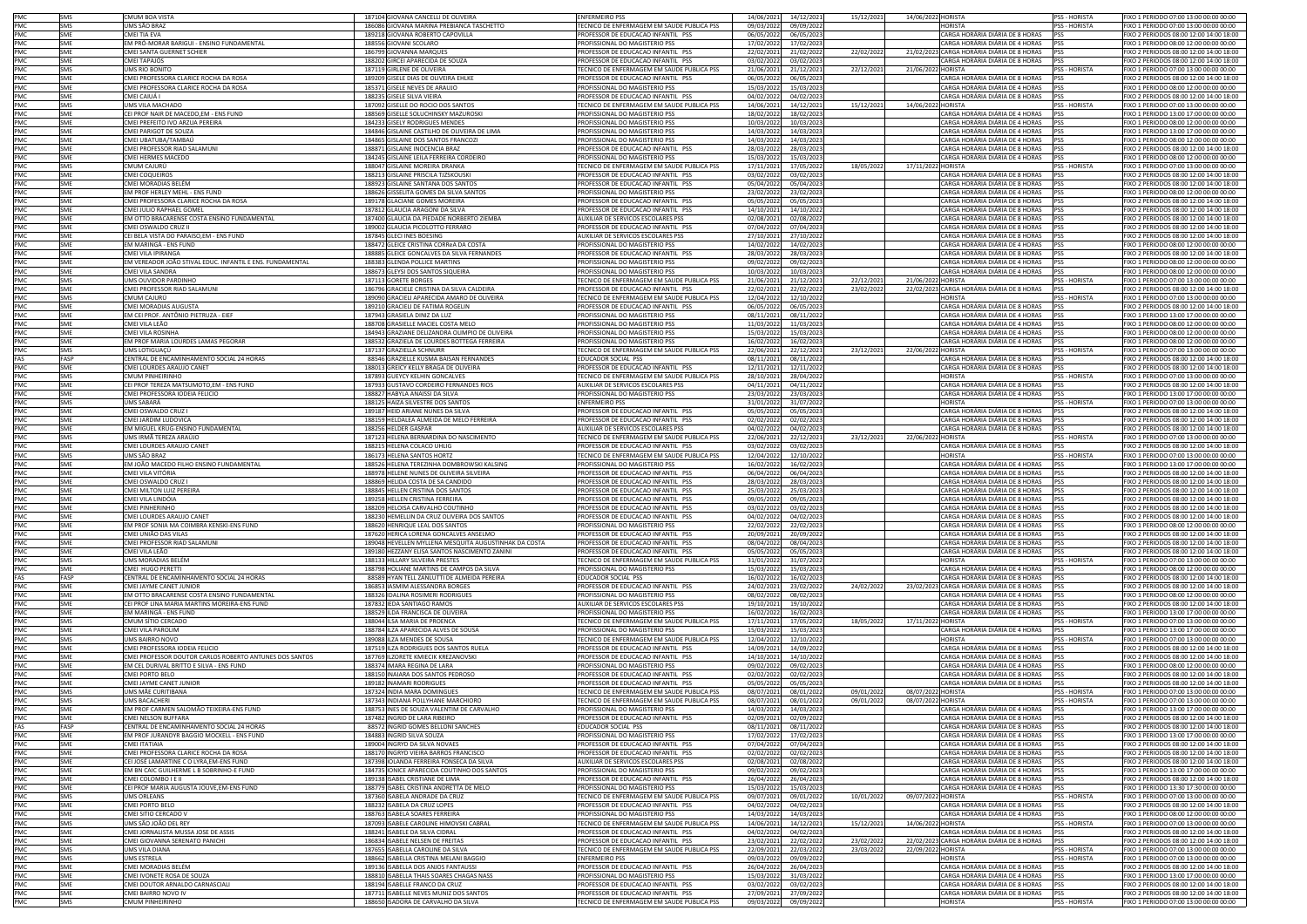| PMC | SMS | CMUM BOA VISTA | 187104 GIOVANA CANCELLI DE OLIVEIRA | ENFERMEIRO PSS | 14/06/2021 | 14/12/2021 | 15/12/2021 | 14/06/2022 | HORISTA | PSS - HORISTA | FIXO 1 PERIODO 07:00 13:00 00:00 00:00 |
|---|---|---|---|---|---|---|---|---|---|---|---|
| PMC | SMS | UMS SÃO BRAZ | 186086 GIOVANA MARINA PREBIANCA TASCHETTO | TECNICO DE ENFERMAGEM EM SAUDE PUBLICA PSS | 09/03/2022 | 09/09/2022 | | | HORISTA | PSS - HORISTA | FIXO 1 PERIODO 07:00 13:00 00:00 00:00 |
| PMC | SME | CMEI TIA EVA | 189218 GIOVANA ROBERTO CAPOVILLA | PROFESSOR DE EDUCACAO INFANTIL PSS | 06/05/2022 | 06/05/2023 | | | CARGA HORÁRIA DIÁRIA DE 8 HORAS | PSS | FIXO 2 PERIODOS 08:00 12:00 14:00 18:00 |
| PMC | SME | EM PRÓ-MORAR BARIGUI - ENSINO FUNDAMENTAL | 188556 GIOVANI SCOLARO | PROFISSIONAL DO MAGISTERIO PSS | 17/02/2022 | 17/02/2023 | | | CARGA HORÁRIA DIÁRIA DE 4 HORAS | PSS | FIXO 1 PERIODO 08:00 12:00 00:00 00:00 |
| PMC | SME | CMEI SANTA GUERNET SCHIER | 186799 GIOVANNA MARQUES | PROFESSOR DE EDUCACAO INFANTIL PSS | 22/02/2021 | 21/02/2022 | 22/02/2022 | 21/02/2023 | CARGA HORÁRIA DIÁRIA DE 8 HORAS | PSS | FIXO 2 PERIODOS 08:00 12:00 14:00 18:00 |
| PMC | SME | CMEI TAPAJÓS | 188202 GIRCEI APARECIDA DE SOUZA | PROFESSOR DE EDUCACAO INFANTIL PSS | 03/02/2022 | 03/02/2023 | | | CARGA HORÁRIA DIÁRIA DE 8 HORAS | PSS | FIXO 2 PERIODOS 08:00 12:00 14:00 18:00 |
| PMC | SMS | UMS RIO BONITO | 187119 GIRLENE DE OLIVEIRA | TECNICO DE ENFERMAGEM EM SAUDE PUBLICA PSS | 21/06/2021 | 21/12/2021 | 22/12/2021 | 21/06/2022 | HORISTA | PSS - HORISTA | FIXO 1 PERIODO 07:00 13:00 00:00 00:00 |
| PMC | SME | CMEI PROFESSORA CLARICE ROCHA DA ROSA | 189209 GISELE DIAS DE OLIVEIRA EHLKE | PROFESSOR DE EDUCACAO INFANTIL PSS | 06/05/2022 | 06/05/2023 | | | CARGA HORÁRIA DIÁRIA DE 8 HORAS | PSS | FIXO 2 PERIODOS 08:00 12:00 14:00 18:00 |
| PMC | SME | CMEI PROFESSORA CLARICE ROCHA DA ROSA | 185371 GISELE NEVES DE ARAUJO | PROFISSIONAL DO MAGISTERIO PSS | 15/03/2022 | 15/03/2023 | | | CARGA HORÁRIA DIÁRIA DE 4 HORAS | PSS | FIXO 1 PERIODO 08:00 12:00 00:00 00:00 |
| PMC | SME | CMEI CAIUÁ I | 188235 GISELE SILVA VIEIRA | PROFESSOR DE EDUCACAO INFANTIL PSS | 04/02/2022 | 04/02/2023 | | | CARGA HORÁRIA DIÁRIA DE 8 HORAS | PSS | FIXO 2 PERIODOS 08:00 12:00 14:00 18:00 |
| PMC | SMS | UMS VILA MACHADO | 187092 GISELLE DO ROCIO DOS SANTOS | TECNICO DE ENFERMAGEM EM SAUDE PUBLICA PSS | 14/06/2021 | 14/12/2021 | 15/12/2021 | 14/06/2022 | HORISTA | PSS - HORISTA | FIXO 1 PERIODO 07:00 13:00 00:00 00:00 |
| PMC | SME | CEI PROF NAIR DE MACEDO,EM - ENS FUND | 188569 GISELLE SOLUCHINSKY MAZUROSKI | PROFISSIONAL DO MAGISTERIO PSS | 18/02/2022 | 18/02/2023 | | | CARGA HORÁRIA DIÁRIA DE 4 HORAS | PSS | FIXO 1 PERIODO 13:00 17:00 00:00 00:00 |
| PMC | SME | CMEI PREFEITO IVO ARZUA PEREIRA | 184233 GISELY RODRIGUES MENDES | PROFISSIONAL DO MAGISTERIO PSS | 10/03/2022 | 10/03/2023 | | | CARGA HORÁRIA DIÁRIA DE 4 HORAS | PSS | FIXO 1 PERIODO 08:00 12:00 00:00 00:00 |
| PMC | SME | CMEI PARIGOT DE SOUZA | 184846 GISLAINE CASTILHO DE OLIVEIRA DE LIMA | PROFISSIONAL DO MAGISTERIO PSS | 14/03/2022 | 14/03/2023 | | | CARGA HORÁRIA DIÁRIA DE 4 HORAS | PSS | FIXO 1 PERIODO 13:00 17:00 00:00 00:00 |
| PMC | SME | CMEI UBATUBA/TAMBAÚ | 184865 GISLAINE DOS SANTOS FRANCOZI | PROFISSIONAL DO MAGISTERIO PSS | 14/03/2022 | 14/03/2023 | | | CARGA HORÁRIA DIÁRIA DE 4 HORAS | PSS | FIXO 1 PERIODO 08:00 12:00 00:00 00:00 |
| PMC | SME | CMEI PROFESSOR RIAD SALAMUNI | 188871 GISLAINE INOCENCIA BRAZ | PROFESSOR DE EDUCACAO INFANTIL PSS | 28/03/2022 | 28/03/2023 | | | CARGA HORÁRIA DIÁRIA DE 8 HORAS | PSS | FIXO 2 PERIODOS 08:00 12:00 14:00 18:00 |
| PMC | SME | CMEI HERMES MACEDO | 184245 GISLAINE LEILA FERREIRA CORDEIRO | PROFISSIONAL DO MAGISTERIO PSS | 15/03/2022 | 15/03/2023 | | | CARGA HORÁRIA DIÁRIA DE 4 HORAS | PSS | FIXO 1 PERIODO 08:00 12:00 00:00 00:00 |
| PMC | SMS | CMUM CAJURU | 188047 GISLAINE MOREIRA DRANKA | TECNICO DE ENFERMAGEM EM SAUDE PUBLICA PSS | 17/11/2021 | 17/05/2022 | 18/05/2022 | 17/11/2022 | HORISTA | PSS - HORISTA | FIXO 1 PERIODO 07:00 13:00 00:00 00:00 |
| PMC | SME | CMEI COQUEIROS | 188213 GISLAINE PRISCILA TIZSKOUSKI | PROFESSOR DE EDUCACAO INFANTIL PSS | 03/02/2022 | 03/02/2023 | | | CARGA HORÁRIA DIÁRIA DE 8 HORAS | PSS | FIXO 2 PERIODOS 08:00 12:00 14:00 18:00 |
| PMC | SME | CMEI MORADIAS BELÉM | 188923 GISLAINE SANTANA DOS SANTOS | PROFESSOR DE EDUCACAO INFANTIL PSS | 05/04/2022 | 05/04/2023 | | | CARGA HORÁRIA DIÁRIA DE 8 HORAS | PSS | FIXO 2 PERIODOS 08:00 12:00 14:00 18:00 |
| PMC | SME | EM PROF HERLEY MEHL - ENS FUND | 188626 GISSELITA GOMES DA SILVA SANTOS | PROFISSIONAL DO MAGISTERIO PSS | 23/02/2022 | 23/02/2023 | | | CARGA HORÁRIA DIÁRIA DE 4 HORAS | PSS | FIXO 1 PERIODO 08:00 12:00 00:00 00:00 |
| PMC | SME | CMEI PROFESSORA CLARICE ROCHA DA ROSA | 189178 GLACIANE GOMES MOREIRA | PROFESSOR DE EDUCACAO INFANTIL PSS | 05/05/2022 | 05/05/2023 | | | CARGA HORÁRIA DIÁRIA DE 8 HORAS | PSS | FIXO 2 PERIODOS 08:00 12:00 14:00 18:00 |
| PMC | SME | CMEI JULIO RAPHAEL GOMEL | 187812 GLAUCIA ARAGONI DA SILVA | PROFESSOR DE EDUCACAO INFANTIL PSS | 14/10/2021 | 14/10/2022 | | | CARGA HORÁRIA DIÁRIA DE 8 HORAS | PSS | FIXO 2 PERIODOS 08:00 12:00 14:00 18:00 |
| PMC | SME | EM OTTO BRACARENSE COSTA ENSINO FUNDAMENTAL | 187400 GLAUCIA DA PIEDADE NORBERTO ZIEMBA | AUXILIAR DE SERVICOS ESCOLARES PSS | 02/08/2021 | 02/08/2022 | | | CARGA HORÁRIA DIÁRIA DE 8 HORAS | PSS | FIXO 2 PERIODOS 08:00 12:00 14:00 18:00 |
| PMC | SME | CMEI OSWALDO CRUZ II | 189002 GLAUCIA PICOLOTTO FERRARO | PROFESSOR DE EDUCACAO INFANTIL PSS | 07/04/2022 | 07/04/2023 | | | CARGA HORÁRIA DIÁRIA DE 8 HORAS | PSS | FIXO 2 PERIODOS 08:00 12:00 14:00 18:00 |
| PMC | SME | CEI BELA VISTA DO PARAISO,EM - ENS FUND | 187845 GLECI INES BOESING | AUXILIAR DE SERVICOS ESCOLARES PSS | 27/10/2021 | 27/10/2022 | | | CARGA HORÁRIA DIÁRIA DE 8 HORAS | PSS | FIXO 2 PERIODOS 08:00 12:00 14:00 18:00 |
| PMC | SME | EM MARINGÁ - ENS FUND | 188472 GLEICE CRISTINA CORReA DA COSTA | PROFISSIONAL DO MAGISTERIO PSS | 14/02/2022 | 14/02/2023 | | | CARGA HORÁRIA DIÁRIA DE 4 HORAS | PSS | FIXO 1 PERIODO 08:00 12:00 00:00 00:00 |
| PMC | SME | CMEI VILA IPIRANGA | 188885 GLEICE GONCALVES DA SILVA FERNANDES | PROFESSOR DE EDUCACAO INFANTIL PSS | 28/03/2022 | 28/03/2023 | | | CARGA HORÁRIA DIÁRIA DE 8 HORAS | PSS | FIXO 2 PERIODOS 08:00 12:00 14:00 18:00 |
| PMC | SME | EM VEREADOR JOÃO STIVAL EDUC. INFANTIL E ENS. FUNDAMENTAL | 188383 GLENDA POLLICE MARTINS | PROFISSIONAL DO MAGISTERIO PSS | 09/02/2022 | 09/02/2023 | | | CARGA HORÁRIA DIÁRIA DE 4 HORAS | PSS | FIXO 1 PERIODO 08:00 12:00 00:00 00:00 |
| PMC | SME | CMEI VILA SANDRA | 188673 GLEYSI DOS SANTOS SIQUEIRA | PROFISSIONAL DO MAGISTERIO PSS | 10/03/2022 | 10/03/2023 | | | CARGA HORÁRIA DIÁRIA DE 4 HORAS | PSS | FIXO 1 PERIODO 08:00 12:00 00:00 00:00 |
| PMC | SMS | UMS OUVIDOR PARDINHO | 187113 GORETE BORGES | TECNICO DE ENFERMAGEM EM SAUDE PUBLICA PSS | 21/06/2021 | 21/12/2021 | 22/12/2021 | 21/06/2022 | HORISTA | PSS - HORISTA | FIXO 1 PERIODO 07:00 13:00 00:00 00:00 |
| PMC | SME | CMEI PROFESSOR RIAD SALAMUNI | 186796 GRACIELE CRISTINA DA SILVA CALDEIRA | PROFESSOR DE EDUCACAO INFANTIL PSS | 22/02/2021 | 22/02/2022 | 23/02/2022 | 22/02/2023 | CARGA HORÁRIA DIÁRIA DE 8 HORAS | PSS | FIXO 2 PERIODOS 08:00 12:00 14:00 18:00 |
| PMC | SMS | CMUM CAJURÚ | 189090 GRACIELI APARECIDA AMARO DE OLIVEIRA | TECNICO DE ENFERMAGEM EM SAUDE PUBLICA PSS | 12/04/2022 | 12/10/2022 | | | HORISTA | PSS - HORISTA | FIXO 1 PERIODO 07:00 13:00 00:00 00:00 |
| PMC | SME | CMEI MORADIAS AUGUSTA | 189210 GRACIELI DE FATIMA ROGELIN | PROFESSOR DE EDUCACAO INFANTIL PSS | 06/05/2022 | 06/05/2023 | | | CARGA HORÁRIA DIÁRIA DE 8 HORAS | PSS | FIXO 2 PERIODOS 08:00 12:00 14:00 18:00 |
| PMC | SME | EM CEI PROF. ANTÔNIO PIETRUZA - EIEF | 187943 GRASIELA DINIZ DA LUZ | PROFISSIONAL DO MAGISTERIO PSS | 08/11/2021 | 08/11/2022 | | | CARGA HORÁRIA DIÁRIA DE 4 HORAS | PSS | FIXO 1 PERIODO 13:00 17:00 00:00 00:00 |
| PMC | SME | CMEI VILA LEÃO | 188708 GRASIELLE MACIEL COSTA MELO | PROFISSIONAL DO MAGISTERIO PSS | 11/03/2022 | 11/03/2023 | | | CARGA HORÁRIA DIÁRIA DE 4 HORAS | PSS | FIXO 1 PERIODO 08:00 12:00 00:00 00:00 |
| PMC | SME | CMEI VILA ROSINHA | 184943 GRAZIANE DELIZANDRA OLIMPIO DE OLIVEIRA | PROFISSIONAL DO MAGISTERIO PSS | 15/03/2022 | 15/03/2023 | | | CARGA HORÁRIA DIÁRIA DE 4 HORAS | PSS | FIXO 1 PERIODO 08:00 12:00 00:00 00:00 |
| PMC | SME | EM PROF MARIA LOURDES LAMAS PEGORAR | 188532 GRAZIELA DE LOURDES BOTTEGA FERREIRA | PROFISSIONAL DO MAGISTERIO PSS | 16/02/2022 | 16/02/2023 | | | CARGA HORÁRIA DIÁRIA DE 4 HORAS | PSS | FIXO 1 PERIODO 08:00 12:00 00:00 00:00 |
| PMC | SMS | UMS LOTIGUAÇU | 187137 GRAZIELLA SCHNURR | TECNICO DE ENFERMAGEM EM SAUDE PUBLICA PSS | 22/06/2021 | 22/12/2021 | 23/12/2021 | 22/06/2022 | HORISTA | PSS - HORISTA | FIXO 1 PERIODO 07:00 13:00 00:00 00:00 |
| FAS | FASP | CENTRAL DE ENCAMINHAMENTO SOCIAL 24 HORAS | 88546 GRAZIELLE KUSMA BAISAN FERNANDES | EDUCADOR SOCIAL PSS | 08/11/2021 | 08/11/2022 | | | CARGA HORÁRIA DIÁRIA DE 8 HORAS | PSS | FIXO 2 PERIODOS 08:00 12:00 14:00 18:00 |
| PMC | SME | CMEI LOURDES ARAUJO CANET | 188013 GREICY KELLY BRAGA DE OLIVEIRA | PROFESSOR DE EDUCACAO INFANTIL PSS | 12/11/2021 | 12/11/2022 | | | CARGA HORÁRIA DIÁRIA DE 8 HORAS | PSS | FIXO 2 PERIODOS 08:00 12:00 14:00 18:00 |
| PMC | SMS | CMUM PINHEIRINHO | 187893 GUEYCY KELHIN GONCALVES | TECNICO DE ENFERMAGEM EM SAUDE PUBLICA PSS | 28/10/2021 | 28/04/2022 | | | HORISTA | PSS - HORISTA | FIXO 1 PERIODO 07:00 13:00 00:00 00:00 |
| PMC | SME | CEI PROF TEREZA MATSUMOTO,EM - ENS FUND | 187933 GUSTAVO CORDEIRO FERNANDES RIOS | AUXILIAR DE SERVICOS ESCOLARES PSS | 04/11/2021 | 04/11/2022 | | | CARGA HORÁRIA DIÁRIA DE 8 HORAS | PSS | FIXO 2 PERIODOS 08:00 12:00 14:00 18:00 |
| PMC | SME | CMEI PROFESSORA IODEIA FELICIO | 188827 HABYLA ANAISSI DA SILVA | PROFISSIONAL DO MAGISTERIO PSS | 23/03/2022 | 23/03/2023 | | | CARGA HORÁRIA DIÁRIA DE 4 HORAS | PSS | FIXO 1 PERIODO 13:00 17:00 00:00 00:00 |
| PMC | SMS | UMS SABARÁ | 188125 HAIZA SILVESTRE DOS SANTOS | ENFERMEIRO PSS | 31/01/2022 | 31/07/2022 | | | HORISTA | PSS - HORISTA | FIXO 1 PERIODO 07:00 13:00 00:00 00:00 |
| PMC | SME | CMEI OSWALDO CRUZ I | 189187 HEID ARIANE NUNES DA SILVA | PROFESSOR DE EDUCACAO INFANTIL PSS | 05/05/2022 | 05/05/2023 | | | CARGA HORÁRIA DIÁRIA DE 8 HORAS | PSS | FIXO 2 PERIODOS 08:00 12:00 14:00 18:00 |
| PMC | SME | CMEI JARDIM LUDOVICA | 188159 HELDALEA ALMEIDA DE MELO FERREIRA | PROFESSOR DE EDUCACAO INFANTIL PSS | 02/02/2022 | 02/02/2023 | | | CARGA HORÁRIA DIÁRIA DE 8 HORAS | PSS | FIXO 2 PERIODOS 08:00 12:00 14:00 18:00 |
| PMC | SME | EM MIGUEL KRUG-ENSINO FUNDAMENTAL | 188256 HELDER GASPAR | AUXILIAR DE SERVICOS ESCOLARES PSS | 04/02/2022 | 04/02/2023 | | | CARGA HORÁRIA DIÁRIA DE 8 HORAS | PSS | FIXO 2 PERIODOS 08:00 12:00 14:00 18:00 |
| PMC | SMS | UMS IRMÃ TEREZA ARAUJO | 187123 HELENA BERNARDINA DO NASCIMENTO | TECNICO DE ENFERMAGEM EM SAUDE PUBLICA PSS | 22/06/2021 | 22/12/2021 | 23/12/2021 | 22/06/2022 | HORISTA | PSS - HORISTA | FIXO 1 PERIODO 07:00 13:00 00:00 00:00 |
| PMC | SME | CMEI LOURDES ARAUJO CANET | 188215 HELENA COLACO UHLIG | PROFESSOR DE EDUCACAO INFANTIL PSS | 03/02/2022 | 03/02/2023 | | | CARGA HORÁRIA DIÁRIA DE 8 HORAS | PSS | FIXO 2 PERIODOS 08:00 12:00 14:00 18:00 |
| PMC | SMS | UMS SÃO BRAZ | 186173 HELENA SANTOS HORTZ | TECNICO DE ENFERMAGEM EM SAUDE PUBLICA PSS | 12/04/2022 | 12/10/2022 | | | HORISTA | PSS - HORISTA | FIXO 1 PERIODO 07:00 13:00 00:00 00:00 |
| PMC | SME | EM JOÃO MACEDO FILHO ENSINO FUNDAMENTAL | 188526 HELENA TEREZINHA DOMBROWSKI KALSING | PROFISSIONAL DO MAGISTERIO PSS | 16/02/2022 | 16/02/2023 | | | CARGA HORÁRIA DIÁRIA DE 4 HORAS | PSS | FIXO 1 PERIODO 13:00 17:00 00:00 00:00 |
| PMC | SME | CMEI VILA VITÓRIA | 188978 HELENE NUNES DE OLIVEIRA SILVEIRA | PROFESSOR DE EDUCACAO INFANTIL PSS | 06/04/2022 | 06/04/2023 | | | CARGA HORÁRIA DIÁRIA DE 8 HORAS | PSS | FIXO 2 PERIODOS 08:00 12:00 14:00 18:00 |
| PMC | SME | CMEI OSWALDO CRUZ I | 188869 HELIDA COSTA DE SA CANDIDO | PROFESSOR DE EDUCACAO INFANTIL PSS | 28/03/2022 | 28/03/2023 | | | CARGA HORÁRIA DIÁRIA DE 8 HORAS | PSS | FIXO 2 PERIODOS 08:00 12:00 14:00 18:00 |
| PMC | SME | CMEI MILTON LUIZ PEREIRA | 188845 HELLEN CRISTINA DOS SANTOS | PROFESSOR DE EDUCACAO INFANTIL PSS | 25/03/2022 | 25/03/2023 | | | CARGA HORÁRIA DIÁRIA DE 8 HORAS | PSS | FIXO 2 PERIODOS 08:00 12:00 14:00 18:00 |
| PMC | SME | CMEI VILA LINDÓIA | 189258 HELLEN CRISTINA FERREIRA | PROFESSOR DE EDUCACAO INFANTIL PSS | 09/05/2022 | 09/05/2023 | | | CARGA HORÁRIA DIÁRIA DE 8 HORAS | PSS | FIXO 2 PERIODOS 08:00 12:00 14:00 18:00 |
| PMC | SME | CMEI PINHEIRINHO | 188209 HELOISA CARVALHO COUTINHO | PROFESSOR DE EDUCACAO INFANTIL PSS | 03/02/2022 | 03/02/2023 | | | CARGA HORÁRIA DIÁRIA DE 8 HORAS | PSS | FIXO 2 PERIODOS 08:00 12:00 14:00 18:00 |
| PMC | SME | CMEI LOURDES ARAUJO CANET | 188230 HEMELLIN DA CRUZ OLIVEIRA DOS SANTOS | PROFESSOR DE EDUCACAO INFANTIL PSS | 04/02/2022 | 04/02/2023 | | | CARGA HORÁRIA DIÁRIA DE 8 HORAS | PSS | FIXO 2 PERIODOS 08:00 12:00 14:00 18:00 |
| PMC | SME | EM PROF SONIA MA COIMBRA KENSKI-ENS FUND | 188620 HENRIQUE LEAL DOS SANTOS | PROFISSIONAL DO MAGISTERIO PSS | 22/02/2022 | 22/02/2023 | | | CARGA HORÁRIA DIÁRIA DE 4 HORAS | PSS | FIXO 1 PERIODO 08:00 12:00 00:00 00:00 |
| PMC | SME | CMEI UNIÃO DAS VILAS | 187620 HERICA LORENA GONCALVES ANSELMO | PROFESSOR DE EDUCACAO INFANTIL PSS | 20/09/2021 | 20/09/2022 | | | CARGA HORÁRIA DIÁRIA DE 8 HORAS | PSS | FIXO 2 PERIODOS 08:00 12:00 14:00 18:00 |
| PMC | SME | CMEI PROFESSOR RIAD SALAMUNI | 189048 HEVELLEN MYLLENA MESQUITA AUGUSTINHAK DA COSTA | PROFESSOR DE EDUCACAO INFANTIL PSS | 08/04/2022 | 08/04/2023 | | | CARGA HORÁRIA DIÁRIA DE 8 HORAS | PSS | FIXO 2 PERIODOS 08:00 12:00 14:00 18:00 |
| PMC | SME | CMEI VILA LEÃO | 189180 HEZZANY ELISA SANTOS NASCIMENTO ZANINI | PROFESSOR DE EDUCACAO INFANTIL PSS | 05/05/2022 | 05/05/2023 | | | CARGA HORÁRIA DIÁRIA DE 8 HORAS | PSS | FIXO 2 PERIODOS 08:00 12:00 14:00 18:00 |
| PMC | SMS | UMS MORADIAS BELÉM | 188133 HILLARY SILVEIRA PRESTES | TECNICO DE ENFERMAGEM EM SAUDE PUBLICA PSS | 31/01/2022 | 31/07/2022 | | | HORISTA | PSS - HORISTA | FIXO 1 PERIODO 07:00 13:00 00:00 00:00 |
| PMC | SME | CMEI HUGO PERETTI | 188798 HOLIANE MARTINS DE CAMPOS DA SILVA | PROFISSIONAL DO MAGISTERIO PSS | 15/03/2022 | 15/03/2023 | | | CARGA HORÁRIA DIÁRIA DE 4 HORAS | PSS | FIXO 1 PERIODO 08:00 12:00 00:00 00:00 |
| FAS | FASP | CENTRAL DE ENCAMINHAMENTO SOCIAL 24 HORAS | 88589 HYAN TELL ZANLUTTI DE ALMEIDA PEREIRA | EDUCADOR SOCIAL PSS | 16/02/2022 | 16/02/2023 | | | CARGA HORÁRIA DIÁRIA DE 8 HORAS | PSS | FIXO 2 PERIODOS 08:00 12:00 14:00 18:00 |
| PMC | SME | CMEI JAYME CANET JUNIOR | 186853 IASMIM ALESSANDRA BORGES | PROFESSOR DE EDUCACAO INFANTIL PSS | 24/02/2021 | 23/02/2022 | 24/02/2022 | 23/02/2023 | CARGA HORÁRIA DIÁRIA DE 8 HORAS | PSS | FIXO 2 PERIODOS 08:00 12:00 14:00 18:00 |
| PMC | SME | EM OTTO BRACARENSE COSTA ENSINO FUNDAMENTAL | 188326 IDALINA ROSIMERI RODRIGUES | PROFISSIONAL DO MAGISTERIO PSS | 08/02/2022 | 08/02/2023 | | | CARGA HORÁRIA DIÁRIA DE 4 HORAS | PSS | FIXO 1 PERIODO 08:00 12:00 00:00 00:00 |
| PMC | SME | CEI PROF LINA MARIA MARTINS MOREIRA-ENS FUND | 187832 IEDA SANTIAGO RAMOS | AUXILIAR DE SERVICOS ESCOLARES PSS | 19/10/2021 | 19/10/2022 | | | CARGA HORÁRIA DIÁRIA DE 8 HORAS | PSS | FIXO 2 PERIODOS 08:00 12:00 14:00 18:00 |
| PMC | SME | EM MARINGÁ - ENS FUND | 188529 ILDA FRANCISCA DE OLIVEIRA | PROFISSIONAL DO MAGISTERIO PSS | 16/02/2022 | 16/02/2023 | | | CARGA HORÁRIA DIÁRIA DE 4 HORAS | PSS | FIXO 1 PERIODO 13:00 17:00 00:00 00:00 |
| PMC | SMS | CMUM SITIO CERCADO | 188044 ILSA MARIA DE PROENCA | TECNICO DE ENFERMAGEM EM SAUDE PUBLICA PSS | 17/11/2021 | 17/05/2022 | 18/05/2022 | 17/11/2022 | HORISTA | PSS - HORISTA | FIXO 1 PERIODO 07:00 13:00 00:00 00:00 |
| PMC | SME | CMEI VILA PAROLIN | 188784 ILZA APARECIDA ALVES DE SOUSA | PROFISSIONAL DO MAGISTERIO PSS | 15/03/2022 | 15/03/2023 | | | CARGA HORÁRIA DIÁRIA DE 4 HORAS | PSS | FIXO 1 PERIODO 13:00 17:00 00:00 00:00 |
| PMC | SMS | UMS BAIRRO NOVO | 189088 ILZA MENDES DE SOUSA | TECNICO DE ENFERMAGEM EM SAUDE PUBLICA PSS | 12/04/2022 | 12/10/2022 | | | HORISTA | PSS - HORISTA | FIXO 1 PERIODO 07:00 13:00 00:00 00:00 |
| PMC | SME | CMEI PROFESSORA IODEIA FELICIO | 187519 ILZA RODRIGUES DOS SANTOS RUELA | PROFESSOR DE EDUCACAO INFANTIL PSS | 14/09/2021 | 14/09/2022 | | | CARGA HORÁRIA DIÁRIA DE 8 HORAS | PSS | FIXO 2 PERIODOS 08:00 12:00 14:00 18:00 |
| PMC | SME | CMEI PROFESSOR DOUTOR CARLOS ROBERTO ANTUNES DOS SANTOS | 187769 ILZORETE KMIECIK KREZANOVSKI | PROFESSOR DE EDUCACAO INFANTIL PSS | 14/10/2021 | 14/10/2022 | | | CARGA HORÁRIA DIÁRIA DE 8 HORAS | PSS | FIXO 2 PERIODOS 08:00 12:00 14:00 18:00 |
| PMC | SME | EM CEL DURIVAL BRITTO E SILVA - ENS FUND | 188374 IMARA REGINA DE LARA | PROFISSIONAL DO MAGISTERIO PSS | 09/02/2022 | 09/02/2023 | | | CARGA HORÁRIA DIÁRIA DE 4 HORAS | PSS | FIXO 1 PERIODO 08:00 12:00 00:00 00:00 |
| PMC | SME | CMEI PORTO BELO | 188150 INAIARA DOS SANTOS PEDROSO | PROFESSOR DE EDUCACAO INFANTIL PSS | 02/02/2022 | 02/02/2023 | | | CARGA HORÁRIA DIÁRIA DE 8 HORAS | PSS | FIXO 2 PERIODOS 08:00 12:00 14:00 18:00 |
| PMC | SME | CMEI JAYME CANET JUNIOR | 189182 INAMARI RODRIGUES | PROFESSOR DE EDUCACAO INFANTIL PSS | 05/05/2022 | 05/05/2023 | | | CARGA HORÁRIA DIÁRIA DE 8 HORAS | PSS | FIXO 2 PERIODOS 08:00 12:00 14:00 18:00 |
| PMC | SMS | UMS MÃE CURITIBANA | 187324 INDIA MARA DOMINGUES | TECNICO DE ENFERMAGEM EM SAUDE PUBLICA PSS | 08/07/2021 | 08/01/2022 | 09/01/2022 | 08/07/2022 | HORISTA | PSS - HORISTA | FIXO 1 PERIODO 07:00 13:00 00:00 00:00 |
| PMC | SMS | UMS BACACHERI | 187343 INDIANA POLLYHANE MARCHIORO | TECNICO DE ENFERMAGEM EM SAUDE PUBLICA PSS | 08/07/2021 | 08/01/2022 | 09/01/2022 | 08/07/2022 | HORISTA | PSS - HORISTA | FIXO 1 PERIODO 07:00 13:00 00:00 00:00 |
| PMC | SME | EM PROF CARMEN SALOMÃO TEIXEIRA-ENS FUND | 188753 INES DE SOUZA VALENTIM DE CARVALHO | PROFISSIONAL DO MAGISTERIO PSS | 14/03/2022 | 14/03/2023 | | | CARGA HORÁRIA DIÁRIA DE 4 HORAS | PSS | FIXO 1 PERIODO 13:00 17:00 00:00 00:00 |
| PMC | SME | CMEI NELSON BUFFARA | 187482 INGRID DE LARA RIBEIRO | PROFESSOR DE EDUCACAO INFANTIL PSS | 02/09/2021 | 02/09/2022 | | | CARGA HORÁRIA DIÁRIA DE 8 HORAS | PSS | FIXO 2 PERIODOS 08:00 12:00 14:00 18:00 |
| FAS | FASP | CENTRAL DE ENCAMINHAMENTO SOCIAL 24 HORAS | 88572 INGRID GOMES BELLONI SANCHES | EDUCADOR SOCIAL PSS | 08/11/2021 | 08/11/2022 | | | CARGA HORÁRIA DIÁRIA DE 8 HORAS | PSS | FIXO 2 PERIODOS 08:00 12:00 14:00 18:00 |
| PMC | SME | EM PROF JURANDYR BAGGIO MOCKELL - ENS FUND | 184883 INGRID SILVA SOUZA | PROFISSIONAL DO MAGISTERIO PSS | 17/02/2022 | 17/02/2023 | | | CARGA HORÁRIA DIÁRIA DE 4 HORAS | PSS | FIXO 1 PERIODO 13:00 17:00 00:00 00:00 |
| PMC | SME | CMEI ITATIAIA | 189004 INGRYD DA SILVA NOVAES | PROFESSOR DE EDUCACAO INFANTIL PSS | 07/04/2022 | 07/04/2023 | | | CARGA HORÁRIA DIÁRIA DE 8 HORAS | PSS | FIXO 2 PERIODOS 08:00 12:00 14:00 18:00 |
| PMC | SME | CMEI PROFESSORA CLARICE ROCHA DA ROSA | 188170 INGRYD VIEIRA BARROS FRANCISCO | PROFESSOR DE EDUCACAO INFANTIL PSS | 02/02/2022 | 02/02/2023 | | | CARGA HORÁRIA DIÁRIA DE 8 HORAS | PSS | FIXO 2 PERIODOS 08:00 12:00 14:00 18:00 |
| PMC | SME | CEI JOSÉ LAMARTINE C O LYRA,EM-ENS FUND | 187398 IOLANDA FERREIRA FONSECA DA SILVA | AUXILIAR DE SERVICOS ESCOLARES PSS | 02/08/2021 | 02/08/2022 | | | CARGA HORÁRIA DIÁRIA DE 8 HORAS | PSS | FIXO 2 PERIODOS 08:00 12:00 14:00 18:00 |
| PMC | SME | EM BN CAIC GUILHERME L B SOBRINHO-E FUND | 184735 IONICE APARECIDA COUTINHO DOS SANTOS | PROFISSIONAL DO MAGISTERIO PSS | 09/02/2022 | 09/02/2023 | | | CARGA HORÁRIA DIÁRIA DE 4 HORAS | PSS | FIXO 1 PERIODO 13:00 17:00 00:00 00:00 |
| PMC | SME | CMEI COLOMBO I E II | 189138 ISABEL CRISTIANE DE LIMA | PROFESSOR DE EDUCACAO INFANTIL PSS | 26/04/2022 | 26/04/2023 | | | CARGA HORÁRIA DIÁRIA DE 8 HORAS | PSS | FIXO 2 PERIODOS 08:00 12:00 14:00 18:00 |
| PMC | SME | CEI PROF MARIA AUGUSTA JOUVE,EM-ENS FUND | 188779 ISABEL CRISTINA ANDRETTA DE MELO | PROFISSIONAL DO MAGISTERIO PSS | 15/03/2022 | 15/03/2023 | | | CARGA HORÁRIA DIÁRIA DE 4 HORAS | PSS | FIXO 1 PERIODO 13:30 17:30 00:00 00:00 |
| PMC | SMS | UMS ORLEANS | 187360 ISABELA ANDRADE DA CRUZ | TECNICO DE ENFERMAGEM EM SAUDE PUBLICA PSS | 09/07/2021 | 09/01/2022 | 10/01/2022 | 09/07/2022 | HORISTA | PSS - HORISTA | FIXO 1 PERIODO 07:00 13:00 00:00 00:00 |
| PMC | SME | CMEI PORTO BELO | 188232 ISABELA DA CRUZ LOPES | PROFESSOR DE EDUCACAO INFANTIL PSS | 04/02/2022 | 04/02/2023 | | | CARGA HORÁRIA DIÁRIA DE 8 HORAS | PSS | FIXO 2 PERIODOS 08:00 12:00 14:00 18:00 |
| PMC | SME | CMEI SITIO CERCADO V | 188763 ISABELA SOARES FERREIRA | PROFISSIONAL DO MAGISTERIO PSS | 14/03/2022 | 14/03/2023 | | | CARGA HORÁRIA DIÁRIA DE 4 HORAS | PSS | FIXO 1 PERIODO 08:00 12:00 00:00 00:00 |
| PMC | SMS | UMS SÃO JOÃO DEL REY | 187093 ISABELE CAROLINE HIMOVSKI CABRAL | TECNICO DE ENFERMAGEM EM SAUDE PUBLICA PSS | 14/06/2021 | 14/12/2021 | 15/12/2021 | 14/06/2022 | HORISTA | PSS - HORISTA | FIXO 1 PERIODO 07:00 13:00 00:00 00:00 |
| PMC | SME | CMEI JORNALISTA MUSSA JOSE DE ASSIS | 188241 ISABELE DA SILVA CIDRAL | PROFESSOR DE EDUCACAO INFANTIL PSS | 04/02/2022 | 04/02/2023 | | | CARGA HORÁRIA DIÁRIA DE 8 HORAS | PSS | FIXO 2 PERIODOS 08:00 12:00 14:00 18:00 |
| PMC | SME | CMEI GIOVANNA SERENATO PANICHI | 186834 ISABELE NELSEN DE FREITAS | PROFESSOR DE EDUCACAO INFANTIL PSS | 23/02/2021 | 22/02/2022 | 23/02/2022 | 22/02/2023 | CARGA HORÁRIA DIÁRIA DE 8 HORAS | PSS | FIXO 2 PERIODOS 08:00 12:00 14:00 18:00 |
| PMC | SMS | UMS VILA DIANA | 187655 ISABELLA CAROLINE DA SILVA | TECNICO DE ENFERMAGEM EM SAUDE PUBLICA PSS | 22/09/2021 | 22/03/2022 | 23/03/2022 | 22/09/2022 | HORISTA | PSS - HORISTA | FIXO 1 PERIODO 07:00 13:00 00:00 00:00 |
| PMC | SMS | UMS ESTRELA | 188662 ISABELLA CRISTINA MELANI BAGGIO | ENFERMEIRO PSS | 09/03/2022 | 09/09/2022 | | | HORISTA | PSS - HORISTA | FIXO 1 PERIODO 07:00 13:00 00:00 00:00 |
| PMC | SME | CMEI MORADIAS BELÉM | 189136 ISABELLA DOS ANJOS FANTAUSSI | PROFESSOR DE EDUCACAO INFANTIL PSS | 26/04/2022 | 26/04/2023 | | | CARGA HORÁRIA DIÁRIA DE 8 HORAS | PSS | FIXO 2 PERIODOS 08:00 12:00 14:00 18:00 |
| PMC | SME | CMEI DONETE ROSA DE SOUZA | 188810 ISABELLA THAIS SOARES CHAGAS NASS | PROFISSIONAL DO MAGISTERIO PSS | 15/03/2022 | 15/03/2023 | | | CARGA HORÁRIA DIÁRIA DE 4 HORAS | PSS | FIXO 1 PERIODO 13:00 17:00 00:00 00:00 |
| PMC | SME | CMEI DOUTOR ARNALDO CARNASCIALI | 188194 ISABELLE FRANCO DA CRUZ | PROFESSOR DE EDUCACAO INFANTIL PSS | 03/02/2022 | 03/02/2023 | | | CARGA HORÁRIA DIÁRIA DE 8 HORAS | PSS | FIXO 2 PERIODOS 08:00 12:00 14:00 18:00 |
| PMC | SME | CMEI BAIRRO NOVO IV | 187711 ISABELLE NEVES MUNIZ DOS SANTOS | PROFESSOR DE EDUCACAO INFANTIL PSS | 27/09/2021 | 27/09/2022 | | | CARGA HORÁRIA DIÁRIA DE 8 HORAS | PSS | FIXO 2 PERIODOS 08:00 12:00 14:00 18:00 |
| PMC | SMS | CMUM PINHEIRINHO | 188650 ISADORA DE CARVALHO DA SILVA | TECNICO DE ENFERMAGEM EM SAUDE PUBLICA PSS | 09/03/2022 | 09/09/2022 | | | HORISTA | PSS - HORISTA | FIXO 1 PERIODO 07:00 13:00 00:00 00:00 |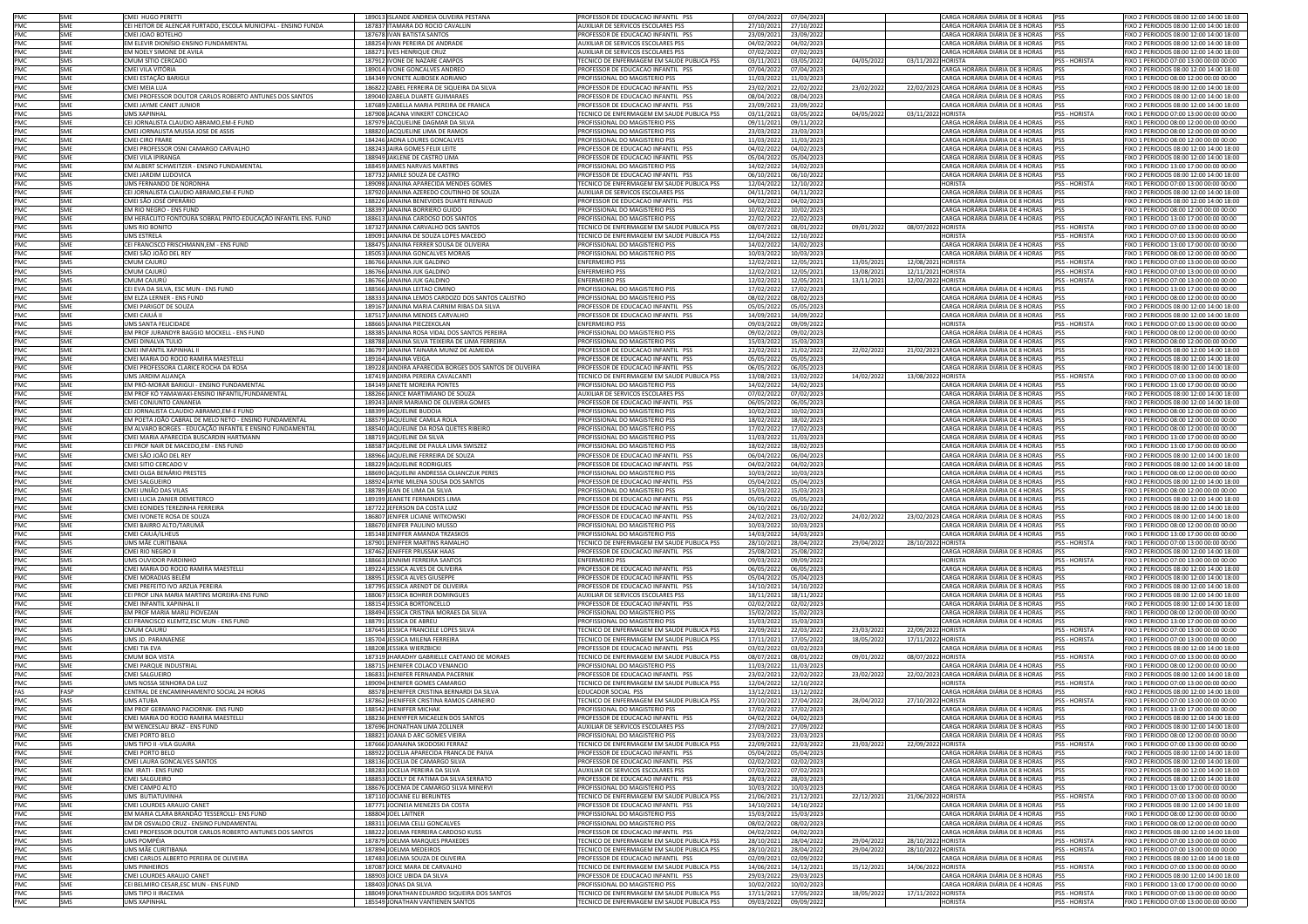| | | | | | | | | | | | | |
|---|---|---|---|---|---|---|---|---|---|---|---|---|
| PMC | SME | CMEI HUGO PERETTI | 189013 | ISLANDE ANDREIA OLIVEIRA PESTANA | PROFESSOR DE EDUCACAO INFANTIL PSS | 07/04/2022 | 07/04/2023 | | | CARGA HORÁRIA DIÁRIA DE 8 HORAS | PSS | FIXO 2 PERIODOS 08:00 12:00 14:00 18:00 |
| PMC | SME | CEI HEITOR DE ALENCAR FURTADO, ESCOLA MUNICIPAL - ENSINO FUNDA | 187837 | ITAMARA DO ROCIO CAVALLIN | AUXILIAR DE SERVICOS ESCOLARES PSS | 27/10/2021 | 27/10/2022 | | | CARGA HORÁRIA DIÁRIA DE 8 HORAS | PSS | FIXO 2 PERIODOS 08:00 12:00 14:00 18:00 |
| PMC | SME | CMEI JOAO BOTELHO | 187678 | IVAN BATISTA SANTOS | PROFESSOR DE EDUCACAO INFANTIL PSS | 23/09/2021 | 23/09/2022 | | | CARGA HORÁRIA DIÁRIA DE 8 HORAS | PSS | FIXO 2 PERIODOS 08:00 12:00 14:00 18:00 |
| PMC | SME | EM ELEVIR DIONISIO-ENSINO FUNDAMENTAL | 188254 | IVAN PEREIRA DE ANDRADE | AUXILIAR DE SERVICOS ESCOLARES PSS | 04/02/2022 | 04/02/2023 | | | CARGA HORÁRIA DIÁRIA DE 8 HORAS | PSS | FIXO 2 PERIODOS 08:00 12:00 14:00 18:00 |
| PMC | SME | EM NOELY SIMONE DE AVILA | 188271 | IVES HENRIQUE CRUZ | AUXILIAR DE SERVICOS ESCOLARES PSS | 07/02/2022 | 07/02/2023 | | | CARGA HORÁRIA DIÁRIA DE 8 HORAS | PSS | FIXO 2 PERIODOS 08:00 12:00 14:00 18:00 |
| PMC | SMS | CMUM SITIO CERCADO | 187912 | IVONE DE NAZARE CAMPOS | TECNICO DE ENFERMAGEM EM SAUDE PUBLICA PSS | 03/11/2021 | 03/05/2022 | 04/05/2022 | 03/11/2022 | HORISTA | PSS - HORISTA | FIXO 1 PERIODO 07:00 13:00 00:00 00:00 |
| PMC | SME | CMEI VILA VITÓRIA | 189014 | IVONE GONCALVES ANDREO | PROFESSOR DE EDUCACAO INFANTIL PSS | 07/04/2022 | 07/04/2023 | | | CARGA HORÁRIA DIÁRIA DE 8 HORAS | PSS | FIXO 2 PERIODOS 08:00 12:00 14:00 18:00 |
| PMC | SME | CMEI ESTAÇÃO BARIGUI | 184349 | IVONETE ALIBOSEK ADRIANO | PROFISSIONAL DO MAGISTERIO PSS | 11/03/2022 | 11/03/2023 | | | CARGA HORÁRIA DIÁRIA DE 4 HORAS | PSS | FIXO 1 PERIODO 08:00 12:00 00:00 00:00 |
| PMC | SME | CMEI MEIA LUA | 186822 | IZABEL FERREIRA DE SIQUEIRA DA SILVA | PROFESSOR DE EDUCACAO INFANTIL PSS | 23/02/2021 | 22/02/2022 | 23/02/2022 | 22/02/2023 | CARGA HORÁRIA DIÁRIA DE 8 HORAS | PSS | FIXO 2 PERIODOS 08:00 12:00 14:00 18:00 |
| PMC | SME | CMEI PROFESSOR DOUTOR CARLOS ROBERTO ANTUNES DOS SANTOS | 189040 | IZABELA DUARTE GUIMARAES | PROFESSOR DE EDUCACAO INFANTIL PSS | 08/04/2022 | 08/04/2023 | | | CARGA HORÁRIA DIÁRIA DE 8 HORAS | PSS | FIXO 2 PERIODOS 08:00 12:00 14:00 18:00 |
| PMC | SME | CMEI JAYME CANET JUNIOR | 187689 | IZABELLA MARIA PEREIRA DE FRANCA | PROFESSOR DE EDUCACAO INFANTIL PSS | 23/09/2021 | 23/09/2022 | | | CARGA HORÁRIA DIÁRIA DE 8 HORAS | PSS | FIXO 2 PERIODOS 08:00 12:00 14:00 18:00 |
| PMC | SMS | UMS XAPINHAL | 187908 | JACANA VINKERT CONCEICAO | TECNICO DE ENFERMAGEM EM SAUDE PUBLICA PSS | 03/11/2021 | 03/05/2022 | 04/05/2022 | 03/11/2022 | HORISTA | PSS - HORISTA | FIXO 1 PERIODO 07:00 13:00 00:00 00:00 |
| PMC | SME | CEI JORNALISTA CLAUDIO ABRAMO,EM-E FUND | 187979 | JACQUELINE DAGMAR DA SILVA | PROFISSIONAL DO MAGISTERIO PSS | 09/11/2021 | 09/11/2022 | | | CARGA HORÁRIA DIÁRIA DE 4 HORAS | PSS | FIXO 1 PERIODO 08:00 12:00 00:00 00:00 |
| PMC | SME | CMEI JORNALISTA MUSSA JOSE DE ASSIS | 188820 | JACQUELINE LIMA DE RAMOS | PROFISSIONAL DO MAGISTERIO PSS | 23/03/2022 | 23/03/2023 | | | CARGA HORÁRIA DIÁRIA DE 4 HORAS | PSS | FIXO 1 PERIODO 08:00 12:00 00:00 00:00 |
| PMC | SME | CMEI CIRO FRARE | 184246 | JADNA LOURES GONCALVES | PROFISSIONAL DO MAGISTERIO PSS | 11/03/2022 | 11/03/2023 | | | CARGA HORÁRIA DIÁRIA DE 4 HORAS | PSS | FIXO 1 PERIODO 08:00 12:00 00:00 00:00 |
| PMC | SME | CMEI PROFESSOR OSNI CAMARGO CARVALHO | 188243 | JAIRA GOMES FELIX LEITE | PROFESSOR DE EDUCACAO INFANTIL PSS | 04/02/2022 | 04/02/2023 | | | CARGA HORÁRIA DIÁRIA DE 8 HORAS | PSS | FIXO 2 PERIODOS 08:00 12:00 14:00 18:00 |
| PMC | SME | CMEI VILA IPIRANGA | 188949 | JAKLENE DE CASTRO LIMA | PROFESSOR DE EDUCACAO INFANTIL PSS | 05/04/2022 | 05/04/2023 | | | CARGA HORÁRIA DIÁRIA DE 8 HORAS | PSS | FIXO 2 PERIODOS 08:00 12:00 14:00 18:00 |
| PMC | SME | EM ALBERT SCHWEITZER - ENSINO FUNDAMENTAL | 188459 | JAMES NARVAIS MARTINS | PROFISSIONAL DO MAGISTERIO PSS | 14/02/2022 | 14/02/2023 | | | CARGA HORÁRIA DIÁRIA DE 4 HORAS | PSS | FIXO 1 PERIODO 13:00 17:00 00:00 00:00 |
| PMC | SME | CMEI JARDIM LUDOVICA | 187732 | JAMILE SOUZA DE CASTRO | PROFESSOR DE EDUCACAO INFANTIL PSS | 06/10/2021 | 06/10/2022 | | | CARGA HORÁRIA DIÁRIA DE 8 HORAS | PSS | FIXO 2 PERIODOS 08:00 12:00 14:00 18:00 |
| PMC | SMS | UMS FERNANDO DE NORONHA | 189098 | JANAINA APARECIDA MENDES GOMES | TECNICO DE ENFERMAGEM EM SAUDE PUBLICA PSS | 12/04/2022 | 12/10/2022 | | | HORISTA | PSS - HORISTA | FIXO 1 PERIODO 07:00 13:00 00:00 00:00 |
| PMC | SME | CEI JORNALISTA CLAUDIO ABRAMO,EM-E FUND | 187920 | JANAINA AZEREDO COUTINHO DE SOUZA | AUXILIAR DE SERVICOS ESCOLARES PSS | 04/11/2021 | 04/11/2022 | | | CARGA HORÁRIA DIÁRIA DE 8 HORAS | PSS | FIXO 2 PERIODOS 08:00 12:00 14:00 18:00 |
| PMC | SME | CMEI SÃO JOSÉ OPERÁRIO | 188226 | JANAINA BENEVIDES DUARTE RENAUD | PROFESSOR DE EDUCACAO INFANTIL PSS | 04/02/2022 | 04/02/2023 | | | CARGA HORÁRIA DIÁRIA DE 8 HORAS | PSS | FIXO 2 PERIODOS 08:00 12:00 14:00 18:00 |
| PMC | SME | EM RIO NEGRO - ENS FUND | 188397 | JANAINA BORRIERO GUIDO | PROFISSIONAL DO MAGISTERIO PSS | 10/02/2022 | 10/02/2023 | | | CARGA HORÁRIA DIÁRIA DE 4 HORAS | PSS | FIXO 1 PERIODO 08:00 12:00 00:00 00:00 |
| PMC | SME | EM HERACLITO FONTOURA SOBRAL PINTO-EDUCAÇÃO INFANTIL ENS. FUND | 188613 | JANAINA CARDOSO DOS SANTOS | PROFISSIONAL DO MAGISTERIO PSS | 22/02/2022 | 22/02/2023 | | | CARGA HORÁRIA DIÁRIA DE 4 HORAS | PSS | FIXO 1 PERIODO 13:00 17:00 00:00 00:00 |
| PMC | SMS | UMS RIO BONITO | 187327 | JANAINA CARVALHO DOS SANTOS | TECNICO DE ENFERMAGEM EM SAUDE PUBLICA PSS | 08/07/2021 | 08/01/2022 | 09/01/2022 | 08/07/2022 | HORISTA | PSS - HORISTA | FIXO 1 PERIODO 07:00 13:00 00:00 00:00 |
| PMC | SMS | UMS ESTRELA | 189091 | JANAINA DE SOUZA LOPES MACEDO | TECNICO DE ENFERMAGEM EM SAUDE PUBLICA PSS | 12/04/2022 | 12/10/2022 | | | HORISTA | PSS - HORISTA | FIXO 1 PERIODO 07:00 13:00 00:00 00:00 |
| PMC | SME | CEI FRANCISCO FRISCHMANN,EM - ENS FUND | 188475 | JANAINA FERRER SOUSA DE OLIVEIRA | PROFISSIONAL DO MAGISTERIO PSS | 14/02/2022 | 14/02/2023 | | | CARGA HORÁRIA DIÁRIA DE 4 HORAS | PSS | FIXO 1 PERIODO 13:00 17:00 00:00 00:00 |
| PMC | SME | CMEI SÃO JOÃO DEL REY | 185053 | JANAINA GONCALVES MORAIS | PROFISSIONAL DO MAGISTERIO PSS | 10/03/2022 | 10/03/2023 | | | CARGA HORÁRIA DIÁRIA DE 4 HORAS | PSS | FIXO 1 PERIODO 08:00 12:00 00:00 00:00 |
| PMC | SMS | CMUM CAJURÚ | 186766 | JANAINA JUK GALDINO | ENFERMEIRO PSS | 12/02/2021 | 12/05/2021 | 13/05/2021 | 12/08/2021 | HORISTA | PSS - HORISTA | FIXO 1 PERIODO 07:00 13:00 00:00 00:00 |
| PMC | SMS | CMUM CAJURÚ | 186766 | JANAINA JUK GALDINO | ENFERMEIRO PSS | 12/02/2021 | 12/05/2021 | 13/08/2021 | 12/11/2021 | HORISTA | PSS - HORISTA | FIXO 1 PERIODO 07:00 13:00 00:00 00:00 |
| PMC | SMS | CMUM CAJURÚ | 186766 | JANAINA JUK GALDINO | ENFERMEIRO PSS | 12/02/2021 | 12/05/2021 | 13/11/2021 | 12/02/2022 | HORISTA | PSS - HORISTA | FIXO 1 PERIODO 07:00 13:00 00:00 00:00 |
| PMC | SME | CEI EVA DA SILVA, ESC MUN - ENS FUND | 188566 | JANAINA LEITAO CIMINO | PROFISSIONAL DO MAGISTERIO PSS | 17/02/2022 | 17/02/2023 | | | CARGA HORÁRIA DIÁRIA DE 4 HORAS | PSS | FIXO 1 PERIODO 13:00 17:00 00:00 00:00 |
| PMC | SME | EM ELZA LERNER - ENS FUND | 188333 | JANAINA LEMOS CARDOZO DOS SANTOS CALISTRO | PROFISSIONAL DO MAGISTERIO PSS | 08/02/2022 | 08/02/2023 | | | CARGA HORÁRIA DIÁRIA DE 4 HORAS | PSS | FIXO 1 PERIODO 08:00 12:00 00:00 00:00 |
| PMC | SME | CMEI PARIGOT DE SOUZA | 189167 | JANAINA MARIA CARNIM RIBAS DA SILVA | PROFESSOR DE EDUCACAO INFANTIL PSS | 05/05/2022 | 05/05/2023 | | | CARGA HORÁRIA DIÁRIA DE 8 HORAS | PSS | FIXO 2 PERIODOS 08:00 12:00 14:00 18:00 |
| PMC | SME | CMEI CAIUÁ II | 187517 | JANAINA MENDES CARVALHO | PROFESSOR DE EDUCACAO INFANTIL PSS | 14/09/2021 | 14/09/2022 | | | CARGA HORÁRIA DIÁRIA DE 8 HORAS | PSS | FIXO 2 PERIODOS 08:00 12:00 14:00 18:00 |
| PMC | SMS | UMS SANTA FELICIDADE | 188665 | JANAINA PIECZEKOLAN | ENFERMEIRO PSS | 09/03/2022 | 09/09/2022 | | | HORISTA | PSS - HORISTA | FIXO 1 PERIODO 07:00 13:00 00:00 00:00 |
| PMC | SME | EM PROF JURANDYR BAGGIO MOCKELL - ENS FUND | 188385 | JANAINA ROSA VIDAL DOS SANTOS PEREIRA | PROFISSIONAL DO MAGISTERIO PSS | 09/02/2022 | 09/02/2023 | | | CARGA HORÁRIA DIÁRIA DE 4 HORAS | PSS | FIXO 1 PERIODO 08:00 12:00 00:00 00:00 |
| PMC | SME | CMEI DINALVA TULIO | 188788 | JANAINA SILVA TEIXEIRA DE LIMA FERREIRA | PROFISSIONAL DO MAGISTERIO PSS | 15/03/2022 | 15/03/2023 | | | CARGA HORÁRIA DIÁRIA DE 4 HORAS | PSS | FIXO 1 PERIODO 08:00 12:00 00:00 00:00 |
| PMC | SME | CMEI INFANTIL XAPINHAL II | 186797 | JANAINA TAINARA MUNIZ DE ALMEIDA | PROFESSOR DE EDUCACAO INFANTIL PSS | 22/02/2021 | 21/02/2022 | 22/02/2022 | 21/02/2023 | CARGA HORÁRIA DIÁRIA DE 8 HORAS | PSS | FIXO 2 PERIODOS 08:00 12:00 14:00 18:00 |
| PMC | SME | CMEI MARIA DO ROCIO RAMIRA MAESTELLI | 189164 | JANAINA VEIGA | PROFESSOR DE EDUCACAO INFANTIL PSS | 05/05/2022 | 05/05/2023 | | | CARGA HORÁRIA DIÁRIA DE 8 HORAS | PSS | FIXO 2 PERIODOS 08:00 12:00 14:00 18:00 |
| PMC | SME | CMEI PROFESSORA CLARICE ROCHA DA ROSA | 189228 | JANDIRA APARECIDA BORGES DOS SANTOS DE OLIVEIRA | PROFESSOR DE EDUCACAO INFANTIL PSS | 06/05/2022 | 06/05/2023 | | | CARGA HORÁRIA DIÁRIA DE 8 HORAS | PSS | FIXO 2 PERIODOS 08:00 12:00 14:00 18:00 |
| PMC | SMS | UMS JARDIM ALIANÇA | 187419 | JANDIRA PEREIRA CAVALCANTI | TECNICO DE ENFERMAGEM EM SAUDE PUBLICA PSS | 13/08/2021 | 13/02/2022 | 14/02/2022 | 13/08/2022 | HORISTA | PSS - HORISTA | FIXO 1 PERIODO 07:00 13:00 00:00 00:00 |
| PMC | SME | EM PRÓ-MORAR BARIGUI - ENSINO FUNDAMENTAL | 188149 | JANETE MOREIRA PONTES | PROFISSIONAL DO MAGISTERIO PSS | 14/02/2022 | 14/02/2023 | | | CARGA HORÁRIA DIÁRIA DE 4 HORAS | PSS | FIXO 1 PERIODO 13:00 17:00 00:00 00:00 |
| PMC | SME | EM PROF KÓ YAMAWAKI-ENSINO INFANTIL/FUNDAMENTAL | 188266 | JANICE MARTIMIANO DE SOUZA | AUXILIAR DE SERVICOS ESCOLARES PSS | 07/02/2022 | 07/02/2023 | | | CARGA HORÁRIA DIÁRIA DE 8 HORAS | PSS | FIXO 2 PERIODOS 08:00 12:00 14:00 18:00 |
| PMC | SME | CMEI CONJUNTO CANANEIA | 189243 | JANIR RABAIOLI DE OLIVEIRA GOMES | PROFESSOR DE EDUCACAO INFANTIL PSS | 06/05/2022 | 06/05/2023 | | | CARGA HORÁRIA DIÁRIA DE 8 HORAS | PSS | FIXO 2 PERIODOS 08:00 12:00 14:00 18:00 |
| PMC | SME | CEI JORNALISTA CLAUDIO ABRAMO,EM-E FUND | 188399 | JAQUELINE BUDOIA | PROFISSIONAL DO MAGISTERIO PSS | 10/02/2022 | 10/02/2023 | | | CARGA HORÁRIA DIÁRIA DE 4 HORAS | PSS | FIXO 1 PERIODO 08:00 12:00 00:00 00:00 |
| PMC | SME | EM POETA JOÃO CABRAL DE MELO NETO - ENSINO FUNDAMENTAL | 188579 | JAQUELINE CAMILA ROLA | PROFISSIONAL DO MAGISTERIO PSS | 18/02/2022 | 18/02/2023 | | | CARGA HORÁRIA DIÁRIA DE 4 HORAS | PSS | FIXO 1 PERIODO 08:00 12:00 00:00 00:00 |
| PMC | SME | EM ALVARO BORGES - EDUCAÇÃO INFANTIL E ENSINO FUNDAMENTAL | 188540 | JAQUELINE DA ROSA QUETES RIBEIRO | PROFISSIONAL DO MAGISTERIO PSS | 17/02/2022 | 17/02/2023 | | | CARGA HORÁRIA DIÁRIA DE 4 HORAS | PSS | FIXO 1 PERIODO 08:00 12:00 00:00 00:00 |
| PMC | SME | CMEI MARIA APARECIDA BUSCARDIN HARTMANN | 188719 | JAQUELINE DA SILVA | PROFISSIONAL DO MAGISTERIO PSS | 11/03/2022 | 11/03/2023 | | | CARGA HORÁRIA DIÁRIA DE 4 HORAS | PSS | FIXO 1 PERIODO 13:00 17:00 00:00 00:00 |
| PMC | SME | CEI PROF NAIR DE MACEDO,EM - ENS FUND | 188587 | JAQUELINE DE PAULA LIMA SWISZEZ | PROFISSIONAL DO MAGISTERIO PSS | 18/02/2022 | 18/02/2023 | | | CARGA HORÁRIA DIÁRIA DE 4 HORAS | PSS | FIXO 1 PERIODO 13:00 17:00 00:00 00:00 |
| PMC | SME | CMEI SÃO JOÃO DEL REY | 188966 | JAQUELINE FERREIRA DE SOUZA | PROFESSOR DE EDUCACAO INFANTIL PSS | 06/04/2022 | 06/04/2023 | | | CARGA HORÁRIA DIÁRIA DE 8 HORAS | PSS | FIXO 2 PERIODOS 08:00 12:00 14:00 18:00 |
| PMC | SME | CMEI SITIO CERCADO V | 188229 | JAQUELINE RODRIGUES | PROFESSOR DE EDUCACAO INFANTIL PSS | 04/02/2022 | 04/02/2023 | | | CARGA HORÁRIA DIÁRIA DE 8 HORAS | PSS | FIXO 2 PERIODOS 08:00 12:00 14:00 18:00 |
| PMC | SME | CMEI OLGA BENÁRIO PRESTES | 188690 | JAQUELINI ANDRESSA OLIANCZUK PERES | PROFISSIONAL DO MAGISTERIO PSS | 10/03/2022 | 10/03/2023 | | | CARGA HORÁRIA DIÁRIA DE 4 HORAS | PSS | FIXO 1 PERIODO 08:00 12:00 00:00 00:00 |
| PMC | SME | CMEI SALGUEIRO | 188924 | JAYNE MILENA SOUSA DOS SANTOS | PROFESSOR DE EDUCACAO INFANTIL PSS | 05/04/2022 | 05/04/2023 | | | CARGA HORÁRIA DIÁRIA DE 8 HORAS | PSS | FIXO 2 PERIODOS 08:00 12:00 14:00 18:00 |
| PMC | SME | CMEI UNIÃO DAS VILAS | 188789 | JEAN DE LIMA DA SILVA | PROFISSIONAL DO MAGISTERIO PSS | 15/03/2022 | 15/03/2023 | | | CARGA HORÁRIA DIÁRIA DE 4 HORAS | PSS | FIXO 1 PERIODO 08:00 12:00 00:00 00:00 |
| PMC | SME | CMEI LUCIA ZANIER DEMETERCO | 189199 | JEANETE FERNANDES LIMA | PROFESSOR DE EDUCACAO INFANTIL PSS | 05/05/2022 | 05/05/2023 | | | CARGA HORÁRIA DIÁRIA DE 8 HORAS | PSS | FIXO 2 PERIODOS 08:00 12:00 14:00 18:00 |
| PMC | SME | CMEI EONIDES TEREZINHA FERREIRA | 187722 | JEFERSON DA COSTA LUIZ | PROFESSOR DE EDUCACAO INFANTIL PSS | 06/10/2021 | 06/10/2022 | | | CARGA HORÁRIA DIÁRIA DE 8 HORAS | PSS | FIXO 2 PERIODOS 08:00 12:00 14:00 18:00 |
| PMC | SME | CMEI IVONETE ROSA DE SOUZA | 186807 | JENIFER LICIANE WITKOWSKI | PROFESSOR DE EDUCACAO INFANTIL PSS | 24/02/2021 | 23/02/2022 | 24/02/2022 | 23/02/2023 | CARGA HORÁRIA DIÁRIA DE 8 HORAS | PSS | FIXO 2 PERIODOS 08:00 12:00 14:00 18:00 |
| PMC | SME | CMEI BAIRRO ALTO/TARUMÃ | 188670 | JENIFER PAULINO MUSSO | PROFISSIONAL DO MAGISTERIO PSS | 10/03/2022 | 10/03/2023 | | | CARGA HORÁRIA DIÁRIA DE 4 HORAS | PSS | FIXO 1 PERIODO 08:00 12:00 00:00 00:00 |
| PMC | SME | CMEI CAIUÁ/ILHEUS | 185148 | JENIFFER AMANDA TRZASKOS | PROFISSIONAL DO MAGISTERIO PSS | 14/03/2022 | 14/03/2023 | | | CARGA HORÁRIA DIÁRIA DE 4 HORAS | PSS | FIXO 1 PERIODO 13:00 17:00 00:00 00:00 |
| PMC | SMS | UMS MÃE CURITIBANA | 187901 | JENIFFER MARTINS RAMALHO | TECNICO DE ENFERMAGEM EM SAUDE PUBLICA PSS | 28/10/2021 | 28/04/2022 | 29/04/2022 | 28/10/2022 | HORISTA | PSS - HORISTA | FIXO 1 PERIODO 07:00 13:00 00:00 00:00 |
| PMC | SME | CMEI RIO NEGRO II | 187462 | JENIFFER PRUSSAK HAAS | PROFESSOR DE EDUCACAO INFANTIL PSS | 25/08/2021 | 25/08/2022 | | | CARGA HORÁRIA DIÁRIA DE 8 HORAS | PSS | FIXO 2 PERIODOS 08:00 12:00 14:00 18:00 |
| PMC | SMS | UMS OUVIDOR PARDINHO | 188663 | JENNIMI FERREIRA SANTOS | ENFERMEIRO PSS | 09/03/2022 | 09/09/2022 | | | HORISTA | PSS - HORISTA | FIXO 1 PERIODO 07:00 13:00 00:00 00:00 |
| PMC | SME | CMEI MARIA DO ROCIO RAMIRA MAESTELLI | 189224 | JESSICA ALVES DE OLIVEIRA | PROFESSOR DE EDUCACAO INFANTIL PSS | 06/05/2022 | 06/05/2023 | | | CARGA HORÁRIA DIÁRIA DE 8 HORAS | PSS | FIXO 2 PERIODOS 08:00 12:00 14:00 18:00 |
| PMC | SME | CMEI MORADIAS BELÉM | 188951 | JESSICA ALVES GIUSEPPE | PROFESSOR DE EDUCACAO INFANTIL PSS | 05/04/2022 | 05/04/2023 | | | CARGA HORÁRIA DIÁRIA DE 8 HORAS | PSS | FIXO 2 PERIODOS 08:00 12:00 14:00 18:00 |
| PMC | SME | CMEI PREFEITO IVO ARZUA PEREIRA | 187795 | JESSICA ARENDT DE OLIVEIRA | PROFESSOR DE EDUCACAO INFANTIL PSS | 14/10/2021 | 14/10/2022 | | | CARGA HORÁRIA DIÁRIA DE 8 HORAS | PSS | FIXO 2 PERIODOS 08:00 12:00 14:00 18:00 |
| PMC | SME | CEI PROF LINA MARIA MARTINS MOREIRA-ENS FUND | 188067 | JESSICA BOHRER DOMINGUES | AUXILIAR DE SERVICOS ESCOLARES PSS | 18/11/2021 | 18/11/2022 | | | CARGA HORÁRIA DIÁRIA DE 8 HORAS | PSS | FIXO 2 PERIODOS 08:00 12:00 14:00 18:00 |
| PMC | SME | CMEI INFANTIL XAPINHAL II | 188154 | JESSICA BORTONCELLO | PROFESSOR DE EDUCACAO INFANTIL PSS | 02/02/2022 | 02/02/2023 | | | CARGA HORÁRIA DIÁRIA DE 8 HORAS | PSS | FIXO 2 PERIODOS 08:00 12:00 14:00 18:00 |
| PMC | SME | EM PROF MARLI PIOVEZAN | 188494 | JESSICA CRISTINA MORAES DA SILVA | PROFISSIONAL DO MAGISTERIO PSS | 15/02/2022 | 15/02/2023 | | | CARGA HORÁRIA DIÁRIA DE 4 HORAS | PSS | FIXO 1 PERIODO 08:00 12:00 00:00 00:00 |
| PMC | SME | CEI FRANCISCO KLEMTZ,ESC MUN - ENS FUND | 188791 | JESSICA DE ABREU | PROFISSIONAL DO MAGISTERIO PSS | 15/03/2022 | 15/03/2023 | | | CARGA HORÁRIA DIÁRIA DE 4 HORAS | PSS | FIXO 1 PERIODO 13:00 17:00 00:00 00:00 |
| PMC | SMS | CMUM CAJURÚ | 187645 | JESSICA FRANCIELE LOPES SILVA | TECNICO DE ENFERMAGEM EM SAUDE PUBLICA PSS | 22/09/2021 | 22/03/2022 | 23/03/2022 | 22/09/2022 | HORISTA | PSS - HORISTA | FIXO 1 PERIODO 07:00 13:00 00:00 00:00 |
| PMC | SMS | UMS JD. PARANAENSE | 185704 | JESSICA MILENA FERREIRA | TECNICO DE ENFERMAGEM EM SAUDE PUBLICA PSS | 17/11/2021 | 17/05/2022 | 18/05/2022 | 17/11/2022 | HORISTA | PSS - HORISTA | FIXO 1 PERIODO 07:00 13:00 00:00 00:00 |
| PMC | SME | CMEI TIA EVA | 188208 | JESSIKA WIERZBICKI | PROFESSOR DE EDUCACAO INFANTIL PSS | 03/02/2022 | 03/02/2023 | | | CARGA HORÁRIA DIÁRIA DE 8 HORAS | PSS | FIXO 2 PERIODOS 08:00 12:00 14:00 18:00 |
| PMC | SMS | CMUM BOA VISTA | 187319 | JHARADHY GABRIELLE CAETANO DE MORAES | TECNICO DE ENFERMAGEM EM SAUDE PUBLICA PSS | 08/07/2021 | 08/01/2022 | 09/01/2022 | 08/07/2022 | HORISTA | PSS - HORISTA | FIXO 1 PERIODO 07:00 13:00 00:00 00:00 |
| PMC | SME | CMEI PARQUE INDUSTRIAL | 188715 | JHENIFER COLACO VENANCIO | PROFISSIONAL DO MAGISTERIO PSS | 11/03/2022 | 11/03/2023 | | | CARGA HORÁRIA DIÁRIA DE 4 HORAS | PSS | FIXO 1 PERIODO 08:00 12:00 00:00 00:00 |
| PMC | SME | CMEI SALGUEIRO | 186831 | JHENIFER FERNANDA PACERNIK | PROFESSOR DE EDUCACAO INFANTIL PSS | 23/02/2021 | 22/02/2022 | 23/02/2022 | 22/02/2023 | CARGA HORÁRIA DIÁRIA DE 8 HORAS | PSS | FIXO 2 PERIODOS 08:00 12:00 14:00 18:00 |
| PMC | SMS | UMS NOSSA SENHORA DA LUZ | 189094 | JHENIFER GOMES CAMARGO | TECNICO DE ENFERMAGEM EM SAUDE PUBLICA PSS | 12/04/2022 | 12/10/2022 | | | HORISTA | PSS - HORISTA | FIXO 1 PERIODO 07:00 13:00 00:00 00:00 |
| FAS | FASP | CENTRAL DE ENCAMINHAMENTO SOCIAL 24 HORAS | 88578 | JHENIFFER CRISTINA BERNARDI DA SILVA | EDUCADOR SOCIAL PSS | 13/12/2021 | 13/12/2022 | | | CARGA HORÁRIA DIÁRIA DE 8 HORAS | PSS | FIXO 2 PERIODOS 08:00 12:00 14:00 18:00 |
| PMC | SMS | UMS ATUBA | 187862 | JHENIFFER CRISTINA RAMOS CARNEIRO | TECNICO DE ENFERMAGEM EM SAUDE PUBLICA PSS | 27/10/2021 | 27/04/2022 | 28/04/2022 | 27/10/2022 | HORISTA | PSS - HORISTA | FIXO 1 PERIODO 07:00 13:00 00:00 00:00 |
| PMC | SME | EM PROF GERMANO PACIORNIK- ENS FUND | 188542 | JHENIFFER MICHAK | PROFISSIONAL DO MAGISTERIO PSS | 17/02/2022 | 17/02/2023 | | | CARGA HORÁRIA DIÁRIA DE 4 HORAS | PSS | FIXO 1 PERIODO 13:00 17:00 00:00 00:00 |
| PMC | SME | CMEI MARIA DO ROCIO RAMIRA MAESTELLI | 188236 | JHENYFFER MICAELEN DOS SANTOS | PROFESSOR DE EDUCACAO INFANTIL PSS | 04/02/2022 | 04/02/2023 | | | CARGA HORÁRIA DIÁRIA DE 8 HORAS | PSS | FIXO 2 PERIODOS 08:00 12:00 14:00 18:00 |
| PMC | SME | EM WENCESLAU BRAZ - ENS FUND | 187696 | JHONATHAN LIMA ZOLLNER | AUXILIAR DE SERVICOS ESCOLARES PSS | 27/09/2021 | 27/09/2022 | | | CARGA HORÁRIA DIÁRIA DE 8 HORAS | PSS | FIXO 2 PERIODOS 08:00 12:00 14:00 18:00 |
| PMC | SME | CMEI PORTO BELO | 188821 | JOANA D ARC GOMES VIEIRA | PROFISSIONAL DO MAGISTERIO PSS | 23/03/2022 | 23/03/2023 | | | CARGA HORÁRIA DIÁRIA DE 4 HORAS | PSS | FIXO 1 PERIODO 08:00 12:00 00:00 00:00 |
| PMC | SMS | UMS TIPO II -VILA GUAIRA | 187666 | JOANAINA SKODOSKI FERRAZ | TECNICO DE ENFERMAGEM EM SAUDE PUBLICA PSS | 22/09/2021 | 22/03/2022 | 23/03/2022 | 22/09/2022 | HORISTA | PSS - HORISTA | FIXO 1 PERIODO 07:00 13:00 00:00 00:00 |
| PMC | SME | CMEI PORTO BELO | 188922 | JOCELIA APARECIDA FRANCA DE PAIVA | PROFESSOR DE EDUCACAO INFANTIL PSS | 05/04/2022 | 05/04/2023 | | | CARGA HORÁRIA DIÁRIA DE 8 HORAS | PSS | FIXO 2 PERIODOS 08:00 12:00 14:00 18:00 |
| PMC | SME | CMEI LAURA GONCALVES SANTOS | 188136 | JOCELIA DE CAMARGO SILVA | PROFESSOR DE EDUCACAO INFANTIL PSS | 02/02/2022 | 02/02/2023 | | | CARGA HORÁRIA DIÁRIA DE 8 HORAS | PSS | FIXO 2 PERIODOS 08:00 12:00 14:00 18:00 |
| PMC | SME | EM IRATI - ENS FUND | 188283 | JOCELIA PEREIRA DA SILVA | AUXILIAR DE SERVICOS ESCOLARES PSS | 07/02/2022 | 07/02/2023 | | | CARGA HORÁRIA DIÁRIA DE 8 HORAS | PSS | FIXO 2 PERIODOS 08:00 12:00 14:00 18:00 |
| PMC | SME | CMEI SALGUEIRO | 188853 | JOCELY DE FATIMA DA SILVA SERRATO | PROFESSOR DE EDUCACAO INFANTIL PSS | 28/03/2022 | 28/03/2023 | | | CARGA HORÁRIA DIÁRIA DE 8 HORAS | PSS | FIXO 2 PERIODOS 08:00 12:00 14:00 18:00 |
| PMC | SME | CMEI CAMPO ALTO | 188676 | JOCEMA DE CAMARGO SILVA MINERVI | PROFISSIONAL DO MAGISTERIO PSS | 10/03/2022 | 10/03/2023 | | | CARGA HORÁRIA DIÁRIA DE 4 HORAS | PSS | FIXO 1 PERIODO 13:00 17:00 00:00 00:00 |
| PMC | SMS | UMS BUTIATUVINHA | 187110 | JOCIANE ELI BERLINTES | TECNICO DE ENFERMAGEM EM SAUDE PUBLICA PSS | 21/06/2021 | 21/12/2021 | 22/12/2021 | 21/06/2022 | HORISTA | PSS - HORISTA | FIXO 1 PERIODO 07:00 13:00 00:00 00:00 |
| PMC | SME | CMEI LOURDES ARAUJO CANET | 187771 | JOCINEIA MENEZES DA COSTA | PROFESSOR DE EDUCACAO INFANTIL PSS | 14/10/2021 | 14/10/2022 | | | CARGA HORÁRIA DIÁRIA DE 8 HORAS | PSS | FIXO 2 PERIODOS 08:00 12:00 14:00 18:00 |
| PMC | SME | EM MARIA CLARA BRANDÃO TESSEROLLI- ENS FUND | 188804 | JOEL LAITNER | PROFISSIONAL DO MAGISTERIO PSS | 15/03/2022 | 15/03/2023 | | | CARGA HORÁRIA DIÁRIA DE 4 HORAS | PSS | FIXO 1 PERIODO 08:00 12:00 00:00 00:00 |
| PMC | SME | EM DR OSVALDO CRUZ - ENSINO FUNDAMENTAL | 188311 | JOELMA CELLI GONCALVES | PROFISSIONAL DO MAGISTERIO PSS | 08/02/2022 | 08/02/2023 | | | CARGA HORÁRIA DIÁRIA DE 4 HORAS | PSS | FIXO 1 PERIODO 08:00 12:00 00:00 00:00 |
| PMC | SME | CMEI PROFESSOR DOUTOR CARLOS ROBERTO ANTUNES DOS SANTOS | 188222 | JOELMA FERREIRA CARDOSO KUSS | PROFESSOR DE EDUCACAO INFANTIL PSS | 04/02/2022 | 04/02/2023 | | | CARGA HORÁRIA DIÁRIA DE 8 HORAS | PSS | FIXO 2 PERIODOS 08:00 12:00 14:00 18:00 |
| PMC | SMS | UMS POMPÉIA | 187879 | JOELMA MARQUES PRAXEDES | TECNICO DE ENFERMAGEM EM SAUDE PUBLICA PSS | 28/10/2021 | 28/04/2022 | 29/04/2022 | 28/10/2022 | HORISTA | PSS - HORISTA | FIXO 1 PERIODO 07:00 13:00 00:00 00:00 |
| PMC | SMS | UMS MÃE CURITIBANA | 187894 | JOELMA MEDEIROS | TECNICO DE ENFERMAGEM EM SAUDE PUBLICA PSS | 28/10/2021 | 28/04/2022 | 29/04/2022 | 28/10/2022 | HORISTA | PSS - HORISTA | FIXO 1 PERIODO 07:00 13:00 00:00 00:00 |
| PMC | SME | CMEI CARLOS ALBERTO PEREIRA DE OLIVEIRA | 187483 | JOELMA SOUZA DE OLIVEIRA | PROFESSOR DE EDUCACAO INFANTIL PSS | 02/09/2021 | 02/09/2022 | | | CARGA HORÁRIA DIÁRIA DE 8 HORAS | PSS | FIXO 2 PERIODOS 08:00 12:00 14:00 18:00 |
| PMC | SMS | UMS PINHEIROS | 187087 | JOICE MARA DE CARVALHO | TECNICO DE ENFERMAGEM EM SAUDE PUBLICA PSS | 14/06/2021 | 14/12/2021 | 15/12/2021 | 14/06/2022 | HORISTA | PSS - HORISTA | FIXO 1 PERIODO 07:00 13:00 00:00 00:00 |
| PMC | SME | CMEI LOURDES ARAUJO CANET | 188903 | JOICE UBIDA DA SILVA | PROFESSOR DE EDUCACAO INFANTIL PSS | 29/03/2022 | 29/03/2023 | | | CARGA HORÁRIA DIÁRIA DE 8 HORAS | PSS | FIXO 2 PERIODOS 08:00 12:00 14:00 18:00 |
| PMC | SME | CEI BELMIRO CESAR,ESC MUN - ENS FUND | 188403 | JONAS DA SILVA | PROFISSIONAL DO MAGISTERIO PSS | 10/02/2022 | 10/02/2023 | | | CARGA HORÁRIA DIÁRIA DE 4 HORAS | PSS | FIXO 1 PERIODO 13:00 17:00 00:00 00:00 |
| PMC | SMS | UMS TIPO II IRACEMA | 188049 | JONATHAN EDUARDO SIQUEIRA DOS SANTOS | TECNICO DE ENFERMAGEM EM SAUDE PUBLICA PSS | 17/11/2021 | 17/05/2022 | 18/05/2022 | 17/11/2022 | HORISTA | PSS - HORISTA | FIXO 1 PERIODO 07:00 13:00 00:00 00:00 |
| PMC | SMS | UMS XAPINHAL | 185549 | JONATHAN VANTIENEN SANTOS | TECNICO DE ENFERMAGEM EM SAUDE PUBLICA PSS | 09/03/2022 | 09/09/2022 | | | HORISTA | PSS - HORISTA | FIXO 1 PERIODO 07:00 13:00 00:00 00:00 |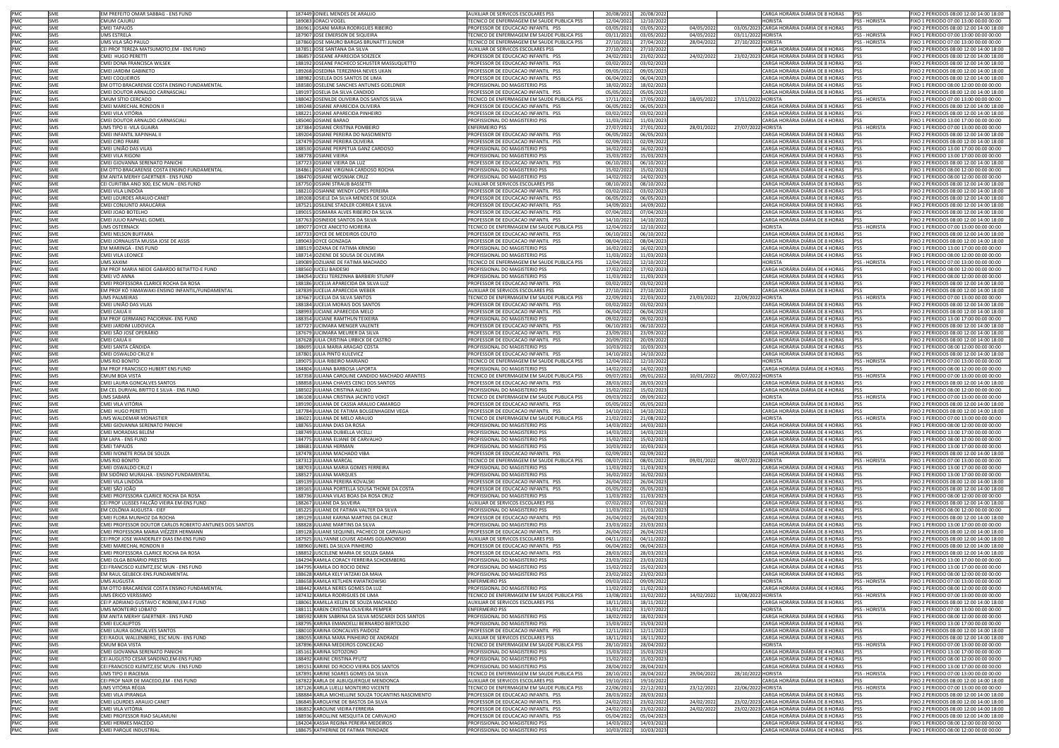| | | | | | | | | | | | | |
|---|---|---|---|---|---|---|---|---|---|---|---|---|
| PMC | SME | EM PREFEITO OMAR SABBAG - ENS FUND | 187449 | JONIEL MENDES DE ARAUJO | AUXILIAR DE SERVICOS ESCOLARES PSS | 20/08/2021 | 20/08/2022 | | | CARGA HORÁRIA DIÁRIA DE 8 HORAS | PSS | FIXO 2 PERIODOS 08:00 12:00 14:00 18:00 |
| PMC | SMS | CMUM CAJURU | 189083 | JORACI VOGEL | TECNICO DE ENFERMAGEM EM SAUDE PUBLICA PSS | 12/04/2022 | 12/10/2022 | | | HORISTA | PSS - HORISTA | FIXO 1 PERIODO 07:00 13:00 00:00 00:00 |
| PMC | SME | CMEI TAPAJÓS | 186961 | JOSANI MARIA RODRIGUES RIBEIRO | PROFESSOR DE EDUCACAO INFANTIL PSS | 03/05/2021 | 03/05/2022 | 04/05/2022 | 03/05/2023 | CARGA HORÁRIA DIÁRIA DE 8 HORAS | PSS | FIXO 2 PERIODOS 08:00 12:00 14:00 18:00 |
| PMC | SMS | UMS ESTRELA | 187907 | JOSE EMERSON DE SIQUEIRA | TECNICO DE ENFERMAGEM EM SAUDE PUBLICA PSS | 03/11/2021 | 03/05/2022 | 04/05/2022 | 03/11/2022 | HORISTA | PSS - HORISTA | FIXO 1 PERIODO 07:00 13:00 00:00 00:00 |
| PMC | SMS | UMS VILA SÃO PAULO | 187860 | JOSE MAURO BARGAS BRUNATTI JUNIOR | TECNICO DE ENFERMAGEM EM SAUDE PUBLICA PSS | 27/10/2021 | 27/04/2022 | 28/04/2022 | 27/10/2022 | HORISTA | PSS - HORISTA | FIXO 1 PERIODO 07:00 13:00 00:00 00:00 |
| PMC | SME | CEI PROF TEREZA MATSUMOTO,EM - ENS FUND | 187851 | JOSE SANTANA DA SILVA | AUXILIAR DE SERVICOS ESCOLARES PSS | 27/10/2021 | 27/10/2022 | | | CARGA HORÁRIA DIÁRIA DE 8 HORAS | PSS | FIXO 2 PERIODOS 08:00 12:00 14:00 18:00 |
| PMC | SME | CMEI HUGO PERETTI | 186857 | JOSEANE APARECIDA SOEZECK | PROFESSOR DE EDUCACAO INFANTIL PSS | 24/02/2021 | 23/02/2022 | 24/02/2022 | 23/02/2023 | CARGA HORÁRIA DIÁRIA DE 8 HORAS | PSS | FIXO 2 PERIODOS 08:00 12:00 14:00 18:00 |
| PMC | SME | CMEI DONA FRANCISCA WILSEK | 188192 | JOSEANE PACHECO SCHUSTER MASSUQUETTO | PROFESSOR DE EDUCACAO INFANTIL PSS | 03/02/2022 | 03/02/2023 | | | CARGA HORÁRIA DIÁRIA DE 8 HORAS | PSS | FIXO 2 PERIODOS 08:00 12:00 14:00 18:00 |
| PMC | SME | CMEI JARDIM GABINETO | 189268 | JOSEDINA TEREZINHA NEVES UKAN | PROFESSOR DE EDUCACAO INFANTIL PSS | 09/05/2022 | 09/05/2023 | | | CARGA HORÁRIA DIÁRIA DE 8 HORAS | PSS | FIXO 2 PERIODOS 08:00 12:00 14:00 18:00 |
| PMC | SME | CMEI COQUEIROS | 188982 | JOSELEA DOS SANTOS DE LIMA | PROFESSOR DE EDUCACAO INFANTIL PSS | 06/04/2022 | 06/04/2023 | | | CARGA HORÁRIA DIÁRIA DE 8 HORAS | PSS | FIXO 2 PERIODOS 08:00 12:00 14:00 18:00 |
| PMC | SME | EM OTTO BRACARENSE COSTA ENSINO FUNDAMENTAL | 188580 | JOSELENE SANCHES ANTUNES GOELDNER | PROFISSIONAL DO MAGISTERIO PSS | 18/02/2022 | 18/02/2023 | | | CARGA HORÁRIA DIÁRIA DE 4 HORAS | PSS | FIXO 1 PERIODO 08:00 12:00 00:00 00:00 |
| PMC | SME | CMEI DOUTOR ARNALDO CARNASCIALI | 189197 | JOSELIA DA SILVA CANDIDO | PROFESSOR DE EDUCACAO INFANTIL PSS | 05/05/2022 | 05/05/2023 | | | CARGA HORÁRIA DIÁRIA DE 8 HORAS | PSS | FIXO 2 PERIODOS 08:00 12:00 14:00 18:00 |
| PMC | SMS | CMUM SÍTIO CERCADO | 188042 | JOSENILDE OLIVEIRA DOS SANTOS SILVA | TECNICO DE ENFERMAGEM EM SAUDE PUBLICA PSS | 17/11/2021 | 17/05/2022 | 18/05/2022 | 17/11/2022 | HORISTA | PSS - HORISTA | FIXO 1 PERIODO 07:00 13:00 00:00 00:00 |
| PMC | SME | CMEI MARECHAL RONDON II | 189248 | JOSIANE APARECIDA OLIVEIRA | PROFESSOR DE EDUCACAO INFANTIL PSS | 06/05/2022 | 06/05/2023 | | | CARGA HORÁRIA DIÁRIA DE 8 HORAS | PSS | FIXO 2 PERIODOS 08:00 12:00 14:00 18:00 |
| PMC | SME | CMEI VILA VITÓRIA | 188221 | JOSIANE APARECIDA PINHEIRO | PROFESSOR DE EDUCACAO INFANTIL PSS | 03/02/2022 | 03/02/2023 | | | CARGA HORÁRIA DIÁRIA DE 8 HORAS | PSS | FIXO 2 PERIODOS 08:00 12:00 14:00 18:00 |
| PMC | SME | CMEI DOUTOR ARNALDO CARNASCIALI | 185040 | JOSIANE BARAO | PROFISSIONAL DO MAGISTERIO PSS | 11/03/2022 | 11/03/2023 | | | CARGA HORÁRIA DIÁRIA DE 4 HORAS | PSS | FIXO 1 PERIODO 13:00 17:00 00:00 00:00 |
| PMC | SMS | UMS TIPO II -VILA GUAÍRA | 187384 | JOSIANE CRISTINA POMBEIRO | ENFERMEIRO PSS | 27/07/2021 | 27/01/2022 | 28/01/2022 | 27/07/2022 | HORISTA | PSS - HORISTA | FIXO 1 PERIODO 07:00 13:00 00:00 00:00 |
| PMC | SME | CMEI INFANTIL XAPINHAL II | 189204 | JOSIANE PEREIRA DO NASCIMENTO | PROFESSOR DE EDUCACAO INFANTIL PSS | 06/05/2022 | 06/05/2023 | | | CARGA HORÁRIA DIÁRIA DE 8 HORAS | PSS | FIXO 2 PERIODOS 08:00 12:00 14:00 18:00 |
| PMC | SME | CMEI CIRO FRARE | 187479 | JOSIANE PEREIRA OLIVEIRA | PROFESSOR DE EDUCACAO INFANTIL PSS | 02/09/2021 | 02/09/2022 | | | CARGA HORÁRIA DIÁRIA DE 8 HORAS | PSS | FIXO 2 PERIODOS 08:00 12:00 14:00 18:00 |
| PMC | SME | CMEI UNIÃO DAS VILAS | 188530 | JOSIANE PERPETUA GANZ CARDOSO | PROFISSIONAL DO MAGISTERIO PSS | 16/02/2022 | 16/02/2023 | | | CARGA HORÁRIA DIÁRIA DE 4 HORAS | PSS | FIXO 1 PERIODO 13:00 17:00 00:00 00:00 |
| PMC | SME | CMEI VILA RIGONI | 188778 | JOSIANE VIEIRA | PROFISSIONAL DO MAGISTERIO PSS | 15/03/2022 | 15/03/2023 | | | CARGA HORÁRIA DIÁRIA DE 4 HORAS | PSS | FIXO 1 PERIODO 13:00 17:00 00:00 00:00 |
| PMC | SME | CMEI GIOVANNA SERENATO PANICHI | 187723 | JOSIANE VIEIRA DA LUZ | PROFESSOR DE EDUCACAO INFANTIL PSS | 06/10/2021 | 06/10/2022 | | | CARGA HORÁRIA DIÁRIA DE 8 HORAS | PSS | FIXO 2 PERIODOS 08:00 12:00 14:00 18:00 |
| PMC | SME | EM OTTO BRACARENSE COSTA ENSINO FUNDAMENTAL | 184861 | JOSIANE VIRGINIA CARDOSO ROCHA | PROFISSIONAL DO MAGISTERIO PSS | 15/02/2022 | 15/02/2023 | | | CARGA HORÁRIA DIÁRIA DE 4 HORAS | PSS | FIXO 1 PERIODO 08:00 12:00 00:00 00:00 |
| PMC | SME | EM ANITA MERHY GAERTNER - ENS FUND | 188470 | JOSIANE WOSNIAK CRUZ | PROFISSIONAL DO MAGISTERIO PSS | 14/02/2022 | 14/02/2023 | | | CARGA HORÁRIA DIÁRIA DE 4 HORAS | PSS | FIXO 1 PERIODO 08:00 12:00 00:00 00:00 |
| PMC | SME | CEI CURITIBA ANO 300, ESC MUN - ENS FUND | 187750 | JOSIANI STRAUB BASSETTI | AUXILIAR DE SERVICOS ESCOLARES PSS | 08/10/2021 | 08/10/2022 | | | CARGA HORÁRIA DIÁRIA DE 8 HORAS | PSS | FIXO 2 PERIODOS 08:00 12:00 14:00 18:00 |
| PMC | SME | CMEI VILA LINDÓIA | 188210 | JOSIANNE WENDY LOPES PEREIRA | PROFESSOR DE EDUCACAO INFANTIL PSS | 03/02/2022 | 03/02/2023 | | | CARGA HORÁRIA DIÁRIA DE 8 HORAS | PSS | FIXO 2 PERIODOS 08:00 12:00 14:00 18:00 |
| PMC | SME | CMEI LOURDES ARAUJO CANET | 189208 | JOSIELE DA SILVA MENDES DE SOUZA | PROFESSOR DE EDUCACAO INFANTIL PSS | 06/05/2022 | 06/05/2023 | | | CARGA HORÁRIA DIÁRIA DE 8 HORAS | PSS | FIXO 2 PERIODOS 08:00 12:00 14:00 18:00 |
| PMC | SME | CMEI CONJUNTO ARAUCÁRIA | 187521 | JOSILENE STADLER CORREA E SILVA | PROFESSOR DE EDUCACAO INFANTIL PSS | 14/09/2021 | 14/09/2022 | | | CARGA HORÁRIA DIÁRIA DE 8 HORAS | PSS | FIXO 2 PERIODOS 08:00 12:00 14:00 18:00 |
| PMC | SME | CMEI JOAO BOTELHO | 189015 | JOSIMARA ALVES RIBEIRO DA SILVA | PROFESSOR DE EDUCACAO INFANTIL PSS | 07/04/2022 | 07/04/2023 | | | CARGA HORÁRIA DIÁRIA DE 8 HORAS | PSS | FIXO 2 PERIODOS 08:00 12:00 14:00 18:00 |
| PMC | SME | CMEI JULIO RAPHAEL GOMEL | 187763 | JOSINEIDE SANTOS DA SILVA | PROFESSOR DE EDUCACAO INFANTIL PSS | 14/10/2021 | 14/10/2022 | | | CARGA HORÁRIA DIÁRIA DE 8 HORAS | PSS | FIXO 2 PERIODOS 08:00 12:00 14:00 18:00 |
| PMC | SMS | UMS OSTERNACK | 189077 | JOYCE ANICETO MOREIRA | TECNICO DE ENFERMAGEM EM SAUDE PUBLICA PSS | 12/04/2022 | 12/10/2022 | | | HORISTA | PSS - HORISTA | FIXO 1 PERIODO 07:00 13:00 00:00 00:00 |
| PMC | SME | CMEI NELSON BUFFARA | 187733 | JOYCE DE MEDEIROS COUTO | PROFESSOR DE EDUCACAO INFANTIL PSS | 06/10/2021 | 06/10/2022 | | | CARGA HORÁRIA DIÁRIA DE 8 HORAS | PSS | FIXO 2 PERIODOS 08:00 12:00 14:00 18:00 |
| PMC | SME | CMEI JORNALISTA MUSSA JOSE DE ASSIS | 189043 | JOYCE GONZAGA | PROFESSOR DE EDUCACAO INFANTIL PSS | 08/04/2022 | 08/04/2023 | | | CARGA HORÁRIA DIÁRIA DE 8 HORAS | PSS | FIXO 2 PERIODOS 08:00 12:00 14:00 18:00 |
| PMC | SME | EM MARINGÁ - ENS FUND | 188519 | JOZANA DE FATIMA KRINSKI | PROFISSIONAL DO MAGISTERIO PSS | 16/02/2022 | 16/02/2023 | | | CARGA HORÁRIA DIÁRIA DE 4 HORAS | PSS | FIXO 1 PERIODO 13:00 17:00 00:00 00:00 |
| PMC | SME | CMEI VILA LEONICE | 188714 | JOZIENE DE SOUSA DE OLIVEIRA | PROFISSIONAL DO MAGISTERIO PSS | 11/03/2022 | 11/03/2023 | | | CARGA HORÁRIA DIÁRIA DE 4 HORAS | PSS | FIXO 1 PERIODO 08:00 12:00 00:00 00:00 |
| PMC | SMS | UMS XAXIM | 189089 | JOZILIANE DE FATIMA MACHADO | TECNICO DE ENFERMAGEM EM SAUDE PUBLICA PSS | 12/04/2022 | 12/10/2022 | | | HORISTA | PSS - HORISTA | FIXO 1 PERIODO 07:00 13:00 00:00 00:00 |
| PMC | SME | EM PROF MARIA NEIDE GABARDO BETIATTO-E FUND | 188560 | JUCELI BAIDESKI | PROFISSIONAL DO MAGISTERIO PSS | 17/02/2022 | 17/02/2023 | | | CARGA HORÁRIA DIÁRIA DE 4 HORAS | PSS | FIXO 1 PERIODO 08:00 12:00 00:00 00:00 |
| PMC | SME | CMEI VÓ ANNA | 184054 | JUCELI TEREZINHA BARBIERI STUNFF | PROFISSIONAL DO MAGISTERIO PSS | 11/03/2022 | 11/03/2023 | | | CARGA HORÁRIA DIÁRIA DE 4 HORAS | PSS | FIXO 1 PERIODO 08:00 12:00 00:00 00:00 |
| PMC | SME | CMEI PROFESSORA CLARICE ROCHA DA ROSA | 188186 | JUCELIA APARECIDA DA SILVA LUZ | PROFESSOR DE EDUCACAO INFANTIL PSS | 03/02/2022 | 03/02/2023 | | | CARGA HORÁRIA DIÁRIA DE 8 HORAS | PSS | FIXO 2 PERIODOS 08:00 12:00 14:00 18:00 |
| PMC | SME | EM PROF KÔ YAMAWAKI-ENSINO INFANTIL/FUNDAMENTAL | 187839 | JUCELIA APARECIDA WEBER | AUXILIAR DE SERVICOS ESCOLARES PSS | 27/10/2021 | 27/10/2022 | | | CARGA HORÁRIA DIÁRIA DE 8 HORAS | PSS | FIXO 2 PERIODOS 08:00 12:00 14:00 18:00 |
| PMC | SMS | UMS PALMEIRAS | 187667 | JUCELIA DA SILVA SANTOS | TECNICO DE ENFERMAGEM EM SAUDE PUBLICA PSS | 22/09/2021 | 22/03/2022 | 23/03/2022 | 22/09/2022 | HORISTA | PSS - HORISTA | FIXO 1 PERIODO 07:00 13:00 00:00 00:00 |
| PMC | SME | CMEI UNIÃO DAS VILAS | 188184 | JUCELIA MORAIS DOS SANTOS | PROFESSOR DE EDUCACAO INFANTIL PSS | 03/02/2022 | 03/02/2023 | | | CARGA HORÁRIA DIÁRIA DE 8 HORAS | PSS | FIXO 2 PERIODOS 08:00 12:00 14:00 18:00 |
| PMC | SME | CMEI CAIUÁ II | 188993 | JUCIANE APARECIDA MELO | PROFESSOR DE EDUCACAO INFANTIL PSS | 06/04/2022 | 06/04/2023 | | | CARGA HORÁRIA DIÁRIA DE 8 HORAS | PSS | FIXO 2 PERIODOS 08:00 12:00 14:00 18:00 |
| PMC | SME | EM PROF GERMANO PACIORNIK- ENS FUND | 188354 | JUCIANE RAMTHUN TEIXEIRA | PROFISSIONAL DO MAGISTERIO PSS | 09/02/2022 | 09/02/2023 | | | CARGA HORÁRIA DIÁRIA DE 4 HORAS | PSS | FIXO 1 PERIODO 13:00 17:00 00:00 00:00 |
| PMC | SME | CMEI JARDIM LUDOVICA | 187727 | JUCIMARA MENGER VALENTE | PROFESSOR DE EDUCACAO INFANTIL PSS | 06/10/2021 | 06/10/2022 | | | CARGA HORÁRIA DIÁRIA DE 8 HORAS | PSS | FIXO 2 PERIODOS 08:00 12:00 14:00 18:00 |
| PMC | SME | CMEI SÃO JOSÉ OPERÁRIO | 187679 | JUCIMARA MEURER DA SILVA | PROFESSOR DE EDUCACAO INFANTIL PSS | 23/09/2021 | 23/09/2022 | | | CARGA HORÁRIA DIÁRIA DE 8 HORAS | PSS | FIXO 2 PERIODOS 08:00 12:00 14:00 18:00 |
| PMC | SME | CMEI CAIUÁ II | 187628 | JULIA CRISTINA URBICK DE CASTRO | PROFESSOR DE EDUCACAO INFANTIL PSS | 20/09/2021 | 20/09/2022 | | | CARGA HORÁRIA DIÁRIA DE 8 HORAS | PSS | FIXO 2 PERIODOS 08:00 12:00 14:00 18:00 |
| PMC | SME | CMEI SANTA CÂNDIDA | 188695 | JULIA MARIA ARAGAO COSTA | PROFISSIONAL DO MAGISTERIO PSS | 10/03/2022 | 10/03/2023 | | | CARGA HORÁRIA DIÁRIA DE 4 HORAS | PSS | FIXO 1 PERIODO 08:00 12:00 00:00 00:00 |
| PMC | SME | CMEI OSWALDO CRUZ II | 187801 | JULIA PINTO KULEVICZ | PROFESSOR DE EDUCACAO INFANTIL PSS | 14/10/2021 | 14/10/2022 | | | CARGA HORÁRIA DIÁRIA DE 8 HORAS | PSS | FIXO 2 PERIODOS 08:00 12:00 14:00 18:00 |
| PMC | SMS | UMS RIO BONITO | 189075 | JULIA RIBEIRO MARIANO | TECNICO DE ENFERMAGEM EM SAUDE PUBLICA PSS | 12/04/2022 | 12/10/2022 | | | HORISTA | PSS - HORISTA | FIXO 1 PERIODO 07:00 13:00 00:00 00:00 |
| PMC | SME | EM PROF FRANCISCO HUBERT ENS FUND | 184804 | JULIANA BARBOSA LAPORTA | PROFISSIONAL DO MAGISTERIO PSS | 14/02/2022 | 14/02/2023 | | | CARGA HORÁRIA DIÁRIA DE 4 HORAS | PSS | FIXO 1 PERIODO 08:00 12:00 00:00 00:00 |
| PMC | SMS | CMUM BOA VISTA | 187358 | JULIANA CAROLINE CANDIDO MACHADO ARANTES | TECNICO DE ENFERMAGEM EM SAUDE PUBLICA PSS | 09/07/2021 | 09/01/2022 | 10/01/2022 | 09/07/2022 | HORISTA | PSS - HORISTA | FIXO 1 PERIODO 07:00 13:00 00:00 00:00 |
| PMC | SME | CMEI LAURA GONCALVES SANTOS | 188858 | JULIANA CHAVES CENCI DOS SANTOS | PROFESSOR DE EDUCACAO INFANTIL PSS | 28/03/2022 | 28/03/2023 | | | CARGA HORÁRIA DIÁRIA DE 8 HORAS | PSS | FIXO 2 PERIODOS 08:00 12:00 14:00 18:00 |
| PMC | SME | EM CEL DURIVAL BRITTO E SILVA - ENS FUND | 188502 | JULIANA CRISTINA ALEIXO | PROFISSIONAL DO MAGISTERIO PSS | 15/02/2022 | 15/02/2023 | | | CARGA HORÁRIA DIÁRIA DE 4 HORAS | PSS | FIXO 1 PERIODO 08:00 12:00 00:00 00:00 |
| PMC | SMS | UMS SABARÁ | 186108 | JULIANA CRISTINA JACINTO VOIGT | TECNICO DE ENFERMAGEM EM SAUDE PUBLICA PSS | 09/03/2022 | 09/09/2022 | | | HORISTA | PSS - HORISTA | FIXO 1 PERIODO 07:00 13:00 00:00 00:00 |
| PMC | SME | CMEI VILA VITÓRIA | 189190 | JULIANA DE CASSIA ARAUJO CAMARGO | PROFESSOR DE EDUCACAO INFANTIL PSS | 05/05/2022 | 05/05/2023 | | | CARGA HORÁRIA DIÁRIA DE 8 HORAS | PSS | FIXO 2 PERIODOS 08:00 12:00 14:00 18:00 |
| PMC | SME | CMEI HUGO PERETTI | 187784 | JULIANA DE FATIMA BOLGENHAGEM VEGA | PROFESSOR DE EDUCACAO INFANTIL PSS | 14/10/2021 | 14/10/2022 | | | CARGA HORÁRIA DIÁRIA DE 8 HORAS | PSS | FIXO 2 PERIODOS 08:00 12:00 14:00 18:00 |
| PMC | SMS | UMS WALDEMAR MONASTIER | 186021 | JULIANA DE MELO ARAUJO | TECNICO DE ENFERMAGEM EM SAUDE PUBLICA PSS | 21/02/2022 | 21/08/2022 | | | HORISTA | PSS - HORISTA | FIXO 1 PERIODO 07:00 13:00 00:00 00:00 |
| PMC | SME | CMEI GIOVANNA SERENATO PANICHI | 188765 | JULIANA DIAS DA ROSA | PROFISSIONAL DO MAGISTERIO PSS | 14/03/2022 | 14/03/2023 | | | CARGA HORÁRIA DIÁRIA DE 4 HORAS | PSS | FIXO 1 PERIODO 08:00 12:00 00:00 00:00 |
| PMC | SME | CMEI MORADIAS BELÉM | 188749 | JULIANA DUBIELLA VICELLI | PROFISSIONAL DO MAGISTERIO PSS | 14/03/2022 | 14/03/2023 | | | CARGA HORÁRIA DIÁRIA DE 4 HORAS | PSS | FIXO 1 PERIODO 13:00 17:00 00:00 00:00 |
| PMC | SME | EM LAPA - ENS FUND | 184775 | JULIANA ELIANE DE CARVALHO | PROFISSIONAL DO MAGISTERIO PSS | 15/02/2022 | 15/02/2023 | | | CARGA HORÁRIA DIÁRIA DE 4 HORAS | PSS | FIXO 1 PERIODO 08:00 12:00 00:00 00:00 |
| PMC | SME | CMEI TAPAJÓS | 188681 | JULIANA HERMAN | PROFISSIONAL DO MAGISTERIO PSS | 10/03/2022 | 10/03/2023 | | | CARGA HORÁRIA DIÁRIA DE 4 HORAS | PSS | FIXO 1 PERIODO 13:00 17:00 00:00 00:00 |
| PMC | SME | CMEI IVONETE ROSA DE SOUZA | 187478 | JULIANA MACHADO VIBA | PROFESSOR DE EDUCACAO INFANTIL PSS | 02/09/2021 | 02/09/2022 | | | CARGA HORÁRIA DIÁRIA DE 8 HORAS | PSS | FIXO 2 PERIODOS 08:00 12:00 14:00 18:00 |
| PMC | SMS | UMS RIO BONITO | 187312 | JULIANA MARCAL | TECNICO DE ENFERMAGEM EM SAUDE PUBLICA PSS | 08/07/2021 | 08/01/2022 | 09/01/2022 | 08/07/2022 | HORISTA | PSS - HORISTA | FIXO 1 PERIODO 07:00 13:00 00:00 00:00 |
| PMC | SME | CMEI OSWALDO CRUZ I | 188703 | JULIANA MARIA GOMES FERREIRA | PROFISSIONAL DO MAGISTERIO PSS | 11/03/2022 | 11/03/2023 | | | CARGA HORÁRIA DIÁRIA DE 4 HORAS | PSS | FIXO 1 PERIODO 13:00 17:00 00:00 00:00 |
| PMC | SME | EM SIDÔNIO MURALHA - ENSINO FUNDAMENTAL | 188527 | JULIANA MARQUES | PROFISSIONAL DO MAGISTERIO PSS | 16/02/2022 | 16/02/2023 | | | CARGA HORÁRIA DIÁRIA DE 4 HORAS | PSS | FIXO 1 PERIODO 13:00 17:00 00:00 00:00 |
| PMC | SME | CMEI VILA LINDÓIA | 189139 | JULIANA PEREIRA KOVALSKI | PROFESSOR DE EDUCACAO INFANTIL PSS | 26/04/2022 | 26/04/2023 | | | CARGA HORÁRIA DIÁRIA DE 8 HORAS | PSS | FIXO 2 PERIODOS 08:00 12:00 14:00 18:00 |
| PMC | SME | CMEI SÃO JOÃO | 189165 | JULIANA PORTELLA SOUSA THOME DA COSTA | PROFESSOR DE EDUCACAO INFANTIL PSS | 05/05/2022 | 05/05/2023 | | | CARGA HORÁRIA DIÁRIA DE 8 HORAS | PSS | FIXO 2 PERIODOS 08:00 12:00 14:00 18:00 |
| PMC | SME | CMEI PROFESSORA CLARICE ROCHA DA ROSA | 188736 | JULIANA VILAS BOAS DA ROSA CRUZ | PROFISSIONAL DO MAGISTERIO PSS | 11/03/2022 | 11/03/2023 | | | CARGA HORÁRIA DIÁRIA DE 4 HORAS | PSS | FIXO 1 PERIODO 08:00 12:00 00:00 00:00 |
| PMC | SME | CEI PROF ULISSES FALCÃO VIEIRA EM-ENS FUND | 188267 | JULIANE DA SILVEIRA | AUXILIAR DE SERVICOS ESCOLARES PSS | 07/02/2022 | 07/02/2023 | | | CARGA HORÁRIA DIÁRIA DE 8 HORAS | PSS | FIXO 2 PERIODOS 08:00 12:00 14:00 18:00 |
| PMC | SME | EM COLÔNIA AUGUSTA - EIEF | 185225 | JULIANE DE FATIMA VALTER DA SILVA | PROFISSIONAL DO MAGISTERIO PSS | 11/03/2022 | 11/03/2023 | | | CARGA HORÁRIA DIÁRIA DE 4 HORAS | PSS | FIXO 1 PERIODO 08:00 12:00 00:00 00:00 |
| PMC | SME | CMEI FLORA MUNHOZ DA ROCHA | 189129 | JULIANE KARINA MARTINS DA CRUZ | PROFESSOR DE EDUCACAO INFANTIL PSS | 26/04/2022 | 26/04/2023 | | | CARGA HORÁRIA DIÁRIA DE 8 HORAS | PSS | FIXO 2 PERIODOS 08:00 12:00 14:00 18:00 |
| PMC | SME | CMEI PROFESSOR DOUTOR CARLOS ROBERTO ANTUNES DOS SANTOS | 188828 | JULIANE MARTINS DA SILVA | PROFISSIONAL DO MAGISTERIO PSS | 23/03/2022 | 23/03/2023 | | | CARGA HORÁRIA DIÁRIA DE 4 HORAS | PSS | FIXO 1 PERIODO 13:00 17:00 00:00 00:00 |
| PMC | SME | CMEI PROFESSORA MARIA VIÉZZER HERMANN | 189128 | JULIANE SEQUINEL PACHECO DE CARVALHO | PROFESSOR DE EDUCACAO INFANTIL PSS | 26/04/2022 | 26/04/2023 | | | CARGA HORÁRIA DIÁRIA DE 8 HORAS | PSS | FIXO 2 PERIODOS 08:00 12:00 14:00 18:00 |
| PMC | SME | CEI PROF JOSE WANDERLEY DIAS EM-ENS FUND | 187925 | JULLYANNE LOUISE ADAMS GOLANOWSKI | AUXILIAR DE SERVICOS ESCOLARES PSS | 04/11/2021 | 04/11/2022 | | | CARGA HORÁRIA DIÁRIA DE 8 HORAS | PSS | FIXO 2 PERIODOS 08:00 12:00 14:00 18:00 |
| PMC | SME | CMEI MARECHAL RONDON II | 188960 | JUNIEL DA SILVA PINHEIRO | PROFESSOR DE EDUCACAO INFANTIL PSS | 06/04/2022 | 06/04/2023 | | | CARGA HORÁRIA DIÁRIA DE 8 HORAS | PSS | FIXO 2 PERIODOS 08:00 12:00 14:00 18:00 |
| PMC | SME | CMEI PROFESSORA CLARICE ROCHA DA ROSA | 188852 | JUSCELENE MARIA DE SOUZA GAMA | PROFESSOR DE EDUCACAO INFANTIL PSS | 28/03/2022 | 28/03/2023 | | | CARGA HORÁRIA DIÁRIA DE 8 HORAS | PSS | FIXO 2 PERIODOS 08:00 12:00 14:00 18:00 |
| PMC | SME | CMEI OLGA BENÁRIO PRESTES | 184294 | KAMILA CORACY FERREIRA SCHOEMBERG | PROFISSIONAL DO MAGISTERIO PSS | 23/03/2022 | 23/03/2023 | | | CARGA HORÁRIA DIÁRIA DE 4 HORAS | PSS | FIXO 1 PERIODO 13:00 17:00 00:00 00:00 |
| PMC | SME | CEI FRANCISCO KLEMTZ,ESC MUN - ENS FUND | 184795 | KAMILA DO ROCIO DENIZ | PROFISSIONAL DO MAGISTERIO PSS | 15/02/2022 | 15/02/2023 | | | CARGA HORÁRIA DIÁRIA DE 4 HORAS | PSS | FIXO 1 PERIODO 13:00 17:00 00:00 00:00 |
| PMC | SME | EM RAUL GELBECK-ENS.FUNDAMENTAL | 188628 | KAMILA KELY IATZAKI DA MAIA | PROFISSIONAL DO MAGISTERIO PSS | 23/02/2022 | 23/02/2023 | | | CARGA HORÁRIA DIÁRIA DE 4 HORAS | PSS | FIXO 1 PERIODO 08:00 12:00 00:00 00:00 |
| PMC | SMS | UMS AUGUSTA | 186658 | KAMILA KETLHEN KWIATKOWSKI | ENFERMEIRO PSS | 09/03/2022 | 09/09/2022 | | | HORISTA | PSS - HORISTA | FIXO 1 PERIODO 07:00 13:00 00:00 00:00 |
| PMC | SME | EM OTTO BRACARENSE COSTA ENSINO FUNDAMENTAL | 188442 | KAMILA NERES GOMES DA LUZ | PROFISSIONAL DO MAGISTERIO PSS | 11/02/2022 | 11/02/2023 | | | CARGA HORÁRIA DIÁRIA DE 4 HORAS | PSS | FIXO 1 PERIODO 08:00 12:00 00:00 00:00 |
| PMC | SMS | UMS ÉRICO VERÍSSIMO | 187432 | KAMILA RODRIGUES DE LIMA | TECNICO DE ENFERMAGEM EM SAUDE PUBLICA PSS | 13/08/2021 | 13/02/2022 | 14/02/2022 | 13/08/2022 | HORISTA | PSS - HORISTA | FIXO 1 PERIODO 07:00 13:00 00:00 00:00 |
| PMC | SME | CEI P ADRIANO GUSTAVO C ROBINE,EM-E FUND | 188045 | KAMILLA KELEN DE SOUZA MACHADO | AUXILIAR DE SERVICOS ESCOLARES PSS | 18/11/2021 | 18/11/2022 | | | CARGA HORÁRIA DIÁRIA DE 8 HORAS | PSS | FIXO 2 PERIODOS 08:00 12:00 14:00 18:00 |
| PMC | SMS | UMS MONTEIRO LOBATO | 188111 | KAREN CRISTINA OLIVEIRA PEMPER | ENFERMEIRO PSS | 31/01/2022 | 31/07/2022 | | | HORISTA | PSS - HORISTA | FIXO 1 PERIODO 07:00 13:00 00:00 00:00 |
| PMC | SME | EM ANITA MERHY GAERTNER - ENS FUND | 188592 | KARIN SABRINA DA SILVA MOSCARDI DOS SANTOS | PROFISSIONAL DO MAGISTERIO PSS | 18/02/2022 | 18/02/2023 | | | CARGA HORÁRIA DIÁRIA DE 4 HORAS | PSS | FIXO 1 PERIODO 08:00 12:00 00:00 00:00 |
| PMC | SME | CMEI EUCALIPTOS | 188795 | KARINA EMANOELLI BERNARDO BERTOLDO | PROFISSIONAL DO MAGISTERIO PSS | 15/03/2022 | 15/03/2023 | | | CARGA HORÁRIA DIÁRIA DE 4 HORAS | PSS | FIXO 1 PERIODO 13:00 17:00 00:00 00:00 |
| PMC | SME | CMEI LAURA GONCALVES SANTOS | 188030 | KARINA GONCALVES PAIDOSZ | PROFESSOR DE EDUCACAO INFANTIL PSS | 12/11/2021 | 12/11/2022 | | | CARGA HORÁRIA DIÁRIA DE 8 HORAS | PSS | FIXO 2 PERIODOS 08:00 12:00 14:00 18:00 |
| PMC | SME | CEI RAOUL WALLENBERG, ESC MUN - ENS FUND | 188055 | KARINA MARA PINHEIRO DE ANDRADE | AUXILIAR DE SERVICOS ESCOLARES PSS | 18/11/2021 | 18/11/2022 | | | CARGA HORÁRIA DIÁRIA DE 8 HORAS | PSS | FIXO 2 PERIODOS 08:00 12:00 14:00 18:00 |
| PMC | SMS | CMUM BOA VISTA | 187896 | KARINA MEDEIROS CONCEICAO | TECNICO DE ENFERMAGEM EM SAUDE PUBLICA PSS | 28/10/2021 | 28/04/2022 | | | HORISTA | PSS - HORISTA | FIXO 1 PERIODO 07:00 13:00 00:00 00:00 |
| PMC | SME | CMEI GIOVANNA SERENATO PANICHI | 185161 | KARINA SOTOZONO | PROFISSIONAL DO MAGISTERIO PSS | 15/03/2022 | 15/03/2023 | | | CARGA HORÁRIA DIÁRIA DE 4 HORAS | PSS | FIXO 1 PERIODO 13:00 17:00 00:00 00:00 |
| PMC | SME | CEI AUGUSTO CESAR SANDINO,EM-ENS FUND | 188492 | KARINE CRISTINA PFUTZ | PROFISSIONAL DO MAGISTERIO PSS | 15/02/2022 | 15/02/2023 | | | CARGA HORÁRIA DIÁRIA DE 4 HORAS | PSS | FIXO 1 PERIODO 08:00 12:00 00:00 00:00 |
| PMC | SME | CEI FRANCISCO KLEMTZ,ESC MUN - ENS FUND | 189151 | KARINE DO ROCIO VIEIRA DOS SANTOS | PROFISSIONAL DO MAGISTERIO PSS | 28/04/2022 | 28/04/2023 | | | CARGA HORÁRIA DIÁRIA DE 4 HORAS | PSS | FIXO 1 PERIODO 13:00 17:00 00:00 00:00 |
| PMC | SMS | UMS TIPO II IRACEMA | 187891 | KARINE SOARES GOMES DA SILVA | TECNICO DE ENFERMAGEM EM SAUDE PUBLICA PSS | 28/10/2021 | 28/04/2022 | 29/04/2022 | 28/10/2022 | HORISTA | PSS - HORISTA | FIXO 1 PERIODO 07:00 13:00 00:00 00:00 |
| PMC | SME | CEI PROF NAIR DE MACEDO,EM - ENS FUND | 187822 | KARLA DE ALBUQUERQUE MENDONCA | AUXILIAR DE SERVICOS ESCOLARES PSS | 19/10/2021 | 19/10/2022 | | | CARGA HORÁRIA DIÁRIA DE 8 HORAS | PSS | FIXO 2 PERIODOS 08:00 12:00 14:00 18:00 |
| PMC | SMS | UMS VITÓRIA RÉGIA | 187126 | KARLA LUELLI MONTEIRO VICENTE | TECNICO DE ENFERMAGEM EM SAUDE PUBLICA PSS | 22/06/2021 | 22/12/2021 | 23/12/2021 | 22/06/2022 | HORISTA | PSS - HORISTA | FIXO 1 PERIODO 07:00 13:00 00:00 00:00 |
| PMC | SME | CMEI VILA IPIRANGA | 188884 | KARLA MICHELLINE SOUZA TOCANTINS NASCIMENTO | PROFESSOR DE EDUCACAO INFANTIL PSS | 28/03/2022 | 28/03/2023 | | | CARGA HORÁRIA DIÁRIA DE 8 HORAS | PSS | FIXO 2 PERIODOS 08:00 12:00 14:00 18:00 |
| PMC | SME | CMEI LOURDES ARAUJO CANET | 186845 | KAROLAYNE DE BASTOS DA SILVA | PROFESSOR DE EDUCACAO INFANTIL PSS | 24/02/2021 | 23/02/2022 | 24/02/2022 | 23/02/2023 | CARGA HORÁRIA DIÁRIA DE 8 HORAS | PSS | FIXO 2 PERIODOS 08:00 12:00 14:00 18:00 |
| PMC | SME | CMEI VILA VITÓRIA | 186852 | KAROLINE VIEIRA FERREIRA | PROFESSOR DE EDUCACAO INFANTIL PSS | 24/02/2021 | 23/02/2022 | 24/02/2022 | 23/02/2023 | CARGA HORÁRIA DIÁRIA DE 8 HORAS | PSS | FIXO 2 PERIODOS 08:00 12:00 14:00 18:00 |
| PMC | SME | CMEI PROFESSOR RIAD SALAMUNI | 188936 | KAROLLINE MESQUITA DE CARVALHO | PROFESSOR DE EDUCACAO INFANTIL PSS | 05/04/2022 | 05/04/2023 | | | CARGA HORÁRIA DIÁRIA DE 8 HORAS | PSS | FIXO 2 PERIODOS 08:00 12:00 14:00 18:00 |
| PMC | SME | CMEI HERMES MACEDO | 184204 | KASSIA REGINA PEREIRA MEDEIROS | PROFISSIONAL DO MAGISTERIO PSS | 14/03/2022 | 14/03/2023 | | | CARGA HORÁRIA DIÁRIA DE 4 HORAS | PSS | FIXO 1 PERIODO 08:00 12:00 00:00 00:00 |
| PMC | SME | CMEI PARQUE INDUSTRIAL | 188675 | KATHERINE DE FATIMA TRINDADE | PROFISSIONAL DO MAGISTERIO PSS | 10/03/2022 | 10/03/2023 | | | CARGA HORÁRIA DIÁRIA DE 4 HORAS | PSS | FIXO 1 PERIODO 08:00 12:00 00:00 00:00 |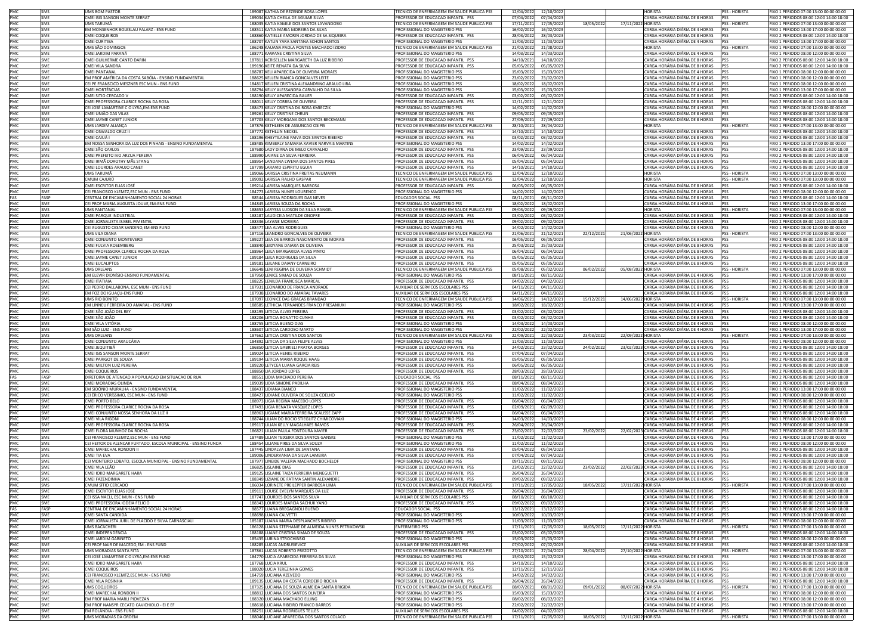| | | | | | | | | | | | |
|---|---|---|---|---|---|---|---|---|---|---|---|
| PMC | SMS | UMS BOM PASTOR | 189087 KATHIA DE REZENDE ROSA LOPES | TECNICO DE ENFERMAGEM EM SAUDE PUBLICA PSS | 12/04/2022 | 12/10/2022 | | | HORISTA | PSS - HORISTA | FIXO 1 PERIODO 07:00 13:00 00:00 00:00 |
| PMC | SME | CMEI ISIS SANSON MONTE SERRAT | 189034 KATIA CHELA DE AGUIAR SILVA | PROFESSOR DE EDUCACAO INFANTIL PSS | 07/04/2022 | 07/04/2023 | | | CARGA HORÁRIA DIÁRIA DE 8 HORAS | PSS | FIXO 2 PERIODOS 08:00 12:00 14:00 18:00 |
| PMC | SMS | UMS TARUMÃ | 188035 KATIA KAMILE DOS SANTOS LAVANDOSKI | TECNICO DE ENFERMAGEM EM SAUDE PUBLICA PSS | 17/11/2021 | 17/05/2022 | 18/05/2022 | 17/11/2022 | HORISTA | PSS - HORISTA | FIXO 1 PERIODO 07:00 13:00 00:00 00:00 |
| PMC | SME | EM MONSENHOR BOLESLAU FALARZ - ENS FUND | 188511 KATIA MARIA MOREIRA DA SILVA | PROFISSIONAL DO MAGISTERIO PSS | 16/02/2022 | 16/02/2023 | | | CARGA HORÁRIA DIÁRIA DE 4 HORAS | PSS | FIXO 1 PERIODO 13:00 17:00 00:00 00:00 |
| PMC | SME | CMEI COQUEIROS | 188860 KATIELLE AMORIN JORDAO DE SA SIQUEIRA | PROFESSOR DE EDUCACAO INFANTIL PSS | 28/03/2022 | 28/03/2023 | | | CARGA HORÁRIA DIÁRIA DE 8 HORAS | PSS | FIXO 2 PERIODOS 08:00 12:00 14:00 18:00 |
| PMC | SME | CMEI CURITIBA | 188707 KATLIN YARA SANTANA SCHON SANTOS | PROFISSIONAL DO MAGISTERIO PSS | 11/03/2022 | 11/03/2023 | | | CARGA HORÁRIA DIÁRIA DE 4 HORAS | PSS | FIXO 1 PERIODO 13:00 17:00 00:00 00:00 |
| PMC | SMS | UMS SÃO DOMINGOS | 186248 KAUANA PAOLA PONTES MACHADO IZIDRO | TECNICO DE ENFERMAGEM EM SAUDE PUBLICA PSS | 21/02/2022 | 21/08/2022 | | | HORISTA | PSS - HORISTA | FIXO 1 PERIODO 07:00 13:00 00:00 00:00 |
| PMC | SME | CMEI JARDIM PARANÁ | 188771 KAWANE CRISTINA SILVA | PROFISSIONAL DO MAGISTERIO PSS | 14/03/2022 | 14/03/2023 | | | CARGA HORÁRIA DIÁRIA DE 4 HORAS | PSS | FIXO 1 PERIODO 08:00 12:00 00:00 00:00 |
| PMC | SME | CMEI GUILHERME CANTO DARIN | 187811 KCRISELLEN MARGARETH DA LUZ RIBEIRO | PROFESSOR DE EDUCACAO INFANTIL PSS | 14/10/2021 | 14/10/2022 | | | CARGA HORÁRIA DIÁRIA DE 8 HORAS | PSS | FIXO 2 PERIODOS 08:00 12:00 14:00 18:00 |
| PMC | SME | CMEI VILA SANDRA | 189196 KEITE RENATA DA SILVA | PROFESSOR DE EDUCACAO INFANTIL PSS | 05/05/2022 | 05/05/2023 | | | CARGA HORÁRIA DIÁRIA DE 8 HORAS | PSS | FIXO 2 PERIODOS 08:00 12:00 14:00 18:00 |
| PMC | SME | CMEI PANTANAL | 188787 KELI APARECIDA DE OLIVEIRA MORAES | PROFISSIONAL DO MAGISTERIO PSS | 15/03/2022 | 15/03/2023 | | | CARGA HORÁRIA DIÁRIA DE 4 HORAS | PSS | FIXO 1 PERIODO 08:00 12:00 00:00 00:00 |
| PMC | SME | EM PROF AMÉRICA DA COSTA SABÓIA - ENSINO FUNDAMENTAL | 188625 KELLEN BIANCA GONCALVES LEITE | PROFISSIONAL DO MAGISTERIO PSS | 23/02/2022 | 23/02/2023 | | | CARGA HORÁRIA DIÁRIA DE 4 HORAS | PSS | FIXO 1 PERIODO 08:00 12:00 00:00 00:00 |
| PMC | SME | CEI PE FRANSCICO MESZNER ESC MUN - ENS FUND | 184817 KELLEN CRISTINA ALEXANDRINO ARAUJO LIRA | PROFISSIONAL DO MAGISTERIO PSS | 18/02/2022 | 18/02/2023 | | | CARGA HORÁRIA DIÁRIA DE 4 HORAS | PSS | FIXO 1 PERIODO 08:00 12:00 00:00 00:00 |
| PMC | SME | CMEI HORTÊNCIAS | 188794 KELLY ALESSANDRA CARVALHO DA SILVA | PROFISSIONAL DO MAGISTERIO PSS | 15/03/2022 | 15/03/2023 | | | CARGA HORÁRIA DIÁRIA DE 4 HORAS | PSS | FIXO 1 PERIODO 13:00 17:00 00:00 00:00 |
| PMC | SME | CMEI SITIO CERCADO V | 188190 KELLY APARECIDA BAUER | PROFESSOR DE EDUCACAO INFANTIL PSS | 03/02/2022 | 03/02/2023 | | | CARGA HORÁRIA DIÁRIA DE 8 HORAS | PSS | FIXO 2 PERIODOS 08:00 12:00 14:00 18:00 |
| PMC | SME | CMEI PROFESSORA CLARICE ROCHA DA ROSA | 188011 KELLY CORREA DE OLIVEIRA | PROFESSOR DE EDUCACAO INFANTIL PSS | 12/11/2021 | 12/11/2022 | | | CARGA HORÁRIA DIÁRIA DE 8 HORAS | PSS | FIXO 2 PERIODOS 08:00 12:00 14:00 18:00 |
| PMC | SME | CEI JOSÉ LAMARTINE C O LYRA,EM-ENS FUND | 188473 KELLY CRISTINA DA ROSA KMIECZIK | PROFISSIONAL DO MAGISTERIO PSS | 14/02/2022 | 14/02/2023 | | | CARGA HORÁRIA DIÁRIA DE 4 HORAS | PSS | FIXO 1 PERIODO 08:00 12:00 00:00 00:00 |
| PMC | SME | CMEI UNIÃO DAS VILAS | 189261 KELLY CRISTINE CHRUN | PROFESSOR DE EDUCACAO INFANTIL PSS | 09/05/2022 | 09/05/2023 | | | CARGA HORÁRIA DIÁRIA DE 8 HORAS | PSS | FIXO 2 PERIODOS 08:00 12:00 14:00 18:00 |
| PMC | SME | CMEI JAYME CANET JUNIOR | 187703 KELLY MORGANA DOS SANTOS BECKMANN | PROFESSOR DE EDUCACAO INFANTIL PSS | 27/09/2021 | 27/09/2022 | | | CARGA HORÁRIA DIÁRIA DE 8 HORAS | PSS | FIXO 2 PERIODOS 08:00 12:00 14:00 18:00 |
| PMC | SMS | UMS JARDIM ALIANÇA | 187876 KETHLEEN DE ASSUNCAO OSIPIS | TECNICO DE ENFERMAGEM EM SAUDE PUBLICA PSS | 28/10/2021 | 28/04/2022 | | | HORISTA | PSS - HORISTA | FIXO 1 PERIODO 07:00 13:00 00:00 00:00 |
| PMC | SME | CMEI OSWALDO CRUZ II | 187772 KETHLLIN NECKEL | PROFESSOR DE EDUCACAO INFANTIL PSS | 14/10/2021 | 14/10/2022 | | | CARGA HORÁRIA DIÁRIA DE 8 HORAS | PSS | FIXO 2 PERIODOS 08:00 12:00 14:00 18:00 |
| PMC | SME | CMEI CAIUÁ I | 188196 KHEYTILAINE PAIVA DOS SANTOS RIBEIRO | PROFESSOR DE EDUCACAO INFANTIL PSS | 03/02/2022 | 03/02/2023 | | | CARGA HORÁRIA DIÁRIA DE 8 HORAS | PSS | FIXO 2 PERIODOS 08:00 12:00 14:00 18:00 |
| PMC | SME | EM NOSSA SENHORA DA LUZ DOS PINHAIS - ENSINO FUNDAMENTAL | 188485 KIMBERLY SAMARIA XAVIER NARVAIS MARTINS | PROFISSIONAL DO MAGISTERIO PSS | 14/02/2022 | 14/02/2023 | | | CARGA HORÁRIA DIÁRIA DE 4 HORAS | PSS | FIXO 1 PERIODO 13:00 17:00 00:00 00:00 |
| PMC | SME | CMEI SÃO CARLOS | 187680 LADY DIANA DE MELO CARVALHO | PROFESSOR DE EDUCACAO INFANTIL PSS | 23/09/2021 | 23/09/2022 | | | CARGA HORÁRIA DIÁRIA DE 8 HORAS | PSS | FIXO 2 PERIODOS 08:00 12:00 14:00 18:00 |
| PMC | SME | CMEI PREFEITO IVO ARZUA PEREIRA | 188990 LAIANE DA SILVA FERREIRA | PROFESSOR DE EDUCACAO INFANTIL PSS | 06/04/2022 | 06/04/2023 | | | CARGA HORÁRIA DIÁRIA DE 8 HORAS | PSS | FIXO 2 PERIODOS 08:00 12:00 14:00 18:00 |
| PMC | SME | CMEI IRMÃ DOROTHY MÃE STANG | 188954 LANDANA LWENA DOS SANTOS PIRES | PROFESSOR DE EDUCACAO INFANTIL PSS | 05/04/2022 | 05/04/2023 | | | CARGA HORÁRIA DIÁRIA DE 8 HORAS | PSS | FIXO 2 PERIODOS 08:00 12:00 14:00 18:00 |
| PMC | SME | CMEI LOURDES ARAUJO CANET | 187799 LARAVID ESPIRITU EGUIA | PROFESSOR DE EDUCACAO INFANTIL PSS | 14/10/2021 | 14/10/2022 | | | CARGA HORÁRIA DIÁRIA DE 8 HORAS | PSS | FIXO 2 PERIODOS 08:00 12:00 14:00 18:00 |
| PMC | SMS | UMS TARUMÃ | 189066 LARISSA CRISTINA FREITAS NEUMANN | TECNICO DE ENFERMAGEM EM SAUDE PUBLICA PSS | 12/04/2022 | 12/10/2022 | | | HORISTA | PSS - HORISTA | FIXO 1 PERIODO 07:00 13:00 00:00 00:00 |
| PMC | SMS | CMUM CAJURÚ | 189092 LARISSA FIALHO GASPAR | TECNICO DE ENFERMAGEM EM SAUDE PUBLICA PSS | 12/04/2022 | 12/10/2022 | | | HORISTA | PSS - HORISTA | FIXO 1 PERIODO 07:00 13:00 00:00 00:00 |
| PMC | SME | CMEI ESCRITOR ELIAS JOSÉ | 189214 LARISSA MARQUES BARBOSA | PROFESSOR DE EDUCACAO INFANTIL PSS | 06/05/2022 | 06/05/2023 | | | CARGA HORÁRIA DIÁRIA DE 8 HORAS | PSS | FIXO 2 PERIODOS 08:00 12:00 14:00 18:00 |
| PMC | SME | CEI FRANCISCO KLEMTZ,ESC MUN - ENS FUND | 184773 LARISSA NUNES LOURENCO | PROFISSIONAL DO MAGISTERIO PSS | 14/02/2022 | 14/02/2023 | | | CARGA HORÁRIA DIÁRIA DE 4 HORAS | PSS | FIXO 1 PERIODO 08:00 12:00 00:00 00:00 |
| FAS | FASP | CENTRAL DE ENCAMINHAMENTO SOCIAL 24 HORAS | 88544 LARISSA RODRIGUES DAS NEVES | EDUCADOR SOCIAL PSS | 08/11/2021 | 08/11/2022 | | | CARGA HORÁRIA DIÁRIA DE 8 HORAS | PSS | FIXO 2 PERIODOS 08:00 12:00 14:00 18:00 |
| PMC | SME | CEI PROF MARIA AUGUSTA JOUVE,EM-ENS FUND | 184845 LARISSA SOUZA DA ROCHA | PROFISSIONAL DO MAGISTERIO PSS | 18/02/2022 | 18/02/2023 | | | CARGA HORÁRIA DIÁRIA DE 4 HORAS | PSS | FIXO 1 PERIODO 13:00 17:00 00:00 00:00 |
| PMC | SMS | UMS PANTANAL | 188653 LARYSSA LUDSON DA SILVA RANGEL | TECNICO DE ENFERMAGEM EM SAUDE PUBLICA PSS | 09/03/2022 | 09/09/2022 | | | HORISTA | PSS - HORISTA | FIXO 1 PERIODO 07:00 13:00 00:00 00:00 |
| PMC | SME | CMEI PARQUE INDUSTRIAL | 188187 LAUDICEIA MATILDE ONOFRE | PROFESSOR DE EDUCACAO INFANTIL PSS | 03/02/2022 | 03/02/2023 | | | CARGA HORÁRIA DIÁRIA DE 8 HORAS | PSS | FIXO 2 PERIODOS 08:00 12:00 14:00 18:00 |
| PMC | SME | CMEI JORNALISTA ISABEL PIMENTEL | 188336 LAYANE MOREIRA | PROFESSOR DE EDUCACAO INFANTIL PSS | 09/02/2022 | 09/02/2023 | | | CARGA HORÁRIA DIÁRIA DE 8 HORAS | PSS | FIXO 2 PERIODOS 08:00 12:00 14:00 18:00 |
| PMC | SME | CEI AUGUSTO CESAR SANDINO,EM-ENS FUND | 188477 LEA ALVES RODRIGUES | PROFISSIONAL DO MAGISTERIO PSS | 14/02/2022 | 14/02/2023 | | | CARGA HORÁRIA DIÁRIA DE 4 HORAS | PSS | FIXO 1 PERIODO 08:00 12:00 00:00 00:00 |
| PMC | SMS | UMS VILA DIANA | 187116 LEANDRO GONCALVES DE OLIVEIRA | TECNICO DE ENFERMAGEM EM SAUDE PUBLICA PSS | 21/06/2021 | 21/12/2021 | 22/12/2021 | 21/06/2022 | HORISTA | PSS - HORISTA | FIXO 1 PERIODO 07:00 13:00 00:00 00:00 |
| PMC | SME | CMEI CONJUNTO MONTEVERDI | 189227 LEIA DE BARROS NASCIMENTO DE MORAIS | PROFESSOR DE EDUCACAO INFANTIL PSS | 06/05/2022 | 06/05/2023 | | | CARGA HORÁRIA DIÁRIA DE 8 HORAS | PSS | FIXO 2 PERIODOS 08:00 12:00 14:00 18:00 |
| PMC | SME | CMEI FULVIA ROSEMBERG | 188840 LEIDYANE DAIARA DE OLIVEIRA | PROFESSOR DE EDUCACAO INFANTIL PSS | 25/03/2022 | 25/03/2023 | | | CARGA HORÁRIA DIÁRIA DE 8 HORAS | PSS | FIXO 2 PERIODOS 08:00 12:00 14:00 18:00 |
| PMC | SME | CMEI PROFESSORA CLARICE ROCHA DA ROSA | 188964 LEILA MARGARIDA ALVES PINTO | PROFESSOR DE EDUCACAO INFANTIL PSS | 06/04/2022 | 06/04/2023 | | | CARGA HORÁRIA DIÁRIA DE 8 HORAS | PSS | FIXO 2 PERIODOS 08:00 12:00 14:00 18:00 |
| PMC | SME | CMEI JAYME CANET JUNIOR | 189184 LEILA RODRIGUES DA SILVA | PROFESSOR DE EDUCACAO INFANTIL PSS | 05/05/2022 | 05/05/2023 | | | CARGA HORÁRIA DIÁRIA DE 8 HORAS | PSS | FIXO 2 PERIODOS 08:00 12:00 14:00 18:00 |
| PMC | SME | CMEI EUCALIPTOS | 189181 LEILANE DAIANY CARNEIRO | PROFESSOR DE EDUCACAO INFANTIL PSS | 05/05/2022 | 05/05/2023 | | | CARGA HORÁRIA DIÁRIA DE 8 HORAS | PSS | FIXO 2 PERIODOS 08:00 12:00 14:00 18:00 |
| PMC | SMS | UMS ORLEANS | 186648 LENI REGINA DE OLIVEIRA SCHMIDT | TECNICO DE ENFERMAGEM EM SAUDE PUBLICA PSS | 05/08/2021 | 05/02/2022 | 06/02/2022 | 05/08/2022 | HORISTA | PSS - HORISTA | FIXO 1 PERIODO 07:00 13:00 00:00 00:00 |
| PMC | SME | EM ELEVIR DIONÍSIO-ENSINO FUNDAMENTAL | 187950 LENICE SIMAO DE SOUZA | PROFISSIONAL DO MAGISTERIO PSS | 08/11/2021 | 08/11/2022 | | | CARGA HORÁRIA DIÁRIA DE 4 HORAS | PSS | FIXO 1 PERIODO 13:00 17:00 00:00 00:00 |
| PMC | SME | CMEI ITATIAIA | 188225 LENILDA FRANCISCA MARCAL | PROFESSOR DE EDUCACAO INFANTIL PSS | 04/02/2022 | 04/02/2023 | | | CARGA HORÁRIA DIÁRIA DE 8 HORAS | PSS | FIXO 2 PERIODOS 08:00 12:00 14:00 18:00 |
| PMC | SME | CEI PEDRO DALLABONA, ESC MUN - ENS FUND | 187931 LEONARDO DE FRANCA ANDRADE | AUXILIAR DE SERVICOS ESCOLARES PSS | 04/11/2021 | 04/11/2022 | | | CARGA HORÁRIA DIÁRIA DE 8 HORAS | PSS | FIXO 2 PERIODOS 08:00 12:00 14:00 18:00 |
| PMC | SME | EM FOZ DO IGUAÇU-ENS FUND | 187938 LEONARDO DO AMARAL TAVARES | AUXILIAR DE SERVICOS ESCOLARES PSS | 04/11/2021 | 04/11/2022 | | | CARGA HORÁRIA DIÁRIA DE 8 HORAS | PSS | FIXO 2 PERIODOS 08:00 12:00 14:00 18:00 |
| PMC | SMS | UMS RIO BONITO | 187097 LEONICE DAS GRACAS BRANDAO | TECNICO DE ENFERMAGEM EM SAUDE PUBLICA PSS | 14/06/2021 | 14/12/2021 | 15/12/2021 | 14/06/2022 | HORISTA | PSS - HORISTA | FIXO 1 PERIODO 07:00 13:00 00:00 00:00 |
| PMC | SME | EM LINNEU FERREIRA DO AMARAL - ENS FUND | 188585 LETHICIA FERNANDES FRANCO PRESANIUKI | PROFISSIONAL DO MAGISTERIO PSS | 18/02/2022 | 18/02/2023 | | | CARGA HORÁRIA DIÁRIA DE 4 HORAS | PSS | FIXO 1 PERIODO 13:00 17:00 00:00 00:00 |
| PMC | SME | CMEI SÃO JOÃO DEL REY | 188195 LETICIA ALVES PEREIRA | PROFESSOR DE EDUCACAO INFANTIL PSS | 03/02/2022 | 03/02/2023 | | | CARGA HORÁRIA DIÁRIA DE 8 HORAS | PSS | FIXO 2 PERIODOS 08:00 12:00 14:00 18:00 |
| PMC | SME | CMEI SÃO JOÃO | 188206 LETICIA BONATTO CUNHA | PROFESSOR DE EDUCACAO INFANTIL PSS | 03/02/2022 | 03/02/2023 | | | CARGA HORÁRIA DIÁRIA DE 8 HORAS | PSS | FIXO 2 PERIODOS 08:00 12:00 14:00 18:00 |
| PMC | SME | CMEI VILA VITÓRIA | 188755 LETICIA BUENO DIAS | PROFISSIONAL DO MAGISTERIO PSS | 14/03/2022 | 14/03/2023 | | | CARGA HORÁRIA DIÁRIA DE 4 HORAS | PSS | FIXO 1 PERIODO 08:00 12:00 00:00 00:00 |
| PMC | SME | EM SÃO LUIZ - ENS FUND | 188607 LETICIA CARDOSO MARTO | PROFISSIONAL DO MAGISTERIO PSS | 22/02/2022 | 22/02/2023 | | | CARGA HORÁRIA DIÁRIA DE 4 HORAS | PSS | FIXO 1 PERIODO 13:00 17:00 00:00 00:00 |
| PMC | SMS | UMS ORLEANS | 187662 LETICIA CRISTINA DOS SANTOS | TECNICO DE ENFERMAGEM EM SAUDE PUBLICA PSS | 22/09/2021 | 22/03/2022 | 23/03/2022 | 22/09/2022 | HORISTA | PSS - HORISTA | FIXO 1 PERIODO 07:00 13:00 00:00 00:00 |
| PMC | SME | CMEI CONJUNTO ARAUCÁRIA | 184892 LETICIA DA SILVA FELIPE ALVES | PROFISSIONAL DO MAGISTERIO PSS | 11/03/2022 | 11/03/2023 | | | CARGA HORÁRIA DIÁRIA DE 4 HORAS | PSS | FIXO 1 PERIODO 08:00 12:00 00:00 00:00 |
| PMC | SME | CMEI JEQUITIBÁ | 186850 LETICIA GABRIELI PRATKA BORGES | PROFESSOR DE EDUCACAO INFANTIL PSS | 24/02/2021 | 23/02/2022 | 24/02/2022 | 23/02/2023 | CARGA HORÁRIA DIÁRIA DE 8 HORAS | PSS | FIXO 2 PERIODOS 08:00 12:00 14:00 18:00 |
| PMC | SME | CMEI ISIS SANSON MONTE SERRAT | 189024 LETICIA HENKE RIBEIRO | PROFESSOR DE EDUCACAO INFANTIL PSS | 07/04/2022 | 07/04/2023 | | | CARGA HORÁRIA DIÁRIA DE 8 HORAS | PSS | FIXO 2 PERIODOS 08:00 12:00 14:00 18:00 |
| PMC | SME | CMEI PARIGOT DE SOUZA | 189194 LETICIA MARIA ROQUE HAAG | PROFESSOR DE EDUCACAO INFANTIL PSS | 05/05/2022 | 05/05/2023 | | | CARGA HORÁRIA DIÁRIA DE 8 HORAS | PSS | FIXO 2 PERIODOS 08:00 12:00 14:00 18:00 |
| PMC | SME | CMEI MILTON LUIZ PEREIRA | 189220 LETYCEA LUANA GARCIA REIS | PROFESSOR DE EDUCACAO INFANTIL PSS | 06/05/2022 | 06/05/2023 | | | CARGA HORÁRIA DIÁRIA DE 8 HORAS | PSS | FIXO 2 PERIODOS 08:00 12:00 14:00 18:00 |
| PMC | SME | CMEI COQUEIROS | 188850 LIA JORDAO LOPES | PROFESSOR DE EDUCACAO INFANTIL PSS | 28/03/2022 | 28/03/2023 | | | CARGA HORÁRIA DIÁRIA DE 8 HORAS | PSS | FIXO 2 PERIODOS 08:00 12:00 14:00 18:00 |
| FAS | FASP | DIRETORIA DE ATENCAO A POPULACAO EM SITUACAO DE RUA | 88551 LIDIA MACHADO PEREIRA | EDUCADOR SOCIAL PSS | 08/11/2021 | 08/11/2022 | | | CARGA HORÁRIA DIÁRIA DE 8 HORAS | PSS | FIXO 2 PERIODOS 08:00 12:00 14:00 18:00 |
| PMC | SME | CMEI MORADIAS OLINDA | 189039 LIDIA SIMONE PADILHA | PROFESSOR DE EDUCACAO INFANTIL PSS | 08/04/2022 | 08/04/2023 | | | CARGA HORÁRIA DIÁRIA DE 8 HORAS | PSS | FIXO 2 PERIODOS 08:00 12:00 14:00 18:00 |
| PMC | SME | EM SIDÔNIO MURALHA - ENSINO FUNDAMENTAL | 188437 LIDIANA BIANCO | PROFISSIONAL DO MAGISTERIO PSS | 11/02/2022 | 11/02/2023 | | | CARGA HORÁRIA DIÁRIA DE 4 HORAS | PSS | FIXO 1 PERIODO 13:00 17:00 00:00 00:00 |
| PMC | SME | CEI ÉRICO VERÍSSIMO, ESC MUN - ENS FUND | 188427 LIDIANE OLIVEIRA DE SOUZA COELHO | PROFISSIONAL DO MAGISTERIO PSS | 11/02/2022 | 11/02/2023 | | | CARGA HORÁRIA DIÁRIA DE 4 HORAS | PSS | FIXO 1 PERIODO 08:00 12:00 00:00 00:00 |
| PMC | SME | CMEI PORTO BELO | 188973 LIGIA REGINA MACEDO LOPES | PROFESSOR DE EDUCACAO INFANTIL PSS | 06/04/2022 | 06/04/2023 | | | CARGA HORÁRIA DIÁRIA DE 8 HORAS | PSS | FIXO 2 PERIODOS 08:00 12:00 14:00 18:00 |
| PMC | SME | CMEI PROFESSORA CLARICE ROCHA DA ROSA | 187493 LIGIA RENATA VASQUEZ LOPES | PROFESSOR DE EDUCACAO INFANTIL PSS | 02/09/2021 | 02/09/2022 | | | CARGA HORÁRIA DIÁRIA DE 8 HORAS | PSS | FIXO 2 PERIODOS 08:00 12:00 14:00 18:00 |
| PMC | SME | CMEI CONJUNTO NOSSA SENHORA DA LUZ II | 188963 LIGIANE MARIA FERREIRA SCALISSE ZAPP | PROFESSOR DE EDUCACAO INFANTIL PSS | 06/04/2022 | 06/04/2023 | | | CARGA HORÁRIA DIÁRIA DE 8 HORAS | PSS | FIXO 2 PERIODOS 08:00 12:00 14:00 18:00 |
| PMC | SME | CMEI VILA RIGONI | 188744 LILIAN DO ROCIO STIEGLITZ CHIMICOVIAKI | PROFISSIONAL DO MAGISTERIO PSS | 14/03/2022 | 14/03/2023 | | | CARGA HORÁRIA DIÁRIA DE 4 HORAS | PSS | FIXO 1 PERIODO 08:00 12:00 00:00 00:00 |
| PMC | SME | CMEI PROFESSORA CLARICE ROCHA DA ROSA | 189117 LILIAN KELLY MAGALHAES RAMOS | PROFESSOR DE EDUCACAO INFANTIL PSS | 26/04/2022 | 26/04/2023 | | | CARGA HORÁRIA DIÁRIA DE 8 HORAS | PSS | FIXO 2 PERIODOS 08:00 12:00 14:00 18:00 |
| PMC | SME | CMEI FLORA MUNHOZ DA ROCHA | 186821 LILIAN PAULA FONTOURA XAVIER | PROFESSOR DE EDUCACAO INFANTIL PSS | 23/02/2021 | 22/02/2022 | 23/02/2022 | 22/02/2023 | CARGA HORÁRIA DIÁRIA DE 8 HORAS | PSS | FIXO 2 PERIODOS 08:00 12:00 14:00 18:00 |
| PMC | SME | CEI FRANCISCO KLEMTZ,ESC MUN - ENS FUND | 187489 LILIAN TEIXEIRA DOS SANTOS GANSKE | PROFISSIONAL DO MAGISTERIO PSS | 11/02/2022 | 11/02/2023 | | | CARGA HORÁRIA DIÁRIA DE 4 HORAS | PSS | FIXO 1 PERIODO 13:00 17:00 00:00 00:00 |
| PMC | SME | CEI HEITOR DE ALENCAR FURTADO, ESCOLA MUNICIPAL - ENSINO FUNDA | 188454 LILIANE PIRES DA SILVA SOUZA | PROFISSIONAL DO MAGISTERIO PSS | 11/02/2022 | 11/02/2023 | | | CARGA HORÁRIA DIÁRIA DE 4 HORAS | PSS | FIXO 1 PERIODO 08:00 12:00 00:00 00:00 |
| PMC | SME | CMEI MARECHAL RONDON II | 187445 LINDALVA LIMA DE SANTANA | PROFESSOR DE EDUCACAO INFANTIL PSS | 05/04/2022 | 05/04/2023 | | | CARGA HORÁRIA DIÁRIA DE 8 HORAS | PSS | FIXO 2 PERIODOS 08:00 12:00 14:00 18:00 |
| PMC | SME | CMEI TIA EVA | 189006 LINDERVANIA DA SILVA LAMEIRA | PROFESSOR DE EDUCACAO INFANTIL PSS | 07/04/2022 | 07/04/2023 | | | CARGA HORÁRIA DIÁRIA DE 8 HORAS | PSS | FIXO 2 PERIODOS 08:00 12:00 14:00 18:00 |
| PMC | SME | CEI MONTEIRO LOBATO, ESCOLA MUNICIPAL - ENSINO FUNDAMENTAL | 187977 LINEIDE VALERIA MACHADO BOCHELOF | PROFISSIONAL DO MAGISTERIO PSS | 09/11/2021 | 09/11/2022 | | | CARGA HORÁRIA DIÁRIA DE 4 HORAS | PSS | FIXO 1 PERIODO 08:00 12:00 00:00 00:00 |
| PMC | SME | CMEI VILA LEÃO | 186825 LISLAINE DIAS | PROFESSOR DE EDUCACAO INFANTIL PSS | 23/02/2021 | 22/02/2022 | 23/02/2022 | 22/02/2023 | CARGA HORÁRIA DIÁRIA DE 8 HORAS | PSS | FIXO 2 PERIODOS 08:00 12:00 14:00 18:00 |
| PMC | SME | CMEI IOKO MARGARETE HARA | 189125 LISLAINE TAIZA FERREIRA MENEGUETTI | PROFESSOR DE EDUCACAO INFANTIL PSS | 26/04/2022 | 26/04/2023 | | | CARGA HORÁRIA DIÁRIA DE 8 HORAS | PSS | FIXO 2 PERIODOS 08:00 12:00 14:00 18:00 |
| PMC | SME | CMEI FAZENDINHA | 188349 LIZIANE DE FATIMA SANTIN ALEXANDRE | PROFESSOR DE EDUCACAO INFANTIL PSS | 09/02/2022 | 09/02/2023 | | | CARGA HORÁRIA DIÁRIA DE 8 HORAS | PSS | FIXO 2 PERIODOS 08:00 12:00 14:00 18:00 |
| PMC | SMS | CMUM SITIO CERCADO | 186034 LORINETE PREILEPPER BARBOSA LIMA | TECNICO DE ENFERMAGEM EM SAUDE PUBLICA PSS | 17/11/2021 | 17/05/2022 | 18/05/2022 | 17/11/2022 | HORISTA | PSS - HORISTA | FIXO 1 PERIODO 07:00 13:00 00:00 00:00 |
| PMC | SME | CMEI ESCRITOR ELIAS JOSÉ | 189111 LOUISE EVELYN MARQUES DA LUZ | PROFESSOR DE EDUCACAO INFANTIL PSS | 26/04/2022 | 26/04/2023 | | | CARGA HORÁRIA DIÁRIA DE 8 HORAS | PSS | FIXO 2 PERIODOS 08:00 12:00 14:00 18:00 |
| PMC | SME | CEI ISSA NACLI, ESC MUN - ENS FUND | 187747 LOURDES DOS SANTOS SILVA | AUXILIAR DE SERVICOS ESCOLARES PSS | 08/10/2021 | 08/10/2022 | | | CARGA HORÁRIA DIÁRIA DE 8 HORAS | PSS | FIXO 2 PERIODOS 08:00 12:00 14:00 18:00 |
| PMC | SME | CMEI PROFESSORA IODEIA FELICIO | 188343 LOURDES MARCIA SACHUK YANO | PROFESSOR DE EDUCACAO INFANTIL PSS | 09/02/2022 | 09/02/2023 | | | CARGA HORÁRIA DIÁRIA DE 8 HORAS | PSS | FIXO 2 PERIODOS 08:00 12:00 14:00 18:00 |
| FAS | FASP | CENTRAL DE ENCAMINHAMENTO SOCIAL 24 HORAS | 88577 LUANA BREGAGNOLI BUENO | EDUCADOR SOCIAL PSS | 13/12/2021 | 13/12/2022 | | | CARGA HORÁRIA DIÁRIA DE 8 HORAS | PSS | FIXO 2 PERIODOS 08:00 12:00 14:00 18:00 |
| PMC | SME | CMEI SANTA CÂNDIDA | 188698 LUANA CALVETTI | PROFISSIONAL DO MAGISTERIO PSS | 10/03/2022 | 10/03/2023 | | | CARGA HORÁRIA DIÁRIA DE 4 HORAS | PSS | FIXO 1 PERIODO 13:00 17:00 00:00 00:00 |
| PMC | SME | CMEI JORNALISTA JURIL DE PLACIDO E SILVA CARNASCIALI | 185187 LUANA MARIA DESPLANCHES RIBEIRO | PROFISSIONAL DO MAGISTERIO PSS | 11/03/2022 | 11/03/2023 | | | CARGA HORÁRIA DIÁRIA DE 4 HORAS | PSS | FIXO 1 PERIODO 08:00 12:00 00:00 00:00 |
| PMC | SMS | UMS BACACHERI | 186128 LUANA STEPHANIE DE ALMEIDA NUNES PETRIKOWSKI | ENFERMEIRO PSS | 17/11/2021 | 17/05/2022 | 18/05/2022 | 17/11/2022 | HORISTA | PSS - HORISTA | FIXO 1 PERIODO 07:00 13:00 00:00 00:00 |
| PMC | SME | CMEI INDEPENDÊNCIA | 188188 LUANE CRISTINA SIMAO DE SOUZA | PROFESSOR DE EDUCACAO INFANTIL PSS | 03/02/2022 | 03/02/2023 | | | CARGA HORÁRIA DIÁRIA DE 8 HORAS | PSS | FIXO 2 PERIODOS 08:00 12:00 14:00 18:00 |
| PMC | SME | CMEI JARDIM GABINETO | 185435 LUBINA STROCHINSKI | PROFISSIONAL DO MAGISTERIO PSS | 15/03/2022 | 15/03/2023 | | | CARGA HORÁRIA DIÁRIA DE 4 HORAS | PSS | FIXO 1 PERIODO 08:00 12:00 00:00 00:00 |
| PMC | SME | CEI PROF NAIR DE MACEDO,EM - ENS FUND | 188285 LUCAS ANDRUSIEVICZ | AUXILIAR DE SERVICOS ESCOLARES PSS | 07/02/2022 | 07/02/2023 | | | CARGA HORÁRIA DIÁRIA DE 8 HORAS | PSS | FIXO 2 PERIODOS 08:00 12:00 14:00 18:00 |
| PMC | SMS | UMS MORADIAS SANTA RITA | 187861 LUCAS ROBERTO PREZOTTO | TECNICO DE ENFERMAGEM EM SAUDE PUBLICA PSS | 27/10/2021 | 27/04/2022 | 28/04/2022 | 27/10/2022 | HORISTA | PSS - HORISTA | FIXO 1 PERIODO 07:00 13:00 00:00 00:00 |
| PMC | SME | CEI JOSÉ LAMARTINE C O LYRA,EM-ENS FUND | 184770 LUCIA APARECIDA FERREIRA DA SILVA | PROFISSIONAL DO MAGISTERIO PSS | 15/02/2022 | 15/02/2023 | | | CARGA HORÁRIA DIÁRIA DE 4 HORAS | PSS | FIXO 1 PERIODO 13:00 17:00 00:00 00:00 |
| PMC | SME | CMEI IOKO MARGARETE HARA | 187768 LUCIA KRUL | PROFESSOR DE EDUCACAO INFANTIL PSS | 14/10/2021 | 14/10/2022 | | | CARGA HORÁRIA DIÁRIA DE 8 HORAS | PSS | FIXO 2 PERIODOS 08:00 12:00 14:00 18:00 |
| PMC | SME | CMEI COQUEIROS | 188020 LUCIA TEREZINHA GOMES | PROFESSOR DE EDUCACAO INFANTIL PSS | 12/11/2021 | 12/11/2022 | | | CARGA HORÁRIA DIÁRIA DE 8 HORAS | PSS | FIXO 2 PERIODOS 08:00 12:00 14:00 18:00 |
| PMC | SME | CEI FRANCISCO KLEMTZ,ESC MUN - ENS FUND | 184759 LUCIANA AZEVEDO | PROFISSIONAL DO MAGISTERIO PSS | 14/02/2022 | 14/02/2023 | | | CARGA HORÁRIA DIÁRIA DE 4 HORAS | PSS | FIXO 1 PERIODO 13:00 17:00 00:00 00:00 |
| PMC | SME | CMEI VILA ROSINHA | 189135 LUCIANA DA COSTA CORDEIRO ROCHA | PROFESSOR DE EDUCACAO INFANTIL PSS | 26/04/2022 | 26/04/2023 | | | CARGA HORÁRIA DIÁRIA DE 8 HORAS | PSS | FIXO 2 PERIODOS 08:00 12:00 14:00 18:00 |
| PMC | SMS | UMS COQUEIROS | 187325 LUCIANA DE SOUZA ALMEIDA SANTA BRIGIDA | TECNICO DE ENFERMAGEM EM SAUDE PUBLICA PSS | 08/07/2021 | 08/01/2022 | 09/01/2022 | 08/07/2022 | HORISTA | PSS - HORISTA | FIXO 1 PERIODO 07:00 13:00 00:00 00:00 |
| PMC | SME | CMEI MARECHAL RONDON II | 188812 LUCIANA DOS SANTOS OLIVEIRA | PROFISSIONAL DO MAGISTERIO PSS | 15/03/2022 | 15/03/2023 | | | CARGA HORÁRIA DIÁRIA DE 4 HORAS | PSS | FIXO 1 PERIODO 08:00 12:00 00:00 00:00 |
| PMC | SME | EM PROF MARIA MARLI PIOVEZAN | 188320 LUCIANA MACHADO ELLING | PROFISSIONAL DO MAGISTERIO PSS | 08/02/2022 | 08/02/2023 | | | CARGA HORÁRIA DIÁRIA DE 4 HORAS | PSS | FIXO 1 PERIODO 08:00 12:00 00:00 00:00 |
| PMC | SME | EM PROF NANSYR CECATO CAVICHIOLO - EI E EF | 188618 LUCIANA RIBEIRO FRANCO BARROS | PROFISSIONAL DO MAGISTERIO PSS | 22/02/2022 | 22/02/2023 | | | CARGA HORÁRIA DIÁRIA DE 4 HORAS | PSS | FIXO 1 PERIODO 13:00 17:00 00:00 00:00 |
| PMC | SME | EM ROLÂNDIA - ENS FUND | 188251 LUCIANA RODRIGUES TELLES | AUXILIAR DE SERVICOS ESCOLARES PSS | 04/02/2022 | 04/02/2023 | | | CARGA HORÁRIA DIÁRIA DE 8 HORAS | PSS | FIXO 2 PERIODOS 08:00 12:00 14:00 18:00 |
| PMC | SMS | UMS MORADIAS DA ORDEM | 188046 LUCIANE APARECIDA DOS SANTOS COLACO | TECNICO DE ENFERMAGEM EM SAUDE PUBLICA PSS | 17/11/2021 | 17/05/2022 | 18/05/2022 | 17/11/2022 | HORISTA | PSS - HORISTA | FIXO 1 PERIODO 07:00 13:00 00:00 00:00 |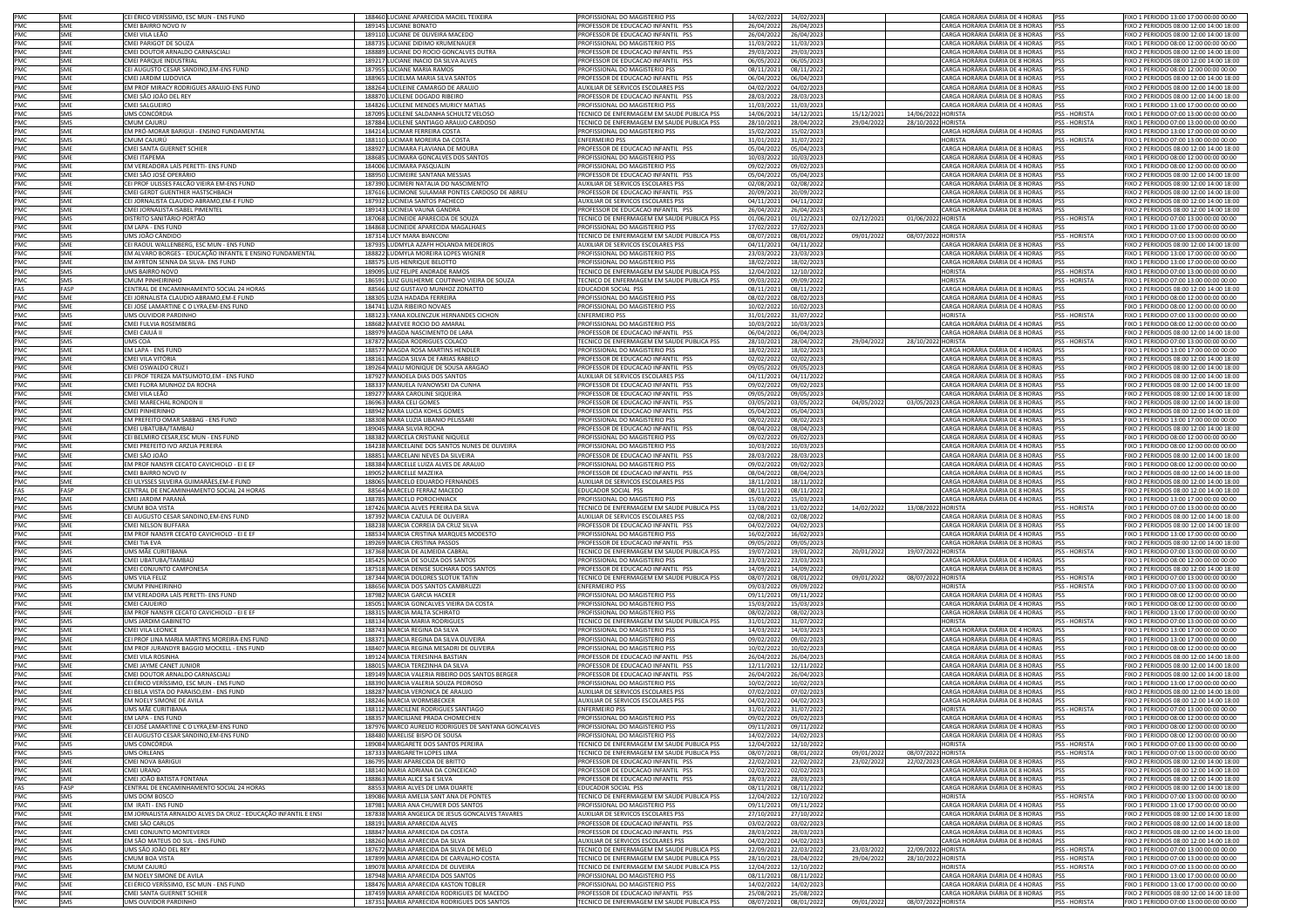| | | | | | | | | | | | | |
|---|---|---|---|---|---|---|---|---|---|---|---|---|
| PMC | SME | CEI ÉRICO VERÍSSIMO, ESC MUN - ENS FUND | 188460 | LUCIANE APARECIDA MACIEL TEIXEIRA | PROFISSIONAL DO MAGISTERIO PSS | 14/02/2022 | 14/02/2023 | | | CARGA HORÁRIA DIÁRIA DE 4 HORAS | PSS | FIXO 1 PERIODO 13:00 17:00 00:00 00:00 |
| PMC | SME | CMEI BAIRRO NOVO IV | 189145 | LUCIANE BONATO | PROFESSOR DE EDUCACAO INFANTIL PSS | 26/04/2022 | 26/04/2023 | | | CARGA HORÁRIA DIÁRIA DE 8 HORAS | PSS | FIXO 2 PERIODOS 08:00 12:00 14:00 18:00 |
| PMC | SME | CMEI VILA LEÃO | 189110 | LUCIANE DE OLIVEIRA MACEDO | PROFESSOR DE EDUCACAO INFANTIL PSS | 26/04/2022 | 26/04/2023 | | | CARGA HORÁRIA DIÁRIA DE 8 HORAS | PSS | FIXO 2 PERIODOS 08:00 12:00 14:00 18:00 |
| PMC | SME | CMEI PARIGOT DE SOUZA | 188735 | LUCIANE DIDIMO KRUMENAUER | PROFISSIONAL DO MAGISTERIO PSS | 11/03/2022 | 11/03/2023 | | | CARGA HORÁRIA DIÁRIA DE 4 HORAS | PSS | FIXO 1 PERIODO 08:00 12:00 00:00 00:00 |
| PMC | SME | CMEI DOUTOR ARNALDO CARNASCIALI | 188889 | LUCIANE DO ROCIO GONCALVES DUTRA | PROFESSOR DE EDUCACAO INFANTIL PSS | 29/03/2022 | 29/03/2023 | | | CARGA HORÁRIA DIÁRIA DE 8 HORAS | PSS | FIXO 2 PERIODOS 08:00 12:00 14:00 18:00 |
| PMC | SME | CMEI PARQUE INDUSTRIAL | 189217 | LUCIANE INACIO DA SILVA ALVES | PROFESSOR DE EDUCACAO INFANTIL PSS | 06/05/2022 | 06/05/2023 | | | CARGA HORÁRIA DIÁRIA DE 8 HORAS | PSS | FIXO 2 PERIODOS 08:00 12:00 14:00 18:00 |
| PMC | SME | CEI AUGUSTO CESAR SANDINO,EM-ENS FUND | 187955 | LUCIANE MARIA RAMOS | PROFISSIONAL DO MAGISTERIO PSS | 08/11/2021 | 08/11/2022 | | | CARGA HORÁRIA DIÁRIA DE 4 HORAS | PSS | FIXO 1 PERIODO 08:00 12:00 00:00 00:00 |
| PMC | SME | CMEI JARDIM LUDOVICA | 188965 | LUCIELMA MARIA SILVA SANTOS | PROFESSOR DE EDUCACAO INFANTIL PSS | 06/04/2022 | 06/04/2023 | | | CARGA HORÁRIA DIÁRIA DE 8 HORAS | PSS | FIXO 2 PERIODOS 08:00 12:00 14:00 18:00 |
| PMC | SME | EM PROF MIRACY RODRIGUES ARAUJO-ENS FUND | 188264 | LUCILENE CAMARGO DE ARAUJO | AUXILIAR DE SERVICOS ESCOLARES PSS | 04/02/2022 | 04/02/2023 | | | CARGA HORÁRIA DIÁRIA DE 8 HORAS | PSS | FIXO 2 PERIODOS 08:00 12:00 14:00 18:00 |
| PMC | SME | CMEI SÃO JOÃO DEL REY | 188870 | LUCILENE DOGADO RIBEIRO | PROFESSOR DE EDUCACAO INFANTIL PSS | 28/03/2022 | 28/03/2023 | | | CARGA HORÁRIA DIÁRIA DE 8 HORAS | PSS | FIXO 2 PERIODOS 08:00 12:00 14:00 18:00 |
| PMC | SME | CMEI SALGUEIRO | 184826 | LUCILENE MENDES MUKRY MATIAS | PROFISSIONAL DO MAGISTERIO PSS | 11/03/2022 | 11/03/2023 | | | CARGA HORÁRIA DIÁRIA DE 4 HORAS | PSS | FIXO 1 PERIODO 13:00 17:00 00:00 00:00 |
| PMC | SMS | UMS CONCÓRDIA | 187095 | LUCILENE SALDANHA SCHULTZ VELOSO | TECNICO DE ENFERMAGEM EM SAUDE PUBLICA PSS | 14/06/2021 | 14/12/2021 | 15/12/2021 | 14/06/2022 | HORISTA | PSS - HORISTA | FIXO 1 PERIODO 07:00 13:00 00:00 00:00 |
| PMC | SMS | CMUM CAJURÚ | 187884 | LUCILENE SANTIAGO ARAUJO CARDOSO | TECNICO DE ENFERMAGEM EM SAUDE PUBLICA PSS | 28/10/2021 | 28/04/2022 | 29/04/2022 | 28/10/2022 | HORISTA | PSS - HORISTA | FIXO 1 PERIODO 07:00 13:00 00:00 00:00 |
| PMC | SME | EM PRÓ-MORAR BARIGUI - ENSINO FUNDAMENTAL | 188424 | LUCIMAR FERREIRA COSTA | PROFISSIONAL DO MAGISTERIO PSS | 15/02/2022 | 15/02/2023 | | | CARGA HORÁRIA DIÁRIA DE 4 HORAS | PSS | FIXO 1 PERIODO 13:00 17:00 00:00 00:00 |
| PMC | SMS | CMUM CAJURÚ | 188110 | LUCIMAR MOREIRA DA COSTA | ENFERMEIRO PSS | 31/01/2022 | 31/07/2022 | | | HORISTA | PSS - HORISTA | FIXO 1 PERIODO 07:00 13:00 00:00 00:00 |
| PMC | SME | CMEI SANTA GUERNET SCHIER | 188927 | LUCIMARA FLAVIANA DE MOURA | PROFESSOR DE EDUCACAO INFANTIL PSS | 05/04/2022 | 05/04/2023 | | | CARGA HORÁRIA DIÁRIA DE 8 HORAS | PSS | FIXO 2 PERIODOS 08:00 12:00 14:00 18:00 |
| PMC | SME | CMEI ITAPEMA | 188685 | LUCIMARA GONCALVES DOS SANTOS | PROFISSIONAL DO MAGISTERIO PSS | 10/03/2022 | 10/03/2023 | | | CARGA HORÁRIA DIÁRIA DE 4 HORAS | PSS | FIXO 1 PERIODO 08:00 12:00 00:00 00:00 |
| PMC | SME | EM VEREADORA LAÍS PERETTI- ENS FUND | 184006 | LUCIMARA PASQUALIN | PROFISSIONAL DO MAGISTERIO PSS | 09/02/2022 | 09/02/2023 | | | CARGA HORÁRIA DIÁRIA DE 4 HORAS | PSS | FIXO 1 PERIODO 08:00 12:00 00:00 00:00 |
| PMC | SME | CMEI SÃO JOSÉ OPERÁRIO | 188950 | LUCIMEIRE SANTANA MESSIAS | PROFESSOR DE EDUCACAO INFANTIL PSS | 05/04/2022 | 05/04/2023 | | | CARGA HORÁRIA DIÁRIA DE 8 HORAS | PSS | FIXO 2 PERIODOS 08:00 12:00 14:00 18:00 |
| PMC | SME | CEI PROF ULISSES FALCÃO VIEIRA EM-ENS FUND | 187390 | LUCIMERI NATALIA DO NASCIMENTO | AUXILIAR DE SERVICOS ESCOLARES PSS | 02/08/2021 | 02/08/2022 | | | CARGA HORÁRIA DIÁRIA DE 8 HORAS | PSS | FIXO 2 PERIODOS 08:00 12:00 14:00 18:00 |
| PMC | SME | CMEI GERDT GUENTHER HASTSCHBACH | 187616 | LUCIMONE SULAMAR PONTES CARDOSO DE ABREU | PROFESSOR DE EDUCACAO INFANTIL PSS | 20/09/2021 | 20/09/2022 | | | CARGA HORÁRIA DIÁRIA DE 8 HORAS | PSS | FIXO 2 PERIODOS 08:00 12:00 14:00 18:00 |
| PMC | SME | CEI JORNALISTA CLAUDIO ABRAMO,EM-E FUND | 187932 | LUCINEIA SANTOS PACHECO | AUXILIAR DE SERVICOS ESCOLARES PSS | 04/11/2021 | 04/11/2022 | | | CARGA HORÁRIA DIÁRIA DE 8 HORAS | PSS | FIXO 2 PERIODOS 08:00 12:00 14:00 18:00 |
| PMC | SME | CMEI JORNALISTA ISABEL PIMENTEL | 189143 | LUCINEIA VAUNA GANDRA | PROFESSOR DE EDUCACAO INFANTIL PSS | 26/04/2022 | 26/04/2023 | | | CARGA HORÁRIA DIÁRIA DE 8 HORAS | PSS | FIXO 2 PERIODOS 08:00 12:00 14:00 18:00 |
| PMC | SMS | DISTRITO SANITÁRIO PORTÃO | 187068 | LUCINEIDE APARECIDA DE SOUZA | TECNICO DE ENFERMAGEM EM SAUDE PUBLICA PSS | 01/06/2021 | 01/12/2021 | 02/12/2021 | 01/06/2022 | HORISTA | PSS - HORISTA | FIXO 1 PERIODO 07:00 13:00 00:00 00:00 |
| PMC | SME | EM LAPA - ENS FUND | 184868 | LUCINEIDE APARECIDA MAGALHAES | PROFISSIONAL DO MAGISTERIO PSS | 17/02/2022 | 17/02/2023 | | | CARGA HORÁRIA DIÁRIA DE 4 HORAS | PSS | FIXO 1 PERIODO 13:00 17:00 00:00 00:00 |
| PMC | SMS | UMS JOÃO CÂNDIDO | 187314 | LUCY MARA BIANCONI | TECNICO DE ENFERMAGEM EM SAUDE PUBLICA PSS | 08/07/2021 | 08/01/2022 | 09/01/2022 | 08/07/2022 | HORISTA | PSS - HORISTA | FIXO 1 PERIODO 07:00 13:00 00:00 00:00 |
| PMC | SME | CEI RAOUL WALLENBERG, ESC MUN - ENS FUND | 187935 | LUDMYLA AZAFH HOLANDA MEDEIROS | AUXILIAR DE SERVICOS ESCOLARES PSS | 04/11/2021 | 04/11/2022 | | | CARGA HORÁRIA DIÁRIA DE 8 HORAS | PSS | FIXO 2 PERIODOS 08:00 12:00 14:00 18:00 |
| PMC | SME | EM ALVARO BORGES - EDUCAÇÃO INFANTIL E ENSINO FUNDAMENTAL | 188822 | LUDMYLA MOREIRA LOPES WIGNER | PROFISSIONAL DO MAGISTERIO PSS | 23/03/2022 | 23/03/2023 | | | CARGA HORÁRIA DIÁRIA DE 4 HORAS | PSS | FIXO 1 PERIODO 13:00 17:00 00:00 00:00 |
| PMC | SME | EM AYRTON SENNA DA SILVA- ENS FUND | 188575 | LUIS HENRIQUE BELOTTO | PROFISSIONAL DO MAGISTERIO PSS | 18/02/2022 | 18/02/2023 | | | CARGA HORÁRIA DIÁRIA DE 4 HORAS | PSS | FIXO 1 PERIODO 13:00 17:00 00:00 00:00 |
| PMC | SMS | UMS BAIRRO NOVO | 189095 | LUIZ FELIPE ANDRADE RAMOS | TECNICO DE ENFERMAGEM EM SAUDE PUBLICA PSS | 12/04/2022 | 12/10/2022 | | | HORISTA | PSS - HORISTA | FIXO 1 PERIODO 07:00 13:00 00:00 00:00 |
| PMC | SMS | CMUM PINHEIRINHO | 186591 | LUIZ GUILHERME COUTINHO VIEIRA DE SOUZA | TECNICO DE ENFERMAGEM EM SAUDE PUBLICA PSS | 09/03/2022 | 09/09/2022 | | | HORISTA | PSS - HORISTA | FIXO 1 PERIODO 07:00 13:00 00:00 00:00 |
| FAS | FASP | CENTRAL DE ENCAMINHAMENTO SOCIAL 24 HORAS | 88566 | LUIZ GUSTAVO MUNHOZ ZONATTO | EDUCADOR SOCIAL PSS | 08/11/2021 | 08/11/2022 | | | CARGA HORÁRIA DIÁRIA DE 8 HORAS | PSS | FIXO 2 PERIODOS 08:00 12:00 14:00 18:00 |
| PMC | SME | CEI JORNALISTA CLAUDIO ABRAMO,EM-E FUND | 188305 | LUZIA HADADA FERREIRA | PROFISSIONAL DO MAGISTERIO PSS | 08/02/2022 | 08/02/2023 | | | CARGA HORÁRIA DIÁRIA DE 4 HORAS | PSS | FIXO 1 PERIODO 08:00 12:00 00:00 00:00 |
| PMC | SME | CEI JOSÉ LAMARTINE C O LYRA,EM-ENS FUND | 184741 | LUZIA RIBEIRO NOVAES | PROFISSIONAL DO MAGISTERIO PSS | 10/02/2022 | 10/02/2023 | | | CARGA HORÁRIA DIÁRIA DE 4 HORAS | PSS | FIXO 1 PERIODO 08:00 12:00 00:00 00:00 |
| PMC | SMS | UMS OUVIDOR PARDINHO | 188123 | LYANA KOLENCZUK HERNANDES CICHON | ENFERMEIRO PSS | 31/01/2022 | 31/07/2022 | | | HORISTA | PSS - HORISTA | FIXO 1 PERIODO 07:00 13:00 00:00 00:00 |
| PMC | SME | CMEI FULVIA ROSEMBERG | 188682 | MAEVEE ROCIO DO AMARAL | PROFISSIONAL DO MAGISTERIO PSS | 10/03/2022 | 10/03/2023 | | | CARGA HORÁRIA DIÁRIA DE 4 HORAS | PSS | FIXO 1 PERIODO 08:00 12:00 00:00 00:00 |
| PMC | SME | CMEI CAIUÁ II | 188979 | MAGDA NASCIMENTO DE LARA | PROFESSOR DE EDUCACAO INFANTIL PSS | 06/04/2022 | 06/04/2023 | | | CARGA HORÁRIA DIÁRIA DE 8 HORAS | PSS | FIXO 2 PERIODOS 08:00 12:00 14:00 18:00 |
| PMC | SMS | UMS COA | 187872 | MAGDA RODRIGUES COLACO | TECNICO DE ENFERMAGEM EM SAUDE PUBLICA PSS | 28/10/2021 | 28/04/2022 | 29/04/2022 | 28/10/2022 | HORISTA | PSS - HORISTA | FIXO 1 PERIODO 07:00 13:00 00:00 00:00 |
| PMC | SME | EM LAPA - ENS FUND | 188577 | MAGDA ROSA MARTINS HENDLER | PROFISSIONAL DO MAGISTERIO PSS | 18/02/2022 | 18/02/2023 | | | CARGA HORÁRIA DIÁRIA DE 4 HORAS | PSS | FIXO 1 PERIODO 13:00 17:00 00:00 00:00 |
| PMC | SME | CMEI VILA VITÓRIA | 188161 | MAGDA SILVA DE FARIAS RABELO | PROFESSOR DE EDUCACAO INFANTIL PSS | 02/02/2022 | 02/02/2023 | | | CARGA HORÁRIA DIÁRIA DE 8 HORAS | PSS | FIXO 2 PERIODOS 08:00 12:00 14:00 18:00 |
| PMC | SME | CMEI OSWALDO CRUZ I | 189264 | MALU MONIQUE DE SOUSA ARAGAO | PROFESSOR DE EDUCACAO INFANTIL PSS | 09/05/2022 | 09/05/2023 | | | CARGA HORÁRIA DIÁRIA DE 8 HORAS | PSS | FIXO 2 PERIODOS 08:00 12:00 14:00 18:00 |
| PMC | SME | CEI PROF TEREZA MATSUMOTO,EM - ENS FUND | 187927 | MANOELA DIAS DOS SANTOS | AUXILIAR DE SERVICOS ESCOLARES PSS | 04/11/2021 | 04/11/2022 | | | CARGA HORÁRIA DIÁRIA DE 8 HORAS | PSS | FIXO 2 PERIODOS 08:00 12:00 14:00 18:00 |
| PMC | SME | CMEI FLORA MUNHOZ DA ROCHA | 188337 | MANUELA IVANOWSKI DA CUNHA | PROFESSOR DE EDUCACAO INFANTIL PSS | 09/02/2022 | 09/02/2023 | | | CARGA HORÁRIA DIÁRIA DE 8 HORAS | PSS | FIXO 2 PERIODOS 08:00 12:00 14:00 18:00 |
| PMC | SME | CMEI VILA LEÃO | 189277 | MARA CAROLINE SIQUEIRA | PROFESSOR DE EDUCACAO INFANTIL PSS | 09/05/2022 | 09/05/2023 | | | CARGA HORÁRIA DIÁRIA DE 8 HORAS | PSS | FIXO 2 PERIODOS 08:00 12:00 14:00 18:00 |
| PMC | SME | CMEI MARECHAL RONDON II | 186963 | MARA CELI GOMES | PROFESSOR DE EDUCACAO INFANTIL PSS | 03/05/2021 | 03/05/2022 | 04/05/2022 | 03/05/2023 | CARGA HORÁRIA DIÁRIA DE 8 HORAS | PSS | FIXO 2 PERIODOS 08:00 12:00 14:00 18:00 |
| PMC | SME | CMEI PINHEIRINHO | 188942 | MARA LUCIA KOHLS GOMES | PROFESSOR DE EDUCACAO INFANTIL PSS | 05/04/2022 | 05/04/2023 | | | CARGA HORÁRIA DIÁRIA DE 8 HORAS | PSS | FIXO 2 PERIODOS 08:00 12:00 14:00 18:00 |
| PMC | SME | EM PREFEITO OMAR SABBAG - ENS FUND | 188308 | MARA LUZIA LIBANIO PELISSARI | PROFISSIONAL DO MAGISTERIO PSS | 08/02/2022 | 08/02/2023 | | | CARGA HORÁRIA DIÁRIA DE 4 HORAS | PSS | FIXO 1 PERIODO 13:00 17:00 00:00 00:00 |
| PMC | SME | CMEI UBATUBA/TAMBAU | 189045 | MARA SILVIA ROCHA | PROFESSOR DE EDUCACAO INFANTIL PSS | 08/04/2022 | 08/04/2023 | | | CARGA HORÁRIA DIÁRIA DE 8 HORAS | PSS | FIXO 2 PERIODOS 08:00 12:00 14:00 18:00 |
| PMC | SME | CEI BELMIRO CESAR,ESC MUN - ENS FUND | 188382 | MARCELA CRISTIANE NIQUELE | PROFISSIONAL DO MAGISTERIO PSS | 09/02/2022 | 09/02/2023 | | | CARGA HORÁRIA DIÁRIA DE 4 HORAS | PSS | FIXO 1 PERIODO 08:00 12:00 00:00 00:00 |
| PMC | SME | CMEI PREFEITO IVO ARZUA PEREIRA | 184238 | MARCELAINE DOS SANTOS NUNES DE OLIVEIRA | PROFISSIONAL DO MAGISTERIO PSS | 10/03/2022 | 10/03/2023 | | | CARGA HORÁRIA DIÁRIA DE 4 HORAS | PSS | FIXO 1 PERIODO 08:00 12:00 00:00 00:00 |
| PMC | SME | CMEI SÃO JOÃO | 188851 | MARCELANI NEVES DA SILVEIRA | PROFESSOR DE EDUCACAO INFANTIL PSS | 28/03/2022 | 28/03/2023 | | | CARGA HORÁRIA DIÁRIA DE 8 HORAS | PSS | FIXO 2 PERIODOS 08:00 12:00 14:00 18:00 |
| PMC | SME | EM PROF NANSYR CECATO CAVICHIOLO - EI E EF | 188384 | MARCELLE LUIZA ALVES DE ARAUJO | PROFISSIONAL DO MAGISTERIO PSS | 09/02/2022 | 09/02/2023 | | | CARGA HORÁRIA DIÁRIA DE 4 HORAS | PSS | FIXO 1 PERIODO 08:00 12:00 00:00 00:00 |
| PMC | SME | CMEI BAIRRO NOVO IV | 189052 | MARCELLE MAZEIKA | PROFESSOR DE EDUCACAO INFANTIL PSS | 08/04/2022 | 08/04/2023 | | | CARGA HORÁRIA DIÁRIA DE 8 HORAS | PSS | FIXO 2 PERIODOS 08:00 12:00 14:00 18:00 |
| PMC | SME | CEI ULYSSES SILVEIRA GUIMARÃES,EM-E FUND | 188065 | MARCELO EDUARDO FERNANDES | AUXILIAR DE SERVICOS ESCOLARES PSS | 18/11/2021 | 18/11/2022 | | | CARGA HORÁRIA DIÁRIA DE 8 HORAS | PSS | FIXO 2 PERIODOS 08:00 12:00 14:00 18:00 |
| FAS | FASP | CENTRAL DE ENCAMINHAMENTO SOCIAL 24 HORAS | 88564 | MARCELO FERRAZ MACEDO | EDUCADOR SOCIAL PSS | 08/11/2021 | 08/11/2022 | | | CARGA HORÁRIA DIÁRIA DE 8 HORAS | PSS | FIXO 2 PERIODOS 08:00 12:00 14:00 18:00 |
| PMC | SME | CMEI JARDIM PARANÁ | 188785 | MARCELO POROCHNIACK | PROFISSIONAL DO MAGISTERIO PSS | 15/03/2022 | 15/03/2023 | | | CARGA HORÁRIA DIÁRIA DE 4 HORAS | PSS | FIXO 1 PERIODO 13:00 17:00 00:00 00:00 |
| PMC | SMS | CMUM BOA VISTA | 187426 | MARCIA ALVES PEREIRA DA SILVA | TECNICO DE ENFERMAGEM EM SAUDE PUBLICA PSS | 13/08/2021 | 13/02/2022 | 14/02/2022 | 13/08/2022 | HORISTA | PSS - HORISTA | FIXO 1 PERIODO 07:00 13:00 00:00 00:00 |
| PMC | SME | CEI AUGUSTO CESAR SANDINO,EM-ENS FUND | 187392 | MARCIA CAZULA DE OLIVEIRA | AUXILIAR DE SERVICOS ESCOLARES PSS | 02/08/2021 | 02/08/2022 | | | CARGA HORÁRIA DIÁRIA DE 8 HORAS | PSS | FIXO 2 PERIODOS 08:00 12:00 14:00 18:00 |
| PMC | SME | CMEI NELSON BUFFARA | 188238 | MARCIA CORREIA DA CRUZ SILVA | PROFESSOR DE EDUCACAO INFANTIL PSS | 04/02/2022 | 04/02/2023 | | | CARGA HORÁRIA DIÁRIA DE 8 HORAS | PSS | FIXO 2 PERIODOS 08:00 12:00 14:00 18:00 |
| PMC | SME | EM PROF NANSYR CECATO CAVICHIOLO - EI E EF | 188534 | MARCIA CRISTINA MARQUES MODESTO | PROFISSIONAL DO MAGISTERIO PSS | 16/02/2022 | 16/02/2023 | | | CARGA HORÁRIA DIÁRIA DE 4 HORAS | PSS | FIXO 1 PERIODO 13:00 17:00 00:00 00:00 |
| PMC | SME | CMEI TIA EVA | 189269 | MARCIA CRISTINA PASSOS | PROFESSOR DE EDUCACAO INFANTIL PSS | 09/05/2022 | 09/05/2023 | | | CARGA HORÁRIA DIÁRIA DE 8 HORAS | PSS | FIXO 2 PERIODOS 08:00 12:00 14:00 18:00 |
| PMC | SMS | UMS MÃE CURITIBANA | 187368 | MARCIA DE ALMEIDA CABRAL | TECNICO DE ENFERMAGEM EM SAUDE PUBLICA PSS | 19/07/2021 | 19/01/2022 | 20/01/2022 | 19/07/2022 | HORISTA | PSS - HORISTA | FIXO 1 PERIODO 07:00 13:00 00:00 00:00 |
| PMC | SME | CMEI UBATUBA/TAMBAU | 185425 | MARCIA DE SOUZA DOS SANTOS | PROFISSIONAL DO MAGISTERIO PSS | 23/03/2022 | 23/03/2023 | | | CARGA HORÁRIA DIÁRIA DE 4 HORAS | PSS | FIXO 1 PERIODO 08:00 12:00 00:00 00:00 |
| PMC | SME | CMEI CONJUNTO CAMPONESA | 187518 | MARCIA DENISE SUCHARA DOS SANTOS | PROFESSOR DE EDUCACAO INFANTIL PSS | 14/09/2021 | 14/09/2022 | | | CARGA HORÁRIA DIÁRIA DE 8 HORAS | PSS | FIXO 2 PERIODOS 08:00 12:00 14:00 18:00 |
| PMC | SMS | UMS VILA FELIZ | 187344 | MARCIA DOLORES SLOTUK TATIN | TECNICO DE ENFERMAGEM EM SAUDE PUBLICA PSS | 08/07/2021 | 08/01/2022 | 09/01/2022 | 08/07/2022 | HORISTA | PSS - HORISTA | FIXO 1 PERIODO 07:00 13:00 00:00 00:00 |
| PMC | SMS | CMUM PINHEIRINHO | 188656 | MARCIA DOS SANTOS CAMBRUZZI | ENFERMEIRO PSS | 09/03/2022 | 09/09/2022 | | | HORISTA | PSS - HORISTA | FIXO 1 PERIODO 07:00 13:00 00:00 00:00 |
| PMC | SME | EM VEREADORA LAÍS PERETTI- ENS FUND | 187982 | MARCIA GARCIA HACKER | PROFISSIONAL DO MAGISTERIO PSS | 09/11/2021 | 09/11/2022 | | | CARGA HORÁRIA DIÁRIA DE 4 HORAS | PSS | FIXO 1 PERIODO 08:00 12:00 00:00 00:00 |
| PMC | SME | CMEI CAJUEIRO | 185051 | MARCIA GONCALVES VIEIRA DA COSTA | PROFISSIONAL DO MAGISTERIO PSS | 15/03/2022 | 15/03/2023 | | | CARGA HORÁRIA DIÁRIA DE 4 HORAS | PSS | FIXO 1 PERIODO 08:00 12:00 00:00 00:00 |
| PMC | SME | EM PROF NANSYR CECATO CAVICHIOLO - EI E EF | 188315 | MARCIA MALTA SCHIRATO | PROFISSIONAL DO MAGISTERIO PSS | 08/02/2022 | 08/02/2023 | | | CARGA HORÁRIA DIÁRIA DE 4 HORAS | PSS | FIXO 1 PERIODO 13:00 17:00 00:00 00:00 |
| PMC | SMS | UMS JARDIM GABINETO | 188134 | MARCIA MARIA RODRIGUES | TECNICO DE ENFERMAGEM EM SAUDE PUBLICA PSS | 31/01/2022 | 31/07/2022 | | | HORISTA | PSS - HORISTA | FIXO 1 PERIODO 07:00 13:00 00:00 00:00 |
| PMC | SME | CMEI VILA LEONICE | 188743 | MARCIA REGINA DA SILVA | PROFISSIONAL DO MAGISTERIO PSS | 14/03/2022 | 14/03/2023 | | | CARGA HORÁRIA DIÁRIA DE 4 HORAS | PSS | FIXO 1 PERIODO 13:00 17:00 00:00 00:00 |
| PMC | SME | CEI PROF LINA MARIA MARTINS MOREIRA-ENS FUND | 188371 | MARCIA REGINA DA SILVA OLIVEIRA | PROFISSIONAL DO MAGISTERIO PSS | 09/02/2022 | 09/02/2023 | | | CARGA HORÁRIA DIÁRIA DE 4 HORAS | PSS | FIXO 1 PERIODO 13:00 17:00 00:00 00:00 |
| PMC | SME | EM PROF JURANDYR BAGGIO MOCKELL - ENS FUND | 188407 | MARCIA REGINA MESADRI DE OLIVEIRA | PROFISSIONAL DO MAGISTERIO PSS | 10/02/2022 | 10/02/2023 | | | CARGA HORÁRIA DIÁRIA DE 4 HORAS | PSS | FIXO 1 PERIODO 08:00 12:00 00:00 00:00 |
| PMC | SME | CMEI VILA ROSINHA | 189124 | MARCIA TERESINHA BASTIAN | PROFESSOR DE EDUCACAO INFANTIL PSS | 26/04/2022 | 26/04/2023 | | | CARGA HORÁRIA DIÁRIA DE 8 HORAS | PSS | FIXO 2 PERIODOS 08:00 12:00 14:00 18:00 |
| PMC | SME | CMEI JAYME CANET JUNIOR | 188015 | MARCIA TEREZINHA DA SILVA | PROFESSOR DE EDUCACAO INFANTIL PSS | 12/11/2021 | 12/11/2022 | | | CARGA HORÁRIA DIÁRIA DE 8 HORAS | PSS | FIXO 2 PERIODOS 08:00 12:00 14:00 18:00 |
| PMC | SME | CMEI DOUTOR ARNALDO CARNASCIALI | 189149 | MARCIA VALERIA RIBEIRO DOS SANTOS BERGER | PROFESSOR DE EDUCACAO INFANTIL PSS | 26/04/2022 | 26/04/2023 | | | CARGA HORÁRIA DIÁRIA DE 8 HORAS | PSS | FIXO 2 PERIODOS 08:00 12:00 14:00 18:00 |
| PMC | SME | CEI ÉRICO VERÍSSIMO, ESC MUN - ENS FUND | 188390 | MARCIA VALERIA SOUZA PEDROSO | PROFISSIONAL DO MAGISTERIO PSS | 10/02/2022 | 10/02/2023 | | | CARGA HORÁRIA DIÁRIA DE 4 HORAS | PSS | FIXO 1 PERIODO 13:00 17:00 00:00 00:00 |
| PMC | SME | CEI BELA VISTA DO PARAISO,EM - ENS FUND | 188287 | MARCIA VERONICA DE ARAUJO | AUXILIAR DE SERVICOS ESCOLARES PSS | 07/02/2022 | 07/02/2023 | | | CARGA HORÁRIA DIÁRIA DE 8 HORAS | PSS | FIXO 2 PERIODOS 08:00 12:00 14:00 18:00 |
| PMC | SME | EM NOELY SIMONE DE AVILA | 188246 | MARCIA WORMSBECKER | AUXILIAR DE SERVICOS ESCOLARES PSS | 04/02/2022 | 04/02/2023 | | | CARGA HORÁRIA DIÁRIA DE 8 HORAS | PSS | FIXO 2 PERIODOS 08:00 12:00 14:00 18:00 |
| PMC | SMS | UMS MÃE CURITIBANA | 188112 | MARCILENE RODRIGUES SANTIAGO | ENFERMEIRO PSS | 31/01/2022 | 31/07/2022 | | | HORISTA | PSS - HORISTA | FIXO 1 PERIODO 07:00 13:00 00:00 00:00 |
| PMC | SME | EM LAPA - ENS FUND | 188357 | MARCILIANE PRADA CHOMECHEN | PROFISSIONAL DO MAGISTERIO PSS | 09/02/2022 | 09/02/2023 | | | CARGA HORÁRIA DIÁRIA DE 4 HORAS | PSS | FIXO 1 PERIODO 08:00 12:00 00:00 00:00 |
| PMC | SME | CEI JOSÉ LAMARTINE C O LYRA,EM-ENS FUND | 187976 | MARCO AURELIO RODRIGUES DE SANTANA GONCALVES | PROFISSIONAL DO MAGISTERIO PSS | 09/11/2021 | 09/11/2022 | | | CARGA HORÁRIA DIÁRIA DE 4 HORAS | PSS | FIXO 1 PERIODO 08:00 12:00 00:00 00:00 |
| PMC | SME | CEI AUGUSTO CESAR SANDINO,EM-ENS FUND | 188480 | MARELISE BISPO DE SOUSA | PROFISSIONAL DO MAGISTERIO PSS | 14/02/2022 | 14/02/2023 | | | CARGA HORÁRIA DIÁRIA DE 4 HORAS | PSS | FIXO 1 PERIODO 08:00 12:00 00:00 00:00 |
| PMC | SMS | UMS CONCÓRDIA | 189084 | MARGARETE DOS SANTOS PEREIRA | TECNICO DE ENFERMAGEM EM SAUDE PUBLICA PSS | 12/04/2022 | 12/10/2022 | | | HORISTA | PSS - HORISTA | FIXO 1 PERIODO 07:00 13:00 00:00 00:00 |
| PMC | SMS | UMS ORLEANS | 187333 | MARGARETH LOPES LIMA | TECNICO DE ENFERMAGEM EM SAUDE PUBLICA PSS | 08/07/2021 | 08/01/2022 | 09/01/2022 | 08/07/2022 | HORISTA | PSS - HORISTA | FIXO 1 PERIODO 07:00 13:00 00:00 00:00 |
| PMC | SME | CMEI NOVA BARIGUI | 186795 | MARI APARECIDA DE BRITTO | PROFESSOR DE EDUCACAO INFANTIL PSS | 22/02/2021 | 22/02/2022 | 23/02/2022 | 22/02/2023 | CARGA HORÁRIA DIÁRIA DE 8 HORAS | PSS | FIXO 2 PERIODOS 08:00 12:00 14:00 18:00 |
| PMC | SME | CMEI URANO | 188140 | MARIA ADRIANA DA CONCEICAO | PROFESSOR DE EDUCACAO INFANTIL PSS | 02/02/2022 | 02/02/2023 | | | CARGA HORÁRIA DIÁRIA DE 8 HORAS | PSS | FIXO 2 PERIODOS 08:00 12:00 14:00 18:00 |
| PMC | SME | CMEI JOÃO BATISTA FONTANA | 188863 | MARIA ALICE Sa E SILVA | PROFESSOR DE EDUCACAO INFANTIL PSS | 28/03/2022 | 28/03/2023 | | | CARGA HORÁRIA DIÁRIA DE 8 HORAS | PSS | FIXO 2 PERIODOS 08:00 12:00 14:00 18:00 |
| FAS | FASP | CENTRAL DE ENCAMINHAMENTO SOCIAL 24 HORAS | 88553 | MARIA ALVES DE LIMA DUARTE | EDUCADOR SOCIAL PSS | 08/11/2021 | 08/11/2022 | | | CARGA HORÁRIA DIÁRIA DE 8 HORAS | PSS | FIXO 2 PERIODOS 08:00 12:00 14:00 18:00 |
| PMC | SMS | UMS DOM BOSCO | 189086 | MARIA AMELIA SANT ANA DE PONTES | TECNICO DE ENFERMAGEM EM SAUDE PUBLICA PSS | 12/04/2022 | 12/10/2022 | | | HORISTA | PSS - HORISTA | FIXO 1 PERIODO 07:00 13:00 00:00 00:00 |
| PMC | SME | EM IRATI - ENS FUND | 187981 | MARIA ANA CHUWER DOS SANTOS | PROFISSIONAL DO MAGISTERIO PSS | 09/11/2021 | 09/11/2022 | | | CARGA HORÁRIA DIÁRIA DE 4 HORAS | PSS | FIXO 1 PERIODO 13:00 17:00 00:00 00:00 |
| PMC | SME | EM JORNALISTA ARNALDO ALVES DA CRUZ - EDUCAÇÃO INFANTIL E ENSI | 187838 | MARIA ANGELICA DE JESUS GONCALVES TAVARES | AUXILIAR DE SERVICOS ESCOLARES PSS | 27/10/2021 | 27/10/2022 | | | CARGA HORÁRIA DIÁRIA DE 8 HORAS | PSS | FIXO 2 PERIODOS 08:00 12:00 14:00 18:00 |
| PMC | SME | CMEI SÃO CARLOS | 188191 | MARIA APARECIDA ALVES | PROFESSOR DE EDUCACAO INFANTIL PSS | 03/02/2022 | 03/02/2023 | | | CARGA HORÁRIA DIÁRIA DE 8 HORAS | PSS | FIXO 2 PERIODOS 08:00 12:00 14:00 18:00 |
| PMC | SME | CMEI CONJUNTO MONTEVERDI | 188847 | MARIA APARECIDA DA COSTA | PROFESSOR DE EDUCACAO INFANTIL PSS | 28/03/2022 | 28/03/2023 | | | CARGA HORÁRIA DIÁRIA DE 8 HORAS | PSS | FIXO 2 PERIODOS 08:00 12:00 14:00 18:00 |
| PMC | SME | EM SÃO MATEUS DO SUL - ENS FUND | 188260 | MARIA APARECIDA DA SILVA | AUXILIAR DE SERVICOS ESCOLARES PSS | 04/02/2022 | 04/02/2023 | | | CARGA HORÁRIA DIÁRIA DE 8 HORAS | PSS | FIXO 2 PERIODOS 08:00 12:00 14:00 18:00 |
| PMC | SMS | UMS SÃO JOÃO DEL REY | 187672 | MARIA APARECIDA DA SILVA DE MELO | TECNICO DE ENFERMAGEM EM SAUDE PUBLICA PSS | 22/09/2021 | 22/03/2022 | 23/03/2022 | 22/09/2022 | HORISTA | PSS - HORISTA | FIXO 1 PERIODO 07:00 13:00 00:00 00:00 |
| PMC | SMS | CMUM BOA VISTA | 187899 | MARIA APARECIDA DE CARVALHO COSTA | TECNICO DE ENFERMAGEM EM SAUDE PUBLICA PSS | 28/10/2021 | 28/04/2022 | 29/04/2022 | 28/10/2022 | HORISTA | PSS - HORISTA | FIXO 1 PERIODO 07:00 13:00 00:00 00:00 |
| PMC | SMS | CMUM CAJURÚ | 189078 | MARIA APARECIDA DE OLIVEIRA | TECNICO DE ENFERMAGEM EM SAUDE PUBLICA PSS | 12/04/2022 | 12/10/2022 | | | HORISTA | PSS - HORISTA | FIXO 1 PERIODO 07:00 13:00 00:00 00:00 |
| PMC | SME | EM NOELY SIMONE DE AVILA | 187948 | MARIA APARECIDA DOS SANTOS | PROFISSIONAL DO MAGISTERIO PSS | 08/11/2021 | 08/11/2022 | | | CARGA HORÁRIA DIÁRIA DE 4 HORAS | PSS | FIXO 1 PERIODO 13:00 17:00 00:00 00:00 |
| PMC | SME | CEI ÉRICO VERÍSSIMO, ESC MUN - ENS FUND | 188476 | MARIA APARECIDA KASTON TOBLER | PROFISSIONAL DO MAGISTERIO PSS | 14/02/2022 | 14/02/2023 | | | CARGA HORÁRIA DIÁRIA DE 4 HORAS | PSS | FIXO 1 PERIODO 13:00 17:00 00:00 00:00 |
| PMC | SME | CMEI SANTA GUERNET SCHIER | 187459 | MARIA APARECIDA RODRIGUES DE MACEDO | PROFESSOR DE EDUCACAO INFANTIL PSS | 25/08/2021 | 25/08/2022 | | | CARGA HORÁRIA DIÁRIA DE 8 HORAS | PSS | FIXO 2 PERIODOS 08:00 12:00 14:00 18:00 |
| PMC | SMS | UMS OUVIDOR PARDINHO | 187351 | MARIA APARECIDA RODRIGUES DOS SANTOS | TECNICO DE ENFERMAGEM EM SAUDE PUBLICA PSS | 08/07/2021 | 08/01/2022 | 09/01/2022 | 08/07/2022 | HORISTA | PSS - HORISTA | FIXO 1 PERIODO 07:00 13:00 00:00 00:00 |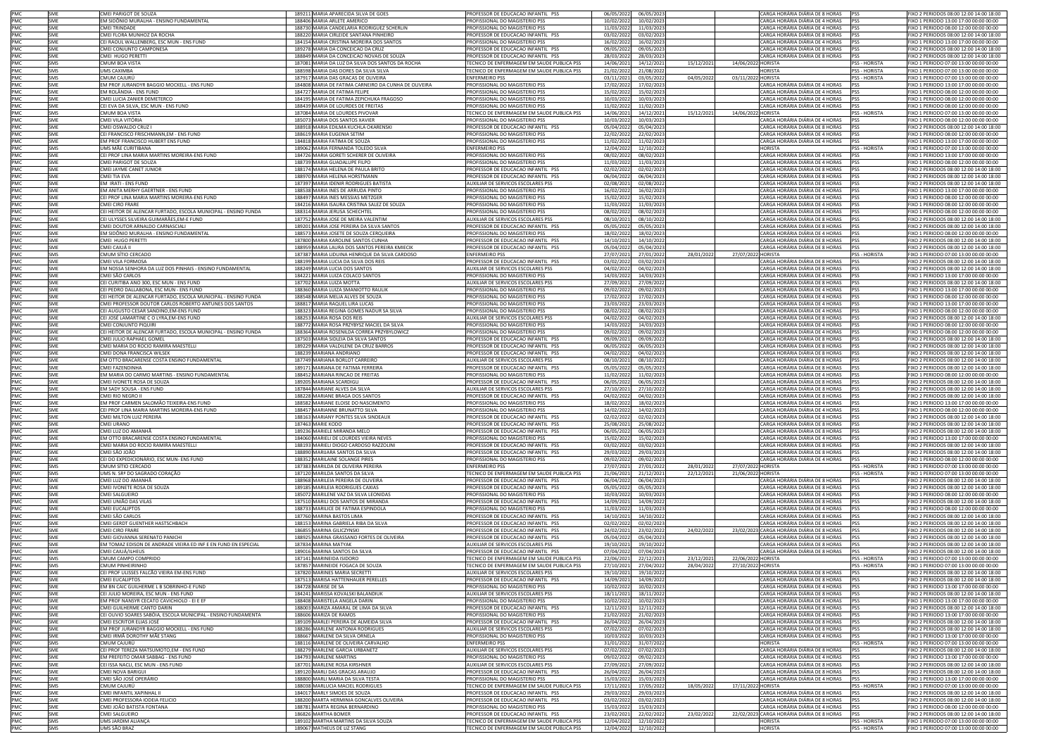| | | | | | | | | | | | | |
|---|---|---|---|---|---|---|---|---|---|---|---|---|
| PMC | SME | CMEI PARIGOT DE SOUZA | 189211 | MARIA APARECIDA SILVA DE GOES | PROFESSOR DE EDUCACAO INFANTIL PSS | 06/05/2022 | 06/05/2023 | | | CARGA HORÁRIA DIÁRIA DE 8 HORAS | PSS | FIXO 2 PERIODOS 08:00 12:00 14:00 18:00 |
| PMC | SME | EM SIDÔNIO MURALHA - ENSINO FUNDAMENTAL | 188406 | MARIA ARLETE AMERICO | PROFISSIONAL DO MAGISTERIO PSS | 10/02/2022 | 10/02/2023 | | | CARGA HORÁRIA DIÁRIA DE 4 HORAS | PSS | FIXO 1 PERIODO 13:00 17:00 00:00 00:00 |
| PMC | SME | CMEI TRINDADE | 188730 | MARIA CANDELARIA RODRIGUEZ SCHERLIN | PROFISSIONAL DO MAGISTERIO PSS | 11/03/2022 | 11/03/2023 | | | CARGA HORÁRIA DIÁRIA DE 4 HORAS | PSS | FIXO 1 PERIODO 08:00 12:00 00:00 00:00 |
| PMC | SME | CMEI FLORA MUNHOZ DA ROCHA | 188220 | MARIA CIRLEIDE SANTANA PINHEIRO | PROFESSOR DE EDUCACAO INFANTIL PSS | 03/02/2022 | 03/02/2023 | | | CARGA HORÁRIA DIÁRIA DE 8 HORAS | PSS | FIXO 2 PERIODOS 08:00 12:00 14:00 18:00 |
| PMC | SME | CEI RAOUL WALLENBERG, ESC MUN - ENS FUND | 184154 | MARIA CRISTINA MOREIRA DOS SANTOS | PROFISSIONAL DO MAGISTERIO PSS | 16/02/2022 | 16/02/2023 | | | CARGA HORÁRIA DIÁRIA DE 4 HORAS | PSS | FIXO 1 PERIODO 13:00 17:00 00:00 00:00 |
| PMC | SME | CMEI CONJUNTO CAMPONESA | 189278 | MARIA DA CONCEICAO DA CRUZ | PROFESSOR DE EDUCACAO INFANTIL PSS | 09/05/2022 | 09/05/2023 | | | CARGA HORÁRIA DIÁRIA DE 8 HORAS | PSS | FIXO 2 PERIODOS 08:00 12:00 14:00 18:00 |
| PMC | SME | CMEI HUGO PERETTI | 188849 | MARIA DA CONCEICAO NOVAIS DE SOUZA | PROFESSOR DE EDUCACAO INFANTIL PSS | 28/03/2022 | 28/03/2023 | | | CARGA HORÁRIA DIÁRIA DE 8 HORAS | PSS | FIXO 2 PERIODOS 08:00 12:00 14:00 18:00 |
| PMC | SMS | CMUM BOA VISTA | 187081 | MARIA DA LUZ DA SILVA DOS SANTOS DA ROCHA | TECNICO DE ENFERMAGEM EM SAUDE PUBLICA PSS | 14/06/2021 | 14/12/2021 | 15/12/2021 | 14/06/2022 | HORISTA | PSS - HORISTA | FIXO 1 PERIODO 07:00 13:00 00:00 00:00 |
| PMC | SMS | UMS CAXIMBA | 188598 | MARIA DAS DORES DA SILVA SILVA | TECNICO DE ENFERMAGEM EM SAUDE PUBLICA PSS | 21/02/2022 | 21/08/2022 | | | HORISTA | PSS - HORISTA | FIXO 1 PERIODO 07:00 13:00 00:00 00:00 |
| PMC | SMS | CMUM CAJURÚ | 187917 | MARIA DAS GRACAS DE OLIVEIRA | ENFERMEIRO PSS | 03/11/2021 | 03/05/2022 | 04/05/2022 | 03/11/2022 | HORISTA | PSS - HORISTA | FIXO 1 PERIODO 07:00 13:00 00:00 00:00 |
| PMC | SME | EM PROF JURANDYR BAGGIO MOCKELL - ENS FUND | 184808 | MARIA DE FATIMA CARNEIRO DA CUNHA DE OLIVEIRA | PROFISSIONAL DO MAGISTERIO PSS | 17/02/2022 | 17/02/2023 | | | CARGA HORÁRIA DIÁRIA DE 4 HORAS | PSS | FIXO 1 PERIODO 13:00 17:00 00:00 00:00 |
| PMC | SME | EM ROLÂNDIA - ENS FUND | 184727 | MARIA DE FATIMA FELIPE | PROFISSIONAL DO MAGISTERIO PSS | 15/02/2022 | 15/02/2023 | | | CARGA HORÁRIA DIÁRIA DE 4 HORAS | PSS | FIXO 1 PERIODO 08:00 12:00 00:00 00:00 |
| PMC | SME | CMEI LUCIA ZANIER DEMETERCO | 184195 | MARIA DE FATIMA ZEPICHUKA FRAGOSO | PROFISSIONAL DO MAGISTERIO PSS | 10/03/2022 | 10/03/2023 | | | CARGA HORÁRIA DIÁRIA DE 4 HORAS | PSS | FIXO 1 PERIODO 08:00 12:00 00:00 00:00 |
| PMC | SME | CEI EVA DA SILVA, ESC MUN - ENS FUND | 188439 | MARIA DE LOURDES DE FREITAS | PROFISSIONAL DO MAGISTERIO PSS | 11/02/2022 | 11/02/2023 | | | CARGA HORÁRIA DIÁRIA DE 4 HORAS | PSS | FIXO 1 PERIODO 08:00 12:00 00:00 00:00 |
| PMC | SMS | CMUM BOA VISTA | 187084 | MARIA DE LOURDES PIVOVAR | TECNICO DE ENFERMAGEM EM SAUDE PUBLICA PSS | 14/06/2021 | 14/12/2021 | 15/12/2021 | 14/06/2022 | HORISTA | PSS - HORISTA | FIXO 1 PERIODO 07:00 13:00 00:00 00:00 |
| PMC | SME | CMEI VILA VITÓRIA | 185073 | MARIA DOS SANTOS XAVIER | PROFISSIONAL DO MAGISTERIO PSS | 10/03/2022 | 10/03/2023 | | | CARGA HORÁRIA DIÁRIA DE 4 HORAS | PSS | FIXO 1 PERIODO 08:00 12:00 00:00 00:00 |
| PMC | SME | CMEI OSWALDO CRUZ I | 188918 | MARIA EDILMA KUCHLA OKARENSKI | PROFESSOR DE EDUCACAO INFANTIL PSS | 05/04/2022 | 05/04/2023 | | | CARGA HORÁRIA DIÁRIA DE 8 HORAS | PSS | FIXO 2 PERIODOS 08:00 12:00 14:00 18:00 |
| PMC | SME | CEI FRANCISCO FRISCHMANN,EM - ENS FUND | 188619 | MARIA EUGENIA SETIM | PROFISSIONAL DO MAGISTERIO PSS | 22/02/2022 | 22/02/2023 | | | CARGA HORÁRIA DIÁRIA DE 4 HORAS | PSS | FIXO 1 PERIODO 08:00 12:00 00:00 00:00 |
| PMC | SME | EM PROF FRANCISCO HUBERT ENS FUND | 184818 | MARIA FATIMA DE SOUZA | PROFISSIONAL DO MAGISTERIO PSS | 11/02/2022 | 11/02/2023 | | | CARGA HORÁRIA DIÁRIA DE 4 HORAS | PSS | FIXO 1 PERIODO 13:00 17:00 00:00 00:00 |
| PMC | SMS | UMS MÃE CURITIBANA | 189062 | MARIA FERNANDA TOLEDO SILVA | ENFERMEIRO PSS | 12/04/2022 | 12/10/2022 | | | HORISTA | PSS - HORISTA | FIXO 1 PERIODO 07:00 13:00 00:00 00:00 |
| PMC | SME | CEI PROF LINA MARIA MARTINS MOREIRA-ENS FUND | 184726 | MARIA GORETI SCHERER DE OLIVEIRA | PROFISSIONAL DO MAGISTERIO PSS | 08/02/2022 | 08/02/2023 | | | CARGA HORÁRIA DIÁRIA DE 4 HORAS | PSS | FIXO 1 PERIODO 13:00 17:00 00:00 00:00 |
| PMC | SME | CMEI PARIGOT DE SOUZA | 188739 | MARIA GUADALUPE FILPO | PROFISSIONAL DO MAGISTERIO PSS | 11/03/2022 | 11/03/2023 | | | CARGA HORÁRIA DIÁRIA DE 4 HORAS | PSS | FIXO 1 PERIODO 08:00 12:00 00:00 00:00 |
| PMC | SME | CMEI JAYME CANET JÚNIOR | 188174 | MARIA HELENA DE PAULA BRITO | PROFESSOR DE EDUCACAO INFANTIL PSS | 02/02/2022 | 02/02/2023 | | | CARGA HORÁRIA DIÁRIA DE 8 HORAS | PSS | FIXO 2 PERIODOS 08:00 12:00 14:00 18:00 |
| PMC | SME | CMEI TIA EVA | 188970 | MARIA HELENA HORSTMANN | PROFESSOR DE EDUCACAO INFANTIL PSS | 06/04/2022 | 06/04/2023 | | | CARGA HORÁRIA DIÁRIA DE 8 HORAS | PSS | FIXO 2 PERIODOS 08:00 12:00 14:00 18:00 |
| PMC | SME | EM IRATI - ENS FUND | 187397 | MARIA IDENIR RODRIGUES BATISTA | AUXILIAR DE SERVICOS ESCOLARES PSS | 02/08/2021 | 02/08/2022 | | | CARGA HORÁRIA DIÁRIA DE 8 HORAS | PSS | FIXO 2 PERIODOS 08:00 12:00 14:00 18:00 |
| PMC | SME | EM ANITA MERHY GAERTNER - ENS FUND | 188538 | MARIA INES DE ARRUDA PINTO | PROFISSIONAL DO MAGISTERIO PSS | 16/02/2022 | 16/02/2023 | | | CARGA HORÁRIA DIÁRIA DE 4 HORAS | PSS | FIXO 1 PERIODO 13:00 17:00 00:00 00:00 |
| PMC | SME | CEI PROF LINA MARIA MARTINS MOREIRA-ENS FUND | 188497 | MARIA INES MESSIAS METZGER | PROFISSIONAL DO MAGISTERIO PSS | 15/02/2022 | 15/02/2023 | | | CARGA HORÁRIA DIÁRIA DE 4 HORAS | PSS | FIXO 1 PERIODO 08:00 12:00 00:00 00:00 |
| PMC | SME | CMEI CIRO FRARE | 184216 | MARIA ISAURA CRISTINA SALEZ DE SOUZA | PROFISSIONAL DO MAGISTERIO PSS | 11/03/2022 | 11/03/2023 | | | CARGA HORÁRIA DIÁRIA DE 4 HORAS | PSS | FIXO 1 PERIODO 08:00 12:00 00:00 00:00 |
| PMC | SME | CEI HEITOR DE ALENCAR FURTADO, ESCOLA MUNICIPAL - ENSINO FUNDA | 188314 | MARIA JERUSA SCHECHTEL | PROFISSIONAL DO MAGISTERIO PSS | 08/02/2022 | 08/02/2023 | | | CARGA HORÁRIA DIÁRIA DE 4 HORAS | PSS | FIXO 1 PERIODO 08:00 12:00 00:00 00:00 |
| PMC | SME | CEI ULYSSES SILVEIRA GUIMARÃES,EM-E FUND | 187752 | MARIA JOSE DE MEIRA VALENTIM | AUXILIAR DE SERVICOS ESCOLARES PSS | 08/10/2021 | 08/10/2022 | | | CARGA HORÁRIA DIÁRIA DE 8 HORAS | PSS | FIXO 2 PERIODOS 08:00 12:00 14:00 18:00 |
| PMC | SME | CMEI DOUTOR ARNALDO CARNASCIALI | 189201 | MARIA JOSE PEREIRA DA SILVA SANTOS | PROFESSOR DE EDUCACAO INFANTIL PSS | 05/05/2022 | 05/05/2023 | | | CARGA HORÁRIA DIÁRIA DE 8 HORAS | PSS | FIXO 2 PERIODOS 08:00 12:00 14:00 18:00 |
| PMC | SME | EM SIDÔNIO MURALHA - ENSINO FUNDAMENTAL | 188573 | MARIA JOSETE DE SOUZA CERQUEIRA | PROFISSIONAL DO MAGISTERIO PSS | 18/02/2022 | 18/02/2023 | | | CARGA HORÁRIA DIÁRIA DE 4 HORAS | PSS | FIXO 1 PERIODO 08:00 12:00 00:00 00:00 |
| PMC | SME | CMEI HUGO PERETTI | 187800 | MARIA KAROLINE SANTOS CUNHA | PROFESSOR DE EDUCACAO INFANTIL PSS | 14/10/2021 | 14/10/2022 | | | CARGA HORÁRIA DIÁRIA DE 8 HORAS | PSS | FIXO 2 PERIODOS 08:00 12:00 14:00 18:00 |
| PMC | SME | CMEI CAIUÁ II | 188959 | MARIA LAURA DOS SANTOS PEREIRA KMIECIK | PROFESSOR DE EDUCACAO INFANTIL PSS | 05/04/2022 | 05/04/2023 | | | CARGA HORÁRIA DIÁRIA DE 8 HORAS | PSS | FIXO 2 PERIODOS 08:00 12:00 14:00 18:00 |
| PMC | SMS | CMUM SITIO CERCADO | 187387 | MARIA LIDUINA HENRIQUE DA SILVA CARDOSO | ENFERMEIRO PSS | 27/07/2021 | 27/01/2022 | 28/01/2022 | 27/07/2022 | HORISTA | PSS - HORISTA | FIXO 1 PERIODO 07:00 13:00 00:00 00:00 |
| PMC | SME | CMEI VILA FORMOSA | 188199 | MARIA LUCIA DA SILVA DOS REIS | PROFESSOR DE EDUCACAO INFANTIL PSS | 03/02/2022 | 03/02/2023 | | | CARGA HORÁRIA DIÁRIA DE 8 HORAS | PSS | FIXO 2 PERIODOS 08:00 12:00 14:00 18:00 |
| PMC | SME | EM NOSSA SENHORA DA LUZ DOS PINHAIS - ENSINO FUNDAMENTAL | 188249 | MARIA LUCIA DOS SANTOS | AUXILIAR DE SERVICOS ESCOLARES PSS | 04/02/2022 | 04/02/2023 | | | CARGA HORÁRIA DIÁRIA DE 8 HORAS | PSS | FIXO 2 PERIODOS 08:00 12:00 14:00 18:00 |
| PMC | SME | CMEI SÃO CARLOS | 184223 | MARIA LUIZA COLACO SANTOS | PROFISSIONAL DO MAGISTERIO PSS | 14/03/2022 | 14/03/2023 | | | CARGA HORÁRIA DIÁRIA DE 4 HORAS | PSS | FIXO 1 PERIODO 13:00 17:00 00:00 00:00 |
| PMC | SME | CEI CURITIBA ANO 300, ESC MUN - ENS FUND | 187702 | MARIA LUIZA MOTTA | AUXILIAR DE SERVICOS ESCOLARES PSS | 27/09/2021 | 27/09/2022 | | | CARGA HORÁRIA DIÁRIA DE 8 HORAS | PSS | FIXO 2 PERIODOS 08:00 12:00 14:00 18:00 |
| PMC | SME | CEI PEDRO DALLABONA, ESC MUN - ENS FUND | 188360 | MARIA LUIZA SMANIOTTO RAULIK | PROFISSIONAL DO MAGISTERIO PSS | 09/02/2022 | 09/02/2023 | | | CARGA HORÁRIA DIÁRIA DE 4 HORAS | PSS | FIXO 1 PERIODO 13:00 17:00 00:00 00:00 |
| PMC | SME | CEI HEITOR DE ALENCAR FURTADO, ESCOLA MUNICIPAL - ENSINO FUNDA | 188548 | MARIA MELIA ALVES DE SOUZA | PROFISSIONAL DO MAGISTERIO PSS | 17/02/2022 | 17/02/2023 | | | CARGA HORÁRIA DIÁRIA DE 4 HORAS | PSS | FIXO 1 PERIODO 08:00 12:00 00:00 00:00 |
| PMC | SME | CMEI PROFESSOR DOUTOR CARLOS ROBERTO ANTUNES DOS SANTOS | 188817 | MARIA RAQUEL LIRA LUCAS | PROFISSIONAL DO MAGISTERIO PSS | 23/03/2022 | 23/03/2023 | | | CARGA HORÁRIA DIÁRIA DE 4 HORAS | PSS | FIXO 1 PERIODO 13:00 17:00 00:00 00:00 |
| PMC | SME | CEI AUGUSTO CESAR SANDINO,EM-ENS FUND | 188323 | MARIA REGINA GOMES NADUR SA SILVA | PROFISSIONAL DO MAGISTERIO PSS | 08/02/2022 | 08/02/2023 | | | CARGA HORÁRIA DIÁRIA DE 4 HORAS | PSS | FIXO 1 PERIODO 08:00 12:00 00:00 00:00 |
| PMC | SME | CEI JOSÉ LAMARTINE C O LYRA,EM-ENS FUND | 188253 | MARIA ROSA DOS REIS | AUXILIAR DE SERVICOS ESCOLARES PSS | 04/02/2022 | 04/02/2023 | | | CARGA HORÁRIA DIÁRIA DE 8 HORAS | PSS | FIXO 2 PERIODOS 08:00 12:00 14:00 18:00 |
| PMC | SME | CMEI CONJUNTO PIQUIRI | 188773 | MARIA ROSA PRZYBYSZ MACIEL DA SILVA | PROFISSIONAL DO MAGISTERIO PSS | 14/03/2022 | 14/03/2023 | | | CARGA HORÁRIA DIÁRIA DE 4 HORAS | PSS | FIXO 1 PERIODO 08:00 12:00 00:00 00:00 |
| PMC | SME | CEI HEITOR DE ALENCAR FURTADO, ESCOLA MUNICIPAL - ENSINO FUNDA | 188364 | MARIA ROSENILDA CORREA PRZYBYLOWICZ | PROFISSIONAL DO MAGISTERIO PSS | 09/02/2022 | 09/02/2023 | | | CARGA HORÁRIA DIÁRIA DE 4 HORAS | PSS | FIXO 1 PERIODO 08:00 12:00 00:00 00:00 |
| PMC | SME | CMEI JULIO RAPHAEL GOMEL | 187503 | MARIA SIDLEIA DA SILVA SANTOS | PROFESSOR DE EDUCACAO INFANTIL PSS | 09/09/2021 | 09/09/2022 | | | CARGA HORÁRIA DIÁRIA DE 8 HORAS | PSS | FIXO 2 PERIODOS 08:00 12:00 14:00 18:00 |
| PMC | SME | CMEI MARIA DO ROCIO RAMIRA MAESTELLI | 189229 | MARIA VALDILENE DA CRUZ BARROS | PROFESSOR DE EDUCACAO INFANTIL PSS | 06/05/2022 | 06/05/2023 | | | CARGA HORÁRIA DIÁRIA DE 8 HORAS | PSS | FIXO 2 PERIODOS 08:00 12:00 14:00 18:00 |
| PMC | SME | CMEI DONA FRANCISCA WILSEK | 188239 | MARIANA ANDRIANO | PROFESSOR DE EDUCACAO INFANTIL PSS | 04/02/2022 | 04/02/2023 | | | CARGA HORÁRIA DIÁRIA DE 8 HORAS | PSS | FIXO 2 PERIODOS 08:00 12:00 14:00 18:00 |
| PMC | SME | EM OTTO BRACARENSE COSTA ENSINO FUNDAMENTAL | 187749 | MARIANA BORLOT CARREIRO | AUXILIAR DE SERVICOS ESCOLARES PSS | 08/10/2021 | 08/10/2022 | | | CARGA HORÁRIA DIÁRIA DE 8 HORAS | PSS | FIXO 2 PERIODOS 08:00 12:00 14:00 18:00 |
| PMC | SME | CMEI FAZENDINHA | 189171 | MARIANA DE FATIMA FERREIRA | PROFESSOR DE EDUCACAO INFANTIL PSS | 05/05/2022 | 05/05/2023 | | | CARGA HORÁRIA DIÁRIA DE 8 HORAS | PSS | FIXO 2 PERIODOS 08:00 12:00 14:00 18:00 |
| PMC | SME | EM MARIA DO CARMO MARTINS - ENSINO FUNDAMENTAL | 188452 | MARIANA RINCAO DE FREITAS | PROFISSIONAL DO MAGISTERIO PSS | 11/02/2022 | 11/02/2023 | | | CARGA HORÁRIA DIÁRIA DE 4 HORAS | PSS | FIXO 1 PERIODO 08:00 12:00 00:00 00:00 |
| PMC | SME | CMEI IVONETE ROSA DE SOUZA | 189205 | MARIANA SCARDIGLI | PROFESSOR DE EDUCACAO INFANTIL PSS | 06/05/2022 | 06/05/2023 | | | CARGA HORÁRIA DIÁRIA DE 8 HORAS | PSS | FIXO 2 PERIODOS 08:00 12:00 14:00 18:00 |
| PMC | SME | EM SADY SOUSA - ENS FUND | 187844 | MARIANE ALVES DA SILVA | AUXILIAR DE SERVICOS ESCOLARES PSS | 27/10/2021 | 27/10/2022 | | | CARGA HORÁRIA DIÁRIA DE 8 HORAS | PSS | FIXO 2 PERIODOS 08:00 12:00 14:00 18:00 |
| PMC | SME | CMEI RIO NEGRO II | 188228 | MARIANE BRAGA DOS SANTOS | PROFESSOR DE EDUCACAO INFANTIL PSS | 04/02/2022 | 04/02/2023 | | | CARGA HORÁRIA DIÁRIA DE 8 HORAS | PSS | FIXO 2 PERIODOS 08:00 12:00 14:00 18:00 |
| PMC | SME | EM PROF CARMEN SALOMÃO TEIXEIRA-ENS FUND | 188582 | MARIANE ELOISE DO NASCIMENTO | PROFISSIONAL DO MAGISTERIO PSS | 18/02/2022 | 18/02/2023 | | | CARGA HORÁRIA DIÁRIA DE 4 HORAS | PSS | FIXO 1 PERIODO 13:00 17:00 00:00 00:00 |
| PMC | SME | CEI PROF LINA MARIA MARTINS MOREIRA-ENS FUND | 188457 | MARIANNE BRUNATTO SILVA | PROFISSIONAL DO MAGISTERIO PSS | 14/02/2022 | 14/02/2023 | | | CARGA HORÁRIA DIÁRIA DE 4 HORAS | PSS | FIXO 1 PERIODO 08:00 12:00 00:00 00:00 |
| PMC | SME | CMEI MILTON LUIZ PEREIRA | 188163 | MARIANY PONTES SILVA SINDEAUX | PROFESSOR DE EDUCACAO INFANTIL PSS | 02/02/2022 | 02/02/2023 | | | CARGA HORÁRIA DIÁRIA DE 8 HORAS | PSS | FIXO 2 PERIODOS 08:00 12:00 14:00 18:00 |
| PMC | SME | CMEI URANO | 187463 | MARIE KODO | PROFESSOR DE EDUCACAO INFANTIL PSS | 25/08/2021 | 25/08/2022 | | | CARGA HORÁRIA DIÁRIA DE 8 HORAS | PSS | FIXO 2 PERIODOS 08:00 12:00 14:00 18:00 |
| PMC | SME | CMEI LUZ DO AMANHÃ | 189236 | MARIELE MIRANDA MELO | PROFESSOR DE EDUCACAO INFANTIL PSS | 06/05/2022 | 06/05/2023 | | | CARGA HORÁRIA DIÁRIA DE 8 HORAS | PSS | FIXO 2 PERIODOS 08:00 12:00 14:00 18:00 |
| PMC | SME | EM OTTO BRACARENSE COSTA ENSINO FUNDAMENTAL | 184060 | MARIELI DE LOURDES VIEIRA NEVES | PROFISSIONAL DO MAGISTERIO PSS | 15/02/2022 | 15/02/2023 | | | CARGA HORÁRIA DIÁRIA DE 4 HORAS | PSS | FIXO 1 PERIODO 13:00 17:00 00:00 00:00 |
| PMC | SME | CMEI MARIA DO ROCIO RAMIRA MAESTELLI | 188193 | MARIELI DIOGO CARDOSO RAZZOLINI | PROFESSOR DE EDUCACAO INFANTIL PSS | 03/02/2022 | 03/02/2023 | | | CARGA HORÁRIA DIÁRIA DE 8 HORAS | PSS | FIXO 2 PERIODOS 08:00 12:00 14:00 18:00 |
| PMC | SME | CMEI SÃO JOÃO | 188890 | MARIJARA SANTOS DA SILVA | PROFESSOR DE EDUCACAO INFANTIL PSS | 29/03/2022 | 29/03/2023 | | | CARGA HORÁRIA DIÁRIA DE 8 HORAS | PSS | FIXO 2 PERIODOS 08:00 12:00 14:00 18:00 |
| PMC | SME | CEI DO EXPEDICIONÁRIO, ESC MUN- ENS FUND | 188352 | MARILAINE SOLANGE PIRES | PROFISSIONAL DO MAGISTERIO PSS | 09/02/2022 | 09/02/2023 | | | CARGA HORÁRIA DIÁRIA DE 4 HORAS | PSS | FIXO 1 PERIODO 08:00 12:00 00:00 00:00 |
| PMC | SMS | CMUM SÍTIO CERCADO | 187383 | MARILDA DE OLIVEIRA PEREIRA | ENFERMEIRO PSS | 27/07/2021 | 27/01/2022 | 28/01/2022 | 27/07/2022 | HORISTA | PSS - HORISTA | FIXO 1 PERIODO 07:00 13:00 00:00 00:00 |
| PMC | SMS | UMS N. SRª DO SAGRADO CORAÇÃO | 187120 | MARILDA SANTOS DA SILVA | TECNICO DE ENFERMAGEM EM SAUDE PUBLICA PSS | 21/06/2021 | 21/12/2021 | 22/12/2021 | 21/06/2022 | HORISTA | PSS - HORISTA | FIXO 1 PERIODO 07:00 13:00 00:00 00:00 |
| PMC | SME | CMEI LUZ DO AMANHÃ | 188968 | MARILEIA PEREIRA DE OLIVEIRA | PROFESSOR DE EDUCACAO INFANTIL PSS | 06/04/2022 | 06/04/2023 | | | CARGA HORÁRIA DIÁRIA DE 8 HORAS | PSS | FIXO 2 PERIODOS 08:00 12:00 14:00 18:00 |
| PMC | SME | CMEI IVONETE ROSA DE SOUZA | 189185 | MARILEIA RODRIGUES CAXIAS | PROFESSOR DE EDUCACAO INFANTIL PSS | 05/05/2022 | 05/05/2023 | | | CARGA HORÁRIA DIÁRIA DE 8 HORAS | PSS | FIXO 2 PERIODOS 08:00 12:00 14:00 18:00 |
| PMC | SME | CMEI SALGUEIRO | 185072 | MARILENE VAZ DA SILVA LEONIDAS | PROFISSIONAL DO MAGISTERIO PSS | 10/03/2022 | 10/03/2023 | | | CARGA HORÁRIA DIÁRIA DE 4 HORAS | PSS | FIXO 1 PERIODO 08:00 12:00 00:00 00:00 |
| PMC | SME | CMEI UNIÃO DAS VILAS | 187510 | MARILI DOS SANTOS DE MIRANDA | PROFESSOR DE EDUCACAO INFANTIL PSS | 14/09/2021 | 14/09/2022 | | | CARGA HORÁRIA DIÁRIA DE 8 HORAS | PSS | FIXO 2 PERIODOS 08:00 12:00 14:00 18:00 |
| PMC | SME | CMEI EUCALIPTOS | 188733 | MARILICE DE FATIMA ESPINDOLA | PROFISSIONAL DO MAGISTERIO PSS | 11/03/2022 | 11/03/2023 | | | CARGA HORÁRIA DIÁRIA DE 4 HORAS | PSS | FIXO 1 PERIODO 08:00 12:00 00:00 00:00 |
| PMC | SME | CMEI SÃO CARLOS | 187760 | MARINA BASTOS LIMA | PROFESSOR DE EDUCACAO INFANTIL PSS | 14/10/2021 | 14/10/2022 | | | CARGA HORÁRIA DIÁRIA DE 8 HORAS | PSS | FIXO 2 PERIODOS 08:00 12:00 14:00 18:00 |
| PMC | SME | CMEI GERDT GUENTHER HASTSCHBACH | 188153 | MARINA GABRIELA RIBA DA SILVA | PROFESSOR DE EDUCACAO INFANTIL PSS | 02/02/2022 | 02/02/2023 | | | CARGA HORÁRIA DIÁRIA DE 8 HORAS | PSS | FIXO 2 PERIODOS 08:00 12:00 14:00 18:00 |
| PMC | SME | CMEI CIRO FRARE | 186855 | MARINA GILICZYNSKI | PROFESSOR DE EDUCACAO INFANTIL PSS | 24/02/2021 | 23/02/2022 | 24/02/2022 | 23/02/2023 | CARGA HORÁRIA DIÁRIA DE 8 HORAS | PSS | FIXO 2 PERIODOS 08:00 12:00 14:00 18:00 |
| PMC | SME | CMEI GIOVANNA SERENATO PANICHI | 188925 | MARINA GRASSANO FORTES DE OLIVEIRA | PROFESSOR DE EDUCACAO INFANTIL PSS | 05/04/2022 | 05/04/2023 | | | CARGA HORÁRIA DIÁRIA DE 8 HORAS | PSS | FIXO 2 PERIODOS 08:00 12:00 14:00 18:00 |
| PMC | SME | EM TOMAZ EDISON DE ANDRADE VIEIRA ED INF E EN FUND EN ESPECIAL | 187834 | MARINA MATYAK | AUXILIAR DE SERVICOS ESCOLARES PSS | 19/10/2021 | 19/10/2022 | | | CARGA HORÁRIA DIÁRIA DE 8 HORAS | PSS | FIXO 2 PERIODOS 08:00 12:00 14:00 18:00 |
| PMC | SME | CMEI CAIUÁ/ILHEUS | 189016 | MARINA SANTOS DA SILVA | PROFESSOR DE EDUCACAO INFANTIL PSS | 07/04/2022 | 07/04/2023 | | | CARGA HORÁRIA DIÁRIA DE 8 HORAS | PSS | FIXO 2 PERIODOS 08:00 12:00 14:00 18:00 |
| PMC | SMS | CMUM CAMPO COMPRIDO | 187141 | MARINEIDA ISIDORO | TECNICO DE ENFERMAGEM EM SAUDE PUBLICA PSS | 22/06/2021 | 22/12/2021 | 23/12/2021 | 22/06/2022 | HORISTA | PSS - HORISTA | FIXO 1 PERIODO 07:00 13:00 00:00 00:00 |
| PMC | SMS | CMUM PINHEIRINHO | 187857 | MARINEIDE FOGACA DE SOUZA | TECNICO DE ENFERMAGEM EM SAUDE PUBLICA PSS | 27/10/2021 | 27/04/2022 | 28/04/2022 | 27/10/2022 | HORISTA | PSS - HORISTA | FIXO 1 PERIODO 07:00 13:00 00:00 00:00 |
| PMC | SME | CEI PROF ULISSES FALCÃO VIEIRA EM-ENS FUND | 187820 | MARINES MARIA SECRETTI | AUXILIAR DE SERVICOS ESCOLARES PSS | 19/10/2021 | 19/10/2022 | | | CARGA HORÁRIA DIÁRIA DE 8 HORAS | PSS | FIXO 2 PERIODOS 08:00 12:00 14:00 18:00 |
| PMC | SME | CMEI EUCALIPTOS | 187513 | MARISA HATTENHAUER PERELLES | PROFESSOR DE EDUCACAO INFANTIL PSS | 14/09/2021 | 14/09/2022 | | | CARGA HORÁRIA DIÁRIA DE 8 HORAS | PSS | FIXO 2 PERIODOS 08:00 12:00 14:00 18:00 |
| PMC | SME | EM BN CAIC GUILHERME L B SOBRINHO-E FUND | 184728 | MARISE DE SA | PROFISSIONAL DO MAGISTERIO PSS | 10/02/2022 | 10/02/2023 | | | CARGA HORÁRIA DIÁRIA DE 4 HORAS | PSS | FIXO 1 PERIODO 13:00 17:00 00:00 00:00 |
| PMC | SME | CEI JULIO MOREIRA, ESC MUN - ENS FUND | 184241 | MARISSA KOVALSKI BALANDIUK | AUXILIAR DE SERVICOS ESCOLARES PSS | 18/11/2021 | 18/11/2022 | | | CARGA HORÁRIA DIÁRIA DE 8 HORAS | PSS | FIXO 2 PERIODOS 08:00 12:00 14:00 18:00 |
| PMC | SME | EM PROF IVANSYR CECATO CAVICHIOLO - EI E EF | 188408 | MARISTELA ANGELA DARIN | PROFISSIONAL DO MAGISTERIO PSS | 10/02/2022 | 10/02/2023 | | | CARGA HORÁRIA DIÁRIA DE 4 HORAS | PSS | FIXO 1 PERIODO 13:00 17:00 00:00 00:00 |
| PMC | SME | CMEI GUILHERME CANTO DARIN | 188003 | MARIZA AMARAL DE LIMA DA SILVA | PROFESSOR DE EDUCACAO INFANTIL PSS | 12/11/2021 | 12/11/2022 | | | CARGA HORÁRIA DIÁRIA DE 8 HORAS | PSS | FIXO 2 PERIODOS 08:00 12:00 14:00 18:00 |
| PMC | SME | CEI OLIVIO SOARES SABÓIA, ESCOLA MUNICIPAL - ENSINO FUNDAMENTA | 188606 | MARIZA DE RAMOS | PROFISSIONAL DO MAGISTERIO PSS | 21/02/2022 | 21/02/2023 | | | CARGA HORÁRIA DIÁRIA DE 4 HORAS | PSS | FIXO 1 PERIODO 13:00 17:00 00:00 00:00 |
| PMC | SME | CMEI ESCRITOR ELIAS JOSE | 189109 | MARLEI PEREIRA DE ALMEIDA SILVA | PROFESSOR DE EDUCACAO INFANTIL PSS | 26/04/2022 | 26/04/2023 | | | CARGA HORÁRIA DIÁRIA DE 8 HORAS | PSS | FIXO 2 PERIODOS 08:00 12:00 14:00 18:00 |
| PMC | SME | EM PROF JURANDYR BAGGIO MOCKELL - ENS FUND | 188286 | MARLENE ANTONIA RODRIGUES | AUXILIAR DE SERVICOS ESCOLARES PSS | 07/02/2022 | 07/02/2023 | | | CARGA HORÁRIA DIÁRIA DE 8 HORAS | PSS | FIXO 2 PERIODOS 08:00 12:00 14:00 18:00 |
| PMC | SME | CMEI IRMÃ DOROTHY MÃE STANG | 188667 | MARLENE DA SILVA ORNELA | PROFISSIONAL DO MAGISTERIO PSS | 10/03/2022 | 10/03/2023 | | | CARGA HORÁRIA DIÁRIA DE 4 HORAS | PSS | FIXO 1 PERIODO 13:00 17:00 00:00 00:00 |
| PMC | SMS | CMUM CAJURÚ | 188116 | MARLENE DE OLIVEIRA CARVALHO | ENFERMEIRO PSS | 31/01/2022 | 31/07/2022 | | | HORISTA | PSS - HORISTA | FIXO 1 PERIODO 07:00 13:00 00:00 00:00 |
| PMC | SME | CEI PROF TEREZA MATSUMOTO,EM - ENS FUND | 188279 | MARLENE GARCIA URBANETZ | AUXILIAR DE SERVICOS ESCOLARES PSS | 07/02/2022 | 07/02/2023 | | | CARGA HORÁRIA DIÁRIA DE 8 HORAS | PSS | FIXO 2 PERIODOS 08:00 12:00 14:00 18:00 |
| PMC | SME | EM PREFEITO OMAR SABBAG - ENS FUND | 184793 | MARLENE MARTINS | PROFISSIONAL DO MAGISTERIO PSS | 09/02/2022 | 09/02/2023 | | | CARGA HORÁRIA DIÁRIA DE 4 HORAS | PSS | FIXO 1 PERIODO 13:00 17:00 00:00 00:00 |
| PMC | SME | CEI ISSA NACLI, ESC MUN - ENS FUND | 187701 | MARLENE ROSA KIRSHNER | AUXILIAR DE SERVICOS ESCOLARES PSS | 27/09/2021 | 27/09/2022 | | | CARGA HORÁRIA DIÁRIA DE 8 HORAS | PSS | FIXO 2 PERIODOS 08:00 12:00 14:00 18:00 |
| PMC | SME | CMEI NOVA BARIGUI | 189120 | MARLI DAS GRACAS ARAUJO | PROFESSOR DE EDUCACAO INFANTIL PSS | 26/04/2022 | 26/04/2023 | | | CARGA HORÁRIA DIÁRIA DE 8 HORAS | PSS | FIXO 2 PERIODOS 08:00 12:00 14:00 18:00 |
| PMC | SME | CMEI SÃO JOSÉ OPERÁRIO | 188800 | MARLI MARIA DA SILVA TESTA | PROFISSIONAL DO MAGISTERIO PSS | 15/03/2022 | 15/03/2023 | | | CARGA HORÁRIA DIÁRIA DE 4 HORAS | PSS | FIXO 1 PERIODO 13:00 17:00 00:00 00:00 |
| PMC | SMS | CMUM CAJURÚ | 188038 | MARLUCIA MACIEL RODRIGUES | TECNICO DE ENFERMAGEM EM SAUDE PUBLICA PSS | 17/11/2021 | 17/05/2022 | 18/05/2022 | 17/11/2022 | HORISTA | PSS - HORISTA | FIXO 1 PERIODO 07:00 13:00 00:00 00:00 |
| PMC | SME | CMEI INFANTIL XAPINHAL II | 184017 | MARLY SIMOES DE SOUZA | PROFESSOR DE EDUCACAO INFANTIL PSS | 29/03/2022 | 29/03/2023 | | | CARGA HORÁRIA DIÁRIA DE 8 HORAS | PSS | FIXO 2 PERIODOS 08:00 12:00 14:00 18:00 |
| PMC | SME | CMEI PROFESSORA IODEIA FELICIO | 188200 | MARTA HERMINIA GONCALVES OLIVEIRA | PROFESSOR DE EDUCACAO INFANTIL PSS | 03/02/2022 | 03/02/2023 | | | CARGA HORÁRIA DIÁRIA DE 8 HORAS | PSS | FIXO 2 PERIODOS 08:00 12:00 14:00 18:00 |
| PMC | SME | CMEI JOÃO BATISTA FONTANA | 188781 | MARTA REGINA BERNARDINO | PROFISSIONAL DO MAGISTERIO PSS | 15/03/2022 | 15/03/2023 | | | CARGA HORÁRIA DIÁRIA DE 4 HORAS | PSS | FIXO 1 PERIODO 08:00 12:00 00:00 00:00 |
| PMC | SME | CMEI SALGUEIRO | 186826 | MARTHA BOMER | PROFESSOR DE EDUCACAO INFANTIL PSS | 23/02/2021 | 22/02/2022 | 23/02/2022 | 22/02/2023 | CARGA HORÁRIA DIÁRIA DE 8 HORAS | PSS | FIXO 2 PERIODOS 08:00 12:00 14:00 18:00 |
| PMC | SMS | UMS JARDIM ALIANÇA | 189102 | MARTHA MARTINS DA SILVA SOUZA | TECNICO DE ENFERMAGEM EM SAUDE PUBLICA PSS | 12/04/2022 | 12/10/2022 | | | HORISTA | PSS - HORISTA | FIXO 1 PERIODO 07:00 13:00 00:00 00:00 |
| PMC | SMS | UMS SÃO BRAZ | 189067 | MATHEUS DE LIZ STANG | TECNICO DE ENFERMAGEM EM SAUDE PUBLICA PSS | 12/04/2022 | 12/10/2022 | | | HORISTA | PSS - HORISTA | FIXO 1 PERIODO 07:00 13:00 00:00 00:00 |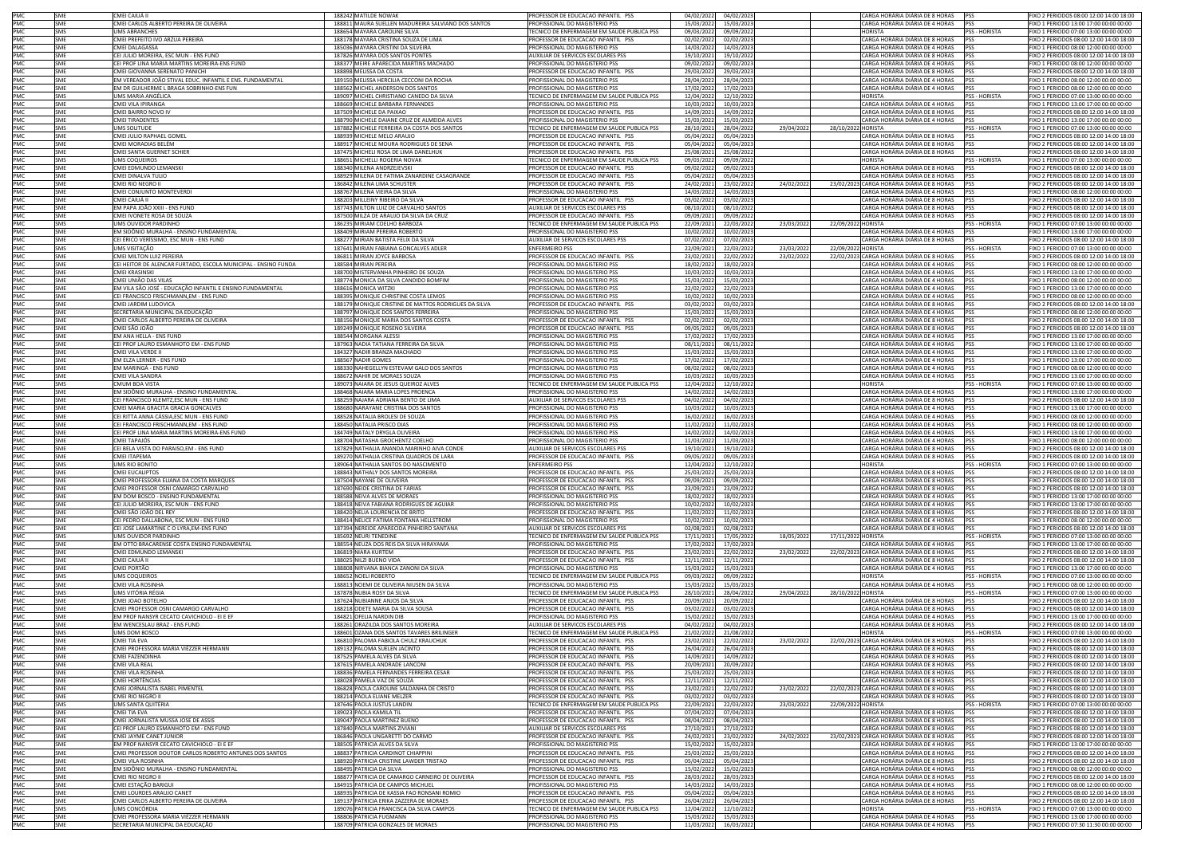| | | | | | | | | | | | | |
|---|---|---|---|---|---|---|---|---|---|---|---|---|
| PMC | SME | CMEI CAIUÁ II | 188242 | MATILDE NOWAK | PROFESSOR DE EDUCACAO INFANTIL PSS | 04/02/2022 | 04/02/2023 | | | CARGA HORÁRIA DIÁRIA DE 8 HORAS | PSS | FIXO 2 PERIODOS 08:00 12:00 14:00 18:00 |
| PMC | SME | CMEI CARLOS ALBERTO PEREIRA DE OLIVEIRA | 188811 | MAURA SUELLEN MADUREIRA SALVIANO DOS SANTOS | PROFISSIONAL DO MAGISTERIO PSS | 15/03/2022 | 15/03/2023 | | | CARGA HORÁRIA DIÁRIA DE 4 HORAS | PSS | FIXO 1 PERIODO 13:00 17:00 00:00 00:00 |
| PMC | SMS | UMS ABRANCHES | 188654 | MAYARA CAROLINE SILVA | TECNICO DE ENFERMAGEM EM SAUDE PUBLICA PSS | 09/03/2022 | 09/09/2022 | | | HORISTA | PSS - HORISTA | FIXO 1 PERIODO 07:00 13:00 00:00 00:00 |
| PMC | SME | CMEI PREFEITO IVO ARZUA PEREIRA | 188178 | MAYARA CRISTINA SOUZA DE LIMA | PROFESSOR DE EDUCACAO INFANTIL PSS | 02/02/2022 | 02/02/2023 | | | CARGA HORÁRIA DIÁRIA DE 8 HORAS | PSS | FIXO 2 PERIODOS 08:00 12:00 14:00 18:00 |
| PMC | SME | CMEI DALAGASSA | 185036 | MAYARA CRISTINI DA SILVEIRA | PROFISSIONAL DO MAGISTERIO PSS | 14/03/2022 | 14/03/2023 | | | CARGA HORÁRIA DIÁRIA DE 4 HORAS | PSS | FIXO 1 PERIODO 08:00 12:00 00:00 00:00 |
| PMC | SME | CEI JULIO MOREIRA, ESC MUN - ENS FUND | 187826 | MAYARA DOS SANTOS PONTES | AUXILIAR DE SERVICOS ESCOLARES PSS | 19/10/2021 | 19/10/2022 | | | CARGA HORÁRIA DIÁRIA DE 8 HORAS | PSS | FIXO 2 PERIODOS 08:00 12:00 14:00 18:00 |
| PMC | SME | CEI PROF LINA MARIA MARTINS MOREIRA-ENS FUND | 188377 | MEIRE APARECIDA MARTINS MACHADO | PROFISSIONAL DO MAGISTERIO PSS | 09/02/2022 | 09/02/2023 | | | CARGA HORÁRIA DIÁRIA DE 4 HORAS | PSS | FIXO 1 PERIODO 08:00 12:00 00:00 00:00 |
| PMC | SME | CMEI GIOVANNA SERENATO PANICHI | 188898 | MELISSA DA COSTA | PROFESSOR DE EDUCACAO INFANTIL PSS | 29/03/2022 | 29/03/2023 | | | CARGA HORÁRIA DIÁRIA DE 8 HORAS | PSS | FIXO 2 PERIODOS 08:00 12:00 14:00 18:00 |
| PMC | SME | EM VEREADOR JOÃO STIVAL EDUC. INFANTIL E ENS. FUNDAMENTAL | 189150 | MELISSA HERCILIA CECCONI DA ROCHA | PROFISSIONAL DO MAGISTERIO PSS | 28/04/2022 | 28/04/2023 | | | CARGA HORÁRIA DIÁRIA DE 4 HORAS | PSS | FIXO 1 PERIODO 08:00 12:00 00:00 00:00 |
| PMC | SME | EM DR GUILHERME L BRAGA SOBRINHO-ENS FUN | 188562 | MICHEL ANDERSON DOS SANTOS | PROFISSIONAL DO MAGISTERIO PSS | 17/02/2022 | 17/02/2023 | | | CARGA HORÁRIA DIÁRIA DE 4 HORAS | PSS | FIXO 1 PERIODO 08:00 12:00 00:00 00:00 |
| PMC | SMS | UMS MARIA ANGÉLICA | 189097 | MICHEL CHRISTIANO CANEDO DA SILVA | TECNICO DE ENFERMAGEM EM SAUDE PUBLICA PSS | 12/04/2022 | 12/10/2022 | | | HORISTA | PSS - HORISTA | FIXO 1 PERIODO 07:00 13:00 00:00 00:00 |
| PMC | SME | CMEI VILA IPIRANGA | 188669 | MICHELE BARBARA FERNANDES | PROFISSIONAL DO MAGISTERIO PSS | 10/03/2022 | 10/03/2023 | | | CARGA HORÁRIA DIÁRIA DE 4 HORAS | PSS | FIXO 1 PERIODO 13:00 17:00 00:00 00:00 |
| PMC | SME | CMEI BAIRRO NOVO IV | 187509 | MICHELE DA PAIXAO | PROFESSOR DE EDUCACAO INFANTIL PSS | 14/09/2021 | 14/09/2022 | | | CARGA HORÁRIA DIÁRIA DE 8 HORAS | PSS | FIXO 2 PERIODOS 08:00 12:00 14:00 18:00 |
| PMC | SME | CMEI TIRADENTES | 188790 | MICHELE DAIANE CRUZ DE ALMEIDA ALVES | PROFISSIONAL DO MAGISTERIO PSS | 15/03/2022 | 15/03/2023 | | | CARGA HORÁRIA DIÁRIA DE 4 HORAS | PSS | FIXO 1 PERIODO 13:00 17:00 00:00 00:00 |
| PMC | SMS | UMS SOLITUDE | 187882 | MICHELE FERREIRA DA COSTA DOS SANTOS | TECNICO DE ENFERMAGEM EM SAUDE PUBLICA PSS | 28/10/2021 | 28/04/2022 | 29/04/2022 | 28/10/2022 | HORISTA | PSS - HORISTA | FIXO 1 PERIODO 07:00 13:00 00:00 00:00 |
| PMC | SME | CMEI JULIO RAPHAEL GOMEL | 188939 | MICHELE MELO ARAUJO | PROFESSOR DE EDUCACAO INFANTIL PSS | 05/04/2022 | 05/04/2023 | | | CARGA HORÁRIA DIÁRIA DE 8 HORAS | PSS | FIXO 2 PERIODOS 08:00 12:00 14:00 18:00 |
| PMC | SME | CMEI MORADIAS BELÉM | 188917 | MICHELE MOURA RODRIGUES DE SENA | PROFESSOR DE EDUCACAO INFANTIL PSS | 05/04/2022 | 05/04/2023 | | | CARGA HORÁRIA DIÁRIA DE 8 HORAS | PSS | FIXO 2 PERIODOS 08:00 12:00 14:00 18:00 |
| PMC | SME | CMEI SANTA GUERNET SCHIER | 187475 | MICHELI ROSA DE LIMA DANELHUK | PROFESSOR DE EDUCACAO INFANTIL PSS | 25/08/2021 | 25/08/2022 | | | CARGA HORÁRIA DIÁRIA DE 8 HORAS | PSS | FIXO 2 PERIODOS 08:00 12:00 14:00 18:00 |
| PMC | SMS | UMS COQUEIROS | 188651 | MICHELLI ROGERIA NOVAK | TECNICO DE ENFERMAGEM EM SAUDE PUBLICA PSS | 09/03/2022 | 09/09/2022 | | | HORISTA | PSS - HORISTA | FIXO 1 PERIODO 07:00 13:00 00:00 00:00 |
| PMC | SME | CMEI EDMUNDO LEMANSKI | 188340 | MILENA ANDRZEJEVSKI | PROFESSOR DE EDUCACAO INFANTIL PSS | 09/02/2022 | 09/02/2023 | | | CARGA HORÁRIA DIÁRIA DE 8 HORAS | PSS | FIXO 2 PERIODOS 08:00 12:00 14:00 18:00 |
| PMC | SME | CMEI DINALVA TULIO | 188929 | MILENA DE FATIMA ZANARDINE CASAGRANDE | PROFESSOR DE EDUCACAO INFANTIL PSS | 05/04/2022 | 05/04/2023 | | | CARGA HORÁRIA DIÁRIA DE 8 HORAS | PSS | FIXO 2 PERIODOS 08:00 12:00 14:00 18:00 |
| PMC | SME | CMEI RIO NEGRO II | 186842 | MILENA LIMA SCHUSTER | PROFESSOR DE EDUCACAO INFANTIL PSS | 24/02/2021 | 23/02/2022 | 24/02/2022 | 23/02/2023 | CARGA HORÁRIA DIÁRIA DE 8 HORAS | PSS | FIXO 2 PERIODOS 08:00 12:00 14:00 18:00 |
| PMC | SME | CMEI CONJUNTO MONTEVERDI | 188767 | MILENA VIEIRA DA SILVA | PROFISSIONAL DO MAGISTERIO PSS | 14/03/2022 | 14/03/2023 | | | CARGA HORÁRIA DIÁRIA DE 4 HORAS | PSS | FIXO 1 PERIODO 08:00 12:00 00:00 00:00 |
| PMC | SME | CMEI CAIUÁ II | 188203 | MILLEINY RIBEIRO DA SILVA | PROFESSOR DE EDUCACAO INFANTIL PSS | 03/02/2022 | 03/02/2023 | | | CARGA HORÁRIA DIÁRIA DE 8 HORAS | PSS | FIXO 2 PERIODOS 08:00 12:00 14:00 18:00 |
| PMC | SME | EM PAPA JOÃO XXIII - ENS FUND | 187743 | MILTON LUIZ DE CARVALHO SANTOS | AUXILIAR DE SERVICOS ESCOLARES PSS | 08/10/2021 | 08/10/2022 | | | CARGA HORÁRIA DIÁRIA DE 8 HORAS | PSS | FIXO 2 PERIODOS 08:00 12:00 14:00 18:00 |
| PMC | SME | CMEI IVONETE ROSA DE SOUZA | 187500 | MILZA DE ARAUJO DA SILVA DA CRUZ | PROFESSOR DE EDUCACAO INFANTIL PSS | 09/09/2021 | 09/09/2022 | | | CARGA HORÁRIA DIÁRIA DE 8 HORAS | PSS | FIXO 2 PERIODOS 08:00 12:00 14:00 18:00 |
| PMC | SMS | UMS OUVIDOR PARDINHO | 186235 | MIRIAM COELHO BARBOZA | TECNICO DE ENFERMAGEM EM SAUDE PUBLICA PSS | 22/09/2021 | 22/03/2022 | 23/03/2022 | 22/09/2022 | HORISTA | PSS - HORISTA | FIXO 1 PERIODO 07:00 13:00 00:00 00:00 |
| PMC | SME | EM SIDÔNIO MURALHA - ENSINO FUNDAMENTAL | 188409 | MIRIAM PEREIRA ROBERTO | PROFISSIONAL DO MAGISTERIO PSS | 10/02/2022 | 10/02/2023 | | | CARGA HORÁRIA DIÁRIA DE 4 HORAS | PSS | FIXO 1 PERIODO 13:00 17:00 00:00 00:00 |
| PMC | SME | CEI ÉRICO VERÍSSIMO, ESC MUN - ENS FUND | 188277 | MIRIAN BATISTA FELIX DA SILVA | AUXILIAR DE SERVICOS ESCOLARES PSS | 07/02/2022 | 07/02/2023 | | | CARGA HORÁRIA DIÁRIA DE 8 HORAS | PSS | FIXO 2 PERIODOS 08:00 12:00 14:00 18:00 |
| PMC | SMS | UMS VISITAÇÃO | 187641 | MIRIAN FABIANA GONCALVES ADLER | ENFERMEIRO PSS | 22/09/2021 | 22/03/2022 | 23/03/2022 | 22/09/2022 | HORISTA | PSS - HORISTA | FIXO 1 PERIODO 07:00 13:00 00:00 00:00 |
| PMC | SME | CMEI MILTON LUIZ PEREIRA | 186813 | MIRIAN JOYCE BARBOSA | PROFESSOR DE EDUCACAO INFANTIL PSS | 23/02/2021 | 22/02/2022 | 23/02/2022 | 22/02/2023 | CARGA HORÁRIA DIÁRIA DE 8 HORAS | PSS | FIXO 2 PERIODOS 08:00 12:00 14:00 18:00 |
| PMC | SME | CEI HEITOR DE ALENCAR FURTADO, ESCOLA MUNICIPAL - ENSINO FUNDA | 188584 | MIRIAN PEREIRA | PROFISSIONAL DO MAGISTERIO PSS | 18/02/2022 | 18/02/2023 | | | CARGA HORÁRIA DIÁRIA DE 4 HORAS | PSS | FIXO 1 PERIODO 08:00 12:00 00:00 00:00 |
| PMC | SME | CMEI KRASINSKI | 188700 | MISTERVANHA PINHEIRO DE SOUZA | PROFISSIONAL DO MAGISTERIO PSS | 10/03/2022 | 10/03/2023 | | | CARGA HORÁRIA DIÁRIA DE 4 HORAS | PSS | FIXO 1 PERIODO 13:00 17:00 00:00 00:00 |
| PMC | SME | CMEI UNIÃO DAS VILAS | 188774 | MONICA DA SILVA CANDIDO BOMFIM | PROFISSIONAL DO MAGISTERIO PSS | 15/03/2022 | 15/03/2023 | | | CARGA HORÁRIA DIÁRIA DE 4 HORAS | PSS | FIXO 1 PERIODO 08:00 12:00 00:00 00:00 |
| PMC | SME | EM VILA SÃO JOSÉ - EDUCAÇÃO INFANTIL E ENSINO FUNDAMENTAL | 188616 | MONICA WITZKI | PROFISSIONAL DO MAGISTERIO PSS | 22/02/2022 | 22/02/2023 | | | CARGA HORÁRIA DIÁRIA DE 4 HORAS | PSS | FIXO 1 PERIODO 13:00 17:00 00:00 00:00 |
| PMC | SME | CEI FRANCISCO FRISCHMANN,EM - ENS FUND | 188395 | MONIQUE CHRISTINE COSTA LEMOS | PROFISSIONAL DO MAGISTERIO PSS | 10/02/2022 | 10/02/2023 | | | CARGA HORÁRIA DIÁRIA DE 4 HORAS | PSS | FIXO 1 PERIODO 08:00 12:00 00:00 00:00 |
| PMC | SME | CMEI JARDIM LUDOVICA | 188179 | MONIQUE CRISTINE DE MATTOS RODRIGUES DA SILVA | PROFESSOR DE EDUCACAO INFANTIL PSS | 03/02/2022 | 03/02/2023 | | | CARGA HORÁRIA DIÁRIA DE 8 HORAS | PSS | FIXO 2 PERIODOS 08:00 12:00 14:00 18:00 |
| PMC | SME | SECRETARIA MUNICIPAL DA EDUCAÇÃO | 188797 | MONIQUE DOS SANTOS FERREIRA | PROFISSIONAL DO MAGISTERIO PSS | 15/03/2022 | 15/03/2023 | | | CARGA HORÁRIA DIÁRIA DE 4 HORAS | PSS | FIXO 1 PERIODO 08:00 12:00 00:00 00:00 |
| PMC | SME | CMEI CARLOS ALBERTO PEREIRA DE OLIVEIRA | 188156 | MONIQUE MARIA DOS SANTOS COSTA | PROFESSOR DE EDUCACAO INFANTIL PSS | 02/02/2022 | 02/02/2023 | | | CARGA HORÁRIA DIÁRIA DE 8 HORAS | PSS | FIXO 2 PERIODOS 08:00 12:00 14:00 18:00 |
| PMC | SME | CMEI SÃO JOÃO | 189249 | MONIQUE ROSENO SILVEIRA | PROFESSOR DE EDUCACAO INFANTIL PSS | 09/05/2022 | 09/05/2023 | | | CARGA HORÁRIA DIÁRIA DE 8 HORAS | PSS | FIXO 2 PERIODOS 08:00 12:00 14:00 18:00 |
| PMC | SME | EM ANA HELLA - ENS FUND | 188544 | MORGANA ALESSI | PROFISSIONAL DO MAGISTERIO PSS | 17/02/2022 | 17/02/2023 | | | CARGA HORÁRIA DIÁRIA DE 4 HORAS | PSS | FIXO 1 PERIODO 13:00 17:00 00:00 00:00 |
| PMC | SME | CEI PROF LAURO ESMANHOTO EM - ENS FUND | 187963 | NADIA TATIANA FERREIRA DA SILVA | PROFISSIONAL DO MAGISTERIO PSS | 08/11/2021 | 08/11/2022 | | | CARGA HORÁRIA DIÁRIA DE 4 HORAS | PSS | FIXO 1 PERIODO 13:00 17:00 00:00 00:00 |
| PMC | SME | CMEI VILA VERDE II | 188327 | NADIR BRANZA MACHADO | PROFISSIONAL DO MAGISTERIO PSS | 15/03/2022 | 15/03/2023 | | | CARGA HORÁRIA DIÁRIA DE 4 HORAS | PSS | FIXO 1 PERIODO 13:00 17:00 00:00 00:00 |
| PMC | SME | EM ELZA LERNER - ENS FUND | 188567 | NADIR GOMES | PROFISSIONAL DO MAGISTERIO PSS | 17/02/2022 | 17/02/2023 | | | CARGA HORÁRIA DIÁRIA DE 4 HORAS | PSS | FIXO 1 PERIODO 13:00 17:00 00:00 00:00 |
| PMC | SME | EM MARINGÁ - ENS FUND | 188330 | NAHEGELLYN ESTEVAM GALO DOS SANTOS | PROFISSIONAL DO MAGISTERIO PSS | 08/02/2022 | 08/02/2023 | | | CARGA HORÁRIA DIÁRIA DE 4 HORAS | PSS | FIXO 1 PERIODO 08:00 12:00 00:00 00:00 |
| PMC | SME | CMEI VILA SANDRA | 188672 | NAHIR DE MORAES SOUZA | PROFISSIONAL DO MAGISTERIO PSS | 10/03/2022 | 10/03/2023 | | | CARGA HORÁRIA DIÁRIA DE 4 HORAS | PSS | FIXO 1 PERIODO 13:00 17:00 00:00 00:00 |
| PMC | SMS | CMUM BOA VISTA | 189073 | NAIARA DE JESUS QUEIROZ ALVES | TECNICO DE ENFERMAGEM EM SAUDE PUBLICA PSS | 12/04/2022 | 12/10/2022 | | | HORISTA | PSS - HORISTA | FIXO 1 PERIODO 07:00 13:00 00:00 00:00 |
| PMC | SME | EM SIDÔNIO MURALHA - ENSINO FUNDAMENTAL | 188468 | NAIARA MARIA LOPES PROENCA | PROFISSIONAL DO MAGISTERIO PSS | 14/02/2022 | 14/02/2023 | | | CARGA HORÁRIA DIÁRIA DE 4 HORAS | PSS | FIXO 1 PERIODO 13:00 17:00 00:00 00:00 |
| PMC | SME | CEI FRANCISCO KLEMTZ,ESC MUN - ENS FUND | 188259 | NAJARA ADRIANA BENTO DE LIMA | AUXILIAR DE SERVICOS ESCOLARES PSS | 04/02/2022 | 04/02/2023 | | | CARGA HORÁRIA DIÁRIA DE 8 HORAS | PSS | FIXO 2 PERIODOS 08:00 12:00 14:00 18:00 |
| PMC | SME | CMEI MARIA GRACITA GRACIA GONCALVES | 188680 | NARAYANE CRISTINA DOS SANTOS | PROFISSIONAL DO MAGISTERIO PSS | 10/03/2022 | 10/03/2023 | | | CARGA HORÁRIA DIÁRIA DE 4 HORAS | PSS | FIXO 1 PERIODO 13:00 17:00 00:00 00:00 |
| PMC | SME | CEI RITTA ANNA CÁSSIA,ESC MUN - ENS FUND | 188528 | NATALIA BROLESI DE SOUZA | PROFISSIONAL DO MAGISTERIO PSS | 16/02/2022 | 16/02/2023 | | | CARGA HORÁRIA DIÁRIA DE 4 HORAS | PSS | FIXO 1 PERIODO 08:00 12:00 00:00 00:00 |
| PMC | SME | CEI FRANCISCO FRISCHMANN,EM - ENS FUND | 188450 | NATALIA PRISCO DIAS | PROFISSIONAL DO MAGISTERIO PSS | 11/02/2022 | 11/02/2023 | | | CARGA HORÁRIA DIÁRIA DE 4 HORAS | PSS | FIXO 1 PERIODO 08:00 12:00 00:00 00:00 |
| PMC | SME | CEI PROF LINA MARIA MARTINS MOREIRA-ENS FUND | 184749 | NATALY DRYGLA OLIVEIRA | PROFISSIONAL DO MAGISTERIO PSS | 14/02/2022 | 14/02/2023 | | | CARGA HORÁRIA DIÁRIA DE 4 HORAS | PSS | FIXO 1 PERIODO 13:00 17:00 00:00 00:00 |
| PMC | SME | CMEI TAPAJÓS | 188704 | NATASHA GROCHENTZ COELHO | PROFISSIONAL DO MAGISTERIO PSS | 11/03/2022 | 11/03/2023 | | | CARGA HORÁRIA DIÁRIA DE 4 HORAS | PSS | FIXO 1 PERIODO 08:00 12:00 00:00 00:00 |
| PMC | SME | CEI BELA VISTA DO PARAISO,EM - ENS FUND | 187829 | NATHALIA ANANDA MARINHO AIVA CONDE | AUXILIAR DE SERVICOS ESCOLARES PSS | 19/10/2021 | 19/10/2022 | | | CARGA HORÁRIA DIÁRIA DE 8 HORAS | PSS | FIXO 2 PERIODOS 08:00 12:00 14:00 18:00 |
| PMC | SME | CMEI ITAPEMA | 189270 | NATHALIA CRISTINA QUADROS DE LARA | PROFESSOR DE EDUCACAO INFANTIL PSS | 09/05/2022 | 09/05/2023 | | | CARGA HORÁRIA DIÁRIA DE 8 HORAS | PSS | FIXO 2 PERIODOS 08:00 12:00 14:00 18:00 |
| PMC | SMS | UMS RIO BONITO | 189064 | NATHALIA SANTOS DO NASCIMENTO | ENFERMEIRO PSS | 12/04/2022 | 12/10/2022 | | | HORISTA | PSS - HORISTA | FIXO 1 PERIODO 07:00 13:00 00:00 00:00 |
| PMC | SME | CMEI EUCALIPTOS | 188843 | NATHALY DOS SANTOS MOREIRA | PROFESSOR DE EDUCACAO INFANTIL PSS | 25/03/2022 | 25/03/2023 | | | CARGA HORÁRIA DIÁRIA DE 8 HORAS | PSS | FIXO 2 PERIODOS 08:00 12:00 14:00 18:00 |
| PMC | SME | CMEI PROFESSORA ELIANA DA COSTA MARQUES | 187504 | NAYANE DE OLIVEIRA | PROFESSOR DE EDUCACAO INFANTIL PSS | 09/09/2021 | 09/09/2022 | | | CARGA HORÁRIA DIÁRIA DE 8 HORAS | PSS | FIXO 2 PERIODOS 08:00 12:00 14:00 18:00 |
| PMC | SME | CMEI PROFESSOR OSNI CAMARGO CARVALHO | 187690 | NEIDE CRISTINA DE FARIAS | PROFESSOR DE EDUCACAO INFANTIL PSS | 23/09/2021 | 23/09/2022 | | | CARGA HORÁRIA DIÁRIA DE 8 HORAS | PSS | FIXO 2 PERIODOS 08:00 12:00 14:00 18:00 |
| PMC | SME | EM DOM BOSCO - ENSINO FUNDAMENTAL | 188588 | NEIVA ALVES DE MORAES | PROFISSIONAL DO MAGISTERIO PSS | 18/02/2022 | 18/02/2023 | | | CARGA HORÁRIA DIÁRIA DE 4 HORAS | PSS | FIXO 1 PERIODO 13:00 17:00 00:00 00:00 |
| PMC | SME | CEI JÚLIO MOREIRA, ESC MUN - ENS FUND | 188418 | NEIVA FABIANA RODRIGUES DE AGUIAR | PROFISSIONAL DO MAGISTERIO PSS | 10/02/2022 | 10/02/2023 | | | CARGA HORÁRIA DIÁRIA DE 4 HORAS | PSS | FIXO 1 PERIODO 13:00 17:00 00:00 00:00 |
| PMC | SME | CMEI SÃO JOÃO DEL REY | 188420 | NELIA LOURENCIA DE BRITO | PROFESSOR DE EDUCACAO INFANTIL PSS | 11/02/2022 | 11/02/2023 | | | CARGA HORÁRIA DIÁRIA DE 8 HORAS | PSS | FIXO 2 PERIODOS 08:00 12:00 14:00 18:00 |
| PMC | SME | CEI PEDRO DALLABONA, ESC MUN - ENS FUND | 188414 | NELICE FATIMA FONTANA HELLSTROM | PROFISSIONAL DO MAGISTERIO PSS | 10/02/2022 | 10/02/2023 | | | CARGA HORÁRIA DIÁRIA DE 4 HORAS | PSS | FIXO 1 PERIODO 08:00 12:00 00:00 00:00 |
| PMC | SME | CEI JOSÉ LAMARTINE C O LYRA,EM-ENS FUND | 187394 | NEREIDE APARECIDA PINHEIRO SANTANA | AUXILIAR DE SERVICOS ESCOLARES PSS | 02/08/2021 | 02/08/2022 | | | CARGA HORÁRIA DIÁRIA DE 8 HORAS | PSS | FIXO 2 PERIODOS 08:00 12:00 14:00 18:00 |
| PMC | SMS | UMS OUVIDOR PARDINHO | 185692 | NEURI TENEDINE | TECNICO DE ENFERMAGEM EM SAUDE PUBLICA PSS | 17/11/2021 | 17/05/2022 | 18/05/2022 | 17/11/2022 | HORISTA | PSS - HORISTA | FIXO 1 PERIODO 07:00 13:00 00:00 00:00 |
| PMC | SME | EM OTTO BRACARENSE COSTA ENSINO FUNDAMENTAL | 188554 | NEUZA DOS REIS DA SILVA HIRAYAMA | PROFISSIONAL DO MAGISTERIO PSS | 17/02/2022 | 17/02/2023 | | | CARGA HORÁRIA DIÁRIA DE 4 HORAS | PSS | FIXO 1 PERIODO 13:00 17:00 00:00 00:00 |
| PMC | SME | CMEI EDMUNDO LEMANSKI | 186819 | NIARA KURTEM | PROFESSOR DE EDUCACAO INFANTIL PSS | 23/02/2021 | 22/02/2022 | 23/02/2022 | 22/02/2023 | CARGA HORÁRIA DIÁRIA DE 8 HORAS | PSS | FIXO 2 PERIODOS 08:00 12:00 14:00 18:00 |
| PMC | SME | CMEI CAIUÁ II | 188025 | NILZI BUENO VIDA | PROFESSOR DE EDUCACAO INFANTIL PSS | 12/11/2021 | 12/11/2022 | | | CARGA HORÁRIA DIÁRIA DE 8 HORAS | PSS | FIXO 2 PERIODOS 08:00 12:00 14:00 18:00 |
| PMC | SME | CMEI PORTÃO | 188808 | NIRVANA BIANCA ZANONI DA SILVA | PROFISSIONAL DO MAGISTERIO PSS | 15/03/2022 | 15/03/2023 | | | CARGA HORÁRIA DIÁRIA DE 4 HORAS | PSS | FIXO 1 PERIODO 13:00 17:00 00:00 00:00 |
| PMC | SMS | UMS COQUEIROS | 188652 | NOELI ROBERTO | TECNICO DE ENFERMAGEM EM SAUDE PUBLICA PSS | 09/03/2022 | 09/09/2022 | | | HORISTA | PSS - HORISTA | FIXO 1 PERIODO 07:00 13:00 00:00 00:00 |
| PMC | SME | CMEI VILA ROSINHA | 188813 | NOEMI DE OLIVEIRA NIUSEN DA SILVA | PROFISSIONAL DO MAGISTERIO PSS | 15/03/2022 | 15/03/2023 | | | CARGA HORÁRIA DIÁRIA DE 4 HORAS | PSS | FIXO 1 PERIODO 08:00 12:00 00:00 00:00 |
| PMC | SMS | UMS VITÓRIA RÉGIA | 187878 | NUBIA ROSY DA SILVA | TECNICO DE ENFERMAGEM EM SAUDE PUBLICA PSS | 28/10/2021 | 28/04/2022 | 29/04/2022 | 28/10/2022 | HORISTA | PSS - HORISTA | FIXO 1 PERIODO 07:00 13:00 00:00 00:00 |
| PMC | SME | CMEI JOAO BOTELHO | 187624 | NUBIANNE ANJOS DA SILVA | PROFESSOR DE EDUCACAO INFANTIL PSS | 20/09/2021 | 20/09/2022 | | | CARGA HORÁRIA DIÁRIA DE 8 HORAS | PSS | FIXO 2 PERIODOS 08:00 12:00 14:00 18:00 |
| PMC | SME | CMEI PROFESSOR OSNI CAMARGO CARVALHO | 188218 | ODETE MARIA DA SILVA SOUSA | PROFESSOR DE EDUCACAO INFANTIL PSS | 03/02/2022 | 03/02/2023 | | | CARGA HORÁRIA DIÁRIA DE 8 HORAS | PSS | FIXO 2 PERIODOS 08:00 12:00 14:00 18:00 |
| PMC | SME | EM PROF NANSYR CECATO CAVICHIOLO - EI E EF | 188421 | OFELIA NARDIN DIB | PROFISSIONAL DO MAGISTERIO PSS | 15/02/2022 | 15/02/2023 | | | CARGA HORÁRIA DIÁRIA DE 4 HORAS | PSS | FIXO 1 PERIODO 13:00 17:00 00:00 00:00 |
| PMC | SME | EM WENCESLAU BRAZ - ENS FUND | 188261 | ORAZILDA DOS SANTOS MOREIRA | AUXILIAR DE SERVICOS ESCOLARES PSS | 04/02/2022 | 04/02/2023 | | | CARGA HORÁRIA DIÁRIA DE 8 HORAS | PSS | FIXO 2 PERIODOS 08:00 12:00 14:00 18:00 |
| PMC | SMS | UMS DOM BOSCO | 188601 | OZANA DOS SANTOS TAVARES BRILINGER | TECNICO DE ENFERMAGEM EM SAUDE PUBLICA PSS | 21/02/2022 | 21/08/2022 | | | HORISTA | PSS - HORISTA | FIXO 1 PERIODO 07:00 13:00 00:00 00:00 |
| PMC | SME | CMEI TIA EVA | 186810 | PALOMA FABIOLA CHULZ KRAUCHUK | PROFESSOR DE EDUCACAO INFANTIL PSS | 23/02/2021 | 22/02/2022 | 23/02/2022 | 22/02/2023 | CARGA HORÁRIA DIÁRIA DE 8 HORAS | PSS | FIXO 2 PERIODOS 08:00 12:00 14:00 18:00 |
| PMC | SME | CMEI PROFESSORA MARIA VIÉZZER HERMANN | 189132 | PALOMA SUELEN JACINTO | PROFESSOR DE EDUCACAO INFANTIL PSS | 26/04/2022 | 26/04/2023 | | | CARGA HORÁRIA DIÁRIA DE 8 HORAS | PSS | FIXO 2 PERIODOS 08:00 12:00 14:00 18:00 |
| PMC | SME | CMEI FAZENDINHA | 187525 | PAMELA ALVES DA SILVA | PROFESSOR DE EDUCACAO INFANTIL PSS | 14/09/2021 | 14/09/2022 | | | CARGA HORÁRIA DIÁRIA DE 8 HORAS | PSS | FIXO 2 PERIODOS 08:00 12:00 14:00 18:00 |
| PMC | SME | CMEI VILA REAL | 187615 | PAMELA ANDRADE LANCONI | PROFESSOR DE EDUCACAO INFANTIL PSS | 20/09/2021 | 20/09/2022 | | | CARGA HORÁRIA DIÁRIA DE 8 HORAS | PSS | FIXO 2 PERIODOS 08:00 12:00 14:00 18:00 |
| PMC | SME | CMEI VILA ROSINHA | 188836 | PAMELA FERNANDES FERREIRA CESAR | PROFESSOR DE EDUCACAO INFANTIL PSS | 25/03/2022 | 25/03/2023 | | | CARGA HORÁRIA DIÁRIA DE 8 HORAS | PSS | FIXO 2 PERIODOS 08:00 12:00 14:00 18:00 |
| PMC | SME | CMEI HORTÊNCIAS | 188028 | PAMELA VAZ DE SOUZA | PROFESSOR DE EDUCACAO INFANTIL PSS | 12/11/2021 | 12/11/2022 | | | CARGA HORÁRIA DIÁRIA DE 8 HORAS | PSS | FIXO 2 PERIODOS 08:00 12:00 14:00 18:00 |
| PMC | SME | CMEI JORNALISTA ISABEL PIMENTEL | 186828 | PAOLA CAROLINE SALDANHA DE CRISTO | PROFESSOR DE EDUCACAO INFANTIL PSS | 23/02/2021 | 22/02/2022 | 23/02/2022 | 22/02/2023 | CARGA HORÁRIA DIÁRIA DE 8 HORAS | PSS | FIXO 2 PERIODOS 08:00 12:00 14:00 18:00 |
| PMC | SME | CMEI RIO NEGRO II | 188214 | PAOLA ELIANE MELZER | PROFESSOR DE EDUCACAO INFANTIL PSS | 03/02/2022 | 03/02/2023 | | | CARGA HORÁRIA DIÁRIA DE 8 HORAS | PSS | FIXO 2 PERIODOS 08:00 12:00 14:00 18:00 |
| PMC | SMS | UMS SANTA QUITÉRIA | 187646 | PAOLA JUSTUS LANDIN | TECNICO DE ENFERMAGEM EM SAUDE PUBLICA PSS | 22/09/2021 | 22/03/2022 | 23/03/2022 | 22/09/2022 | HORISTA | PSS - HORISTA | FIXO 1 PERIODO 07:00 13:00 00:00 00:00 |
| PMC | SME | CMEI TIA EVA | 189023 | PAOLA KAMILA TIL | PROFESSOR DE EDUCACAO INFANTIL PSS | 07/04/2022 | 07/04/2023 | | | CARGA HORÁRIA DIÁRIA DE 8 HORAS | PSS | FIXO 2 PERIODOS 08:00 12:00 14:00 18:00 |
| PMC | SME | CMEI JORNALISTA MUSSA JOSE DE ASSIS | 189047 | PAOLA MARTINEZ BUENO | PROFESSOR DE EDUCACAO INFANTIL PSS | 08/04/2022 | 08/04/2023 | | | CARGA HORÁRIA DIÁRIA DE 8 HORAS | PSS | FIXO 2 PERIODOS 08:00 12:00 14:00 18:00 |
| PMC | SME | CEI PROF LAURO ESMANHOTO EM - ENS FUND | 187840 | PAOLA MARTINS ZIVIANI | AUXILIAR DE SERVICOS ESCOLARES PSS | 27/10/2021 | 27/10/2022 | | | CARGA HORÁRIA DIÁRIA DE 8 HORAS | PSS | FIXO 2 PERIODOS 08:00 12:00 14:00 18:00 |
| PMC | SME | CMEI JAYME CANET JUNIOR | 186846 | PAOLA UNGARETTI DO CARMO | PROFESSOR DE EDUCACAO INFANTIL PSS | 24/02/2021 | 23/02/2022 | 24/02/2022 | 23/02/2023 | CARGA HORÁRIA DIÁRIA DE 8 HORAS | PSS | FIXO 2 PERIODOS 08:00 12:00 14:00 18:00 |
| PMC | SME | EM PROF NANSYR CECATO CAVICHIOLO - EI E EF | 188505 | PATRICIA ALVES DA SILVA | PROFISSIONAL DO MAGISTERIO PSS | 15/02/2022 | 15/02/2023 | | | CARGA HORÁRIA DIÁRIA DE 4 HORAS | PSS | FIXO 1 PERIODO 13:00 17:00 00:00 00:00 |
| PMC | SME | CMEI PROFESSOR DOUTOR CARLOS ROBERTO ANTUNES DOS SANTOS | 188837 | PATRICIA CARDINOT CHIAPPINI | PROFESSOR DE EDUCACAO INFANTIL PSS | 25/03/2022 | 25/03/2023 | | | CARGA HORÁRIA DIÁRIA DE 8 HORAS | PSS | FIXO 2 PERIODOS 08:00 12:00 14:00 18:00 |
| PMC | SME | CMEI VILA ROSINHA | 188920 | PATRICIA CRISTINE LAWDER TRISTAO | PROFESSOR DE EDUCACAO INFANTIL PSS | 05/04/2022 | 05/04/2023 | | | CARGA HORÁRIA DIÁRIA DE 8 HORAS | PSS | FIXO 2 PERIODOS 08:00 12:00 14:00 18:00 |
| PMC | SME | EM SIDÔNIO MURALHA - ENSINO FUNDAMENTAL | 188495 | PATRICIA DA SILVA | PROFISSIONAL DO MAGISTERIO PSS | 15/02/2022 | 15/02/2023 | | | CARGA HORÁRIA DIÁRIA DE 4 HORAS | PSS | FIXO 1 PERIODO 08:00 12:00 00:00 00:00 |
| PMC | SME | CMEI RIO NEGRO II | 188877 | PATRICIA DE CAMARGO CARNEIRO DE OLIVEIRA | PROFESSOR DE EDUCACAO INFANTIL PSS | 28/03/2022 | 28/03/2023 | | | CARGA HORÁRIA DIÁRIA DE 8 HORAS | PSS | FIXO 2 PERIODOS 08:00 12:00 14:00 18:00 |
| PMC | SME | CMEI ESTAÇÃO BARIGUI | 188915 | PATRICIA DE CAMPOS MICHUEL | PROFISSIONAL DO MAGISTERIO PSS | 14/03/2022 | 14/03/2023 | | | CARGA HORÁRIA DIÁRIA DE 4 HORAS | PSS | FIXO 1 PERIODO 08:00 12:00 00:00 00:00 |
| PMC | SME | CMEI LOURDES ARAUJO CANET | 188935 | PATRICIA DE KASSIA FAO RONSANI ROMIO | PROFESSOR DE EDUCACAO INFANTIL PSS | 05/04/2022 | 05/04/2023 | | | CARGA HORÁRIA DIÁRIA DE 8 HORAS | PSS | FIXO 2 PERIODOS 08:00 12:00 14:00 18:00 |
| PMC | SME | CMEI CARLOS ALBERTO PEREIRA DE OLIVEIRA | 189137 | PATRICIA ERIKA ZAZZERA DE MORAES | PROFESSOR DE EDUCACAO INFANTIL PSS | 26/04/2022 | 26/04/2023 | | | CARGA HORÁRIA DIÁRIA DE 8 HORAS | PSS | FIXO 2 PERIODOS 08:00 12:00 14:00 18:00 |
| PMC | SMS | UMS CONCÓRDIA | 189076 | PATRICIA FRANCISCA DA SILVA CAMPOS | TECNICO DE ENFERMAGEM EM SAUDE PUBLICA PSS | 12/04/2022 | 12/10/2022 | | | HORISTA | PSS - HORISTA | FIXO 1 PERIODO 07:00 13:00 00:00 00:00 |
| PMC | SME | CMEI PROFESSORA MARIA VIÉZZER HERMANN | 188806 | PATRICIA FUGMANN | PROFISSIONAL DO MAGISTERIO PSS | 15/03/2022 | 15/03/2023 | | | CARGA HORÁRIA DIÁRIA DE 4 HORAS | PSS | FIXO 1 PERIODO 13:00 17:00 00:00 00:00 |
| PMC | SME | SECRETARIA MUNICIPAL DA EDUCAÇÃO | 188709 | PATRICIA GONZALES DE MORAES | PROFISSIONAL DO MAGISTERIO PSS | 11/03/2022 | 16/03/2023 | | | CARGA HORÁRIA DIÁRIA DE 4 HORAS | PSS | FIXO 1 PERIODO 07:30 11:30 00:00 00:00 |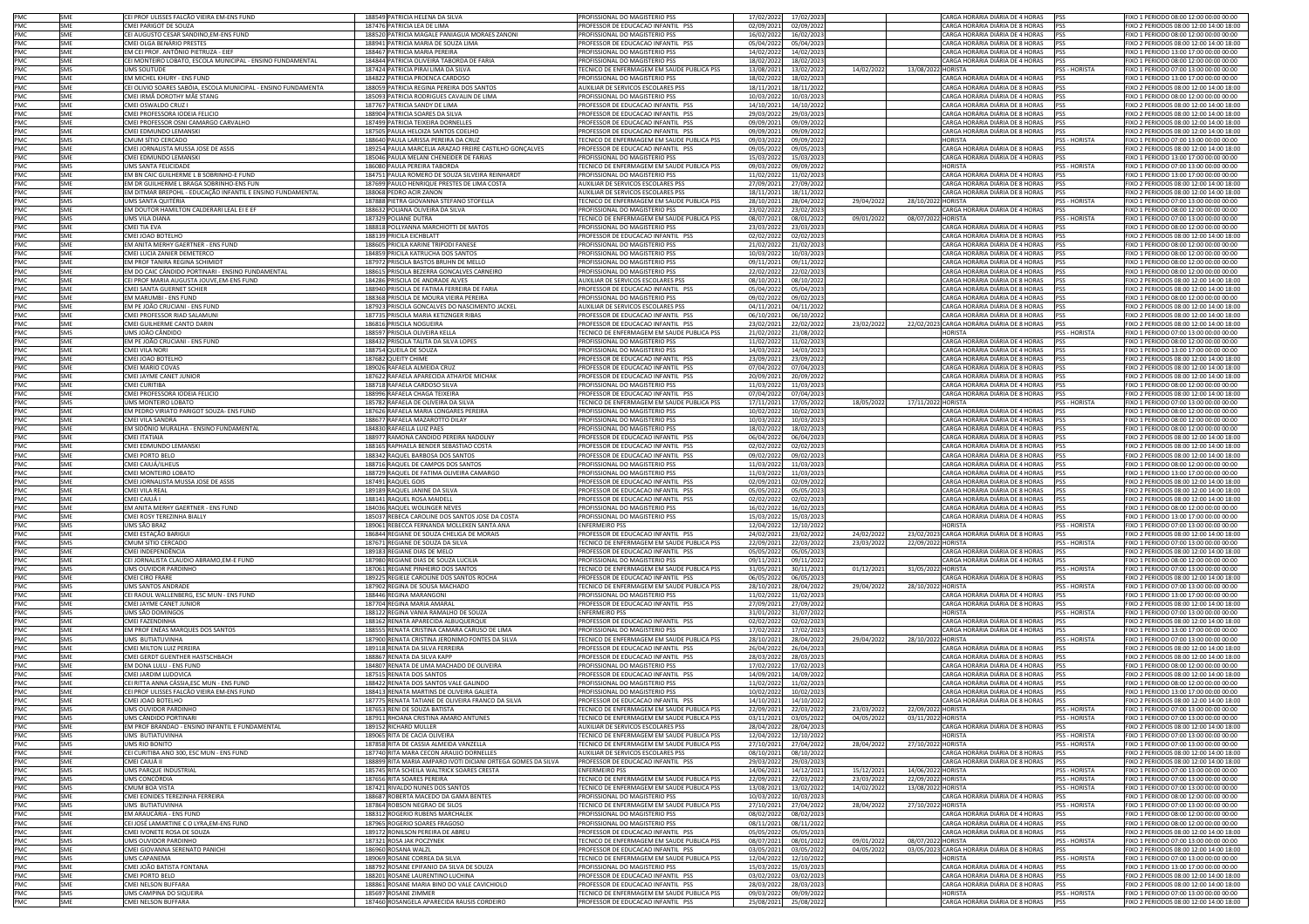| | | | | | | | | | | | |
|---|---|---|---|---|---|---|---|---|---|---|---|
| PMC | SME | CEI PROF ULISSES FALCÃO VIEIRA EM-ENS FUND | 188549 PATRICIA HELENA DA SILVA | PROFISSIONAL DO MAGISTERIO PSS | 17/02/2022 | 17/02/2023 | | | CARGA HORÁRIA DIÁRIA DE 4 HORAS | PSS | FIXO 1 PERIODO 08:00 12:00 00:00 00:00 |
| PMC | SME | CMEI PARIGOT DE SOUZA | 187476 PATRICIA LEA DE LIMA | PROFESSOR DE EDUCACAO INFANTIL PSS | 02/09/2021 | 02/09/2022 | | | CARGA HORÁRIA DIÁRIA DE 8 HORAS | PSS | FIXO 2 PERIODOS 08:00 12:00 14:00 18:00 |
| PMC | SME | CEI AUGUSTO CESAR SANDINO,EM-ENS FUND | 188520 PATRICIA MAGALE PANIAGUA MORAES ZANONI | PROFISSIONAL DO MAGISTERIO PSS | 16/02/2022 | 16/02/2023 | | | CARGA HORÁRIA DIÁRIA DE 4 HORAS | PSS | FIXO 1 PERIODO 08:00 12:00 00:00 00:00 |
| PMC | SME | CMEI OLGA BENÁRIO PRESTES | 188941 PATRICIA MARIA DE SOUZA LIMA | PROFESSOR DE EDUCACAO INFANTIL PSS | 05/04/2022 | 05/04/2023 | | | CARGA HORÁRIA DIÁRIA DE 8 HORAS | PSS | FIXO 2 PERIODOS 08:00 12:00 14:00 18:00 |
| PMC | SME | EM CEI PROF. ANTÔNIO PIETRUZA - EIEF | 188467 PATRICIA MARIA PEREIRA | PROFISSIONAL DO MAGISTERIO PSS | 14/02/2022 | 14/02/2023 | | | CARGA HORÁRIA DIÁRIA DE 4 HORAS | PSS | FIXO 1 PERIODO 13:00 17:00 00:00 00:00 |
| PMC | SME | CEI MONTEIRO LOBATO, ESCOLA MUNICIPAL - ENSINO FUNDAMENTAL | 184844 PATRICIA OLIVEIRA TABORDA DE FARIA | PROFISSIONAL DO MAGISTERIO PSS | 18/02/2022 | 18/02/2023 | | | CARGA HORÁRIA DIÁRIA DE 4 HORAS | PSS | FIXO 1 PERIODO 08:00 12:00 00:00 00:00 |
| PMC | SMS | UMS SOLITUDE | 187424 PATRICIA PIRAI LIMA DA SILVA | TECNICO DE ENFERMAGEM EM SAUDE PUBLICA PSS | 13/08/2021 | 13/02/2022 | 14/02/2022 | 13/08/2022 | HORISTA | PSS - HORISTA | FIXO 1 PERIODO 07:00 13:00 00:00 00:00 |
| PMC | SME | EM MICHEL KHURY - ENS FUND | 184822 PATRICIA PROENCA CARDOSO | PROFISSIONAL DO MAGISTERIO PSS | 18/02/2022 | 18/02/2023 | | | CARGA HORÁRIA DIÁRIA DE 4 HORAS | PSS | FIXO 1 PERIODO 13:00 17:00 00:00 00:00 |
| PMC | SME | CEI OLIVIO SOARES SABÓIA, ESCOLA MUNICIPAL - ENSINO FUNDAMENTA | 188059 PATRICIA REGINA PEREIRA DOS SANTOS | AUXILIAR DE SERVICOS ESCOLARES PSS | 18/11/2021 | 18/11/2022 | | | CARGA HORÁRIA DIÁRIA DE 8 HORAS | PSS | FIXO 2 PERIODOS 08:00 12:00 14:00 18:00 |
| PMC | SME | CMEI IRMÃ DOROTHY MÃE STANG | 185093 PATRICIA RODRIGUES CAVALIN DE LIMA | PROFISSIONAL DO MAGISTERIO PSS | 10/03/2022 | 10/03/2023 | | | CARGA HORÁRIA DIÁRIA DE 4 HORAS | PSS | FIXO 1 PERIODO 08:00 12:00 00:00 00:00 |
| PMC | SME | CMEI OSWALDO CRUZ I | 187767 PATRICIA SANDY DE LIMA | PROFESSOR DE EDUCACAO INFANTIL PSS | 14/10/2021 | 14/10/2022 | | | CARGA HORÁRIA DIÁRIA DE 8 HORAS | PSS | FIXO 2 PERIODOS 08:00 12:00 14:00 18:00 |
| PMC | SME | CMEI PROFESSORA IODEIA FELICIO | 188904 PATRICIA SOARES DA SILVA | PROFESSOR DE EDUCACAO INFANTIL PSS | 29/03/2022 | 29/03/2023 | | | CARGA HORÁRIA DIÁRIA DE 8 HORAS | PSS | FIXO 2 PERIODOS 08:00 12:00 14:00 18:00 |
| PMC | SME | CMEI PROFESSOR OSNI CAMARGO CARVALHO | 187499 PATRICIA TEIXEIRA DORNELLES | PROFESSOR DE EDUCACAO INFANTIL PSS | 09/09/2021 | 09/09/2022 | | | CARGA HORÁRIA DIÁRIA DE 8 HORAS | PSS | FIXO 2 PERIODOS 08:00 12:00 14:00 18:00 |
| PMC | SME | CMEI EDMUNDO LEMANSKI | 187505 PAULA HELOIZA SANTOS COELHO | PROFESSOR DE EDUCACAO INFANTIL PSS | 09/09/2021 | 09/09/2022 | | | CARGA HORÁRIA DIÁRIA DE 8 HORAS | PSS | FIXO 2 PERIODOS 08:00 12:00 14:00 18:00 |
| PMC | SMS | CMUM SÍTIO CERCADO | 188640 PAULA LARISSA PEREIRA DA CRUZ | TECNICO DE ENFERMAGEM EM SAUDE PUBLICA PSS | 09/03/2022 | 09/09/2022 | | | HORISTA | PSS - HORISTA | FIXO 1 PERIODO 07:00 13:00 00:00 00:00 |
| PMC | SME | CMEI JORNALISTA MUSSA JOSE DE ASSIS | 189254 PAULA MARCELA ARAZAO FREIRE CASTILHO GONÇALVES | PROFESSOR DE EDUCACAO INFANTIL PSS | 09/05/2022 | 09/05/2023 | | | CARGA HORÁRIA DIÁRIA DE 8 HORAS | PSS | FIXO 2 PERIODOS 08:00 12:00 14:00 18:00 |
| PMC | SME | CMEI EDMUNDO LEMANSKI | 185046 PAULA MELANI CHENEIDER DE FARIAS | PROFISSIONAL DO MAGISTERIO PSS | 15/03/2022 | 15/03/2023 | | | CARGA HORÁRIA DIÁRIA DE 4 HORAS | PSS | FIXO 1 PERIODO 13:00 17:00 00:00 00:00 |
| PMC | SMS | UMS SANTA FELICIDADE | 186080 PAULA PEREIRA TABORDA | TECNICO DE ENFERMAGEM EM SAUDE PUBLICA PSS | 09/03/2022 | 09/09/2022 | | | HORISTA | PSS - HORISTA | FIXO 1 PERIODO 07:00 13:00 00:00 00:00 |
| PMC | SME | EM BN CAIC GUILHERME L B SOBRINHO-E FUND | 184751 PAULA ROMERO DE SOUZA SILVEIRA REINHARDT | PROFISSIONAL DO MAGISTERIO PSS | 11/02/2022 | 11/02/2023 | | | CARGA HORÁRIA DIÁRIA DE 4 HORAS | PSS | FIXO 1 PERIODO 13:00 17:00 00:00 00:00 |
| PMC | SME | EM DR GUILHERME L BRAGA SOBRINHO-ENS FUN | 187699 PAULO HENRIQUE PRESTES DE LIMA COSTA | AUXILIAR DE SERVICOS ESCOLARES PSS | 27/09/2021 | 27/09/2022 | | | CARGA HORÁRIA DIÁRIA DE 8 HORAS | PSS | FIXO 2 PERIODOS 08:00 12:00 14:00 18:00 |
| PMC | SME | EM DITMAR BREPOHL - EDUCAÇÃO INFANTIL E ENSINO FUNDAMENTAL | 188068 PEDRO ACIR ZANON | AUXILIAR DE SERVICOS ESCOLARES PSS | 18/11/2021 | 18/11/2022 | | | CARGA HORÁRIA DIÁRIA DE 8 HORAS | PSS | FIXO 2 PERIODOS 08:00 12:00 14:00 18:00 |
| PMC | SMS | UMS SANTA QUITÉRIA | 187888 PIETRA GIOVANNA STEFANO STOFELLA | TECNICO DE ENFERMAGEM EM SAUDE PUBLICA PSS | 28/10/2021 | 28/04/2022 | 29/04/2022 | 28/10/2022 | HORISTA | PSS - HORISTA | FIXO 1 PERIODO 07:00 13:00 00:00 00:00 |
| PMC | SME | EM DOUTOR HAMILTON CALDERARI LEAL EI E EF | 188632 POLIANA OLIVEIRA DA SILVA | PROFISSIONAL DO MAGISTERIO PSS | 23/02/2022 | 23/02/2023 | | | CARGA HORÁRIA DIÁRIA DE 4 HORAS | PSS | FIXO 1 PERIODO 08:00 12:00 00:00 00:00 |
| PMC | SMS | UMS VILA DIANA | 187329 POLIANE DUTRA | TECNICO DE ENFERMAGEM EM SAUDE PUBLICA PSS | 08/07/2021 | 08/01/2022 | 09/01/2022 | 08/07/2022 | HORISTA | PSS - HORISTA | FIXO 1 PERIODO 07:00 13:00 00:00 00:00 |
| PMC | SME | CMEI TIA EVA | 188818 POLLYANNA MARCHIOTTI DE MATOS | PROFISSIONAL DO MAGISTERIO PSS | 23/03/2022 | 23/03/2023 | | | CARGA HORÁRIA DIÁRIA DE 4 HORAS | PSS | FIXO 1 PERIODO 08:00 12:00 00:00 00:00 |
| PMC | SME | CMEI JOAO BOTELHO | 188139 PRICILA EICHBLATT | PROFESSOR DE EDUCACAO INFANTIL PSS | 02/02/2022 | 02/02/2023 | | | CARGA HORÁRIA DIÁRIA DE 8 HORAS | PSS | FIXO 2 PERIODOS 08:00 12:00 14:00 18:00 |
| PMC | SME | EM ANITA MERHY GAERTNER - ENS FUND | 188605 PRICILA KARINE TRIPODI FANESE | PROFISSIONAL DO MAGISTERIO PSS | 21/02/2022 | 21/02/2023 | | | CARGA HORÁRIA DIÁRIA DE 4 HORAS | PSS | FIXO 1 PERIODO 08:00 12:00 00:00 00:00 |
| PMC | SME | CMEI LUCIA ZANIER DEMETERCO | 184859 PRICILA KATRUCHA DOS SANTOS | PROFISSIONAL DO MAGISTERIO PSS | 10/03/2022 | 10/03/2023 | | | CARGA HORÁRIA DIÁRIA DE 4 HORAS | PSS | FIXO 1 PERIODO 08:00 12:00 00:00 00:00 |
| PMC | SME | EM PROF TANIRA REGINA SCHMIDT | 187972 PRISCILA BASTOS BRUHN DE MELLO | PROFISSIONAL DO MAGISTERIO PSS | 09/11/2021 | 09/11/2022 | | | CARGA HORÁRIA DIÁRIA DE 4 HORAS | PSS | FIXO 1 PERIODO 08:00 12:00 00:00 00:00 |
| PMC | SME | EM DO CAIC CÂNDIDO PORTINARI - ENSINO FUNDAMENTAL | 188615 PRISCILA BEZERRA GONCALVES CARNEIRO | PROFISSIONAL DO MAGISTERIO PSS | 22/02/2022 | 22/02/2023 | | | CARGA HORÁRIA DIÁRIA DE 4 HORAS | PSS | FIXO 1 PERIODO 08:00 12:00 00:00 00:00 |
| PMC | SME | CEI PROF MARIA AUGUSTA JOUVE,EM-ENS FUND | 184286 PRISCILA DE ANDRADE ALVES | AUXILIAR DE SERVICOS ESCOLARES PSS | 08/10/2021 | 08/10/2022 | | | CARGA HORÁRIA DIÁRIA DE 8 HORAS | PSS | FIXO 2 PERIODOS 08:00 12:00 14:00 18:00 |
| PMC | SME | CMEI SANTA GUERNET SCHIER | 188940 PRISCILA DE FATIMA FERREIRA DE FARIA | PROFESSOR DE EDUCACAO INFANTIL PSS | 05/04/2022 | 05/04/2023 | | | CARGA HORÁRIA DIÁRIA DE 8 HORAS | PSS | FIXO 2 PERIODOS 08:00 12:00 14:00 18:00 |
| PMC | SME | EM MARUMBI - ENS FUND | 188368 PRISCILA DE MOURA VIEIRA PEREIRA | PROFISSIONAL DO MAGISTERIO PSS | 09/02/2022 | 09/02/2023 | | | CARGA HORÁRIA DIÁRIA DE 4 HORAS | PSS | FIXO 1 PERIODO 08:00 12:00 00:00 00:00 |
| PMC | SME | EM PE JOÃO CRUCIANI - ENS FUND | 187923 PRISCILA GONCALVES DO NASCIMENTO JACKEL | AUXILIAR DE SERVICOS ESCOLARES PSS | 04/11/2021 | 04/11/2022 | | | CARGA HORÁRIA DIÁRIA DE 8 HORAS | PSS | FIXO 2 PERIODOS 08:00 12:00 14:00 18:00 |
| PMC | SME | CMEI PROFESSOR RIAD SALAMUNI | 187735 PRISCILA MARIA KETLINGER RIBAS | PROFESSOR DE EDUCACAO INFANTIL PSS | 06/10/2021 | 06/10/2022 | | | CARGA HORÁRIA DIÁRIA DE 8 HORAS | PSS | FIXO 2 PERIODOS 08:00 12:00 14:00 18:00 |
| PMC | SME | CMEI GUILHERME CANTO DARIN | 186816 PRISCILA NOGUEIRA | PROFESSOR DE EDUCACAO INFANTIL PSS | 23/02/2021 | 22/02/2022 | 23/02/2022 | 22/02/2023 | CARGA HORÁRIA DIÁRIA DE 8 HORAS | PSS | FIXO 2 PERIODOS 08:00 12:00 14:00 18:00 |
| PMC | SMS | UMS JOÃO CÂNDIDO | 188597 PRISCILA OLIVEIRA KELLA | TECNICO DE ENFERMAGEM EM SAUDE PUBLICA PSS | 21/02/2022 | 21/08/2022 | | | HORISTA | PSS - HORISTA | FIXO 1 PERIODO 07:00 13:00 00:00 00:00 |
| PMC | SME | EM PE JOÃO CRUCIANI - ENS FUND | 188432 PRISCILA TALITA DA SILVA LOPES | PROFISSIONAL DO MAGISTERIO PSS | 11/02/2022 | 11/02/2023 | | | CARGA HORÁRIA DIÁRIA DE 4 HORAS | PSS | FIXO 1 PERIODO 08:00 12:00 00:00 00:00 |
| PMC | SME | CMEI VILA NORI | 188754 QUEILA DE SOUZA | PROFISSIONAL DO MAGISTERIO PSS | 14/03/2022 | 14/03/2023 | | | CARGA HORÁRIA DIÁRIA DE 4 HORAS | PSS | FIXO 1 PERIODO 13:00 17:00 00:00 00:00 |
| PMC | SME | CMEI JOAO BOTELHO | 187682 QUEITY CHIME | PROFESSOR DE EDUCACAO INFANTIL PSS | 23/09/2021 | 23/09/2022 | | | CARGA HORÁRIA DIÁRIA DE 8 HORAS | PSS | FIXO 2 PERIODOS 08:00 12:00 14:00 18:00 |
| PMC | SME | CMEI MARIO COVAS | 189026 RAFAELA ALMEIDA CRUZ | PROFESSOR DE EDUCACAO INFANTIL PSS | 07/04/2022 | 07/04/2023 | | | CARGA HORÁRIA DIÁRIA DE 8 HORAS | PSS | FIXO 2 PERIODOS 08:00 12:00 14:00 18:00 |
| PMC | SME | CMEI JAYME CANET JUNIOR | 187622 RAFAELA APARECIDA ATHAYDE MICHAK | PROFESSOR DE EDUCACAO INFANTIL PSS | 20/09/2021 | 20/09/2022 | | | CARGA HORÁRIA DIÁRIA DE 8 HORAS | PSS | FIXO 2 PERIODOS 08:00 12:00 14:00 18:00 |
| PMC | SME | CMEI CURITIBA | 188718 RAFAELA CARDOSO SILVA | PROFISSIONAL DO MAGISTERIO PSS | 11/03/2022 | 11/03/2023 | | | CARGA HORÁRIA DIÁRIA DE 4 HORAS | PSS | FIXO 1 PERIODO 08:00 12:00 00:00 00:00 |
| PMC | SME | CMEI PROFESSORA IODEIA FELICIO | 188996 RAFAELA CHAGA TEIXEIRA | PROFESSOR DE EDUCACAO INFANTIL PSS | 07/04/2022 | 07/04/2023 | | | CARGA HORÁRIA DIÁRIA DE 8 HORAS | PSS | FIXO 2 PERIODOS 08:00 12:00 14:00 18:00 |
| PMC | SMS | UMS MONTEIRO LOBATO | 185782 RAFAELA DE OLIVEIRA DA SILVA | TECNICO DE ENFERMAGEM EM SAUDE PUBLICA PSS | 17/11/2021 | 17/05/2022 | 18/05/2022 | 17/11/2022 | HORISTA | PSS - HORISTA | FIXO 1 PERIODO 07:00 13:00 00:00 00:00 |
| PMC | SME | EM PEDRO VIRIATO PARIGOT SOUZA- ENS FUND | 187626 RAFAELA MARIA LONGARES PEREIRA | PROFISSIONAL DO MAGISTERIO PSS | 10/02/2022 | 10/02/2023 | | | CARGA HORÁRIA DIÁRIA DE 4 HORAS | PSS | FIXO 1 PERIODO 08:00 12:00 00:00 00:00 |
| PMC | SME | CMEI VILA SANDRA | 188677 RAFAELA MAZAROTTO DILAY | PROFISSIONAL DO MAGISTERIO PSS | 10/03/2022 | 10/03/2023 | | | CARGA HORÁRIA DIÁRIA DE 4 HORAS | PSS | FIXO 1 PERIODO 08:00 12:00 00:00 00:00 |
| PMC | SME | EM SIDÔNIO MURALHA - ENSINO FUNDAMENTAL | 184830 RAFAELLA LUIZ PAES | PROFISSIONAL DO MAGISTERIO PSS | 18/02/2022 | 18/02/2023 | | | CARGA HORÁRIA DIÁRIA DE 4 HORAS | PSS | FIXO 1 PERIODO 08:00 12:00 00:00 00:00 |
| PMC | SME | CMEI ITATIAIA | 188977 RAMONA CANDIDO PEREIRA NADOLNY | PROFESSOR DE EDUCACAO INFANTIL PSS | 06/04/2022 | 06/04/2023 | | | CARGA HORÁRIA DIÁRIA DE 8 HORAS | PSS | FIXO 2 PERIODOS 08:00 12:00 14:00 18:00 |
| PMC | SME | CMEI EDMUNDO LEMANSKI | 188165 RAPHAELA BENDER SEBASTIAO COSTA | PROFESSOR DE EDUCACAO INFANTIL PSS | 02/02/2022 | 02/02/2023 | | | CARGA HORÁRIA DIÁRIA DE 8 HORAS | PSS | FIXO 2 PERIODOS 08:00 12:00 14:00 18:00 |
| PMC | SME | CMEI PORTO BELO | 188342 RAQUEL BARBOSA DOS SANTOS | PROFESSOR DE EDUCACAO INFANTIL PSS | 09/02/2022 | 09/02/2023 | | | CARGA HORÁRIA DIÁRIA DE 8 HORAS | PSS | FIXO 2 PERIODOS 08:00 12:00 14:00 18:00 |
| PMC | SME | CMEI CAIUÁ/ILHEUS | 188716 RAQUEL DE CAMPOS DOS SANTOS | PROFISSIONAL DO MAGISTERIO PSS | 11/03/2022 | 11/03/2023 | | | CARGA HORÁRIA DIÁRIA DE 4 HORAS | PSS | FIXO 1 PERIODO 08:00 12:00 00:00 00:00 |
| PMC | SME | CMEI MONTEIRO LOBATO | 188729 RAQUEL DE FATIMA OLIVEIRA CAMARGO | PROFISSIONAL DO MAGISTERIO PSS | 11/03/2022 | 11/03/2023 | | | CARGA HORÁRIA DIÁRIA DE 4 HORAS | PSS | FIXO 1 PERIODO 13:00 17:00 00:00 00:00 |
| PMC | SME | CMEI JORNALISTA MUSSA JOSE DE ASSIS | 187491 RAQUEL GOIS | PROFESSOR DE EDUCACAO INFANTIL PSS | 02/09/2021 | 02/09/2022 | | | CARGA HORÁRIA DIÁRIA DE 8 HORAS | PSS | FIXO 2 PERIODOS 08:00 12:00 14:00 18:00 |
| PMC | SME | CMEI VILA REAL | 189189 RAQUEL JANINE DA SILVA | PROFESSOR DE EDUCACAO INFANTIL PSS | 05/05/2022 | 05/05/2023 | | | CARGA HORÁRIA DIÁRIA DE 8 HORAS | PSS | FIXO 2 PERIODOS 08:00 12:00 14:00 18:00 |
| PMC | SME | CMEI CAIUÁ I | 188141 RAQUEL ROSA MAIDELL | PROFESSOR DE EDUCACAO INFANTIL PSS | 02/02/2022 | 02/02/2023 | | | CARGA HORÁRIA DIÁRIA DE 8 HORAS | PSS | FIXO 2 PERIODOS 08:00 12:00 14:00 18:00 |
| PMC | SME | EM ANITA MERHY GAERTNER - ENS FUND | 184036 RAQUEL WOLINGER NEVES | PROFISSIONAL DO MAGISTERIO PSS | 16/02/2022 | 16/02/2023 | | | CARGA HORÁRIA DIÁRIA DE 4 HORAS | PSS | FIXO 1 PERIODO 08:00 12:00 00:00 00:00 |
| PMC | SME | CMEI ROSY TEREZINHA BIALLY | 185037 REBECA CAROLINE DOS SANTOS JOSE DA COSTA | PROFISSIONAL DO MAGISTERIO PSS | 15/03/2022 | 15/03/2023 | | | CARGA HORÁRIA DIÁRIA DE 4 HORAS | PSS | FIXO 1 PERIODO 13:00 17:00 00:00 00:00 |
| PMC | SMS | UMS SÃO BRAZ | 189061 REBECCA FERNANDA MOLLEKEN SANTA ANA | ENFERMEIRO PSS | 12/04/2022 | 12/10/2022 | | | HORISTA | PSS - HORISTA | FIXO 1 PERIODO 07:00 13:00 00:00 00:00 |
| PMC | SME | CMEI ESTAÇÃO BARIGUI | 186844 REGIANE DE SOUZA CHELIGA DE MORAIS | PROFESSOR DE EDUCACAO INFANTIL PSS | 24/02/2021 | 23/02/2022 | 24/02/2022 | 23/02/2023 | CARGA HORÁRIA DIÁRIA DE 8 HORAS | PSS | FIXO 2 PERIODOS 08:00 12:00 14:00 18:00 |
| PMC | SMS | CMUM SÍTIO CERCADO | 187671 REGIANE DE SOUZA DA SILVA | TECNICO DE ENFERMAGEM EM SAUDE PUBLICA PSS | 22/09/2021 | 22/03/2022 | 23/03/2022 | 22/09/2022 | HORISTA | PSS - HORISTA | FIXO 1 PERIODO 07:00 13:00 00:00 00:00 |
| PMC | SME | CMEI INDEPENDÊNCIA | 189183 REGIANE DIAS DE MELO | PROFESSOR DE EDUCACAO INFANTIL PSS | 05/05/2022 | 05/05/2023 | | | CARGA HORÁRIA DIÁRIA DE 8 HORAS | PSS | FIXO 2 PERIODOS 08:00 12:00 14:00 18:00 |
| PMC | SME | CEI JORNALISTA CLAUDIO ABRAMO,EM-E FUND | 187980 REGIANE DIAS DE SOUZA LUCILIA | PROFISSIONAL DO MAGISTERIO PSS | 09/11/2021 | 09/11/2022 | | | CARGA HORÁRIA DIÁRIA DE 4 HORAS | PSS | FIXO 1 PERIODO 08:00 12:00 00:00 00:00 |
| PMC | SMS | UMS OUVIDOR PARDINHO | 187061 REGIANE PINHEIRO DOS SANTOS | TECNICO DE ENFERMAGEM EM SAUDE PUBLICA PSS | 31/05/2021 | 30/11/2021 | 01/12/2021 | 31/05/2022 | HORISTA | PSS - HORISTA | FIXO 1 PERIODO 07:00 13:00 00:00 00:00 |
| PMC | SME | CMEI CIRO FRARE | 189225 REGIELE CAROLINE DOS SANTOS ROCHA | PROFESSOR DE EDUCACAO INFANTIL PSS | 06/05/2022 | 06/05/2023 | | | CARGA HORÁRIA DIÁRIA DE 8 HORAS | PSS | FIXO 2 PERIODOS 08:00 12:00 14:00 18:00 |
| PMC | SMS | UMS SANTOS ANDRADE | 187902 REGINA DE SOUSA MACHADO | TECNICO DE ENFERMAGEM EM SAUDE PUBLICA PSS | 28/10/2021 | 28/04/2022 | 29/04/2022 | 28/10/2022 | HORISTA | PSS - HORISTA | FIXO 1 PERIODO 07:00 13:00 00:00 00:00 |
| PMC | SME | CEI RAOUL WALLENBERG, ESC MUN - ENS FUND | 188446 REGINA MARANGONI | PROFISSIONAL DO MAGISTERIO PSS | 11/02/2022 | 11/02/2023 | | | CARGA HORÁRIA DIÁRIA DE 4 HORAS | PSS | FIXO 1 PERIODO 13:00 17:00 00:00 00:00 |
| PMC | SME | CMEI JAYME CANET JUNIOR | 187704 REGINA MARIA AMARAL | PROFESSOR DE EDUCACAO INFANTIL PSS | 27/09/2021 | 27/09/2022 | | | CARGA HORÁRIA DIÁRIA DE 8 HORAS | PSS | FIXO 2 PERIODOS 08:00 12:00 14:00 18:00 |
| PMC | SMS | UMS SÃO DOMINGOS | 188122 REGINA VANIA RAMALHO DE SOUZA | ENFERMEIRO PSS | 31/01/2022 | 31/07/2022 | | | HORISTA | PSS - HORISTA | FIXO 1 PERIODO 07:00 13:00 00:00 00:00 |
| PMC | SME | CMEI FAZENDINHA | 188162 RENATA APARECIDA ALBUQUERQUE | PROFESSOR DE EDUCACAO INFANTIL PSS | 02/02/2022 | 02/02/2023 | | | CARGA HORÁRIA DIÁRIA DE 8 HORAS | PSS | FIXO 2 PERIODOS 08:00 12:00 14:00 18:00 |
| PMC | SME | EM PROF ENEAS MARQUES DOS SANTOS | 188555 RENATA CRISTINA CAMARA CARUSO DE LIMA | PROFISSIONAL DO MAGISTERIO PSS | 17/02/2022 | 17/02/2023 | | | CARGA HORÁRIA DIÁRIA DE 4 HORAS | PSS | FIXO 1 PERIODO 13:00 17:00 00:00 00:00 |
| PMC | SMS | UMS BUTIATUVINHA | 187900 RENATA CRISTINA JERONIMO FONTES DA SILVA | TECNICO DE ENFERMAGEM EM SAUDE PUBLICA PSS | 28/10/2021 | 28/04/2022 | 29/04/2022 | 28/10/2022 | HORISTA | PSS - HORISTA | FIXO 1 PERIODO 07:00 13:00 00:00 00:00 |
| PMC | SME | CMEI MILTON LUIZ PEREIRA | 189118 RENATA DA SILVA FERREIRA | PROFESSOR DE EDUCACAO INFANTIL PSS | 26/04/2022 | 26/04/2023 | | | CARGA HORÁRIA DIÁRIA DE 8 HORAS | PSS | FIXO 2 PERIODOS 08:00 12:00 14:00 18:00 |
| PMC | SME | CMEI GERDT GUENTHER HASTSCHBACH | 188867 RENATA DA SILVA KAPP | PROFESSOR DE EDUCACAO INFANTIL PSS | 28/03/2022 | 28/03/2023 | | | CARGA HORÁRIA DIÁRIA DE 8 HORAS | PSS | FIXO 2 PERIODOS 08:00 12:00 14:00 18:00 |
| PMC | SME | EM DONA LULU - ENS FUND | 184807 RENATA DE LIMA MACHADO DE OLIVEIRA | PROFISSIONAL DO MAGISTERIO PSS | 17/02/2022 | 17/02/2023 | | | CARGA HORÁRIA DIÁRIA DE 4 HORAS | PSS | FIXO 1 PERIODO 08:00 12:00 00:00 00:00 |
| PMC | SME | CMEI JARDIM LUDOVICA | 187515 RENATA DOS SANTOS | PROFESSOR DE EDUCACAO INFANTIL PSS | 14/09/2021 | 14/09/2022 | | | CARGA HORÁRIA DIÁRIA DE 8 HORAS | PSS | FIXO 2 PERIODOS 08:00 12:00 14:00 18:00 |
| PMC | SME | CEI RITTA ANNA CÁSSIA,ESC MUN - ENS FUND | 188422 RENATA DOS SANTOS VALE GALINDO | PROFISSIONAL DO MAGISTERIO PSS | 11/02/2022 | 11/02/2023 | | | CARGA HORÁRIA DIÁRIA DE 4 HORAS | PSS | FIXO 1 PERIODO 08:00 12:00 00:00 00:00 |
| PMC | SME | CEI PROF ULISSES FALCÃO VIEIRA EM-ENS FUND | 188413 RENATA MARTINS DE OLIVEIRA GALIETA | PROFISSIONAL DO MAGISTERIO PSS | 10/02/2022 | 10/02/2023 | | | CARGA HORÁRIA DIÁRIA DE 4 HORAS | PSS | FIXO 1 PERIODO 13:00 17:00 00:00 00:00 |
| PMC | SME | CMEI JOAO BOTELHO | 187775 RENATA TATIANE DE OLIVEIRA FRANCO DA SILVA | PROFESSOR DE EDUCACAO INFANTIL PSS | 14/10/2021 | 14/10/2022 | | | CARGA HORÁRIA DIÁRIA DE 8 HORAS | PSS | FIXO 2 PERIODOS 08:00 12:00 14:00 18:00 |
| PMC | SMS | UMS OUVIDOR PARDINHO | 187653 RENI DE SOUZA BATISTA | TECNICO DE ENFERMAGEM EM SAUDE PUBLICA PSS | 22/09/2021 | 22/03/2022 | 23/03/2022 | 22/09/2022 | HORISTA | PSS - HORISTA | FIXO 1 PERIODO 07:00 13:00 00:00 00:00 |
| PMC | SMS | UMS CÂNDIDO PORTINARI | 187911 RHOANA CRISTINA AMARO ANTUNES | TECNICO DE ENFERMAGEM EM SAUDE PUBLICA PSS | 03/11/2021 | 03/05/2022 | 04/05/2022 | 03/11/2022 | HORISTA | PSS - HORISTA | FIXO 1 PERIODO 07:00 13:00 00:00 00:00 |
| PMC | SME | EM PROF BRANDAO - ENSINO INFANTIL E FUNDAMENTAL | 189152 RICHARD MULLER | AUXILIAR DE SERVICOS ESCOLARES PSS | 28/04/2022 | 28/04/2023 | | | CARGA HORÁRIA DIÁRIA DE 8 HORAS | PSS | FIXO 2 PERIODOS 08:00 12:00 14:00 18:00 |
| PMC | SMS | UMS BUTIATUVINHA | 189065 RITA DE CACIA OLIVEIRA | TECNICO DE ENFERMAGEM EM SAUDE PUBLICA PSS | 12/04/2022 | 12/10/2022 | | | HORISTA | PSS - HORISTA | FIXO 1 PERIODO 07:00 13:00 00:00 00:00 |
| PMC | SMS | UMS RIO BONITO | 187858 RITA DE CASSIA ALMEIDA VANZELLA | TECNICO DE ENFERMAGEM EM SAUDE PUBLICA PSS | 27/10/2021 | 27/04/2022 | 28/04/2022 | 27/10/2022 | HORISTA | PSS - HORISTA | FIXO 1 PERIODO 07:00 13:00 00:00 00:00 |
| PMC | SME | CEI CURITIBA ANO 300, ESC MUN - ENS FUND | 187740 RITA MARA CECON ARAUJO DORNELLES | AUXILIAR DE SERVICOS ESCOLARES PSS | 08/10/2021 | 08/10/2022 | | | CARGA HORÁRIA DIÁRIA DE 8 HORAS | PSS | FIXO 2 PERIODOS 08:00 12:00 14:00 18:00 |
| PMC | SME | CMEI CAIUÁ II | 188899 RITA MARIA AMPARO IVOTI DICIANI ORTEGA GOMES DA SILVA | PROFESSOR DE EDUCACAO INFANTIL PSS | 29/03/2022 | 29/03/2023 | | | CARGA HORÁRIA DIÁRIA DE 8 HORAS | PSS | FIXO 2 PERIODOS 08:00 12:00 14:00 18:00 |
| PMC | SMS | UMS PARQUE INDUSTRIAL | 185745 RITA SCHEILA WALTRICK SOARES CRESTA | ENFERMEIRO PSS | 14/06/2021 | 14/12/2021 | 15/12/2021 | 14/06/2022 | HORISTA | PSS - HORISTA | FIXO 1 PERIODO 07:00 13:00 00:00 00:00 |
| PMC | SMS | UMS CONCÓRDIA | 187656 RITA SOARES PEREIRA | TECNICO DE ENFERMAGEM EM SAUDE PUBLICA PSS | 22/09/2021 | 22/03/2022 | 23/03/2022 | 22/09/2022 | HORISTA | PSS - HORISTA | FIXO 1 PERIODO 07:00 13:00 00:00 00:00 |
| PMC | SMS | CMUM BOA VISTA | 187421 RIVALDO NUNES DOS SANTOS | TECNICO DE ENFERMAGEM EM SAUDE PUBLICA PSS | 13/08/2021 | 13/02/2022 | 14/02/2022 | 13/08/2022 | HORISTA | PSS - HORISTA | FIXO 1 PERIODO 07:00 13:00 00:00 00:00 |
| PMC | SME | CMEI EONIDES TEREZINHA FERREIRA | 188687 ROBERTA MACEDO DA GAMA BENTES | PROFISSIONAL DO MAGISTERIO PSS | 10/03/2022 | 10/03/2023 | | | CARGA HORÁRIA DIÁRIA DE 4 HORAS | PSS | FIXO 1 PERIODO 08:00 12:00 00:00 00:00 |
| PMC | SMS | UMS BUTIATUVINHA | 187864 ROBSON NEGRAO DE SILOS | TECNICO DE ENFERMAGEM EM SAUDE PUBLICA PSS | 27/10/2021 | 27/04/2022 | 28/04/2022 | 27/10/2022 | HORISTA | PSS - HORISTA | FIXO 1 PERIODO 07:00 13:00 00:00 00:00 |
| PMC | SME | EM ARAUCÁRIA - ENS FUND | 188312 ROGERIO RUBENS MARCHALEK | PROFISSIONAL DO MAGISTERIO PSS | 08/02/2022 | 08/02/2023 | | | CARGA HORÁRIA DIÁRIA DE 4 HORAS | PSS | FIXO 1 PERIODO 08:00 12:00 00:00 00:00 |
| PMC | SME | CEI JOSÉ LAMARTINE C O LYRA,EM-ENS FUND | 187965 ROGERIO SOARES FRAGOSO | PROFISSIONAL DO MAGISTERIO PSS | 08/11/2021 | 08/11/2022 | | | CARGA HORÁRIA DIÁRIA DE 4 HORAS | PSS | FIXO 1 PERIODO 08:00 12:00 00:00 00:00 |
| PMC | SME | CMEI IVONETE ROSA DE SOUZA | 189172 RONILSON PEREIRA DE ABREU | PROFESSOR DE EDUCACAO INFANTIL PSS | 05/05/2022 | 05/05/2023 | | | CARGA HORÁRIA DIÁRIA DE 8 HORAS | PSS | FIXO 2 PERIODOS 08:00 12:00 14:00 18:00 |
| PMC | SMS | UMS OUVIDOR PARDINHO | 187321 ROSA JAK POCZYNEK | TECNICO DE ENFERMAGEM EM SAUDE PUBLICA PSS | 08/07/2021 | 08/01/2022 | 09/01/2022 | 08/07/2022 | HORISTA | PSS - HORISTA | FIXO 1 PERIODO 07:00 13:00 00:00 00:00 |
| PMC | SME | CMEI GIOVANNA SERENATO PANICHI | 186960 ROSANA WALZL | PROFESSOR DE EDUCACAO INFANTIL PSS | 03/05/2021 | 03/05/2022 | 04/05/2022 | 03/05/2023 | CARGA HORÁRIA DIÁRIA DE 8 HORAS | PSS | FIXO 2 PERIODOS 08:00 12:00 14:00 18:00 |
| PMC | SMS | UMS CAPANEMA | 189069 ROSANE CORREA DA SILVA | TECNICO DE ENFERMAGEM EM SAUDE PUBLICA PSS | 12/04/2022 | 12/10/2022 | | | HORISTA | PSS - HORISTA | FIXO 1 PERIODO 07:00 13:00 00:00 00:00 |
| PMC | SME | CMEI JOÃO BATISTA FONTANA | 188792 ROSANE EPIFANIO DA SILVA DE SOUZA | PROFISSIONAL DO MAGISTERIO PSS | 15/03/2022 | 15/03/2023 | | | CARGA HORÁRIA DIÁRIA DE 4 HORAS | PSS | FIXO 1 PERIODO 13:00 17:00 00:00 00:00 |
| PMC | SME | CMEI PORTO BELO | 188201 ROSANE LAURENTINO LUCHINA | PROFESSOR DE EDUCACAO INFANTIL PSS | 03/02/2022 | 03/02/2023 | | | CARGA HORÁRIA DIÁRIA DE 8 HORAS | PSS | FIXO 2 PERIODOS 08:00 12:00 14:00 18:00 |
| PMC | SME | CMEI NELSON BUFFARA | 188861 ROSANE MARIA BINO DO VALE CAVICHIOLO | PROFESSOR DE EDUCACAO INFANTIL PSS | 28/03/2022 | 28/03/2023 | | | CARGA HORÁRIA DIÁRIA DE 8 HORAS | PSS | FIXO 2 PERIODOS 08:00 12:00 14:00 18:00 |
| PMC | SMS | UMS CAMPINA DO SIQUEIRA | 185697 ROSANE ZIMMER | TECNICO DE ENFERMAGEM EM SAUDE PUBLICA PSS | 09/03/2022 | 09/09/2022 | | | HORISTA | PSS - HORISTA | FIXO 1 PERIODO 07:00 13:00 00:00 00:00 |
| PMC | SME | CMEI NELSON BUFFARA | 187460 ROSANGELA APARECIDA RAUSIS CORDEIRO | PROFESSOR DE EDUCACAO INFANTIL PSS | 25/08/2021 | 25/08/2022 | | | CARGA HORÁRIA DIÁRIA DE 8 HORAS | PSS | FIXO 2 PERIODOS 08:00 12:00 14:00 18:00 |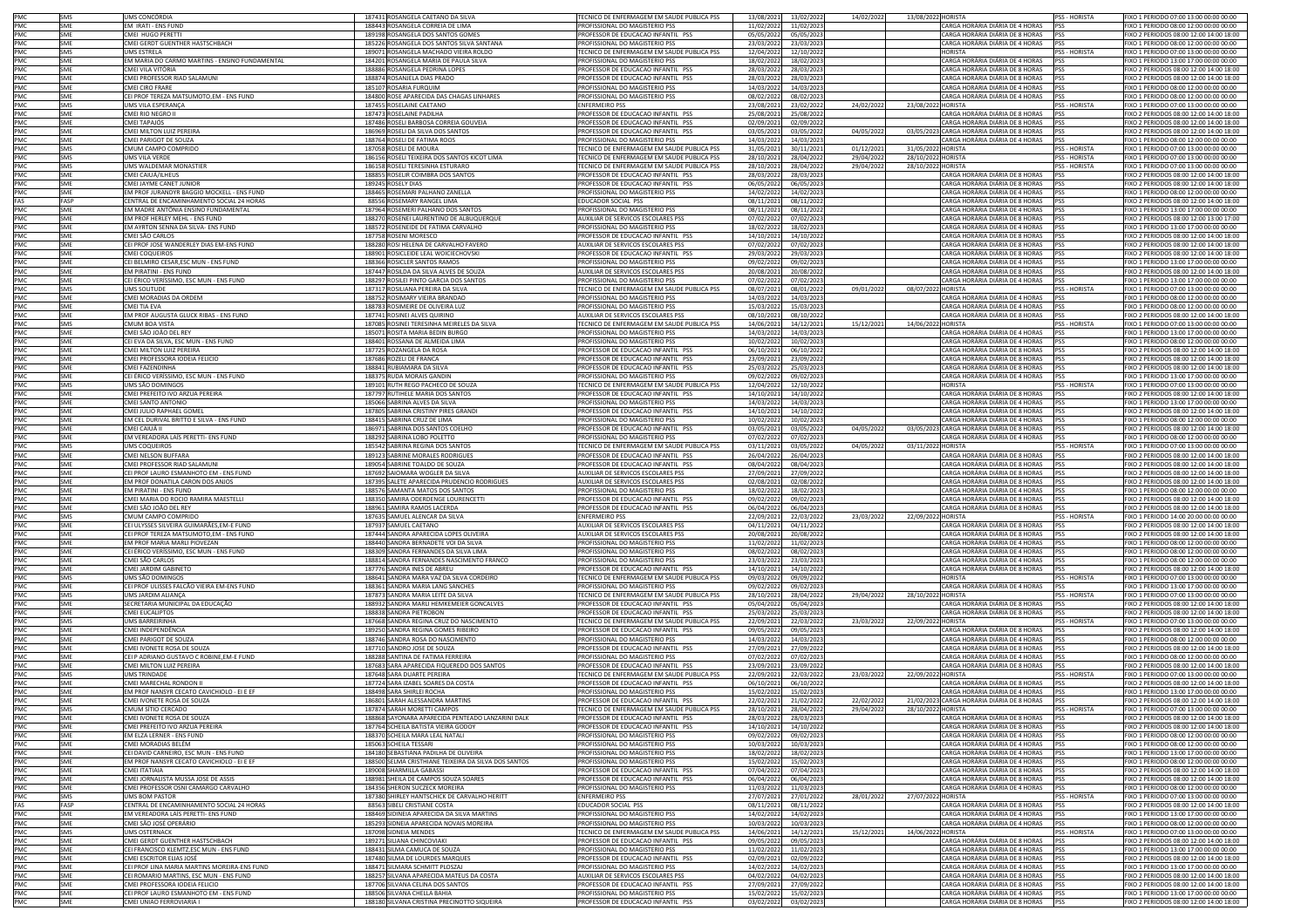| PMC | SMS | UMS CONCÓRDIA | 187431 | ROSANGELA CAETANO DA SILVA | TECNICO DE ENFERMAGEM EM SAUDE PUBLICA PSS | 13/08/2021 | 13/02/2022 | 14/02/2022 | 13/08/2022 | HORISTA | PSS - HORISTA | FIXO 1 PERIODO 07:00 13:00 00:00 00:00 |
|---|---|---|---|---|---|---|---|---|---|---|---|---|
| PMC | SME | EM IRATI - ENS FUND | 188443 | ROSANGELA CORREIA DE LIMA | PROFISSIONAL DO MAGISTERIO PSS | 11/02/2022 | 11/02/2023 | | | CARGA HORÁRIA DIÁRIA DE 4 HORAS | PSS | FIXO 1 PERIODO 08:00 12:00 00:00 00:00 |
| PMC | SME | CMEI HUGO PERETTI | 189198 | ROSANGELA DOS SANTOS GOMES | PROFESSOR DE EDUCACAO INFANTIL PSS | 05/05/2022 | 05/05/2023 | | | CARGA HORÁRIA DIÁRIA DE 8 HORAS | PSS | FIXO 2 PERIODOS 08:00 12:00 14:00 18:00 |
| PMC | SME | CMEI GERDT GUENTHER HASTSCHBACH | 185226 | ROSANGELA DOS SANTOS SILVA SANTANA | PROFISSIONAL DO MAGISTERIO PSS | 23/03/2022 | 23/03/2023 | | | CARGA HORÁRIA DIÁRIA DE 4 HORAS | PSS | FIXO 1 PERIODO 08:00 12:00 00:00 00:00 |
| PMC | SMS | UMS ESTRELA | 189071 | ROSANGELA MACHADO VIEIRA ROLDO | TECNICO DE ENFERMAGEM EM SAUDE PUBLICA PSS | 12/04/2022 | 12/10/2022 | | | HORISTA | PSS - HORISTA | FIXO 1 PERIODO 07:00 13:00 00:00 00:00 |
| PMC | SME | EM MARIA DO CARMO MARTINS - ENSINO FUNDAMENTAL | 184201 | ROSANGELA MARIA DE PAULA SILVA | PROFISSIONAL DO MAGISTERIO PSS | 18/02/2022 | 18/02/2023 | | | CARGA HORÁRIA DIÁRIA DE 4 HORAS | PSS | FIXO 1 PERIODO 13:00 17:00 00:00 00:00 |
| PMC | SME | CMEI VILA VITÓRIA | 188886 | ROSANGELA PEDRINA LOPES | PROFESSOR DE EDUCACAO INFANTIL PSS | 28/03/2022 | 28/03/2023 | | | CARGA HORÁRIA DIÁRIA DE 8 HORAS | PSS | FIXO 2 PERIODOS 08:00 12:00 14:00 18:00 |
| PMC | SME | CMEI PROFESSOR RIAD SALAMUNI | 188874 | ROSANIELA DIAS PRADO | PROFESSOR DE EDUCACAO INFANTIL PSS | 28/03/2022 | 28/03/2023 | | | CARGA HORÁRIA DIÁRIA DE 8 HORAS | PSS | FIXO 2 PERIODOS 08:00 12:00 14:00 18:00 |
| PMC | SME | CMEI CIRO FRARE | 185107 | ROSARIA FURQUIM | PROFISSIONAL DO MAGISTERIO PSS | 14/03/2022 | 14/03/2023 | | | CARGA HORÁRIA DIÁRIA DE 4 HORAS | PSS | FIXO 1 PERIODO 08:00 12:00 00:00 00:00 |
| PMC | SME | CEI PROF TEREZA MATSUMOTO,EM - ENS FUND | 184800 | ROSE APARECIDA DAS CHAGAS LINHARES | PROFISSIONAL DO MAGISTERIO PSS | 08/02/2022 | 08/02/2023 | | | CARGA HORÁRIA DIÁRIA DE 4 HORAS | PSS | FIXO 1 PERIODO 08:00 12:00 00:00 00:00 |
| PMC | SMS | UMS VILA ESPERANÇA | 187455 | ROSELAINE CAETANO | ENFERMEIRO PSS | 23/08/2021 | 23/02/2022 | 24/02/2022 | 23/08/2022 | HORISTA | PSS - HORISTA | FIXO 1 PERIODO 07:00 13:00 00:00 00:00 |
| PMC | SME | CMEI RIO NEGRO II | 187473 | ROSELAINE PADILHA | PROFESSOR DE EDUCACAO INFANTIL PSS | 25/08/2021 | 25/08/2022 | | | CARGA HORÁRIA DIÁRIA DE 8 HORAS | PSS | FIXO 2 PERIODOS 08:00 12:00 14:00 18:00 |
| PMC | SME | CMEI TAPAJÓS | 187486 | ROSELI BARBOSA CORREIA GOUVEIA | PROFESSOR DE EDUCACAO INFANTIL PSS | 02/09/2021 | 02/09/2022 | | | CARGA HORÁRIA DIÁRIA DE 8 HORAS | PSS | FIXO 2 PERIODOS 08:00 12:00 14:00 18:00 |
| PMC | SME | CMEI MILTON LUIZ PEREIRA | 186969 | ROSELI DA SILVA DOS SANTOS | PROFESSOR DE EDUCACAO INFANTIL PSS | 03/05/2021 | 03/05/2022 | 04/05/2022 | 03/05/2023 | CARGA HORÁRIA DIÁRIA DE 8 HORAS | PSS | FIXO 2 PERIODOS 08:00 12:00 14:00 18:00 |
| PMC | SME | CMEI PARIGOT DE SOUZA | 188764 | ROSELI DE FATIMA ROOS | PROFISSIONAL DO MAGISTERIO PSS | 14/03/2022 | 14/03/2023 | | | CARGA HORÁRIA DIÁRIA DE 4 HORAS | PSS | FIXO 1 PERIODO 08:00 12:00 00:00 00:00 |
| PMC | SMS | CMUM CAMPO COMPRIDO | 187058 | ROSELI DE MOURA | TECNICO DE ENFERMAGEM EM SAUDE PUBLICA PSS | 31/05/2021 | 30/11/2021 | 01/12/2021 | 31/05/2022 | HORISTA | PSS - HORISTA | FIXO 1 PERIODO 07:00 13:00 00:00 00:00 |
| PMC | SMS | UMS VILA VERDE | 186156 | ROSELI TEIXEIRA DOS SANTOS KICOT LIMA | TECNICO DE ENFERMAGEM EM SAUDE PUBLICA PSS | 28/10/2021 | 28/04/2022 | 29/04/2022 | 28/10/2022 | HORISTA | PSS - HORISTA | FIXO 1 PERIODO 07:00 13:00 00:00 00:00 |
| PMC | SMS | UMS WALDEMAR MONASTIER | 186158 | ROSELI TERESINHA ESTURARO | TECNICO DE ENFERMAGEM EM SAUDE PUBLICA PSS | 28/10/2021 | 28/04/2022 | 29/04/2022 | 28/10/2022 | HORISTA | PSS - HORISTA | FIXO 1 PERIODO 07:00 13:00 00:00 00:00 |
| PMC | SME | CMEI CAIUÁ/ILHEUS | 188855 | ROSELIR COIMBRA DOS SANTOS | PROFESSOR DE EDUCACAO INFANTIL PSS | 28/03/2022 | 28/03/2023 | | | CARGA HORÁRIA DIÁRIA DE 8 HORAS | PSS | FIXO 2 PERIODOS 08:00 12:00 14:00 18:00 |
| PMC | SME | CMEI JAYME CANET JUNIOR | 189245 | ROSELY DIAS | PROFESSOR DE EDUCACAO INFANTIL PSS | 06/05/2022 | 06/05/2023 | | | CARGA HORÁRIA DIÁRIA DE 8 HORAS | PSS | FIXO 2 PERIODOS 08:00 12:00 14:00 18:00 |
| PMC | SME | EM PROF JURANDYR BAGGIO MOCKELL - ENS FUND | 188465 | ROSEMARI PALHANO ZANELLA | PROFISSIONAL DO MAGISTERIO PSS | 14/02/2022 | 14/02/2023 | | | CARGA HORÁRIA DIÁRIA DE 4 HORAS | PSS | FIXO 1 PERIODO 08:00 12:00 00:00 00:00 |
| FAS | FASP | CENTRAL DE ENCAMINHAMENTO SOCIAL 24 HORAS | 88556 | ROSEMARY RANGEL LIMA | EDUCADOR SOCIAL PSS | 08/11/2021 | 08/11/2022 | | | CARGA HORÁRIA DIÁRIA DE 8 HORAS | PSS | FIXO 2 PERIODOS 08:00 12:00 14:00 18:00 |
| PMC | SME | EM MADRE ANTÔNIA ENSINO FUNDAMENTAL | 187964 | ROSEMERI PALHANO DOS SANTOS | PROFISSIONAL DO MAGISTERIO PSS | 08/11/2021 | 08/11/2022 | | | CARGA HORÁRIA DIÁRIA DE 4 HORAS | PSS | FIXO 1 PERIODO 13:00 17:00 00:00 00:00 |
| PMC | SME | EM PROF HERLEY MEHL - ENS FUND | 188270 | ROSENEI LAURENTINO DE ALBUQUERQUE | AUXILIAR DE SERVICOS ESCOLARES PSS | 07/02/2022 | 07/02/2023 | | | CARGA HORÁRIA DIÁRIA DE 8 HORAS | PSS | FIXO 2 PERIODOS 08:00 12:00 13:00 17:00 |
| PMC | SME | EM AYRTON SENNA DA SILVA- ENS FUND | 188572 | ROSENEIDE DE FATIMA CARVALHO | PROFISSIONAL DO MAGISTERIO PSS | 18/02/2022 | 18/02/2023 | | | CARGA HORÁRIA DIÁRIA DE 4 HORAS | PSS | FIXO 1 PERIODO 13:00 17:00 00:00 00:00 |
| PMC | SME | CMEI SÃO CARLOS | 187758 | ROSENI MORESCO | PROFESSOR DE EDUCACAO INFANTIL PSS | 14/10/2021 | 14/10/2022 | | | CARGA HORÁRIA DIÁRIA DE 8 HORAS | PSS | FIXO 2 PERIODOS 08:00 12:00 14:00 18:00 |
| PMC | SME | CEI PROF JOSE WANDERLEY DIAS EM-ENS FUND | 188280 | ROSI HELENA DE CARVALHO FAVERO | AUXILIAR DE SERVICOS ESCOLARES PSS | 07/02/2022 | 07/02/2023 | | | CARGA HORÁRIA DIÁRIA DE 8 HORAS | PSS | FIXO 2 PERIODOS 08:00 12:00 14:00 18:00 |
| PMC | SME | CMEI COQUEIROS | 188901 | ROSICLEIDE LEAL WOICIECHOVSKI | PROFESSOR DE EDUCACAO INFANTIL PSS | 29/03/2022 | 29/03/2023 | | | CARGA HORÁRIA DIÁRIA DE 8 HORAS | PSS | FIXO 2 PERIODOS 08:00 12:00 14:00 18:00 |
| PMC | SME | CEI BELMIRO CESAR,ESC MUN - ENS FUND | 188366 | ROSICLER SANTOS RAMOS | PROFISSIONAL DO MAGISTERIO PSS | 09/02/2022 | 09/02/2023 | | | CARGA HORÁRIA DIÁRIA DE 4 HORAS | PSS | FIXO 1 PERIODO 13:00 17:00 00:00 00:00 |
| PMC | SME | EM PIRATINI - ENS FUND | 187447 | ROSILDA DA SILVA ALVES DE SOUZA | AUXILIAR DE SERVICOS ESCOLARES PSS | 20/08/2021 | 20/08/2022 | | | CARGA HORÁRIA DIÁRIA DE 8 HORAS | PSS | FIXO 2 PERIODOS 08:00 12:00 14:00 18:00 |
| PMC | SME | CEI ERICO VERÍSSIMO, ESC MUN - ENS FUND | 188297 | ROSILEI PINTO GARCIA DOS SANTOS | PROFISSIONAL DO MAGISTERIO PSS | 07/02/2022 | 07/02/2023 | | | CARGA HORÁRIA DIÁRIA DE 4 HORAS | PSS | FIXO 1 PERIODO 13:00 17:00 00:00 00:00 |
| PMC | SMS | UMS SOLITUDE | 187317 | ROSILIANA PEREIRA DA SILVA | TECNICO DE ENFERMAGEM EM SAUDE PUBLICA PSS | 08/07/2021 | 08/01/2022 | 09/01/2022 | 08/07/2022 | HORISTA | PSS - HORISTA | FIXO 1 PERIODO 07:00 13:00 00:00 00:00 |
| PMC | SME | CMEI MORADIAS DA ORDEM | 188752 | ROSIMARY VIEIRA BRANDAO | PROFISSIONAL DO MAGISTERIO PSS | 14/03/2022 | 14/03/2023 | | | CARGA HORÁRIA DIÁRIA DE 4 HORAS | PSS | FIXO 1 PERIODO 08:00 12:00 00:00 00:00 |
| PMC | SME | CMEI TIA EVA | 188783 | ROSIMEIRE DE OLIVEIRA LUZ | PROFISSIONAL DO MAGISTERIO PSS | 15/03/2022 | 15/03/2023 | | | CARGA HORÁRIA DIÁRIA DE 4 HORAS | PSS | FIXO 1 PERIODO 08:00 12:00 00:00 00:00 |
| PMC | SME | EM PROF AUGUSTA GLUCK RIBAS - ENS FUND | 187741 | ROSINEI ALVES QUIRINO | AUXILIAR DE SERVICOS ESCOLARES PSS | 08/10/2021 | 08/10/2022 | | | CARGA HORÁRIA DIÁRIA DE 8 HORAS | PSS | FIXO 2 PERIODOS 08:00 12:00 14:00 18:00 |
| PMC | SMS | CMUM BOA VISTA | 187085 | ROSINEI TERESINHA MEIRELES DA SILVA | TECNICO DE ENFERMAGEM EM SAUDE PUBLICA PSS | 14/06/2021 | 14/12/2021 | 15/12/2021 | 14/06/2022 | HORISTA | PSS - HORISTA | FIXO 1 PERIODO 07:00 13:00 00:00 00:00 |
| PMC | SME | CMEI SÃO JOÃO DEL REY | 185071 | ROSITA MARIA BEDIN BURGO | PROFISSIONAL DO MAGISTERIO PSS | 14/03/2022 | 14/03/2023 | | | CARGA HORÁRIA DIÁRIA DE 4 HORAS | PSS | FIXO 1 PERIODO 13:00 17:00 00:00 00:00 |
| PMC | SME | CEI EVA DA SILVA, ESC MUN - ENS FUND | 188401 | ROSSANA DE ALMEIDA LIMA | PROFISSIONAL DO MAGISTERIO PSS | 10/02/2022 | 10/02/2023 | | | CARGA HORÁRIA DIÁRIA DE 4 HORAS | PSS | FIXO 1 PERIODO 08:00 12:00 00:00 00:00 |
| PMC | SME | CMEI MILTON LUIZ PEREIRA | 187725 | ROZANGELA DA ROSA | PROFESSOR DE EDUCACAO INFANTIL PSS | 06/10/2021 | 06/10/2022 | | | CARGA HORÁRIA DIÁRIA DE 8 HORAS | PSS | FIXO 2 PERIODOS 08:00 12:00 14:00 18:00 |
| PMC | SME | CMEI PROFESSORA IODEIA FELICIO | 187686 | ROZELI DE FRANCA | PROFESSOR DE EDUCACAO INFANTIL PSS | 23/09/2021 | 23/09/2022 | | | CARGA HORÁRIA DIÁRIA DE 8 HORAS | PSS | FIXO 2 PERIODOS 08:00 12:00 14:00 18:00 |
| PMC | SME | CMEI FAZENDINHA | 188841 | RUBIAMARA DA SILVA | PROFESSOR DE EDUCACAO INFANTIL PSS | 25/03/2022 | 25/03/2023 | | | CARGA HORÁRIA DIÁRIA DE 8 HORAS | PSS | FIXO 2 PERIODOS 08:00 12:00 14:00 18:00 |
| PMC | SME | CEI ERICO VERÍSSIMO, ESC MUN - ENS FUND | 188375 | RUDA MORAIS GANDIN | PROFISSIONAL DO MAGISTERIO PSS | 09/02/2022 | 09/02/2023 | | | CARGA HORÁRIA DIÁRIA DE 4 HORAS | PSS | FIXO 1 PERIODO 13:00 17:00 00:00 00:00 |
| PMC | SMS | UMS SÃO DOMINGOS | 189101 | RUTH REGO PACHECO DE SOUZA | TECNICO DE ENFERMAGEM EM SAUDE PUBLICA PSS | 12/04/2022 | 12/10/2022 | | | HORISTA | PSS - HORISTA | FIXO 1 PERIODO 07:00 13:00 00:00 00:00 |
| PMC | SME | CMEI PREFEITO IVO ARZUA PEREIRA | 187797 | RUTHIELE MARIA DOS SANTOS | PROFESSOR DE EDUCACAO INFANTIL PSS | 14/10/2021 | 14/10/2022 | | | CARGA HORÁRIA DIÁRIA DE 8 HORAS | PSS | FIXO 2 PERIODOS 08:00 12:00 14:00 18:00 |
| PMC | SME | CMEI SANTO ANTONIO | 185066 | SABRINA ALVES DA SILVA | PROFISSIONAL DO MAGISTERIO PSS | 14/03/2022 | 14/03/2023 | | | CARGA HORÁRIA DIÁRIA DE 4 HORAS | PSS | FIXO 1 PERIODO 13:00 17:00 00:00 00:00 |
| PMC | SME | CMEI JULIO RAPHAEL GOMEL | 187805 | SABRINA CRISTINY PIRES GRANDI | PROFESSOR DE EDUCACAO INFANTIL PSS | 14/10/2021 | 14/10/2022 | | | CARGA HORÁRIA DIÁRIA DE 8 HORAS | PSS | FIXO 2 PERIODOS 08:00 12:00 14:00 18:00 |
| PMC | SME | EM CEL DURIVAL BRITTO E SILVA - ENS FUND | 188415 | SABRINA CRUZ DE LIMA | PROFISSIONAL DO MAGISTERIO PSS | 10/02/2022 | 10/02/2023 | | | CARGA HORÁRIA DIÁRIA DE 4 HORAS | PSS | FIXO 1 PERIODO 08:00 12:00 00:00 00:00 |
| PMC | SME | CMEI CAIUÁ II | 186971 | SABRINA DOS SANTOS COELHO | PROFESSOR DE EDUCACAO INFANTIL PSS | 03/05/2021 | 03/05/2022 | 04/05/2022 | 03/05/2023 | CARGA HORÁRIA DIÁRIA DE 8 HORAS | PSS | FIXO 2 PERIODOS 08:00 12:00 14:00 18:00 |
| PMC | SME | EM VEREADORA LAÍS PERETTI- ENS FUND | 188292 | SABRINA LOBO POLETTO | PROFISSIONAL DO MAGISTERIO PSS | 07/02/2022 | 07/02/2023 | | | CARGA HORÁRIA DIÁRIA DE 4 HORAS | PSS | FIXO 1 PERIODO 08:00 12:00 00:00 00:00 |
| PMC | SMS | UMS COQUEIROS | 185542 | SABRINA REGINA DOS SANTOS | TECNICO DE ENFERMAGEM EM SAUDE PUBLICA PSS | 03/11/2021 | 03/05/2022 | 04/05/2022 | 03/11/2022 | HORISTA | PSS - HORISTA | FIXO 1 PERIODO 07:00 13:00 00:00 00:00 |
| PMC | SME | CMEI NELSON BUFFARA | 189123 | SABRINE MORALES RODRIGUES | PROFESSOR DE EDUCACAO INFANTIL PSS | 26/04/2022 | 26/04/2023 | | | CARGA HORÁRIA DIÁRIA DE 8 HORAS | PSS | FIXO 2 PERIODOS 08:00 12:00 14:00 18:00 |
| PMC | SME | CMEI PROFESSOR RIAD SALAMUNI | 189054 | SABRINE TOALDO DE SOUZA | PROFESSOR DE EDUCACAO INFANTIL PSS | 08/04/2022 | 08/04/2023 | | | CARGA HORÁRIA DIÁRIA DE 8 HORAS | PSS | FIXO 2 PERIODOS 08:00 12:00 14:00 18:00 |
| PMC | SME | CEI PROF LAURO ESMANHOTO EM - ENS FUND | 187692 | SAIONARA WOGLER DA SILVA | AUXILIAR DE SERVICOS ESCOLARES PSS | 27/09/2021 | 27/09/2022 | | | CARGA HORÁRIA DIÁRIA DE 8 HORAS | PSS | FIXO 2 PERIODOS 08:00 12:00 14:00 18:00 |
| PMC | SME | EM PROF DONATILA CARON DOS ANJOS | 187395 | SALETE APARECIDA PRUDENCIO RODRIGUES | AUXILIAR DE SERVICOS ESCOLARES PSS | 02/08/2021 | 02/08/2022 | | | CARGA HORÁRIA DIÁRIA DE 8 HORAS | PSS | FIXO 2 PERIODOS 08:00 12:00 14:00 18:00 |
| PMC | SME | EM PIRATINI - ENS FUND | 188576 | SAMANTA MATOS DOS SANTOS | PROFISSIONAL DO MAGISTERIO PSS | 18/02/2022 | 18/02/2023 | | | CARGA HORÁRIA DIÁRIA DE 4 HORAS | PSS | FIXO 1 PERIODO 08:00 12:00 00:00 00:00 |
| PMC | SME | CMEI MARIA DO ROCIO RAMIRA MAESTELLI | 188350 | SAMIRA CORDENOSE LOURENCETTI | PROFESSOR DE EDUCACAO INFANTIL PSS | 09/02/2022 | 09/02/2023 | | | CARGA HORÁRIA DIÁRIA DE 8 HORAS | PSS | FIXO 2 PERIODOS 08:00 12:00 14:00 18:00 |
| PMC | SME | CMEI SÃO JOÃO DEL REY | 188961 | SAMIRA RAMOS LACERDA | PROFESSOR DE EDUCACAO INFANTIL PSS | 06/04/2022 | 06/04/2023 | | | CARGA HORÁRIA DIÁRIA DE 8 HORAS | PSS | FIXO 2 PERIODOS 08:00 12:00 14:00 18:00 |
| PMC | SMS | CMUM CAMPO COMPRIDO | 187635 | SAMUEL ALENCAR DA SILVA | ENFERMEIRO PSS | 22/09/2021 | 22/03/2022 | 23/03/2022 | 22/09/2022 | HORISTA | PSS - HORISTA | FIXO 1 PERIODO 14:00 20:00 00:00 00:00 |
| PMC | SME | CEI ULYSSES SILVEIRA GUIMARÃES,EM-E FUND | 187937 | SAMUEL CAETANO | AUXILIAR DE SERVICOS ESCOLARES PSS | 04/11/2021 | 04/11/2022 | | | CARGA HORÁRIA DIÁRIA DE 8 HORAS | PSS | FIXO 2 PERIODOS 08:00 12:00 14:00 18:00 |
| PMC | SME | CEI PROF TEREZA MATSUMOTO,EM - ENS FUND | 187444 | SANDRA APARECIDA LOPES OLIVEIRA | AUXILIAR DE SERVICOS ESCOLARES PSS | 20/08/2021 | 20/08/2022 | | | CARGA HORÁRIA DIÁRIA DE 8 HORAS | PSS | FIXO 2 PERIODOS 08:00 12:00 14:00 18:00 |
| PMC | SME | EM PROF MARIA MARLI PIOVEZAN | 188440 | SANDRA BERNADETE VOI DA SILVA | PROFISSIONAL DO MAGISTERIO PSS | 11/02/2022 | 11/02/2023 | | | CARGA HORÁRIA DIÁRIA DE 4 HORAS | PSS | FIXO 1 PERIODO 08:00 12:00 00:00 00:00 |
| PMC | SME | CEI ERICO VERÍSSIMO, ESC MUN - ENS FUND | 188309 | SANDRA FERNANDES DA SILVA LIMA | PROFISSIONAL DO MAGISTERIO PSS | 08/02/2022 | 08/02/2023 | | | CARGA HORÁRIA DIÁRIA DE 4 HORAS | PSS | FIXO 1 PERIODO 08:00 12:00 00:00 00:00 |
| PMC | SME | CMEI SÃO CARLOS | 188814 | SANDRA FERNANDES NASCIMENTO FRANCO | PROFISSIONAL DO MAGISTERIO PSS | 23/03/2022 | 23/03/2023 | | | CARGA HORÁRIA DIÁRIA DE 4 HORAS | PSS | FIXO 1 PERIODO 08:00 12:00 00:00 00:00 |
| PMC | SME | CMEI JARDIM GABINETO | 187776 | SANDRA INES DE ABREU | PROFESSOR DE EDUCACAO INFANTIL PSS | 14/10/2021 | 14/10/2022 | | | CARGA HORÁRIA DIÁRIA DE 8 HORAS | PSS | FIXO 2 PERIODOS 08:00 12:00 14:00 18:00 |
| PMC | SMS | UMS SÃO DOMINGOS | 188641 | SANDRA MARA VAZ DA SILVA CORDEIRO | TECNICO DE ENFERMAGEM EM SAUDE PUBLICA PSS | 09/03/2022 | 09/09/2022 | | | HORISTA | PSS - HORISTA | FIXO 1 PERIODO 07:00 13:00 00:00 00:00 |
| PMC | SME | CEI PROF ULISSES FALCÃO VIEIRA EM-ENS FUND | 188361 | SANDRA MARIA LANG SANCHES | PROFISSIONAL DO MAGISTERIO PSS | 09/02/2022 | 09/02/2023 | | | CARGA HORÁRIA DIÁRIA DE 4 HORAS | PSS | FIXO 1 PERIODO 13:00 17:00 00:00 00:00 |
| PMC | SMS | UMS JARDIM ALIANÇA | 187873 | SANDRA MARIA LEITE DA SILVA | TECNICO DE ENFERMAGEM EM SAUDE PUBLICA PSS | 28/10/2021 | 28/04/2022 | 29/04/2022 | 28/10/2022 | HORISTA | PSS - HORISTA | FIXO 1 PERIODO 07:00 13:00 00:00 00:00 |
| PMC | SME | SECRETARIA MUNICIPAL DA EDUCAÇÃO | 188932 | SANDRA MARLI HEMKEMEIER GONCALVES | PROFESSOR DE EDUCACAO INFANTIL PSS | 05/04/2022 | 05/04/2023 | | | CARGA HORÁRIA DIÁRIA DE 8 HORAS | PSS | FIXO 2 PERIODOS 08:00 12:00 14:00 18:00 |
| PMC | SME | CMEI EUCALIPTOS | 188838 | SANDRA PIETROBON | PROFESSOR DE EDUCACAO INFANTIL PSS | 25/03/2022 | 25/03/2023 | | | CARGA HORÁRIA DIÁRIA DE 8 HORAS | PSS | FIXO 2 PERIODOS 08:00 12:00 14:00 18:00 |
| PMC | SMS | UMS BARREIRINHA | 187668 | SANDRA REGINA CRUZ DO NASCIMENTO | TECNICO DE ENFERMAGEM EM SAUDE PUBLICA PSS | 22/09/2021 | 22/03/2022 | 23/03/2022 | 22/09/2022 | HORISTA | PSS - HORISTA | FIXO 1 PERIODO 07:00 13:00 00:00 00:00 |
| PMC | SME | CMEI INDEPENDÊNCIA | 189250 | SANDRA REGINA GOMES RIBEIRO | PROFESSOR DE EDUCACAO INFANTIL PSS | 09/05/2022 | 09/05/2023 | | | CARGA HORÁRIA DIÁRIA DE 8 HORAS | PSS | FIXO 2 PERIODOS 08:00 12:00 14:00 18:00 |
| PMC | SME | CMEI PARIGOT DE SOUZA | 188746 | SANDRA ROSA DO NASCIMENTO | PROFISSIONAL DO MAGISTERIO PSS | 14/03/2022 | 14/03/2023 | | | CARGA HORÁRIA DIÁRIA DE 4 HORAS | PSS | FIXO 1 PERIODO 08:00 12:00 00:00 00:00 |
| PMC | SME | CMEI IVONETE ROSA DE SOUZA | 187710 | SANDRO JOSE DE SOUZA | PROFESSOR DE EDUCACAO INFANTIL PSS | 27/09/2021 | 27/09/2022 | | | CARGA HORÁRIA DIÁRIA DE 8 HORAS | PSS | FIXO 2 PERIODOS 08:00 12:00 14:00 18:00 |
| PMC | SME | CEI P ADRIANO GUSTAVO C ROBINE,EM-E FUND | 188288 | SANTINA DE FATIMA FERREIRA | PROFISSIONAL DO MAGISTERIO PSS | 07/02/2022 | 07/02/2023 | | | CARGA HORÁRIA DIÁRIA DE 4 HORAS | PSS | FIXO 1 PERIODO 08:00 12:00 00:00 00:00 |
| PMC | SME | CMEI MILTON LUIZ PEREIRA | 187683 | SARA APARECIDA FIQUEREDO DOS SANTOS | PROFESSOR DE EDUCACAO INFANTIL PSS | 23/09/2021 | 23/09/2022 | | | CARGA HORÁRIA DIÁRIA DE 8 HORAS | PSS | FIXO 2 PERIODOS 08:00 12:00 14:00 18:00 |
| PMC | SMS | UMS TRINDADE | 187648 | SARA DUARTE PEREIRA | TECNICO DE ENFERMAGEM EM SAUDE PUBLICA PSS | 22/09/2021 | 22/03/2022 | 23/03/2022 | 22/09/2022 | HORISTA | PSS - HORISTA | FIXO 1 PERIODO 07:00 13:00 00:00 00:00 |
| PMC | SME | CMEI MARECHAL RONDON II | 187724 | SARA IZABEL SOARES DA COSTA | PROFESSOR DE EDUCACAO INFANTIL PSS | 06/10/2021 | 06/10/2022 | | | CARGA HORÁRIA DIÁRIA DE 8 HORAS | PSS | FIXO 2 PERIODOS 08:00 12:00 14:00 18:00 |
| PMC | SME | EM PROF NANSYR CECATO CAVICHIOLO - EI E EF | 188498 | SARA SHIRLEI ROCHA | PROFISSIONAL DO MAGISTERIO PSS | 15/02/2022 | 15/02/2023 | | | CARGA HORÁRIA DIÁRIA DE 4 HORAS | PSS | FIXO 1 PERIODO 13:00 17:00 00:00 00:00 |
| PMC | SME | CMEI IVONETE ROSA DE SOUZA | 186801 | SARAH ALESSANDRA MARTINS | PROFESSOR DE EDUCACAO INFANTIL PSS | 22/02/2021 | 21/02/2022 | 22/02/2022 | 21/02/2023 | CARGA HORÁRIA DIÁRIA DE 8 HORAS | PSS | FIXO 2 PERIODOS 08:00 12:00 14:00 18:00 |
| PMC | SMS | CMUM SITIO CERCADO | 187874 | SARAH MORETTI CAMPOS | TECNICO DE ENFERMAGEM EM SAUDE PUBLICA PSS | 28/10/2021 | 28/04/2022 | 29/04/2022 | 28/10/2022 | HORISTA | PSS - HORISTA | FIXO 1 PERIODO 07:00 13:00 00:00 00:00 |
| PMC | SME | CMEI IVONETE ROSA DE SOUZA | 188868 | SAYONARA APARECIDA PENTEADO LANZARINI DALK | PROFESSOR DE EDUCACAO INFANTIL PSS | 28/03/2022 | 28/03/2023 | | | CARGA HORÁRIA DIÁRIA DE 8 HORAS | PSS | FIXO 2 PERIODOS 08:00 12:00 14:00 18:00 |
| PMC | SME | CMEI PREFEITO IVO ARZUA PEREIRA | 187764 | SCHEILA BATISTA VIEIRA GODOY | PROFESSOR DE EDUCACAO INFANTIL PSS | 14/10/2021 | 14/10/2022 | | | CARGA HORÁRIA DIÁRIA DE 8 HORAS | PSS | FIXO 2 PERIODOS 08:00 12:00 14:00 18:00 |
| PMC | SME | EM ELZA LERNER - ENS FUND | 188370 | SCHEILA MARA LEAL NATALI | PROFISSIONAL DO MAGISTERIO PSS | 09/02/2022 | 09/02/2023 | | | CARGA HORÁRIA DIÁRIA DE 4 HORAS | PSS | FIXO 1 PERIODO 08:00 12:00 00:00 00:00 |
| PMC | SME | CMEI MORADIAS BELÉM | 185063 | SCHEILA TESSARI | PROFISSIONAL DO MAGISTERIO PSS | 10/03/2022 | 10/03/2023 | | | CARGA HORÁRIA DIÁRIA DE 4 HORAS | PSS | FIXO 1 PERIODO 08:00 12:00 00:00 00:00 |
| PMC | SME | CEI DAVID CARNEIRO, ESC MUN - ENS FUND | 184180 | SEBASTIANA PADILHA DE OLIVEIRA | PROFISSIONAL DO MAGISTERIO PSS | 18/02/2022 | 18/02/2023 | | | CARGA HORÁRIA DIÁRIA DE 4 HORAS | PSS | FIXO 1 PERIODO 13:00 17:00 00:00 00:00 |
| PMC | SME | EM PROF NANSYR CECATO CAVICHIOLO - EI E EF | 188500 | SELMA CRISTHIANE TEIXEIRA DA SILVA DOS SANTOS | PROFISSIONAL DO MAGISTERIO PSS | 15/02/2022 | 15/02/2023 | | | CARGA HORÁRIA DIÁRIA DE 4 HORAS | PSS | FIXO 1 PERIODO 08:00 12:00 00:00 00:00 |
| PMC | SME | CMEI ITATIAIA | 189008 | SHARMILLA GABASSI | PROFESSOR DE EDUCACAO INFANTIL PSS | 07/04/2022 | 07/04/2023 | | | CARGA HORÁRIA DIÁRIA DE 8 HORAS | PSS | FIXO 2 PERIODOS 08:00 12:00 14:00 18:00 |
| PMC | SME | CMEI JORNALISTA MUSSA JOSE DE ASSIS | 188981 | SHEILA DE CAMPOS SOUZA SOARES | PROFESSOR DE EDUCACAO INFANTIL PSS | 06/04/2022 | 06/04/2023 | | | CARGA HORÁRIA DIÁRIA DE 8 HORAS | PSS | FIXO 2 PERIODOS 08:00 12:00 14:00 18:00 |
| PMC | SME | CMEI PROFESSOR OSNI CAMARGO CARVALHO | 184356 | SHERON SUCZECK MOREIRA | PROFISSIONAL DO MAGISTERIO PSS | 11/03/2022 | 11/03/2023 | | | CARGA HORÁRIA DIÁRIA DE 4 HORAS | PSS | FIXO 1 PERIODO 08:00 12:00 00:00 00:00 |
| PMC | SMS | UMS BOM PASTOR | 187380 | SHIRLEY HANTSCHICK DE CARVALHO HERITT | ENFERMEIRO PSS | 27/07/2021 | 27/01/2022 | 28/01/2022 | 27/07/2022 | HORISTA | PSS - HORISTA | FIXO 1 PERIODO 07:00 13:00 00:00 00:00 |
| FAS | FASP | CENTRAL DE ENCAMINHAMENTO SOCIAL 24 HORAS | 88563 | SIBELI CRISTIANE COSTA | EDUCADOR SOCIAL PSS | 08/11/2021 | 08/11/2022 | | | CARGA HORÁRIA DIÁRIA DE 8 HORAS | PSS | FIXO 2 PERIODOS 08:00 12:00 14:00 18:00 |
| PMC | SME | EM VEREADORA LAÍS PERETTI- ENS FUND | 188469 | SIDINEIA APARECIDA DA SILVA MARTINS | PROFISSIONAL DO MAGISTERIO PSS | 14/02/2022 | 14/02/2023 | | | CARGA HORÁRIA DIÁRIA DE 4 HORAS | PSS | FIXO 1 PERIODO 13:00 17:00 00:00 00:00 |
| PMC | SME | CMEI SÃO JOSÉ OPERÁRIO | 185293 | SIDNEIA APARECIDA NOVAIS MOREIRA | PROFISSIONAL DO MAGISTERIO PSS | 10/03/2022 | 10/03/2023 | | | CARGA HORÁRIA DIÁRIA DE 4 HORAS | PSS | FIXO 1 PERIODO 08:00 12:00 00:00 00:00 |
| PMC | SMS | UMS OSTERNACK | 187098 | SIDNEIA MENDES | TECNICO DE ENFERMAGEM EM SAUDE PUBLICA PSS | 14/06/2021 | 14/12/2021 | 15/12/2021 | 14/06/2022 | HORISTA | PSS - HORISTA | FIXO 1 PERIODO 07:00 13:00 00:00 00:00 |
| PMC | SME | CMEI GERDT GUENTHER HASTSCHBACH | 189271 | SILIANA CHINCOVIAKI | PROFESSOR DE EDUCACAO INFANTIL PSS | 09/05/2022 | 09/05/2023 | | | CARGA HORÁRIA DIÁRIA DE 8 HORAS | PSS | FIXO 2 PERIODOS 08:00 12:00 14:00 18:00 |
| PMC | SME | CEI FRANCISCO KLEMTZ,ESC MUN - ENS FUND | 188431 | SILMA CAMUCA DE SOUZA | PROFISSIONAL DO MAGISTERIO PSS | 11/02/2022 | 11/02/2023 | | | CARGA HORÁRIA DIÁRIA DE 4 HORAS | PSS | FIXO 1 PERIODO 13:00 17:00 00:00 00:00 |
| PMC | SME | CMEI ESCRITOR ELIAS JOSÉ | 187480 | SILMA DE LOURDES MARQUES | PROFESSOR DE EDUCACAO INFANTIL PSS | 02/09/2021 | 02/09/2022 | | | CARGA HORÁRIA DIÁRIA DE 8 HORAS | PSS | FIXO 2 PERIODOS 08:00 12:00 14:00 18:00 |
| PMC | SME | CEI PROF LINA MARIA MARTINS MOREIRA-ENS FUND | 188471 | SILMARA SCHMITT PLOSZAJ | PROFISSIONAL DO MAGISTERIO PSS | 14/02/2022 | 14/02/2023 | | | CARGA HORÁRIA DIÁRIA DE 4 HORAS | PSS | FIXO 1 PERIODO 13:00 17:00 00:00 00:00 |
| PMC | SME | CEI ROMARIO MARTINS, ESC MUN - ENS FUND | 188257 | SILVANA APARECIDA MATEUS DA COSTA | AUXILIAR DE SERVICOS ESCOLARES PSS | 04/02/2022 | 04/02/2023 | | | CARGA HORÁRIA DIÁRIA DE 8 HORAS | PSS | FIXO 2 PERIODOS 08:00 12:00 14:00 18:00 |
| PMC | SME | CMEI PROFESSORA IODEIA FELICIO | 187706 | SILVANA CELINA DOS SANTOS | PROFESSOR DE EDUCACAO INFANTIL PSS | 27/09/2021 | 27/09/2022 | | | CARGA HORÁRIA DIÁRIA DE 8 HORAS | PSS | FIXO 2 PERIODOS 08:00 12:00 14:00 18:00 |
| PMC | SME | CEI PROF LAURO ESMANHOTO EM - ENS FUND | 188506 | SILVANA CHELLA BAHIA | PROFISSIONAL DO MAGISTERIO PSS | 15/02/2022 | 15/02/2023 | | | CARGA HORÁRIA DIÁRIA DE 4 HORAS | PSS | FIXO 1 PERIODO 13:00 17:00 00:00 00:00 |
| PMC | SME | CMEI UNIAO FERROVIARIA I | 188180 | SILVANA CRISTINA PRECINOTTO SIQUEIRA | PROFESSOR DE EDUCACAO INFANTIL PSS | 03/02/2022 | 03/02/2023 | | | CARGA HORÁRIA DIÁRIA DE 8 HORAS | PSS | FIXO 2 PERIODOS 08:00 12:00 14:00 18:00 |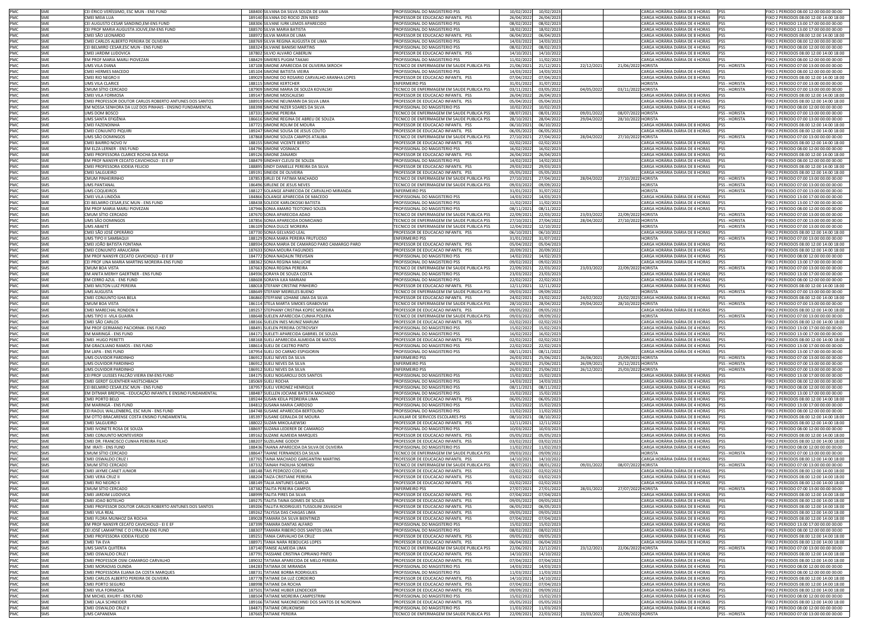| | | | | | | | | | | | |
|---|---|---|---|---|---|---|---|---|---|---|---|
| PMC | SME | CEI ERICO VERÍSSIMO, ESC MUN - ENS FUND | 188400 SILVANA DA SILVA SOUZA DE LIMA | PROFISSIONAL DO MAGISTERIO PSS | 10/02/2022 | 10/02/2023 | | | CARGA HORÁRIA DIÁRIA DE 4 HORAS | PSS | FIXO 1 PERIODO 08:00 12:00 00:00 00:00 |
| PMC | SME | CMEI MEIA LUA | 189140 SILVANA DO ROCIO ZEN NIED | PROFESSOR DE EDUCACAO INFANTIL PSS | 26/04/2022 | 26/04/2023 | | | CARGA HORÁRIA DIÁRIA DE 8 HORAS | PSS | FIXO 2 PERIODOS 08:00 12:00 14:00 18:00 |
| PMC | SME | CEI AUGUSTO CESAR SANDINO,EM-ENS FUND | 188306 SILVANE IURK LEMOS APARECIDO | PROFISSIONAL DO MAGISTERIO PSS | 08/02/2022 | 08/02/2023 | | | CARGA HORÁRIA DIÁRIA DE 4 HORAS | PSS | FIXO 1 PERIODO 13:00 17:00 00:00 00:00 |
| PMC | SME | CEI PROF MARIA AUGUSTA JOUVE,EM-ENS FUND | 188570 SILVIA MARIA BATISTA | PROFISSIONAL DO MAGISTERIO PSS | 18/02/2022 | 18/02/2023 | | | CARGA HORÁRIA DIÁRIA DE 4 HORAS | PSS | FIXO 1 PERIODO 13:00 17:00 00:00 00:00 |
| PMC | SME | CMEI SÃO LEONARDO | 188972 SILVIA MARIA DE LIMA | PROFESSOR DE EDUCACAO INFANTIL PSS | 06/04/2022 | 06/04/2023 | | | CARGA HORÁRIA DIÁRIA DE 8 HORAS | PSS | FIXO 2 PERIODOS 08:00 12:00 14:00 18:00 |
| PMC | SME | CMEI CARLOS ALBERTO PEREIRA DE OLIVEIRA | 188769 SILVIA REGINA AUGUSTA DE LIMA | PROFISSIONAL DO MAGISTERIO PSS | 14/03/2022 | 14/03/2023 | | | CARGA HORÁRIA DIÁRIA DE 4 HORAS | PSS | FIXO 1 PERIODO 08:00 12:00 00:00 00:00 |
| PMC | SME | CEI BELMIRO CESAR,ESC MUN - ENS FUND | 188324 SILVIANE BANISKI MARTINS | PROFISSIONAL DO MAGISTERIO PSS | 08/02/2022 | 08/02/2023 | | | CARGA HORÁRIA DIÁRIA DE 4 HORAS | PSS | FIXO 1 PERIODO 08:00 12:00 00:00 00:00 |
| PMC | SME | CMEI JARDIM LUDOVICA | 187802 SILVIO ALVARO CABERLIN | PROFESSOR DE EDUCACAO INFANTIL PSS | 14/10/2021 | 14/10/2022 | | | CARGA HORÁRIA DIÁRIA DE 8 HORAS | PSS | FIXO 2 PERIODOS 08:00 12:00 14:00 18:00 |
| PMC | SME | EM PROF MARIA MARLI PIOVEZAN | 188429 SIMERES PUGIM TAKAKI | PROFISSIONAL DO MAGISTERIO PSS | 11/02/2022 | 11/02/2023 | | | CARGA HORÁRIA DIÁRIA DE 4 HORAS | PSS | FIXO 1 PERIODO 08:00 12:00 00:00 00:00 |
| PMC | SMS | UMS VILA DIANA | 187108 SIMONE APARECIDA DE OLIVEIRA SKROCH | TECNICO DE ENFERMAGEM EM SAUDE PUBLICA PSS | 21/06/2021 | 21/12/2021 | 22/12/2021 | 21/06/2022 | HORISTA | PSS - HORISTA | FIXO 1 PERIODO 07:00 13:00 00:00 00:00 |
| PMC | SME | CMEI HERMES MACEDO | 185104 SIMONE BATISTA VIEIRA | PROFISSIONAL DO MAGISTERIO PSS | 14/03/2022 | 14/03/2023 | | | CARGA HORÁRIA DIÁRIA DE 4 HORAS | PSS | FIXO 1 PERIODO 08:00 12:00 00:00 00:00 |
| PMC | SME | CMEI RIO NEGRO II | 189029 SIMONE DO ROSARIO CARVALHO ARANHA LOPES | PROFESSOR DE EDUCACAO INFANTIL PSS | 07/04/2022 | 07/04/2023 | | | CARGA HORÁRIA DIÁRIA DE 8 HORAS | PSS | FIXO 2 PERIODOS 08:00 12:00 14:00 18:00 |
| PMC | SMS | UMS VILA CLARICE | 188115 SIMONE KERTCHER | ENFERMEIRO PSS | 31/01/2022 | 31/07/2022 | | | HORISTA | PSS - HORISTA | FIXO 1 PERIODO 07:00 13:00 00:00 00:00 |
| PMC | SMS | CMUM SITIO CERCADO | 187909 SIMONE MARIA DE SOUZA KOVALSKI | TECNICO DE ENFERMAGEM EM SAUDE PUBLICA PSS | 03/11/2021 | 03/05/2022 | 04/05/2022 | 03/11/2022 | HORISTA | PSS - HORISTA | FIXO 1 PERIODO 07:00 13:00 00:00 00:00 |
| PMC | SME | CMEI VILA FORMOSA | 189147 SIMONE MOSCALESKI | PROFESSOR DE EDUCACAO INFANTIL PSS | 26/04/2022 | 26/04/2023 | | | CARGA HORÁRIA DIÁRIA DE 8 HORAS | PSS | FIXO 2 PERIODOS 08:00 12:00 14:00 18:00 |
| PMC | SME | CMEI PROFESSOR DOUTOR CARLOS ROBERTO ANTUNES DOS SANTOS | 188919 SIMONE NEUMANN DA SILVA LIMA | PROFESSOR DE EDUCACAO INFANTIL PSS | 05/04/2022 | 05/04/2023 | | | CARGA HORÁRIA DIÁRIA DE 8 HORAS | PSS | FIXO 2 PERIODOS 08:00 12:00 14:00 18:00 |
| PMC | SME | EM NOSSA SENHORA DA LUZ DOS PINHAIS - ENSINO FUNDAMENTAL | 188398 SIMONE NIZER SOARES DA SILVA | PROFISSIONAL DO MAGISTERIO PSS | 10/02/2022 | 10/02/2023 | | | CARGA HORÁRIA DIÁRIA DE 4 HORAS | PSS | FIXO 1 PERIODO 08:00 12:00 00:00 00:00 |
| PMC | SMS | UMS DOM BOSCO | 187331 SIMONE PEREIRA | TECNICO DE ENFERMAGEM EM SAUDE PUBLICA PSS | 08/07/2021 | 08/01/2022 | 09/01/2022 | 08/07/2022 | HORISTA | PSS - HORISTA | FIXO 1 PERIODO 07:00 13:00 00:00 00:00 |
| PMC | SMS | UMS SANTA EFIGÊNIA | 186616 SIMONE REGINA DE ABREU DE SOUZA | TECNICO DE ENFERMAGEM EM SAUDE PUBLICA PSS | 28/10/2021 | 28/04/2022 | 29/04/2022 | 28/10/2022 | HORISTA | PSS - HORISTA | FIXO 1 PERIODO 07:00 13:00 00:00 00:00 |
| PMC | SME | CMEI FAZENDINHA | 187721 SIMONE ROLIM DE MOURA | PROFESSOR DE EDUCACAO INFANTIL PSS | 06/10/2021 | 06/10/2022 | | | CARGA HORÁRIA DIÁRIA DE 8 HORAS | PSS | FIXO 2 PERIODOS 08:00 12:00 14:00 18:00 |
| PMC | SME | CMEI CONJUNTO PIQUIRI | 189247 SIMONE SOUSA DE JESUS COUTO | PROFESSOR DE EDUCACAO INFANTIL PSS | 06/05/2022 | 06/05/2023 | | | CARGA HORÁRIA DIÁRIA DE 8 HORAS | PSS | FIXO 2 PERIODOS 08:00 12:00 14:00 18:00 |
| PMC | SMS | UMS SÃO DOMINGOS | 187868 SIMONE SOUZA CAMPOS ATALIBA | TECNICO DE ENFERMAGEM EM SAUDE PUBLICA PSS | 27/10/2021 | 27/04/2022 | 28/04/2022 | 27/10/2022 | HORISTA | PSS - HORISTA | FIXO 1 PERIODO 07:00 13:00 00:00 00:00 |
| PMC | SME | CMEI BAIRRO NOVO IV | 188155 SIMONE VICENTE BERTO | PROFESSOR DE EDUCACAO INFANTIL PSS | 02/02/2022 | 02/02/2023 | | | CARGA HORÁRIA DIÁRIA DE 8 HORAS | PSS | FIXO 2 PERIODOS 08:00 12:00 14:00 18:00 |
| PMC | SME | EM ELZA LERNER - ENS FUND | 184796 SIMONE VOSNIACK | PROFISSIONAL DO MAGISTERIO PSS | 16/02/2022 | 16/02/2023 | | | CARGA HORÁRIA DIÁRIA DE 4 HORAS | PSS | FIXO 1 PERIODO 08:00 12:00 00:00 00:00 |
| PMC | SME | CMEI PROFESSORA CLARICE ROCHA DA ROSA | 189126 SIMONE ZANARDI | PROFESSOR DE EDUCACAO INFANTIL PSS | 26/04/2022 | 26/04/2023 | | | CARGA HORÁRIA DIÁRIA DE 8 HORAS | PSS | FIXO 2 PERIODOS 08:00 12:00 14:00 18:00 |
| PMC | SME | EM PROF NANSYR CECATO CAVICHIOLO - EI E EF | 188479 SINDHAY CLEUSI DE SOUZA | PROFISSIONAL DO MAGISTERIO PSS | 14/02/2022 | 14/02/2023 | | | CARGA HORÁRIA DIÁRIA DE 4 HORAS | PSS | FIXO 1 PERIODO 08:00 12:00 00:00 00:00 |
| PMC | SME | CMEI PROFESSORA IODEIA FELICIO | 188895 SINDY DANIELLE PEREIRA DA SILVA | PROFESSOR DE EDUCACAO INFANTIL PSS | 29/03/2022 | 29/03/2023 | | | CARGA HORÁRIA DIÁRIA DE 8 HORAS | PSS | FIXO 2 PERIODOS 08:00 12:00 14:00 18:00 |
| PMC | SME | CMEI SALGUEIRO | 189191 SINEIDE DE OLIVEIRA | PROFESSOR DE EDUCACAO INFANTIL PSS | 05/05/2022 | 05/05/2023 | | | CARGA HORÁRIA DIÁRIA DE 8 HORAS | PSS | FIXO 2 PERIODOS 08:00 12:00 14:00 18:00 |
| PMC | SMS | CMUM PINHEIRINHO | 187853 SIRLEI DE FATIMA MACHADO | TECNICO DE ENFERMAGEM EM SAUDE PUBLICA PSS | 27/10/2021 | 27/04/2022 | 28/04/2022 | 27/10/2022 | HORISTA | PSS - HORISTA | FIXO 1 PERIODO 07:00 13:00 00:00 00:00 |
| PMC | SMS | UMS PANTANAL | 186496 SIRLENE DE JESUS NEVES | TECNICO DE ENFERMAGEM EM SAUDE PUBLICA PSS | 09/03/2022 | 09/09/2022 | | | HORISTA | PSS - HORISTA | FIXO 1 PERIODO 07:00 13:00 00:00 00:00 |
| PMC | SMS | UMS COQUEIROS | 188127 SOLANGE APARECIDA DE CARVALHO MIRANDA | ENFERMEIRO PSS | 31/01/2022 | 31/07/2022 | | | HORISTA | PSS - HORISTA | FIXO 1 PERIODO 07:00 13:00 00:00 00:00 |
| PMC | SME | CMEI VILA LINDÓIA | 184866 SOLANGE APARECIDA DE MACEDO | PROFISSIONAL DO MAGISTERIO PSS | 14/03/2022 | 14/03/2023 | | | CARGA HORÁRIA DIÁRIA DE 4 HORAS | PSS | FIXO 1 PERIODO 13:00 17:00 00:00 00:00 |
| PMC | SME | CEI BELMIRO CESAR,ESC MUN - ENS FUND | 188438 SOLEIDE KARLOKOSKI BATISTA | PROFISSIONAL DO MAGISTERIO PSS | 11/02/2022 | 11/02/2023 | | | CARGA HORÁRIA DIÁRIA DE 4 HORAS | PSS | FIXO 1 PERIODO 13:00 17:00 00:00 00:00 |
| PMC | SME | EM PROF MARIA MARLI PIOVEZAN | 187946 SONIA AMARO TEOTONIO SOUZA | PROFISSIONAL DO MAGISTERIO PSS | 08/11/2021 | 08/11/2022 | | | CARGA HORÁRIA DIÁRIA DE 4 HORAS | PSS | FIXO 1 PERIODO 08:00 12:00 00:00 00:00 |
| PMC | SMS | CMUM SITIO CERCADO | 187670 SONIA APARECIDA ADAO | TECNICO DE ENFERMAGEM EM SAUDE PUBLICA PSS | 22/09/2021 | 22/03/2022 | 23/03/2022 | 22/09/2022 | HORISTA | PSS - HORISTA | FIXO 1 PERIODO 07:00 13:00 00:00 00:00 |
| PMC | SMS | UMS SÃO DOMINGOS | 187856 SONIA APARECIDA DOMICIANO | TECNICO DE ENFERMAGEM EM SAUDE PUBLICA PSS | 27/10/2021 | 27/04/2022 | 28/04/2022 | 27/10/2022 | HORISTA | PSS - HORISTA | FIXO 1 PERIODO 07:00 13:00 00:00 00:00 |
| PMC | SMS | UMS ABAETÉ | 186109 SONIA DULCE MOREIRA | TECNICO DE ENFERMAGEM EM SAUDE PUBLICA PSS | 12/04/2022 | 12/10/2022 | | | HORISTA | PSS - HORISTA | FIXO 1 PERIODO 07:00 13:00 00:00 00:00 |
| PMC | SME | CMEI SÃO JOSÉ OPERÁRIO | 187730 SONIA GELVASIO LEAL | PROFESSOR DE EDUCACAO INFANTIL PSS | 06/10/2021 | 06/10/2022 | | | CARGA HORÁRIA DIÁRIA DE 8 HORAS | PSS | FIXO 2 PERIODOS 08:00 12:00 14:00 18:00 |
| PMC | SMS | UMS TIPO II SAMBAQUI | 188129 SONIA MARA PEREIRA FRUTUOSO | ENFERMEIRO PSS | 31/01/2022 | 31/07/2022 | | | HORISTA | PSS - HORISTA | FIXO 1 PERIODO 07:00 13:00 00:00 00:00 |
| PMC | SME | CMEI JOÃO BATISTA FONTANA | 188934 SONIA MARIA DE CAMARGO PARO CAMARGO PARO | PROFESSOR DE EDUCACAO INFANTIL PSS | 05/04/2022 | 05/04/2023 | | | CARGA HORÁRIA DIÁRIA DE 8 HORAS | PSS | FIXO 2 PERIODOS 08:00 12:00 14:00 18:00 |
| PMC | SME | CMEI CONJUNTO ARAUCÁRIA | 187633 SONIA MOURA FAGUNDES | PROFESSOR DE EDUCACAO INFANTIL PSS | 20/09/2021 | 20/09/2022 | | | CARGA HORÁRIA DIÁRIA DE 8 HORAS | PSS | FIXO 2 PERIODOS 08:00 12:00 14:00 18:00 |
| PMC | SME | EM PROF NANSYR CECATO CAVICHIOLO - EI E EF | 184772 SONIA NADALIN TREVISAN | PROFISSIONAL DO MAGISTERIO PSS | 14/02/2022 | 14/02/2023 | | | CARGA HORÁRIA DIÁRIA DE 4 HORAS | PSS | FIXO 1 PERIODO 08:00 12:00 00:00 00:00 |
| PMC | SME | CEI PROF LINA MARIA MARTINS MOREIRA-ENS FUND | 188362 SONIA REGINA MALUCHE | PROFISSIONAL DO MAGISTERIO PSS | 09/02/2022 | 09/02/2023 | | | CARGA HORÁRIA DIÁRIA DE 4 HORAS | PSS | FIXO 1 PERIODO 13:00 17:00 00:00 00:00 |
| PMC | SMS | CMUM BOA VISTA | 187663 SONIA REGINA PEREIRA | TECNICO DE ENFERMAGEM EM SAUDE PUBLICA PSS | 22/09/2021 | 22/03/2022 | 23/03/2022 | 22/09/2022 | HORISTA | PSS - HORISTA | FIXO 1 PERIODO 07:00 13:00 00:00 00:00 |
| PMC | SME | EM ANITA MERHY GAERTNER - ENS FUND | 184936 SORAYA DE SOUZA COSTA | PROFISSIONAL DO MAGISTERIO PSS | 23/03/2022 | 23/03/2023 | | | CARGA HORÁRIA DIÁRIA DE 4 HORAS | PSS | FIXO 1 PERIODO 13:00 17:00 00:00 00:00 |
| PMC | SME | EM CERRO AZUL - ENS FUND | 188608 SORAYA ILKA MARIANI | PROFISSIONAL DO MAGISTERIO PSS | 22/02/2022 | 22/02/2023 | | | CARGA HORÁRIA DIÁRIA DE 4 HORAS | PSS | FIXO 1 PERIODO 08:00 12:00 00:00 00:00 |
| PMC | SME | CMEI MILTON LUIZ PEREIRA | 188018 STEFANY CRISTINE PINHEIRO | PROFESSOR DE EDUCACAO INFANTIL PSS | 12/11/2021 | 12/11/2022 | | | CARGA HORÁRIA DIÁRIA DE 8 HORAS | PSS | FIXO 2 PERIODOS 08:00 12:00 14:00 18:00 |
| PMC | SMS | UMS AUGUSTA | 188649 STEFANY MEIRELES BUENO | TECNICO DE ENFERMAGEM EM SAUDE PUBLICA PSS | 09/03/2022 | 09/09/2022 | | | HORISTA | PSS - HORISTA | FIXO 1 PERIODO 07:00 13:00 00:00 00:00 |
| PMC | SME | CMEI CONJUNTO ILHA BELA | 186860 STEFFANE LOHANE LIMA DA SILVA | PROFESSOR DE EDUCACAO INFANTIL PSS | 24/02/2021 | 23/02/2022 | 24/02/2022 | 23/02/2023 | CARGA HORÁRIA DIÁRIA DE 8 HORAS | PSS | FIXO 2 PERIODOS 08:00 12:00 14:00 18:00 |
| PMC | SMS | CMUM BOA VISTA | 186114 STELA MARTA SIMOES GRABOVSKI | TECNICO DE ENFERMAGEM EM SAUDE PUBLICA PSS | 28/10/2021 | 28/04/2022 | 29/04/2022 | 28/10/2022 | HORISTA | PSS - HORISTA | FIXO 1 PERIODO 07:00 13:00 00:00 00:00 |
| PMC | SME | CMEI MARECHAL RONDON II | 189257 STEPHANY CRISTINA KOPEC MOREIRA | PROFESSOR DE EDUCACAO INFANTIL PSS | 09/05/2022 | 09/05/2023 | | | CARGA HORÁRIA DIÁRIA DE 8 HORAS | PSS | FIXO 2 PERIODOS 08:00 12:00 14:00 18:00 |
| PMC | SMS | UMS TIPO II - VILA GUAIRA | 188648 SUELEN APARECIDA CUNHA POLERA | TECNICO DE ENFERMAGEM EM SAUDE PUBLICA PSS | 09/03/2022 | 09/09/2022 | | | HORISTA | PSS - HORISTA | FIXO 1 PERIODO 07:00 13:00 00:00 00:00 |
| PMC | SME | CMEI SÃO CARLOS | 188166 SUELEN INES MUNIZ MARUM | PROFESSOR DE EDUCACAO INFANTIL PSS | 02/02/2022 | 02/02/2023 | | | CARGA HORÁRIA DIÁRIA DE 8 HORAS | PSS | FIXO 2 PERIODOS 08:00 12:00 14:00 18:00 |
| PMC | SME | EM PROF GERMANO PACIORNIK- ENS FUND | 188491 SUELEN PEREIRA OSTROVSKY | PROFISSIONAL DO MAGISTERIO PSS | 15/02/2022 | 15/02/2023 | | | CARGA HORÁRIA DIÁRIA DE 4 HORAS | PSS | FIXO 1 PERIODO 13:00 17:00 00:00 00:00 |
| PMC | SME | EM MARINGÁ - ENS FUND | 184171 SUELETI APARECIDA GABRIEL DE SOUZA | PROFISSIONAL DO MAGISTERIO PSS | 16/02/2022 | 16/02/2023 | | | CARGA HORÁRIA DIÁRIA DE 4 HORAS | PSS | FIXO 1 PERIODO 13:00 17:00 00:00 00:00 |
| PMC | SME | CMEI HUGO PERETTI | 188168 SUELI APARECIDA ALMEIDA DE MATOS | PROFESSOR DE EDUCACAO INFANTIL PSS | 02/02/2022 | 02/02/2023 | | | CARGA HORÁRIA DIÁRIA DE 8 HORAS | PSS | FIXO 2 PERIODOS 08:00 12:00 14:00 18:00 |
| PMC | SME | EM GRACILIANO RAMOS - ENS FUND | 188614 SUELI DE CASTRO PINTO | PROFISSIONAL DO MAGISTERIO PSS | 22/02/2022 | 22/02/2023 | | | CARGA HORÁRIA DIÁRIA DE 4 HORAS | PSS | FIXO 1 PERIODO 13:00 17:00 00:00 00:00 |
| PMC | SME | EM LAPA - ENS FUND | 187954 SUELI DO CARMO ESPIGIORIN | PROFISSIONAL DO MAGISTERIO PSS | 08/11/2021 | 08/11/2022 | | | CARGA HORÁRIA DIÁRIA DE 4 HORAS | PSS | FIXO 1 PERIODO 13:00 17:00 00:00 00:00 |
| PMC | SMS | UMS OUVIDOR PARDINHO | 186912 SUELI NEVES DA SILVA | ENFERMEIRO PSS | 26/03/2021 | 25/06/2021 | 26/06/2021 | 25/09/2021 | HORISTA | PSS - HORISTA | FIXO 1 PERIODO 07:00 13:00 00:00 00:00 |
| PMC | SMS | UMS OUVIDOR PARDINHO | 186912 SUELI NEVES DA SILVA | ENFERMEIRO PSS | 26/03/2021 | 25/06/2021 | 26/09/2021 | 25/12/2021 | HORISTA | PSS - HORISTA | FIXO 1 PERIODO 07:00 13:00 00:00 00:00 |
| PMC | SMS | UMS OUVIDOR PARDINHO | 186912 SUELI NEVES DA SILVA | ENFERMEIRO PSS | 26/03/2021 | 25/06/2021 | 26/12/2021 | 25/03/2022 | HORISTA | PSS - HORISTA | FIXO 1 PERIODO 07:00 13:00 00:00 00:00 |
| PMC | SME | CEI PROF ULISSES FALCÃO VIEIRA EM-ENS FUND | 184175 SUELI NOGAROLLI DOS SANTOS | PROFISSIONAL DO MAGISTERIO PSS | 15/02/2022 | 15/02/2023 | | | CARGA HORÁRIA DIÁRIA DE 4 HORAS | PSS | FIXO 1 PERIODO 13:00 17:00 00:00 00:00 |
| PMC | SME | CMEI GERDT GUENTHER HASTSCHBACH | 185069 SUELI ROCHA | PROFISSIONAL DO MAGISTERIO PSS | 14/03/2022 | 14/03/2023 | | | CARGA HORÁRIA DIÁRIA DE 4 HORAS | PSS | FIXO 1 PERIODO 08:00 12:00 00:00 00:00 |
| PMC | SME | CEI BELMIRO CESAR,ESC MUN - ENS FUND | 187957 SUELI VERONEZ HENRIQUE | PROFISSIONAL DO MAGISTERIO PSS | 08/11/2021 | 08/11/2022 | | | CARGA HORÁRIA DIÁRIA DE 4 HORAS | PSS | FIXO 1 PERIODO 08:00 12:00 00:00 00:00 |
| PMC | SME | EM DITMAR BREPOHL - EDUCAÇÃO INFANTIL E ENSINO FUNDAMENTAL | 188487 SUELLEN JOCIANE BATISTA MACHADO | PROFISSIONAL DO MAGISTERIO PSS | 15/02/2022 | 15/02/2023 | | | CARGA HORÁRIA DIÁRIA DE 4 HORAS | PSS | FIXO 1 PERIODO 13:00 17:00 00:00 00:00 |
| PMC | SME | CMEI PORTO BELO | 189244 SUSAN KEILA PEDREIRA LIMA | PROFESSOR DE EDUCACAO INFANTIL PSS | 06/05/2022 | 06/05/2023 | | | CARGA HORÁRIA DIÁRIA DE 8 HORAS | PSS | FIXO 2 PERIODOS 08:00 12:00 14:00 18:00 |
| PMC | SME | EM MARINGÁ - ENS FUND | 184812 SUSANA MARIA CARDOSO | PROFISSIONAL DO MAGISTERIO PSS | 15/02/2022 | 15/02/2023 | | | CARGA HORÁRIA DIÁRIA DE 4 HORAS | PSS | FIXO 1 PERIODO 13:00 17:00 00:00 00:00 |
| PMC | SME | CEI RAOUL WALLENBERG, ESC MUN - ENS FUND | 184748 SUSANE APARECIDA BERTOLINO | PROFISSIONAL DO MAGISTERIO PSS | 11/02/2022 | 11/02/2023 | | | CARGA HORÁRIA DIÁRIA DE 4 HORAS | PSS | FIXO 1 PERIODO 08:00 12:00 00:00 00:00 |
| PMC | SME | EM OTTO BRACARENSE COSTA ENSINO FUNDAMENTAL | 185397 SUSANE GERALDA DE MOURA | AUXILIAR DE SERVICOS ESCOLARES PSS | 08/10/2021 | 08/10/2022 | | | CARGA HORÁRIA DIÁRIA DE 8 HORAS | PSS | FIXO 2 PERIODOS 08:00 12:00 14:00 18:00 |
| PMC | SME | CMEI SALGUEIRO | 188022 SUZAN MIKOLAJEWSKI | PROFESSOR DE EDUCACAO INFANTIL PSS | 12/11/2021 | 12/11/2022 | | | CARGA HORÁRIA DIÁRIA DE 8 HORAS | PSS | FIXO 2 PERIODOS 08:00 12:00 14:00 18:00 |
| PMC | SME | CMEI IVONETE ROSA DE SOUZA | 188697 SUZANA LEDERER DE CAMARGO | PROFISSIONAL DO MAGISTERIO PSS | 10/03/2022 | 10/03/2023 | | | CARGA HORÁRIA DIÁRIA DE 4 HORAS | PSS | FIXO 1 PERIODO 08:00 12:00 00:00 00:00 |
| PMC | SME | CMEI CONJUNTO MONTEVERDI | 189162 SUZANE ALMEIDA MARQUES | PROFESSOR DE EDUCACAO INFANTIL PSS | 05/05/2022 | 05/05/2023 | | | CARGA HORÁRIA DIÁRIA DE 8 HORAS | PSS | FIXO 2 PERIODOS 08:00 12:00 14:00 18:00 |
| PMC | SME | CMEI DR. FRANCISCO CUNHA PEREIRA FILHO | 188207 SUZELAINE GODOY | PROFESSOR DE EDUCACAO INFANTIL PSS | 03/02/2022 | 03/02/2023 | | | CARGA HORÁRIA DIÁRIA DE 8 HORAS | PSS | FIXO 2 PERIODOS 08:00 12:00 14:00 18:00 |
| PMC | SME | EM IRATI - ENS FUND | 188436 TAIANA APARECIDA DA SILVA DE OLIVEIRA | PROFISSIONAL DO MAGISTERIO PSS | 11/02/2022 | 11/02/2023 | | | CARGA HORÁRIA DIÁRIA DE 4 HORAS | PSS | FIXO 1 PERIODO 08:00 12:00 00:00 00:00 |
| PMC | SMS | CMUM SITIO CERCADO | 188647 TAIANE FERNANDES DA SILVA | TECNICO DE ENFERMAGEM EM SAUDE PUBLICA PSS | 09/03/2022 | 09/09/2022 | | | HORISTA | PSS - HORISTA | FIXO 1 PERIODO 07:00 13:00 00:00 00:00 |
| PMC | SME | CMEI OSWALDO CRUZ I | 187765 TAINA MACHADO GARGANTINI MARTINS | PROFESSOR DE EDUCACAO INFANTIL PSS | 14/10/2021 | 14/10/2022 | | | CARGA HORÁRIA DIÁRIA DE 8 HORAS | PSS | FIXO 2 PERIODOS 08:00 12:00 14:00 18:00 |
| PMC | SMS | CMUM SITIO CERCADO | 187332 TAINAH PADILHA SOMENSI | TECNICO DE ENFERMAGEM EM SAUDE PUBLICA PSS | 08/07/2021 | 08/01/2022 | 09/01/2022 | 08/07/2022 | HORISTA | PSS - HORISTA | FIXO 1 PERIODO 07:00 13:00 00:00 00:00 |
| PMC | SME | CMEI JAYME CANET JUNIOR | 188148 TAIS PEDROZO COELHO | PROFESSOR DE EDUCACAO INFANTIL PSS | 02/02/2022 | 02/02/2023 | | | CARGA HORÁRIA DIÁRIA DE 8 HORAS | PSS | FIXO 2 PERIODOS 08:00 12:00 14:00 18:00 |
| PMC | SME | CMEI VERA CRUZ II | 188204 TAIZA CRISTIANE PEREIRA | PROFESSOR DE EDUCACAO INFANTIL PSS | 03/02/2022 | 03/02/2023 | | | CARGA HORÁRIA DIÁRIA DE 8 HORAS | PSS | FIXO 2 PERIODOS 08:00 12:00 14:00 18:00 |
| PMC | SME | CMEI RIO NEGRO II | 188149 TALIA ANTUNES GARCIA | PROFESSOR DE EDUCACAO INFANTIL PSS | 02/02/2022 | 02/02/2023 | | | CARGA HORÁRIA DIÁRIA DE 8 HORAS | PSS | FIXO 2 PERIODOS 08:00 12:00 14:00 18:00 |
| PMC | SMS | CMUM SITIO CERCADO | 187382 TALITA PEREIRA CAMPOS | ENFERMEIRO PSS | 27/07/2021 | 27/01/2022 | 28/01/2022 | 27/07/2022 | HORISTA | PSS - HORISTA | FIXO 1 PERIODO 07:00 13:00 00:00 00:00 |
| PMC | SME | CMEI JARDIM LUDOVICA | 188999 TALITA PIRES DA SILVA | PROFESSOR DE EDUCACAO INFANTIL PSS | 07/04/2022 | 07/04/2023 | | | CARGA HORÁRIA DIÁRIA DE 8 HORAS | PSS | FIXO 2 PERIODOS 08:00 12:00 14:00 18:00 |
| PMC | SME | CMEI JOAO BOTELHO | 189275 TALITA TAINA GOMES DE SOUZA | PROFESSOR DE EDUCACAO INFANTIL PSS | 09/05/2022 | 09/05/2023 | | | CARGA HORÁRIA DIÁRIA DE 8 HORAS | PSS | FIXO 2 PERIODOS 08:00 12:00 14:00 18:00 |
| PMC | SME | CMEI PROFESSOR DOUTOR CARLOS ROBERTO ANTUNES DOS SANTOS | 189206 TALLITA RODRIGUES TUSSOLINI ZAVASCHI | PROFESSOR DE EDUCACAO INFANTIL PSS | 06/05/2022 | 06/05/2023 | | | CARGA HORÁRIA DIÁRIA DE 8 HORAS | PSS | FIXO 2 PERIODOS 08:00 12:00 14:00 18:00 |
| PMC | SME | CMEI VILA REAL | 189262 TALYSSA DAS CHAGAS LIMA | PROFESSOR DE EDUCACAO INFANTIL PSS | 09/05/2022 | 09/05/2023 | | | CARGA HORÁRIA DIÁRIA DE 8 HORAS | PSS | FIXO 2 PERIODOS 08:00 12:00 14:00 18:00 |
| PMC | SME | CMEI FLORA MUNHOZ DA ROCHA | 189028 TAMARA DA SILVA BIENTINEZI | PROFESSOR DE EDUCACAO INFANTIL PSS | 07/04/2022 | 07/04/2023 | | | CARGA HORÁRIA DIÁRIA DE 8 HORAS | PSS | FIXO 2 PERIODOS 08:00 12:00 14:00 18:00 |
| PMC | SME | EM PROF NANSYR CECATO CAVICHIOLO - EI E EF | 187399 TAMARA DANTAS ALFARO | PROFISSIONAL DO MAGISTERIO PSS | 15/02/2022 | 15/02/2023 | | | CARGA HORÁRIA DIÁRIA DE 4 HORAS | PSS | FIXO 1 PERIODO 13:00 17:00 00:00 00:00 |
| PMC | SME | CEI JOSE LAMARTINE C O LYRA,EM-ENS FUND | 188307 TAMARA RIBEIRO DOS SANTOS LIMA | PROFISSIONAL DO MAGISTERIO PSS | 08/02/2022 | 08/02/2023 | | | CARGA HORÁRIA DIÁRIA DE 4 HORAS | PSS | FIXO 1 PERIODO 08:00 12:00 00:00 00:00 |
| PMC | SME | CMEI PROFESSORA IODEIA FELICIO | 189251 TANIA CARVALHO DA CRUZ | PROFESSOR DE EDUCACAO INFANTIL PSS | 09/05/2022 | 09/05/2023 | | | CARGA HORÁRIA DIÁRIA DE 8 HORAS | PSS | FIXO 2 PERIODOS 08:00 12:00 14:00 18:00 |
| PMC | SME | CMEI TIA EVA | 188971 TANIA NARA REBOUCAS LOPES | PROFESSOR DE EDUCACAO INFANTIL PSS | 06/04/2022 | 06/04/2023 | | | CARGA HORÁRIA DIÁRIA DE 8 HORAS | PSS | FIXO 2 PERIODOS 08:00 12:00 14:00 18:00 |
| PMC | SMS | UMS SANTA QUITÉRIA | 187140 TANISE ALMEIDA LIMA | TECNICO DE ENFERMAGEM EM SAUDE PUBLICA PSS | 22/06/2021 | 22/12/2021 | 23/12/2021 | 22/06/2022 | HORISTA | PSS - HORISTA | FIXO 1 PERIODO 07:00 13:00 00:00 00:00 |
| PMC | SME | CMEI OSWALDO CRUZ I | 187791 TASSIANE CRISTINA CIPRIANO PINTO | PROFESSOR DE EDUCACAO INFANTIL PSS | 14/10/2021 | 14/10/2022 | | | CARGA HORÁRIA DIÁRIA DE 8 HORAS | PSS | FIXO 2 PERIODOS 08:00 12:00 14:00 18:00 |
| PMC | SME | CMEI PROFESSOR OSNI CAMARGO CARVALHO | 189032 TATIANA APARECIDA DE MELO PEREIRA | PROFESSOR DE EDUCACAO INFANTIL PSS | 07/04/2022 | 07/04/2023 | | | CARGA HORÁRIA DIÁRIA DE 8 HORAS | PSS | FIXO 2 PERIODOS 08:00 12:00 14:00 18:00 |
| PMC | SME | CMEI MORADIAS OLINDA | 184283 TATIANA DE MIRANDA | PROFISSIONAL DO MAGISTERIO PSS | 14/03/2022 | 14/03/2023 | | | CARGA HORÁRIA DIÁRIA DE 4 HORAS | PSS | FIXO 1 PERIODO 08:00 12:00 00:00 00:00 |
| PMC | SME | CMEI PROFESSORA ELIANA DA COSTA MARQUES | 188731 TATIANE BORBA RODRIGUES | PROFISSIONAL DO MAGISTERIO PSS | 11/03/2022 | 11/03/2023 | | | CARGA HORÁRIA DIÁRIA DE 4 HORAS | PSS | FIXO 1 PERIODO 08:00 12:00 00:00 00:00 |
| PMC | SME | CMEI CARLOS ALBERTO PEREIRA DE OLIVEIRA | 187778 TATIANE DA LUZ CORDEIRO | PROFESSOR DE EDUCACAO INFANTIL PSS | 14/10/2021 | 14/10/2022 | | | CARGA HORÁRIA DIÁRIA DE 8 HORAS | PSS | FIXO 2 PERIODOS 08:00 12:00 14:00 18:00 |
| PMC | SME | CMEI PORTO SEGURO | 188998 TATIANE DA ROCHA | PROFESSOR DE EDUCACAO INFANTIL PSS | 07/04/2022 | 07/04/2023 | | | CARGA HORÁRIA DIÁRIA DE 8 HORAS | PSS | FIXO 2 PERIODOS 08:00 12:00 14:00 18:00 |
| PMC | SME | CMEI VILA FORMOSA | 187501 TATIANE HUBER LENDECKER | PROFESSOR DE EDUCACAO INFANTIL PSS | 09/09/2021 | 09/09/2022 | | | CARGA HORÁRIA DIÁRIA DE 8 HORAS | PSS | FIXO 2 PERIODOS 08:00 12:00 14:00 18:00 |
| PMC | SME | EM MICHEL KHURY - ENS FUND | 188504 TATIANE MOREIRA CAMPESTRINI | PROFISSIONAL DO MAGISTERIO PSS | 15/02/2022 | 15/02/2023 | | | CARGA HORÁRIA DIÁRIA DE 4 HORAS | PSS | FIXO 1 PERIODO 08:00 12:00 00:00 00:00 |
| PMC | SME | CMEI LALA SCHNEIDER | 189166 TATIANE NAKONECHNEI DOS SANTOS DE NORONHA | PROFESSOR DE EDUCACAO INFANTIL PSS | 05/05/2022 | 05/05/2023 | | | CARGA HORÁRIA DIÁRIA DE 8 HORAS | PSS | FIXO 2 PERIODOS 08:00 12:00 14:00 18:00 |
| PMC | SME | CMEI OSWALDO CRUZ II | 184871 TATIANE ORLIKOWSKI | PROFISSIONAL DO MAGISTERIO PSS | 11/03/2022 | 11/03/2023 | | | CARGA HORÁRIA DIÁRIA DE 4 HORAS | PSS | FIXO 1 PERIODO 08:00 12:00 00:00 00:00 |
| PMC | SMS | UMS CAPANEMA | 187665 TATIANE PEREIRA | TECNICO DE ENFERMAGEM EM SAUDE PUBLICA PSS | 22/09/2021 | 22/03/2022 | 23/03/2022 | 22/09/2022 | HORISTA | PSS - HORISTA | FIXO 1 PERIODO 07:00 13:00 00:00 00:00 |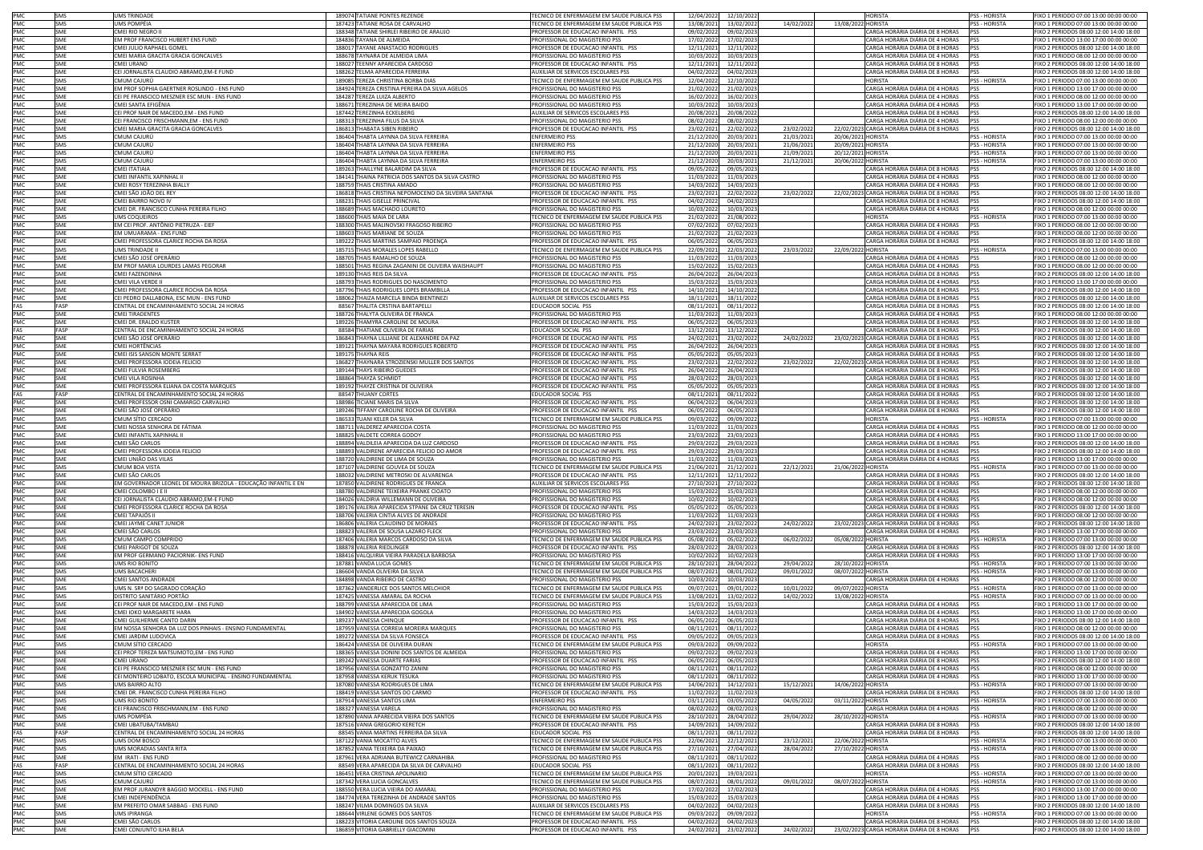| | | | | | | | | | | | | |
|---|---|---|---|---|---|---|---|---|---|---|---|---|
| PMC | SMS | UMS TRINDADE | 189074 | TATIANE PONTES REZENDE | TECNICO DE ENFERMAGEM EM SAUDE PUBLICA PSS | 12/04/2022 | 12/10/2022 | | | HORISTA | PSS - HORISTA | FIXO 1 PERIODO 07:00 13:00 00:00 00:00 |
| PMC | SMS | UMS POMPEIA | 187423 | TATIANE ROSA DE CARVALHO | TECNICO DE ENFERMAGEM EM SAUDE PUBLICA PSS | 13/08/2021 | 13/02/2022 | 14/02/2022 | 13/08/2022 | HORISTA | PSS - HORISTA | FIXO 1 PERIODO 07:00 13:00 00:00 00:00 |
| PMC | SME | CMEI RIO NEGRO II | 188348 | TATIANE SHIRLEI RIBEIRO DE ARAUJO | PROFESSOR DE EDUCACAO INFANTIL PSS | 09/02/2022 | 09/02/2023 | | | CARGA HORÁRIA DIÁRIA DE 8 HORAS | PSS | FIXO 2 PERIODOS 08:00 12:00 14:00 18:00 |
| PMC | SME | EM PROF FRANCISCO HUBERT ENS FUND | 184836 | TAYANA DE ALMEIDA | PROFISSIONAL DO MAGISTERIO PSS | 17/02/2022 | 17/02/2023 | | | CARGA HORÁRIA DIÁRIA DE 4 HORAS | PSS | FIXO 1 PERIODO 13:00 17:00 00:00 00:00 |
| PMC | SME | CMEI JULIO RAPHAEL GOMEL | 188017 | TAYANE ANASTACIO RODRIGUES | PROFESSOR DE EDUCACAO INFANTIL PSS | 12/11/2021 | 12/11/2022 | | | CARGA HORÁRIA DIÁRIA DE 8 HORAS | PSS | FIXO 2 PERIODOS 08:00 12:00 14:00 18:00 |
| PMC | SME | CMEI MARIA GRACITA GRACIA GONCALVES | 188678 | TAYNARA DE ALMEIDA LIMA | PROFISSIONAL DO MAGISTERIO PSS | 10/03/2022 | 10/03/2023 | | | CARGA HORÁRIA DIÁRIA DE 4 HORAS | PSS | FIXO 1 PERIODO 08:00 12:00 00:00 00:00 |
| PMC | SME | CMEI URANO | 188027 | TEENNY APARECIDA CARDOSO | PROFESSOR DE EDUCACAO INFANTIL PSS | 12/11/2021 | 12/11/2022 | | | CARGA HORÁRIA DIÁRIA DE 8 HORAS | PSS | FIXO 2 PERIODOS 08:00 12:00 14:00 18:00 |
| PMC | SME | CEI JORNALISTA CLAUDIO ABRAMO,EM-E FUND | 188262 | TELMA APARECIDA FERREIRA | AUXILIAR DE SERVICOS ESCOLARES PSS | 04/02/2022 | 04/02/2023 | | | CARGA HORÁRIA DIÁRIA DE 8 HORAS | PSS | FIXO 2 PERIODOS 08:00 12:00 14:00 18:00 |
| PMC | SMS | CMUM CAJURÚ | 189085 | TEREZA CHRISTINA BORBA DIAS | TECNICO DE ENFERMAGEM EM SAUDE PUBLICA PSS | 12/04/2022 | 12/10/2022 | | | HORISTA | PSS - HORISTA | FIXO 1 PERIODO 07:00 13:00 00:00 00:00 |
| PMC | SME | EM PROF SOPHIA GAERTNER ROSLINDO - ENS FUND | 184924 | TEREZA CRISTINA PEREIRA DA SILVA AGELOS | PROFISSIONAL DO MAGISTERIO PSS | 21/02/2022 | 21/02/2023 | | | CARGA HORÁRIA DIÁRIA DE 4 HORAS | PSS | FIXO 1 PERIODO 13:00 17:00 00:00 00:00 |
| PMC | SME | CEI PE FRANSCICO MESZNER ESC MUN - ENS FUND | 184287 | TEREZA LUIZA ALBERTO | PROFISSIONAL DO MAGISTERIO PSS | 16/02/2022 | 16/02/2023 | | | CARGA HORÁRIA DIÁRIA DE 4 HORAS | PSS | FIXO 1 PERIODO 08:00 12:00 00:00 00:00 |
| PMC | SME | CMEI SANTA EFIGÊNIA | 188671 | TEREZINHA DE MEIRA BAIDO | PROFISSIONAL DO MAGISTERIO PSS | 10/03/2022 | 10/03/2023 | | | CARGA HORÁRIA DIÁRIA DE 4 HORAS | PSS | FIXO 1 PERIODO 13:00 17:00 00:00 00:00 |
| PMC | SME | CEI PROF NAIR DE MACEDO,EM - ENS FUND | 187442 | TEREZINHA ECKELBERG | AUXILIAR DE SERVICOS ESCOLARES PSS | 20/08/2021 | 20/08/2022 | | | CARGA HORÁRIA DIÁRIA DE 8 HORAS | PSS | FIXO 2 PERIODOS 08:00 12:00 14:00 18:00 |
| PMC | SME | CEI FRANCISCO FRISCHMANN,EM - ENS FUND | 188313 | TEREZINHA FILUS DA SILVA | PROFISSIONAL DO MAGISTERIO PSS | 08/02/2022 | 08/02/2023 | | | CARGA HORÁRIA DIÁRIA DE 4 HORAS | PSS | FIXO 1 PERIODO 08:00 12:00 00:00 00:00 |
| PMC | SME | CMEI MARIA GRACITA GRACIA GONCALVES | 186813 | THABATA SIBEN RIBEIRO | PROFESSOR DE EDUCACAO INFANTIL PSS | 23/02/2021 | 22/02/2022 | 23/02/2022 | 22/02/2023 | CARGA HORÁRIA DIÁRIA DE 8 HORAS | PSS | FIXO 2 PERIODOS 08:00 12:00 14:00 18:00 |
| PMC | SMS | CMUM CAJURÚ | 186404 | THABTA LAYNNA DA SILVA FERREIRA | ENFERMEIRO PSS | 21/12/2020 | 20/03/2021 | 21/03/2021 | 20/06/2021 | HORISTA | PSS - HORISTA | FIXO 1 PERIODO 07:00 13:00 00:00 00:00 |
| PMC | SMS | CMUM CAJURÚ | 186404 | THABTA LAYNNA DA SILVA FERREIRA | ENFERMEIRO PSS | 21/12/2020 | 20/03/2021 | 21/06/2021 | 20/09/2021 | HORISTA | PSS - HORISTA | FIXO 1 PERIODO 07:00 13:00 00:00 00:00 |
| PMC | SMS | CMUM CAJURÚ | 186404 | THABTA LAYNNA DA SILVA FERREIRA | ENFERMEIRO PSS | 21/12/2020 | 20/03/2021 | 21/09/2021 | 20/12/2021 | HORISTA | PSS - HORISTA | FIXO 1 PERIODO 07:00 13:00 00:00 00:00 |
| PMC | SMS | CMUM CAJURÚ | 186404 | THABTA LAYNNA DA SILVA FERREIRA | ENFERMEIRO PSS | 21/12/2020 | 20/03/2021 | 21/12/2021 | 20/06/2022 | HORISTA | PSS - HORISTA | FIXO 1 PERIODO 07:00 13:00 00:00 00:00 |
| PMC | SME | CMEI ITATIAIA | 189263 | THAILLYNE BALARDIM DA SILVA | PROFESSOR DE EDUCACAO INFANTIL PSS | 09/05/2022 | 09/05/2023 | | | CARGA HORÁRIA DIÁRIA DE 8 HORAS | PSS | FIXO 2 PERIODOS 08:00 12:00 14:00 18:00 |
| PMC | SME | CMEI INFANTIL XAPINHAL II | 184141 | THAINA PATRICIA DOS SANTOS DA SILVA CASTRO | PROFISSIONAL DO MAGISTERIO PSS | 11/03/2022 | 11/03/2023 | | | CARGA HORÁRIA DIÁRIA DE 4 HORAS | PSS | FIXO 1 PERIODO 08:00 12:00 00:00 00:00 |
| PMC | SME | CMEI ROSY TEREZINHA BIALLY | 188759 | THAIS CRISTINA AMADO | PROFISSIONAL DO MAGISTERIO PSS | 14/03/2022 | 14/03/2023 | | | CARGA HORÁRIA DIÁRIA DE 4 HORAS | PSS | FIXO 1 PERIODO 08:00 12:00 00:00 00:00 |
| PMC | SME | CMEI SÃO JOÃO DEL REY | 186818 | THAIS CRISTINA NEPOMOCENO DA SILVEIRA SANTANA | PROFESSOR DE EDUCACAO INFANTIL PSS | 23/02/2021 | 22/02/2022 | 23/02/2022 | 22/02/2023 | CARGA HORÁRIA DIÁRIA DE 8 HORAS | PSS | FIXO 2 PERIODOS 08:00 12:00 14:00 18:00 |
| PMC | SME | CMEI BAIRRO NOVO IV | 188231 | THAIS GISELLE PRINCIVAL | PROFESSOR DE EDUCACAO INFANTIL PSS | 04/02/2022 | 04/02/2023 | | | CARGA HORÁRIA DIÁRIA DE 8 HORAS | PSS | FIXO 2 PERIODOS 08:00 12:00 14:00 18:00 |
| PMC | SME | CMEI DR. FRANCISCO CUNHA PEREIRA FILHO | 188689 | THAIS MACHADO LOURETO | PROFISSIONAL DO MAGISTERIO PSS | 10/03/2022 | 10/03/2023 | | | CARGA HORÁRIA DIÁRIA DE 4 HORAS | PSS | FIXO 1 PERIODO 08:00 12:00 00:00 00:00 |
| PMC | SMS | UMS COQUEIROS | 188600 | THAIS MAIA DE LARA | TECNICO DE ENFERMAGEM EM SAUDE PUBLICA PSS | 21/02/2022 | 21/08/2022 | | | HORISTA | PSS - HORISTA | FIXO 1 PERIODO 07:00 13:00 00:00 00:00 |
| PMC | SME | EM CEI PROF. ANTÔNIO PIETRUZA - EIEF | 188300 | THAIS MALINOVSKI FRAGOSO RIBEIRO | PROFISSIONAL DO MAGISTERIO PSS | 07/02/2022 | 07/02/2023 | | | CARGA HORÁRIA DIÁRIA DE 4 HORAS | PSS | FIXO 1 PERIODO 08:00 12:00 00:00 00:00 |
| PMC | SME | EM UMUARAMA - ENS FUND | 188603 | THAIS MARIANE DE SOUZA | PROFISSIONAL DO MAGISTERIO PSS | 21/02/2022 | 21/02/2023 | | | CARGA HORÁRIA DIÁRIA DE 4 HORAS | PSS | FIXO 1 PERIODO 08:00 12:00 00:00 00:00 |
| PMC | SME | CMEI PROFESSORA CLARICE ROCHA DA ROSA | 189222 | THAIS MARTINS SAMPAIO PRENÇA | PROFESSOR DE EDUCACAO INFANTIL PSS | 06/05/2022 | 06/05/2023 | | | CARGA HORÁRIA DIÁRIA DE 8 HORAS | PSS | FIXO 2 PERIODOS 08:00 12:00 14:00 18:00 |
| PMC | SMS | UMS TRINDADE II | 185715 | THAIS MORALES LOPES RABELLO | TECNICO DE ENFERMAGEM EM SAUDE PUBLICA PSS | 22/09/2021 | 22/03/2022 | 23/03/2022 | 22/09/2022 | HORISTA | PSS - HORISTA | FIXO 1 PERIODO 07:00 13:00 00:00 00:00 |
| PMC | SME | CMEI SÃO JOSÉ OPERÁRIO | 188705 | THAIS RAMALHO DE SOUZA | PROFISSIONAL DO MAGISTERIO PSS | 11/03/2022 | 11/03/2023 | | | CARGA HORÁRIA DIÁRIA DE 4 HORAS | PSS | FIXO 1 PERIODO 08:00 12:00 00:00 00:00 |
| PMC | SME | EM PROF MARIA LOURDES LAMAS PEGORAR | 188501 | THAIS REGINA ZAGANINI DE OLIVEIRA WAISHAUPT | PROFISSIONAL DO MAGISTERIO PSS | 15/02/2022 | 15/02/2023 | | | CARGA HORÁRIA DIÁRIA DE 4 HORAS | PSS | FIXO 1 PERIODO 08:00 12:00 00:00 00:00 |
| PMC | SME | CMEI FAZENDINHA | 189130 | THAIS REIS DA SILVA | PROFESSOR DE EDUCACAO INFANTIL PSS | 26/04/2022 | 26/04/2023 | | | CARGA HORÁRIA DIÁRIA DE 8 HORAS | PSS | FIXO 2 PERIODOS 08:00 12:00 14:00 18:00 |
| PMC | SME | CMEI VILA VERDE II | 188793 | THAIS RODRIGUES DO NASCIMENTO | PROFISSIONAL DO MAGISTERIO PSS | 15/03/2022 | 15/03/2023 | | | CARGA HORÁRIA DIÁRIA DE 4 HORAS | PSS | FIXO 1 PERIODO 13:00 17:00 00:00 00:00 |
| PMC | SME | CMEI PROFESSORA CLARICE ROCHA DA ROSA | 187796 | THAIS RODRIGUES LOPES BRAMBILLA | PROFESSOR DE EDUCACAO INFANTIL PSS | 14/10/2021 | 14/10/2022 | | | CARGA HORÁRIA DIÁRIA DE 8 HORAS | PSS | FIXO 2 PERIODOS 08:00 12:00 14:00 18:00 |
| PMC | SME | CEI PEDRO DALLABONA, ESC MUN - ENS FUND | 188062 | THAIZA MARCELA BINDA BIENTINEZI | AUXILIAR DE SERVICOS ESCOLARES PSS | 18/11/2021 | 18/11/2022 | | | CARGA HORÁRIA DIÁRIA DE 8 HORAS | PSS | FIXO 2 PERIODOS 08:00 12:00 14:00 18:00 |
| FAS | FASP | CENTRAL DE ENCAMINHAMENTO SOCIAL 24 HORAS | 88567 | THALITA CRSTINA BARTAPELLI | EDUCADOR SOCIAL PSS | 08/11/2021 | 08/11/2022 | | | CARGA HORÁRIA DIÁRIA DE 8 HORAS | PSS | FIXO 2 PERIODOS 08:00 12:00 14:00 18:00 |
| PMC | SME | CMEI TIRADENTES | 188726 | THALYTA OLIVEIRA DE FRANCA | PROFISSIONAL DO MAGISTERIO PSS | 11/03/2022 | 11/03/2023 | | | CARGA HORÁRIA DIÁRIA DE 4 HORAS | PSS | FIXO 1 PERIODO 08:00 12:00 00:00 00:00 |
| PMC | SME | CMEI DR. ERALDO KUSTER | 189226 | THAMYRA CAROLINE DE MOURA | PROFESSOR DE EDUCACAO INFANTIL PSS | 06/05/2022 | 06/05/2023 | | | CARGA HORÁRIA DIÁRIA DE 8 HORAS | PSS | FIXO 2 PERIODOS 08:00 12:00 14:00 18:00 |
| FAS | FASP | CENTRAL DE ENCAMINHAMENTO SOCIAL 24 HORAS | 88584 | THATIANE OLIVEIRA DE FARIAS | EDUCADOR SOCIAL PSS | 13/12/2021 | 13/12/2022 | | | CARGA HORÁRIA DIÁRIA DE 8 HORAS | PSS | FIXO 2 PERIODOS 08:00 12:00 14:00 18:00 |
| PMC | SME | CMEI SÃO JOSÉ OPERÁRIO | 186843 | THAYNA LILLIANE DE ALEXANDRE DA PAZ | PROFESSOR DE EDUCACAO INFANTIL PSS | 24/02/2021 | 23/02/2022 | 24/02/2022 | 23/02/2023 | CARGA HORÁRIA DIÁRIA DE 8 HORAS | PSS | FIXO 2 PERIODOS 08:00 12:00 14:00 18:00 |
| PMC | SME | CMEI HORTÊNCIAS | 189121 | THAYNA MAYARA RODRIGUES ROBERTO | PROFESSOR DE EDUCACAO INFANTIL PSS | 26/04/2022 | 26/04/2023 | | | CARGA HORÁRIA DIÁRIA DE 8 HORAS | PSS | FIXO 2 PERIODOS 08:00 12:00 14:00 18:00 |
| PMC | SME | CMEI ISIS SANSON MONTE SERRAT | 189175 | THAYNA REIS | PROFESSOR DE EDUCACAO INFANTIL PSS | 05/05/2022 | 05/05/2023 | | | CARGA HORÁRIA DIÁRIA DE 8 HORAS | PSS | FIXO 2 PERIODOS 08:00 12:00 14:00 18:00 |
| PMC | SME | CMEI PROFESSORA IODEIA FELICIO | 186827 | THAYNARA STROZIENSKI MULLER DOS SANTOS | PROFESSOR DE EDUCACAO INFANTIL PSS | 23/02/2021 | 22/02/2022 | 23/02/2022 | 22/02/2023 | CARGA HORÁRIA DIÁRIA DE 8 HORAS | PSS | FIXO 2 PERIODOS 08:00 12:00 14:00 18:00 |
| PMC | SME | CMEI FULVIA ROSEMBERG | 189144 | THAYS RIBEIRO GUEDES | PROFESSOR DE EDUCACAO INFANTIL PSS | 26/04/2022 | 26/04/2023 | | | CARGA HORÁRIA DIÁRIA DE 8 HORAS | PSS | FIXO 2 PERIODOS 08:00 12:00 14:00 18:00 |
| PMC | SME | CMEI VILA ROSINHA | 188864 | THAYZA SCHMIDT | PROFESSOR DE EDUCACAO INFANTIL PSS | 28/03/2022 | 28/03/2023 | | | CARGA HORÁRIA DIÁRIA DE 8 HORAS | PSS | FIXO 2 PERIODOS 08:00 12:00 14:00 18:00 |
| PMC | SME | CMEI PROFESSORA ELIANA DA COSTA MARQUES | 189192 | THAYZE CRISTINA DE OLIVEIRA | PROFESSOR DE EDUCACAO INFANTIL PSS | 05/05/2022 | 05/05/2023 | | | CARGA HORÁRIA DIÁRIA DE 8 HORAS | PSS | FIXO 2 PERIODOS 08:00 12:00 14:00 18:00 |
| FAS | FASP | CENTRAL DE ENCAMINHAMENTO SOCIAL 24 HORAS | 88547 | THUANY CORTES | EDUCADOR SOCIAL PSS | 08/11/2021 | 08/11/2022 | | | CARGA HORÁRIA DIÁRIA DE 8 HORAS | PSS | FIXO 2 PERIODOS 08:00 12:00 14:00 18:00 |
| PMC | SME | CMEI PROFESSOR OSNI CAMARGO CARVALHO | 188986 | TICIANE MARIS DA SILVA | PROFESSOR DE EDUCACAO INFANTIL PSS | 06/04/2022 | 06/04/2023 | | | CARGA HORÁRIA DIÁRIA DE 8 HORAS | PSS | FIXO 2 PERIODOS 08:00 12:00 14:00 18:00 |
| PMC | SME | CMEI SÃO JOSÉ OPERÁRIO | 189246 | TIFFANY CAROLINE ROCHA DE OLIVEIRA | PROFESSOR DE EDUCACAO INFANTIL PSS | 06/05/2022 | 06/05/2023 | | | CARGA HORÁRIA DIÁRIA DE 8 HORAS | PSS | FIXO 2 PERIODOS 08:00 12:00 14:00 18:00 |
| PMC | SMS | CMUM SÍTIO CERCADO | 186533 | TUANI KELER DA SILVA | TECNICO DE ENFERMAGEM EM SAUDE PUBLICA PSS | 09/03/2022 | 09/09/2022 | | | HORISTA | PSS - HORISTA | FIXO 1 PERIODO 07:00 13:00 00:00 00:00 |
| PMC | SME | CMEI NOSSA SENHORA DE FÁTIMA | 188711 | VALDEREZ APARECIDA COSTA | PROFISSIONAL DO MAGISTERIO PSS | 11/03/2022 | 11/03/2023 | | | CARGA HORÁRIA DIÁRIA DE 4 HORAS | PSS | FIXO 1 PERIODO 08:00 12:00 00:00 00:00 |
| PMC | SME | CMEI INFANTIL XAPINHAL II | 188825 | VALDETE CORREA GODOY | PROFISSIONAL DO MAGISTERIO PSS | 23/03/2022 | 23/03/2023 | | | CARGA HORÁRIA DIÁRIA DE 4 HORAS | PSS | FIXO 1 PERIODO 13:00 17:00 00:00 00:00 |
| PMC | SME | CMEI SÃO CARLOS | 188894 | VALDILEIA APARECIDA DA LUZ CARDOSO | PROFESSOR DE EDUCACAO INFANTIL PSS | 29/03/2022 | 29/03/2023 | | | CARGA HORÁRIA DIÁRIA DE 8 HORAS | PSS | FIXO 2 PERIODOS 08:00 12:00 14:00 18:00 |
| PMC | SME | CMEI PROFESSORA IODEIA FELICIO | 188893 | VALDIRENE APARECIDA FELICIO DO AMOR | PROFESSOR DE EDUCACAO INFANTIL PSS | 29/03/2022 | 29/03/2023 | | | CARGA HORÁRIA DIÁRIA DE 8 HORAS | PSS | FIXO 2 PERIODOS 08:00 12:00 14:00 18:00 |
| PMC | SME | CMEI UNIÃO DAS VILAS | 188720 | VALDIRENE DE LIMA DE SOUZA | PROFISSIONAL DO MAGISTERIO PSS | 11/03/2022 | 11/03/2023 | | | CARGA HORÁRIA DIÁRIA DE 4 HORAS | PSS | FIXO 1 PERIODO 13:00 17:00 00:00 00:00 |
| PMC | SMS | CMUM BOA VISTA | 187107 | VALDIRENE GOUVEA DE SOUZA | TECNICO DE ENFERMAGEM EM SAUDE PUBLICA PSS | 21/06/2021 | 21/12/2021 | 22/12/2021 | 21/06/2022 | HORISTA | PSS - HORISTA | FIXO 1 PERIODO 07:00 13:00 00:00 00:00 |
| PMC | SME | CMEI SÃO CARLOS | 188032 | VALDIRENE METROSKI DE ALVARENGA | PROFESSOR DE EDUCACAO INFANTIL PSS | 12/11/2021 | 12/11/2022 | | | CARGA HORÁRIA DIÁRIA DE 8 HORAS | PSS | FIXO 2 PERIODOS 08:00 12:00 14:00 18:00 |
| PMC | SME | EM GOVERNADOR LEONEL DE MOURA BRIZOLA - EDUCAÇÃO INFANTIL E EN | 187850 | VALDIRENE RODRIGUES DE FRANCA | AUXILIAR DE SERVICOS ESCOLARES PSS | 27/10/2021 | 27/10/2022 | | | CARGA HORÁRIA DIÁRIA DE 8 HORAS | PSS | FIXO 2 PERIODOS 08:00 12:00 14:00 18:00 |
| PMC | SME | CMEI COLOMBO I E II | 188780 | VALDIRENE TEIXEIRA PRANKE CIOATO | PROFISSIONAL DO MAGISTERIO PSS | 15/03/2022 | 15/03/2023 | | | CARGA HORÁRIA DIÁRIA DE 4 HORAS | PSS | FIXO 1 PERIODO 08:00 12:00 00:00 00:00 |
| PMC | SME | CEI JORNALISTA CLAUDIO ABRAMO,EM-E FUND | 184026 | VALDIRIA WILLEMANN DE OLIVEIRA | PROFISSIONAL DO MAGISTERIO PSS | 10/02/2022 | 10/02/2023 | | | CARGA HORÁRIA DIÁRIA DE 4 HORAS | PSS | FIXO 1 PERIODO 08:00 12:00 00:00 00:00 |
| PMC | SME | CMEI PROFESSORA CLARICE ROCHA DA ROSA | 189176 | VALERIA APARECIDA STPANE DA CRUZ TERESIN | PROFESSOR DE EDUCACAO INFANTIL PSS | 05/05/2022 | 05/05/2023 | | | CARGA HORÁRIA DIÁRIA DE 8 HORAS | PSS | FIXO 2 PERIODOS 08:00 12:00 14:00 18:00 |
| PMC | SME | CMEI TAPAJÓS II | 188706 | VALERIA CINTIA ALVES DE ANDRADE | PROFISSIONAL DO MAGISTERIO PSS | 11/03/2022 | 11/03/2023 | | | CARGA HORÁRIA DIÁRIA DE 4 HORAS | PSS | FIXO 1 PERIODO 08:00 12:00 00:00 00:00 |
| PMC | SME | CMEI JAYME CANET JUNIOR | 186806 | VALERIA CLAUDINO DE MORAES | PROFESSOR DE EDUCACAO INFANTIL PSS | 24/02/2021 | 23/02/2022 | 24/02/2022 | 23/02/2023 | CARGA HORÁRIA DIÁRIA DE 8 HORAS | PSS | FIXO 2 PERIODOS 08:00 12:00 14:00 18:00 |
| PMC | SME | CMEI SÃO CARLOS | 188823 | VALERIA DE SOUSA LAZARO FLECK | PROFISSIONAL DO MAGISTERIO PSS | 23/03/2022 | 23/03/2023 | | | CARGA HORÁRIA DIÁRIA DE 4 HORAS | PSS | FIXO 1 PERIODO 13:00 17:00 00:00 00:00 |
| PMC | SMS | CMUM CAMPO COMPRIDO | 187406 | VALERIA MARCOS CARDOSO DA SILVA | TECNICO DE ENFERMAGEM EM SAUDE PUBLICA PSS | 05/08/2021 | 05/02/2022 | 06/02/2022 | 05/08/2022 | HORISTA | PSS - HORISTA | FIXO 1 PERIODO 07:00 13:00 00:00 00:00 |
| PMC | SME | CMEI PARIGOT DE SOUZA | 188878 | VALERIA RIEDLINGER | PROFESSOR DE EDUCACAO INFANTIL PSS | 28/03/2022 | 28/03/2023 | | | CARGA HORÁRIA DIÁRIA DE 8 HORAS | PSS | FIXO 2 PERIODOS 08:00 12:00 14:00 18:00 |
| PMC | SME | EM PROF GERMANO PACIORNIK- ENS FUND | 188416 | VALQUIRIA VIEIRA PARADELA BARBOSA | PROFISSIONAL DO MAGISTERIO PSS | 10/02/2022 | 10/02/2023 | | | CARGA HORÁRIA DIÁRIA DE 4 HORAS | PSS | FIXO 1 PERIODO 13:00 17:00 00:00 00:00 |
| PMC | SMS | UMS RIO BONITO | 187881 | VANDA LUCIA GOMES | TECNICO DE ENFERMAGEM EM SAUDE PUBLICA PSS | 28/10/2021 | 28/04/2022 | 29/04/2022 | 28/10/2022 | HORISTA | PSS - HORISTA | FIXO 1 PERIODO 07:00 13:00 00:00 00:00 |
| PMC | SMS | UMS BACACHERI | 186604 | VANDA OLIVEIRA DA SILVA | TECNICO DE ENFERMAGEM EM SAUDE PUBLICA PSS | 08/07/2021 | 08/01/2022 | 09/01/2022 | 08/07/2022 | HORISTA | PSS - HORISTA | FIXO 1 PERIODO 07:00 13:00 00:00 00:00 |
| PMC | SME | CMEI SANTOS ANDRADE | 184898 | VANDA RIBEIRO DE CASTRO | PROFISSIONAL DO MAGISTERIO PSS | 10/03/2022 | 10/03/2023 | | | CARGA HORÁRIA DIÁRIA DE 4 HORAS | PSS | FIXO 1 PERIODO 08:00 12:00 00:00 00:00 |
| PMC | SMS | UMS N. SRª DO SAGRADO CORAÇÃO | 187362 | VANDERLICE DOS SANTOS MELCHIOR | TECNICO DE ENFERMAGEM EM SAUDE PUBLICA PSS | 09/07/2021 | 09/01/2022 | 10/01/2022 | 09/07/2022 | HORISTA | PSS - HORISTA | FIXO 1 PERIODO 07:00 13:00 00:00 00:00 |
| PMC | SMS | DISTRITO SANITÁRIO PORTÃO | 187425 | VANESSA AMARAL DA ROCHA | TECNICO DE ENFERMAGEM EM SAUDE PUBLICA PSS | 13/08/2021 | 13/02/2022 | 14/02/2022 | 13/08/2022 | HORISTA | PSS - HORISTA | FIXO 1 PERIODO 07:00 13:00 00:00 00:00 |
| PMC | SME | CEI PROF NAIR DE MACEDO,EM - ENS FUND | 188799 | VANESSA APARECIDA DE LIMA | PROFISSIONAL DO MAGISTERIO PSS | 15/03/2022 | 15/03/2023 | | | CARGA HORÁRIA DIÁRIA DE 4 HORAS | PSS | FIXO 1 PERIODO 13:00 17:00 00:00 00:00 |
| PMC | SME | CMEI IOKO MARGARETE HARA | 184902 | VANESSA APARECIDA GOGOLA | PROFISSIONAL DO MAGISTERIO PSS | 14/03/2022 | 14/03/2023 | | | CARGA HORÁRIA DIÁRIA DE 4 HORAS | PSS | FIXO 1 PERIODO 13:00 17:00 00:00 00:00 |
| PMC | SME | CMEI GUILHERME CANTO DARIN | 189237 | VANESSA CHINQUE | PROFESSOR DE EDUCACAO INFANTIL PSS | 06/05/2022 | 06/05/2023 | | | CARGA HORÁRIA DIÁRIA DE 8 HORAS | PSS | FIXO 2 PERIODOS 08:00 12:00 14:00 18:00 |
| PMC | SME | EM NOSSA SENHORA DA LUZ DOS PINHAIS - ENSINO FUNDAMENTAL | 187959 | VANESSA CORREIA MOREIRA MARQUES | PROFISSIONAL DO MAGISTERIO PSS | 08/11/2021 | 08/11/2022 | | | CARGA HORÁRIA DIÁRIA DE 4 HORAS | PSS | FIXO 1 PERIODO 08:00 12:00 00:00 00:00 |
| PMC | SME | CMEI JARDIM LUDOVICA | 189272 | VANESSA DA SILVA FONSECA | PROFESSOR DE EDUCACAO INFANTIL PSS | 09/05/2022 | 09/05/2023 | | | CARGA HORÁRIA DIÁRIA DE 8 HORAS | PSS | FIXO 2 PERIODOS 08:00 12:00 14:00 18:00 |
| PMC | SMS | CMUM SÍTIO CERCADO | 186424 | VANESSA DE OLIVEIRA DURAN | TECNICO DE ENFERMAGEM EM SAUDE PUBLICA PSS | 09/03/2022 | 09/09/2022 | | | HORISTA | PSS - HORISTA | FIXO 1 PERIODO 07:00 13:00 00:00 00:00 |
| PMC | SME | CEI PROF TEREZA MATSUMOTO,EM - ENS FUND | 188365 | VANESSA DONINI DOS SANTOS DE ALMEIDA | PROFISSIONAL DO MAGISTERIO PSS | 09/02/2022 | 09/02/2023 | | | CARGA HORÁRIA DIÁRIA DE 4 HORAS | PSS | FIXO 1 PERIODO 13:00 17:00 00:00 00:00 |
| PMC | SME | CMEI URANO | 189242 | VANESSA DUARTE FARIAS | PROFESSOR DE EDUCACAO INFANTIL PSS | 06/05/2022 | 06/05/2023 | | | CARGA HORÁRIA DIÁRIA DE 8 HORAS | PSS | FIXO 2 PERIODOS 08:00 12:00 14:00 18:00 |
| PMC | SME | CEI PE FRANSCICO MESZNER ESC MUN - ENS FUND | 187956 | VANESSA GONZATTO ZANINI | PROFISSIONAL DO MAGISTERIO PSS | 08/11/2021 | 08/11/2022 | | | CARGA HORÁRIA DIÁRIA DE 4 HORAS | PSS | FIXO 1 PERIODO 08:00 12:00 00:00 00:00 |
| PMC | SME | CEI MONTEIRO LOBATO, ESCOLA MUNICIPAL - ENSINO FUNDAMENTAL | 187958 | VANESSA KERUK TESUKA | PROFISSIONAL DO MAGISTERIO PSS | 08/11/2021 | 08/11/2022 | | | CARGA HORÁRIA DIÁRIA DE 4 HORAS | PSS | FIXO 1 PERIODO 13:00 17:00 00:00 00:00 |
| PMC | SMS | UMS BAIRRO ALTO | 187080 | VANESSA RODRIGUES DE LIMA | TECNICO DE ENFERMAGEM EM SAUDE PUBLICA PSS | 14/06/2021 | 14/12/2021 | 15/12/2021 | 14/06/2022 | HORISTA | PSS - HORISTA | FIXO 1 PERIODO 07:00 13:00 00:00 00:00 |
| PMC | SME | CMEI DR. FRANCISCO CUNHA PEREIRA FILHO | 188419 | VANESSA SANTOS DO CARMO | PROFESSOR DE EDUCACAO INFANTIL PSS | 11/02/2022 | 11/02/2023 | | | CARGA HORÁRIA DIÁRIA DE 8 HORAS | PSS | FIXO 2 PERIODOS 08:00 12:00 14:00 18:00 |
| PMC | SMS | UMS RIO BONITO | 187914 | VANESSA SANTOS LIMA | ENFERMEIRO PSS | 03/11/2021 | 03/05/2022 | 04/05/2022 | 03/11/2022 | HORISTA | PSS - HORISTA | FIXO 1 PERIODO 07:00 13:00 00:00 00:00 |
| PMC | SME | CEI FRANCISCO FRISCHMANN,EM - ENS FUND | 188327 | VANESSA VARELA | PROFISSIONAL DO MAGISTERIO PSS | 08/02/2022 | 08/02/2023 | | | CARGA HORÁRIA DIÁRIA DE 4 HORAS | PSS | FIXO 1 PERIODO 08:00 12:00 00:00 00:00 |
| PMC | SMS | UMS POMPEIA | 187890 | VANIA APARECIDA VIEIRA DOS SANTOS | TECNICO DE ENFERMAGEM EM SAUDE PUBLICA PSS | 28/10/2021 | 28/04/2022 | 29/04/2022 | 28/10/2022 | HORISTA | PSS - HORISTA | FIXO 1 PERIODO 07:00 13:00 00:00 00:00 |
| PMC | SME | CMEI UBATUBA/TAMBAU | 187516 | VANIA GREGORIO KERETCH | PROFESSOR DE EDUCACAO INFANTIL PSS | 14/09/2021 | 14/09/2022 | | | CARGA HORÁRIA DIÁRIA DE 8 HORAS | PSS | FIXO 2 PERIODOS 08:00 12:00 14:00 18:00 |
| FAS | FASP | CENTRAL DE ENCAMINHAMENTO SOCIAL 24 HORAS | 88545 | VANIA MARTINS FERREIRA DA SILVA | EDUCADOR SOCIAL PSS | 08/11/2021 | 08/11/2022 | | | CARGA HORÁRIA DIÁRIA DE 8 HORAS | PSS | FIXO 2 PERIODOS 08:00 12:00 14:00 18:00 |
| PMC | SMS | UMS DOM BOSCO | 187122 | VANIA MOCATTO ALVES | TECNICO DE ENFERMAGEM EM SAUDE PUBLICA PSS | 22/06/2021 | 22/12/2021 | 23/12/2021 | 22/06/2022 | HORISTA | PSS - HORISTA | FIXO 1 PERIODO 07:00 13:00 00:00 00:00 |
| PMC | SMS | UMS MORADIAS SANTA RITA | 187852 | VANIA TEIXEIRA DA PAIXAO | TECNICO DE ENFERMAGEM EM SAUDE PUBLICA PSS | 27/10/2021 | 27/04/2022 | 28/04/2022 | 27/10/2022 | HORISTA | PSS - HORISTA | FIXO 1 PERIODO 07:00 13:00 00:00 00:00 |
| PMC | SME | EM IRATI - ENS FUND | 187961 | VERA ADRIANA BUTEWICZ CARNAHIBA | PROFISSIONAL DO MAGISTERIO PSS | 08/11/2021 | 08/11/2022 | | | CARGA HORÁRIA DIÁRIA DE 4 HORAS | PSS | FIXO 1 PERIODO 08:00 12:00 00:00 00:00 |
| FAS | FASP | CENTRAL DE ENCAMINHAMENTO SOCIAL 24 HORAS | 88549 | VERA APARECIDA DA SILVA DE CARVALHO | EDUCADOR SOCIAL PSS | 08/11/2021 | 08/11/2022 | | | CARGA HORÁRIA DIÁRIA DE 8 HORAS | PSS | FIXO 2 PERIODOS 08:00 12:00 14:00 18:00 |
| PMC | SMS | CMUM SÍTIO CERCADO | 186451 | VERA CRISTINA APOLINARIO | TECNICO DE ENFERMAGEM EM SAUDE PUBLICA PSS | 20/01/2021 | 19/03/2022 | | | HORISTA | PSS - HORISTA | FIXO 1 PERIODO 07:00 13:00 00:00 00:00 |
| PMC | SMS | CMUM CAJURÚ | 187342 | VERA LUCIA GONCALVES | TECNICO DE ENFERMAGEM EM SAUDE PUBLICA PSS | 08/07/2021 | 08/01/2022 | 09/01/2022 | 08/07/2022 | HORISTA | PSS - HORISTA | FIXO 1 PERIODO 07:00 13:00 00:00 00:00 |
| PMC | SME | EM PROF JURANDYR BAGGIO MOCKELL - ENS FUND | 188550 | VERA LUCIA VIEIRA DO AMARAL | PROFISSIONAL DO MAGISTERIO PSS | 17/02/2022 | 17/02/2023 | | | CARGA HORÁRIA DIÁRIA DE 4 HORAS | PSS | FIXO 1 PERIODO 13:00 17:00 00:00 00:00 |
| PMC | SME | CMEI INDEPENDÊNCIA | 184774 | VERA TEREZINHA DE ANDRADE SANTOS | PROFISSIONAL DO MAGISTERIO PSS | 15/03/2022 | 15/03/2023 | | | CARGA HORÁRIA DIÁRIA DE 4 HORAS | PSS | FIXO 1 PERIODO 13:00 17:00 00:00 00:00 |
| PMC | SME | EM PREFEITO OMAR SABBAG - ENS FUND | 188247 | VILMA DOMINGOS DA SILVA | AUXILIAR DE SERVICOS ESCOLARES PSS | 04/02/2022 | 04/02/2023 | | | CARGA HORÁRIA DIÁRIA DE 8 HORAS | PSS | FIXO 2 PERIODOS 08:00 12:00 14:00 18:00 |
| PMC | SMS | UMS IRMANA | 186644 | VIRLENE GOMES DOS SANTOS | TECNICO DE ENFERMAGEM EM SAUDE PUBLICA PSS | 09/03/2022 | 09/09/2022 | | | HORISTA | PSS - HORISTA | FIXO 1 PERIODO 07:00 13:00 00:00 00:00 |
| PMC | SME | CMEI SÃO CARLOS | 188223 | VITORIA CAROLINE DOS SANTOS SOUZA | PROFESSOR DE EDUCACAO INFANTIL PSS | 04/02/2022 | 04/02/2023 | | | CARGA HORÁRIA DIÁRIA DE 8 HORAS | PSS | FIXO 2 PERIODOS 08:00 12:00 14:00 18:00 |
| PMC | SME | CMEI CONJUNTO ILHA BELA | 186859 | VITORIA GABRIELLY GIACOMINI | PROFESSOR DE EDUCACAO INFANTIL PSS | 24/02/2021 | 23/02/2022 | 24/02/2022 | 23/02/2023 | CARGA HORÁRIA DIÁRIA DE 8 HORAS | PSS | FIXO 2 PERIODOS 08:00 12:00 14:00 18:00 |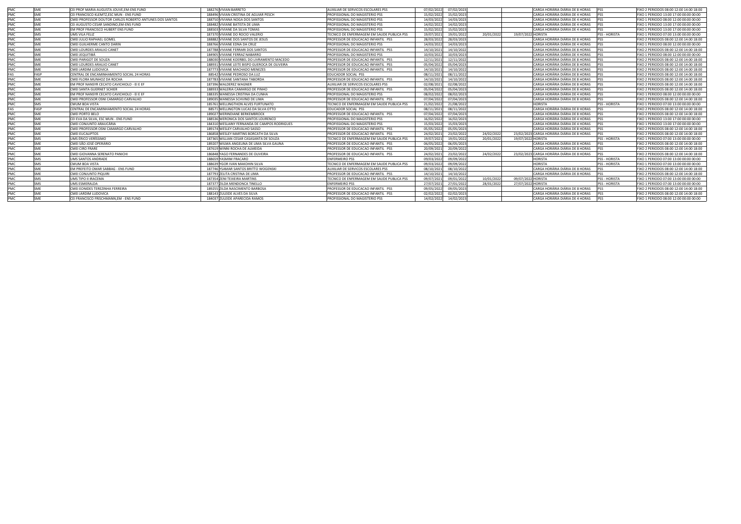| | | | | | | | | | | | | |
|---|---|---|---|---|---|---|---|---|---|---|---|---|
| PMC | SME | CEI PROF MARIA AUGUSTA JOUVE,EM-ENS FUND | 188276 | VIVIAN BARRETO | AUXILIAR DE SERVICOS ESCOLARES PSS | 07/02/2022 | 07/02/2023 | | | CARGA HORÁRIA DIÁRIA DE 8 HORAS | PSS | FIXO 2 PERIODOS 08:00 12:00 14:00 18:00 |
| PMC | SME | CEI FRANCISCO KLEMTZ,ESC MUN - ENS FUND | 188496 | VIVIAN CRISTINA DE AGUIAR PESCH | PROFISSIONAL DO MAGISTERIO PSS | 15/02/2022 | 15/02/2023 | | | CARGA HORÁRIA DIÁRIA DE 4 HORAS | PSS | FIXO 1 PERIODO 13:00 17:00 00:00 00:00 |
| PMC | SME | CMEI PROFESSOR DOUTOR CARLOS ROBERTO ANTUNES DOS SANTOS | 188750 | VIVIANA NOGA DOS SANTOS | PROFISSIONAL DO MAGISTERIO PSS | 14/03/2022 | 14/03/2023 | | | CARGA HORÁRIA DIÁRIA DE 4 HORAS | PSS | FIXO 1 PERIODO 08:00 12:00 00:00 00:00 |
| PMC | SME | CEI AUGUSTO CESAR SANDINO,EM-ENS FUND | 188482 | VIVIANE BATISTA DE LIMA | PROFISSIONAL DO MAGISTERIO PSS | 14/02/2022 | 14/02/2023 | | | CARGA HORÁRIA DIÁRIA DE 4 HORAS | PSS | FIXO 1 PERIODO 13:00 17:00 00:00 00:00 |
| PMC | SME | EM PROF FRANCISCO HUBERT ENS FUND | 188503 | VIVIANE DA SILVA TOMAS | PROFISSIONAL DO MAGISTERIO PSS | 15/02/2022 | 15/02/2023 | | | CARGA HORÁRIA DIÁRIA DE 4 HORAS | PSS | FIXO 1 PERIODO 13:00 17:00 00:00 00:00 |
| PMC | SMS | UMS VILA FELIZ | 187370 | VIVIANE DO ROCIO VALERIO | TECNICO DE ENFERMAGEM EM SAUDE PUBLICA PSS | 19/07/2021 | 19/01/2022 | 20/01/2022 | 19/07/2022 | HORISTA | PSS - HORISTA | FIXO 1 PERIODO 07:00 13:00 00:00 00:00 |
| PMC | SME | CMEI JULIO RAPHAEL GOMEL | 188882 | VIVIANE DOS SANTOS DE JESUS | PROFESSOR DE EDUCACAO INFANTIL PSS | 28/03/2022 | 28/03/2023 | | | CARGA HORÁRIA DIÁRIA DE 8 HORAS | PSS | FIXO 2 PERIODOS 08:00 12:00 14:00 18:00 |
| PMC | SME | CMEI GUILHERME CANTO DARIN | 188766 | VIVIANE EDNA DA CRUZ | PROFISSIONAL DO MAGISTERIO PSS | 14/03/2022 | 14/03/2023 | | | CARGA HORÁRIA DIÁRIA DE 4 HORAS | PSS | FIXO 1 PERIODO 08:00 12:00 00:00 00:00 |
| PMC | SME | CMEI LOURDES ARAUJO CANET | 187788 | VIVIANE FERRARI DOS SANTOS | PROFESSOR DE EDUCACAO INFANTIL PSS | 14/10/2021 | 14/10/2022 | | | CARGA HORÁRIA DIÁRIA DE 8 HORAS | PSS | FIXO 2 PERIODOS 08:00 12:00 14:00 18:00 |
| PMC | SME | CMEI JEQUITIBÁ | 184905 | VIVIANE FERRAZ NABARRO | PROFISSIONAL DO MAGISTERIO PSS | 10/03/2022 | 10/03/2023 | | | CARGA HORÁRIA DIÁRIA DE 4 HORAS | PSS | FIXO 1 PERIODO 08:00 12:00 00:00 00:00 |
| PMC | SME | CMEI PARIGOT DE SOUZA | 188030 | VIVIANE KOERBEL DO LIVRAMENTO MACEDO | PROFESSOR DE EDUCACAO INFANTIL PSS | 12/11/2021 | 12/11/2022 | | | CARGA HORÁRIA DIÁRIA DE 8 HORAS | PSS | FIXO 2 PERIODOS 08:00 12:00 14:00 18:00 |
| PMC | SME | CMEI LOURDES ARAUJO CANET | 188931 | VIVIANE LEITE BISPO GUEROCA DE OLIVEIRA | PROFESSOR DE EDUCACAO INFANTIL PSS | 05/04/2022 | 05/04/2023 | | | CARGA HORÁRIA DIÁRIA DE 8 HORAS | PSS | FIXO 2 PERIODOS 08:00 12:00 14:00 18:00 |
| PMC | SME | CMEI JARDIM LUDOVICA | 187773 | VIVIANE MACHADO MENEZES | PROFESSOR DE EDUCACAO INFANTIL PSS | 14/10/2021 | 14/10/2022 | | | CARGA HORÁRIA DIÁRIA DE 8 HORAS | PSS | FIXO 2 PERIODOS 08:00 12:00 14:00 18:00 |
| FAS | FASP | CENTRAL DE ENCAMINHAMENTO SOCIAL 24 HORAS | 88542 | VIVIANE PEDROSO DA LUZ | EDUCADOR SOCIAL PSS | 08/11/2021 | 08/11/2022 | | | CARGA HORÁRIA DIÁRIA DE 8 HORAS | PSS | FIXO 2 PERIODOS 08:00 12:00 14:00 18:00 |
| PMC | SME | CMEI FLORA MUNHOZ DA ROCHA | 187783 | VIVIANE SANTANA TABORDA | PROFESSOR DE EDUCACAO INFANTIL PSS | 14/10/2021 | 14/10/2022 | | | CARGA HORÁRIA DIÁRIA DE 8 HORAS | PSS | FIXO 2 PERIODOS 08:00 12:00 14:00 18:00 |
| PMC | SME | EM PROF NANSYR CECATO CAVICHIOLO - EI E EF | 187396 | WALDEREZ WAGNER | AUXILIAR DE SERVICOS ESCOLARES PSS | 02/08/2021 | 02/08/2022 | | | CARGA HORÁRIA DIÁRIA DE 8 HORAS | PSS | FIXO 2 PERIODOS 08:00 12:00 14:00 18:00 |
| PMC | SME | CMEI SANTA GUERNET SCHIER | 188933 | WALERIA CAMARGO DE PINHO | PROFESSOR DE EDUCACAO INFANTIL PSS | 05/04/2022 | 05/04/2023 | | | CARGA HORÁRIA DIÁRIA DE 8 HORAS | PSS | FIXO 2 PERIODOS 08:00 12:00 14:00 18:00 |
| PMC | SME | EM PROF NANSYR CECATO CAVICHIOLO - EI E EF | 188335 | WANESSA CRISTINA DA CUNHA | PROFISSIONAL DO MAGISTERIO PSS | 08/02/2022 | 08/02/2023 | | | CARGA HORÁRIA DIÁRIA DE 4 HORAS | PSS | FIXO 1 PERIODO 08:00 12:00 00:00 00:00 |
| PMC | SME | CMEI PROFESSOR OSNI CAMARGO CARVALHO | 189035 | WANESSA SCHVIND DE LIMA | PROFESSOR DE EDUCACAO INFANTIL PSS | 07/04/2022 | 07/04/2023 | | | CARGA HORÁRIA DIÁRIA DE 8 HORAS | PSS | FIXO 2 PERIODOS 08:00 12:00 14:00 18:00 |
| PMC | SMS | CMUM BOA VISTA | 185761 | WELLINGTHON ALVES FURTUNATO | TECNICO DE ENFERMAGEM EM SAUDE PUBLICA PSS | 21/02/2022 | 21/08/2022 | | | HORISTA | PSS - HORISTA | FIXO 1 PERIODO 07:00 13:00 00:00 00:00 |
| FAS | FASP | CENTRAL DE ENCAMINHAMENTO SOCIAL 24 HORAS | 88571 | WELLINGTON LUCAS DA SILVA OTTO | EDUCADOR SOCIAL PSS | 08/11/2021 | 08/11/2022 | | | CARGA HORÁRIA DIÁRIA DE 8 HORAS | PSS | FIXO 2 PERIODOS 08:00 12:00 14:00 18:00 |
| PMC | SME | CMEI PORTO BELO | 189027 | WERINDIANE BERKEMBROCK | PROFESSOR DE EDUCACAO INFANTIL PSS | 07/04/2022 | 07/04/2023 | | | CARGA HORÁRIA DIÁRIA DE 8 HORAS | PSS | FIXO 2 PERIODOS 08:00 12:00 14:00 18:00 |
| PMC | SME | CEI EVA DA SILVA, ESC MUN - ENS FUND | 188536 | WERONICA DOS SANTOS LOURENCO | PROFISSIONAL DO MAGISTERIO PSS | 16/02/2022 | 16/02/2023 | | | CARGA HORÁRIA DIÁRIA DE 4 HORAS | PSS | FIXO 1 PERIODO 13:00 17:00 00:00 00:00 |
| PMC | SME | CMEI CONJUNTO ARAUCÁRIA | 184310 | WESLAINY FERNANDA DE CAMPOS RODRIGUES | PROFISSIONAL DO MAGISTERIO PSS | 15/03/2022 | 15/03/2023 | | | CARGA HORÁRIA DIÁRIA DE 4 HORAS | PSS | FIXO 1 PERIODO 13:00 17:00 00:00 00:00 |
| PMC | SME | CMEI PROFESSOR OSNI CAMARGO CARVALHO | 189174 | WESLEY CARVALHO SASSO | PROFESSOR DE EDUCACAO INFANTIL PSS | 05/05/2022 | 05/05/2023 | | | CARGA HORÁRIA DIÁRIA DE 8 HORAS | PSS | FIXO 2 PERIODOS 08:00 12:00 14:00 18:00 |
| PMC | SME | CMEI EUCALIPTOS | 186858 | WESLEY MARTINS BORCATH DA SILVA | PROFESSOR DE EDUCACAO INFANTIL PSS | 24/02/2021 | 23/02/2022 | 24/02/2022 | 23/02/2023 | CARGA HORÁRIA DIÁRIA DE 8 HORAS | PSS | FIXO 2 PERIODOS 08:00 12:00 14:00 18:00 |
| PMC | SMS | UMS ÉRICO VERÍSSIMO | 187365 | WILLIAN CESAR CASASANTA DE SOUZA | TECNICO DE ENFERMAGEM EM SAUDE PUBLICA PSS | 19/07/2021 | 19/01/2022 | 20/01/2022 | 19/07/2022 | HORISTA | PSS - HORISTA | FIXO 1 PERIODO 07:00 13:00 00:00 00:00 |
| PMC | SME | CMEI SÃO JOSÉ OPERÁRIO | 189207 | WILMA ANGELINA DE LIMA SILVA GAUNA | PROFESSOR DE EDUCACAO INFANTIL PSS | 06/05/2022 | 06/05/2023 | | | CARGA HORÁRIA DIÁRIA DE 8 HORAS | PSS | FIXO 2 PERIODOS 08:00 12:00 14:00 18:00 |
| PMC | SME | CMEI CIRO FRARE | 187619 | WINNI ROCHA DE ALMEIDA | PROFESSOR DE EDUCACAO INFANTIL PSS | 20/09/2021 | 20/09/2022 | | | CARGA HORÁRIA DIÁRIA DE 8 HORAS | PSS | FIXO 2 PERIODOS 08:00 12:00 14:00 18:00 |
| PMC | SME | CMEI GIOVANNA SERENATO PANICHI | 186848 | YAGO FERNANDES DE OLIVEIRA | PROFESSOR DE EDUCACAO INFANTIL PSS | 24/02/2021 | 23/02/2022 | 24/02/2022 | 23/02/2023 | CARGA HORÁRIA DIÁRIA DE 8 HORAS | PSS | FIXO 2 PERIODOS 08:00 12:00 14:00 18:00 |
| PMC | SMS | UMS SANTOS ANDRADE | 188659 | YASMIM FRACARO | ENFERMEIRO PSS | 09/03/2022 | 09/09/2022 | | | HORISTA | PSS - HORISTA | FIXO 1 PERIODO 07:00 13:00 00:00 00:00 |
| PMC | SMS | CMUM BOA VISTA | 188639 | YGOR IVAN MAKOHIN SILVA | TECNICO DE ENFERMAGEM EM SAUDE PUBLICA PSS | 09/03/2022 | 09/09/2022 | | | HORISTA | PSS - HORISTA | FIXO 1 PERIODO 07:00 13:00 00:00 00:00 |
| PMC | SME | EM PREFEITO OMAR SABBAG - ENS FUND | 187746 | YSAMAR SANTOS BRITTO WOGENSKI | AUXILIAR DE SERVICOS ESCOLARES PSS | 08/10/2021 | 08/10/2022 | | | CARGA HORÁRIA DIÁRIA DE 8 HORAS | PSS | FIXO 2 PERIODOS 08:00 12:00 14:00 18:00 |
| PMC | SME | CMEI CONJUNTO PIQUIRI | 187793 | ZELITA CRISTINA DE LIMA | PROFESSOR DE EDUCACAO INFANTIL PSS | 14/10/2021 | 14/10/2022 | | | CARGA HORÁRIA DIÁRIA DE 8 HORAS | PSS | FIXO 2 PERIODOS 08:00 12:00 14:00 18:00 |
| PMC | SMS | UMS TIPO II IRACEMA | 187354 | ZENI TEIXEIRA MARTINS | TECNICO DE ENFERMAGEM EM SAUDE PUBLICA PSS | 09/07/2021 | 09/01/2022 | 10/01/2022 | 09/07/2022 | HORISTA | PSS - HORISTA | FIXO 1 PERIODO 07:00 13:00 00:00 00:00 |
| PMC | SMS | UMS ESMERALDA | 187377 | ZILDA MENDONCA TINELLO | ENFERMEIRO PSS | 27/07/2021 | 27/01/2022 | 28/01/2022 | 27/07/2022 | HORISTA | PSS - HORISTA | FIXO 1 PERIODO 07:00 13:00 00:00 00:00 |
| PMC | SME | CMEI EONIDES TEREZINHA FERREIRA | 189255 | ZILDA NASCIMENTO BARBOSA | PROFESSOR DE EDUCACAO INFANTIL PSS | 09/05/2022 | 09/05/2023 | | | CARGA HORÁRIA DIÁRIA DE 8 HORAS | PSS | FIXO 2 PERIODOS 08:00 12:00 14:00 18:00 |
| PMC | SME | CMEI JARDIM LUDOVICA | 188143 | ZULEIDE ALVES DA SILVA | PROFESSOR DE EDUCACAO INFANTIL PSS | 02/02/2022 | 02/02/2023 | | | CARGA HORÁRIA DIÁRIA DE 8 HORAS | PSS | FIXO 2 PERIODOS 08:00 12:00 14:00 18:00 |
| PMC | SME | CEI FRANCISCO FRISCHMANN,EM - ENS FUND | 184037 | ZULEIDE APARECIDA RAMOS | PROFISSIONAL DO MAGISTERIO PSS | 14/02/2022 | 14/02/2023 | | | CARGA HORÁRIA DIÁRIA DE 4 HORAS | PSS | FIXO 1 PERIODO 08:00 12:00 00:00 00:00 |